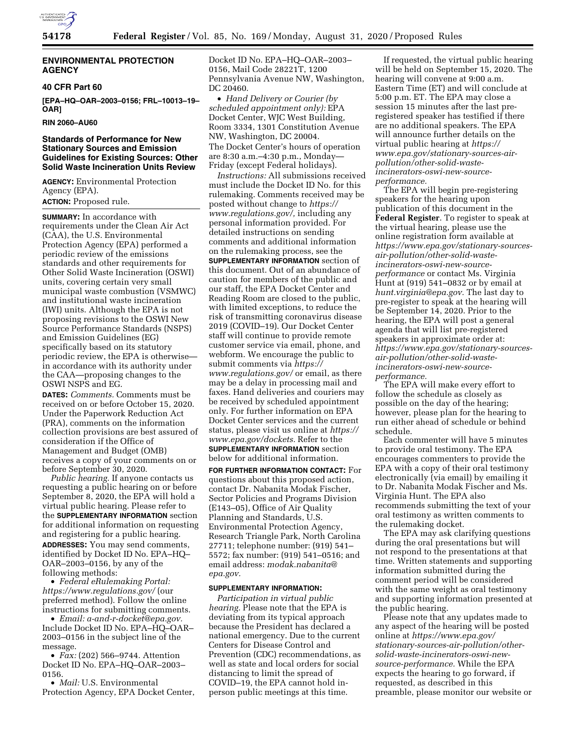## ENVIRONMENTAL PROTECTION AGENCY

### 40 CFR Part 60

**[EPA–HQ–OAR–2003–0156; FRL–10013–19–OAR]**

**RIN 2060–AU60**

### Standards of Performance for New Stationary Sources and Emission Guidelines for Existing Sources: Other Solid Waste Incineration Units Review

**AGENCY:** Environmental Protection Agency (EPA).

**ACTION:** Proposed rule.

**SUMMARY:** In accordance with requirements under the Clean Air Act (CAA), the U.S. Environmental Protection Agency (EPA) performed a periodic review of the emissions standards and other requirements for Other Solid Waste Incineration (OSWI) units, covering certain very small municipal waste combustion (VSMWC) and institutional waste incineration (IWI) units. Although the EPA is not proposing revisions to the OSWI New Source Performance Standards (NSPS) and Emission Guidelines (EG) specifically based on its statutory periodic review, the EPA is otherwise—in accordance with its authority under the CAA—proposing changes to the OSWI NSPS and EG.

**DATES:** *Comments.* Comments must be received on or before October 15, 2020. Under the Paperwork Reduction Act (PRA), comments on the information collection provisions are best assured of consideration if the Office of Management and Budget (OMB) receives a copy of your comments on or before September 30, 2020.

*Public hearing.* If anyone contacts us requesting a public hearing on or before September 8, 2020, the EPA will hold a virtual public hearing. Please refer to the **SUPPLEMENTARY INFORMATION** section for additional information on requesting and registering for a public hearing.

**ADDRESSES:** You may send comments, identified by Docket ID No. EPA–HQ–OAR–2003–0156, by any of the following methods:

- *Federal eRulemaking Portal: https://www.regulations.gov/* (our preferred method). Follow the online instructions for submitting comments.
- *Email: a-and-r-docket@epa.gov.* Include Docket ID No. EPA–HQ–OAR–2003–0156 in the subject line of the message.
- *Fax:* (202) 566–9744. Attention Docket ID No. EPA–HQ–OAR–2003–0156.
- *Mail:* U.S. Environmental Protection Agency, EPA Docket Center, Docket ID No. EPA–HQ–OAR–2003–0156, Mail Code 28221T, 1200 Pennsylvania Avenue NW, Washington, DC 20460.
- *Hand Delivery or Courier (by scheduled appointment only):* EPA Docket Center, WJC West Building, Room 3334, 1301 Constitution Avenue NW, Washington, DC 20004.

The Docket Center's hours of operation are 8:30 a.m.–4:30 p.m., Monday—Friday (except Federal holidays).

*Instructions:* All submissions received must include the Docket ID No. for this rulemaking. Comments received may be posted without change to *https://www.regulations.gov/,* including any personal information provided. For detailed instructions on sending comments and additional information on the rulemaking process, see the **SUPPLEMENTARY INFORMATION** section of this document. Out of an abundance of caution for members of the public and our staff, the EPA Docket Center and Reading Room are closed to the public, with limited exceptions, to reduce the risk of transmitting coronavirus disease 2019 (COVID–19). Our Docket Center staff will continue to provide remote customer service via email, phone, and webform. We encourage the public to submit comments via *https://www.regulations.gov/* or email, as there may be a delay in processing mail and faxes. Hand deliveries and couriers may be received by scheduled appointment only. For further information on EPA Docket Center services and the current status, please visit us online at *https://www.epa.gov/dockets.* Refer to the **SUPPLEMENTARY INFORMATION** section below for additional information.

**FOR FURTHER INFORMATION CONTACT:** For questions about this proposed action, contact Dr. Nabanita Modak Fischer, Sector Policies and Programs Division (E143–05), Office of Air Quality Planning and Standards, U.S. Environmental Protection Agency, Research Triangle Park, North Carolina 27711; telephone number: (919) 541–5572; fax number: (919) 541–0516; and email address: *modak.nabanita@epa.gov.*

**SUPPLEMENTARY INFORMATION:**

*Participation in virtual public hearing.* Please note that the EPA is deviating from its typical approach because the President has declared a national emergency. Due to the current Centers for Disease Control and Prevention (CDC) recommendations, as well as state and local orders for social distancing to limit the spread of COVID–19, the EPA cannot hold in-person public meetings at this time.

If requested, the virtual public hearing will be held on September 15, 2020. The hearing will convene at 9:00 a.m. Eastern Time (ET) and will conclude at 5:00 p.m. ET. The EPA may close a session 15 minutes after the last pre-registered speaker has testified if there are no additional speakers. The EPA will announce further details on the virtual public hearing at *https://www.epa.gov/stationary-sources-air-pollution/other-solid-waste-incinerators-oswi-new-source-performance.*

The EPA will begin pre-registering speakers for the hearing upon publication of this document in the **Federal Register**. To register to speak at the virtual hearing, please use the online registration form available at *https://www.epa.gov/stationary-sources-air-pollution/other-solid-waste-incinerators-oswi-new-source-performance* or contact Ms. Virginia Hunt at (919) 541–0832 or by email at *hunt.virginia@epa.gov.* The last day to pre-register to speak at the hearing will be September 14, 2020. Prior to the hearing, the EPA will post a general agenda that will list pre-registered speakers in approximate order at: *https://www.epa.gov/stationary-sources-air-pollution/other-solid-waste-incinerators-oswi-new-source-performance.*

The EPA will make every effort to follow the schedule as closely as possible on the day of the hearing; however, please plan for the hearing to run either ahead of schedule or behind schedule.

Each commenter will have 5 minutes to provide oral testimony. The EPA encourages commenters to provide the EPA with a copy of their oral testimony electronically (via email) by emailing it to Dr. Nabanita Modak Fischer and Ms. Virginia Hunt. The EPA also recommends submitting the text of your oral testimony as written comments to the rulemaking docket.

The EPA may ask clarifying questions during the oral presentations but will not respond to the presentations at that time. Written statements and supporting information submitted during the comment period will be considered with the same weight as oral testimony and supporting information presented at the public hearing.

Please note that any updates made to any aspect of the hearing will be posted online at *https://www.epa.gov/stationary-sources-air-pollution/other-solid-waste-incinerators-oswi-new-source-performance.* While the EPA expects the hearing to go forward, if requested, as described in this preamble, please monitor our website or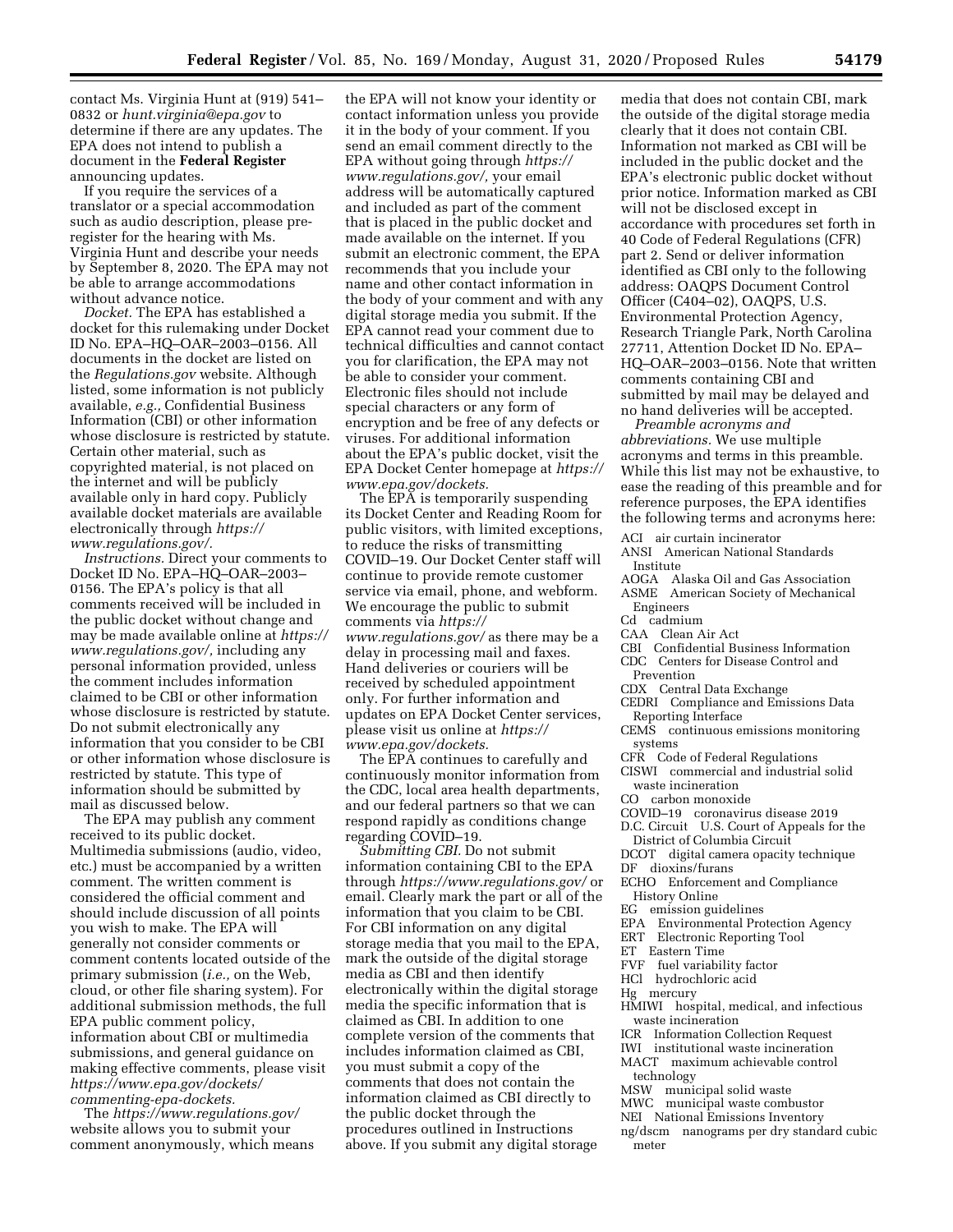contact Ms. Virginia Hunt at (919) 541–0832 or *hunt.virginia@epa.gov* to determine if there are any updates. The EPA does not intend to publish a document in the **Federal Register** announcing updates.

If you require the services of a translator or a special accommodation such as audio description, please pre-register for the hearing with Ms. Virginia Hunt and describe your needs by September 8, 2020. The EPA may not be able to arrange accommodations without advance notice.

*Docket.* The EPA has established a docket for this rulemaking under Docket ID No. EPA–HQ–OAR–2003–0156. All documents in the docket are listed on the *Regulations.gov* website. Although listed, some information is not publicly available, *e.g.,* Confidential Business Information (CBI) or other information whose disclosure is restricted by statute. Certain other material, such as copyrighted material, is not placed on the internet and will be publicly available only in hard copy. Publicly available docket materials are available electronically through *https://www.regulations.gov/.*

*Instructions.* Direct your comments to Docket ID No. EPA–HQ–OAR–2003–0156. The EPA's policy is that all comments received will be included in the public docket without change and may be made available online at *https://www.regulations.gov/,* including any personal information provided, unless the comment includes information claimed to be CBI or other information whose disclosure is restricted by statute. Do not submit electronically any information that you consider to be CBI or other information whose disclosure is restricted by statute. This type of information should be submitted by mail as discussed below.

The EPA may publish any comment received to its public docket. Multimedia submissions (audio, video, etc.) must be accompanied by a written comment. The written comment is considered the official comment and should include discussion of all points you wish to make. The EPA will generally not consider comments or comment contents located outside of the primary submission (*i.e.,* on the Web, cloud, or other file sharing system). For additional submission methods, the full EPA public comment policy, information about CBI or multimedia submissions, and general guidance on making effective comments, please visit *https://www.epa.gov/dockets/commenting-epa-dockets.*

The *https://www.regulations.gov/* website allows you to submit your comment anonymously, which means the EPA will not know your identity or contact information unless you provide it in the body of your comment. If you send an email comment directly to the EPA without going through *https://www.regulations.gov/,* your email address will be automatically captured and included as part of the comment that is placed in the public docket and made available on the internet. If you submit an electronic comment, the EPA recommends that you include your name and other contact information in the body of your comment and with any digital storage media you submit. If the EPA cannot read your comment due to technical difficulties and cannot contact you for clarification, the EPA may not be able to consider your comment. Electronic files should not include special characters or any form of encryption and be free of any defects or viruses. For additional information about the EPA's public docket, visit the EPA Docket Center homepage at *https://www.epa.gov/dockets.*

The EPA is temporarily suspending its Docket Center and Reading Room for public visitors, with limited exceptions, to reduce the risks of transmitting COVID–19. Our Docket Center staff will continue to provide remote customer service via email, phone, and webform. We encourage the public to submit comments via *https://www.regulations.gov/* as there may be a delay in processing mail and faxes. Hand deliveries or couriers will be received by scheduled appointment only. For further information and updates on EPA Docket Center services, please visit us online at *https://www.epa.gov/dockets.*

The EPA continues to carefully and continuously monitor information from the CDC, local area health departments, and our federal partners so that we can respond rapidly as conditions change regarding COVID–19.

*Submitting CBI.* Do not submit information containing CBI to the EPA through *https://www.regulations.gov/* or email. Clearly mark the part or all of the information that you claim to be CBI. For CBI information on any digital storage media that you mail to the EPA, mark the outside of the digital storage media as CBI and then identify electronically within the digital storage media the specific information that is claimed as CBI. In addition to one complete version of the comments that includes information claimed as CBI, you must submit a copy of the comments that does not contain the information claimed as CBI directly to the public docket through the procedures outlined in Instructions above. If you submit any digital storage media that does not contain CBI, mark the outside of the digital storage media clearly that it does not contain CBI. Information not marked as CBI will be included in the public docket and the EPA's electronic public docket without prior notice. Information marked as CBI will not be disclosed except in accordance with procedures set forth in 40 Code of Federal Regulations (CFR) part 2. Send or deliver information identified as CBI only to the following address: OAQPS Document Control Officer (C404–02), OAQPS, U.S. Environmental Protection Agency, Research Triangle Park, North Carolina 27711, Attention Docket ID No. EPA–HQ–OAR–2003–0156. Note that written comments containing CBI and submitted by mail may be delayed and no hand deliveries will be accepted.

*Preamble acronyms and abbreviations.* We use multiple acronyms and terms in this preamble. While this list may not be exhaustive, to ease the reading of this preamble and for reference purposes, the EPA identifies the following terms and acronyms here:

ACI air curtain incinerator
ANSI American National Standards Institute
AOGA Alaska Oil and Gas Association
ASME American Society of Mechanical Engineers
Cd cadmium
CAA Clean Air Act
CBI Confidential Business Information
CDC Centers for Disease Control and Prevention
CDX Central Data Exchange
CEDRI Compliance and Emissions Data Reporting Interface
CEMS continuous emissions monitoring systems
CFR Code of Federal Regulations
CISWI commercial and industrial solid waste incineration
CO carbon monoxide
COVID–19 coronavirus disease 2019
D.C. Circuit U.S. Court of Appeals for the District of Columbia Circuit
DCOT digital camera opacity technique
DF dioxins/furans
ECHO Enforcement and Compliance History Online
EG emission guidelines
EPA Environmental Protection Agency
ERT Electronic Reporting Tool
ET Eastern Time
FVF fuel variability factor
HCl hydrochloric acid
Hg mercury
HMIWI hospital, medical, and infectious waste incineration
ICR Information Collection Request
IWI institutional waste incineration
MACT maximum achievable control technology
MSW municipal solid waste
MWC municipal waste combustor
NEI National Emissions Inventory
ng/dscm nanograms per dry standard cubic meter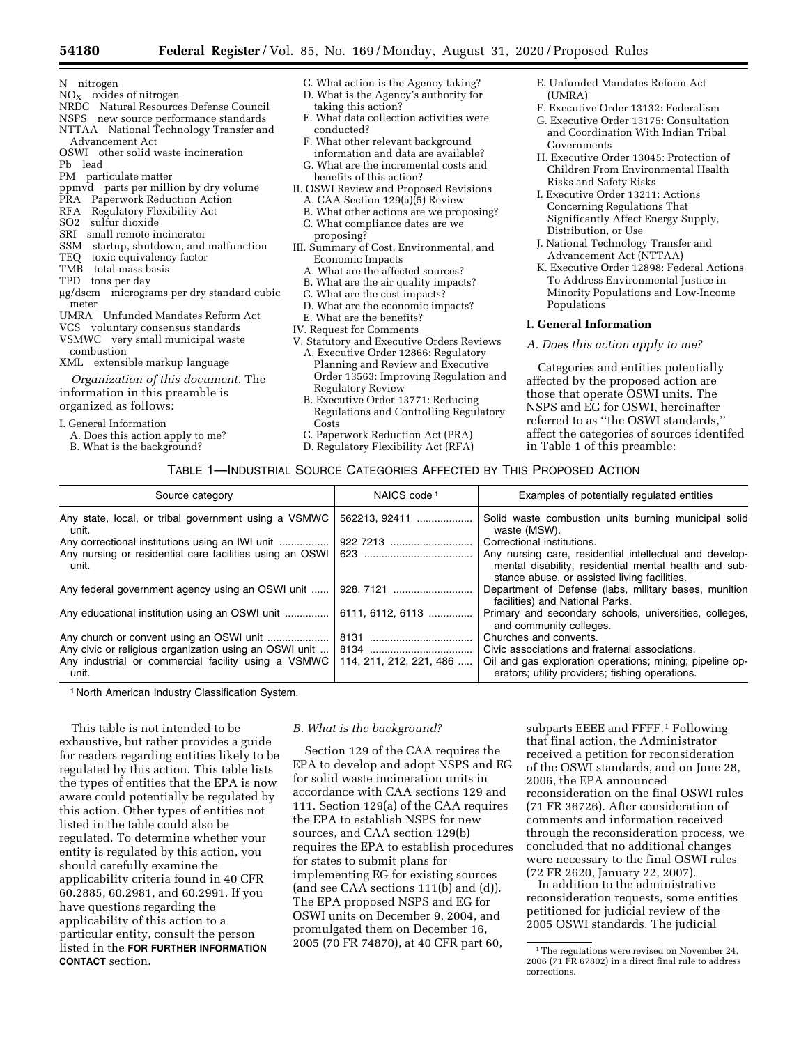N nitrogen
$NO_X$ oxides of nitrogen
NRDC Natural Resources Defense Council
NSPS new source performance standards
NTTAA National Technology Transfer and Advancement Act
OSWI other solid waste incineration
Pb lead
PM particulate matter
ppmvd parts per million by dry volume
PRA Paperwork Reduction Action
RFA Regulatory Flexibility Act
SO2 sulfur dioxide
SRI small remote incinerator
SSM startup, shutdown, and malfunction
TEQ toxic equivalency factor
TMB total mass basis
TPD tons per day
μg/dscm micrograms per dry standard cubic meter
UMRA Unfunded Mandates Reform Act
VCS voluntary consensus standards
VSMWC very small municipal waste combustion
XML extensible markup language

*Organization of this document.* The information in this preamble is organized as follows:

I. General Information
 A. Does this action apply to me?
 B. What is the background?
 C. What action is the Agency taking?
 D. What is the Agency's authority for taking this action?
 E. What data collection activities were conducted?
 F. What other relevant background information and data are available?
 G. What are the incremental costs and benefits of this action?
II. OSWI Review and Proposed Revisions
 A. CAA Section 129(a)(5) Review
 B. What other actions are we proposing?
 C. What compliance dates are we proposing?
III. Summary of Cost, Environmental, and Economic Impacts
 A. What are the affected sources?
 B. What are the air quality impacts?
 C. What are the cost impacts?
 D. What are the economic impacts?
 E. What are the benefits?
IV. Request for Comments
V. Statutory and Executive Orders Reviews
 A. Executive Order 12866: Regulatory Planning and Review and Executive Order 13563: Improving Regulation and Regulatory Review
 B. Executive Order 13771: Reducing Regulations and Controlling Regulatory Costs
 C. Paperwork Reduction Act (PRA)
 D. Regulatory Flexibility Act (RFA)
 E. Unfunded Mandates Reform Act (UMRA)
 F. Executive Order 13132: Federalism
 G. Executive Order 13175: Consultation and Coordination With Indian Tribal Governments
 H. Executive Order 13045: Protection of Children From Environmental Health Risks and Safety Risks
 I. Executive Order 13211: Actions Concerning Regulations That Significantly Affect Energy Supply, Distribution, or Use
 J. National Technology Transfer and Advancement Act (NTTAA)
 K. Executive Order 12898: Federal Actions To Address Environmental Justice in Minority Populations and Low-Income Populations

## I. General Information

### *A. Does this action apply to me?*

Categories and entities potentially affected by the proposed action are those that operate OSWI units. The NSPS and EG for OSWI, hereinafter referred to as "the OSWI standards," affect the categories of sources identifed in Table 1 of this preamble:

TABLE 1—INDUSTRIAL SOURCE CATEGORIES AFFECTED BY THIS PROPOSED ACTION

| Source category | NAICS code [1] | Examples of potentially regulated entities |
|---|---|---|
| Any state, local, or tribal government using a VSMWC unit. | 562213, 92411 | Solid waste combustion units burning municipal solid waste (MSW). |
| Any correctional institutions using an IWI unit | 922 7213 | Correctional institutions. |
| Any nursing or residential care facilities using an OSWI unit. | 623 | Any nursing care, residential intellectual and developmental disability, residential mental health and substance abuse, or assisted living facilities. |
| Any federal government agency using an OSWI unit | 928, 7121 | Department of Defense (labs, military bases, munition facilities) and National Parks. |
| Any educational institution using an OSWI unit | 6111, 6112, 6113 | Primary and secondary schools, universities, colleges, and community colleges. |
| Any church or convent using an OSWI unit | 8131 | Churches and convents. |
| Any civic or religious organization using an OSWI unit | 8134 | Civic associations and fraternal associations. |
| Any industrial or commercial facility using a VSMWC unit. | 114, 211, 212, 221, 486 | Oil and gas exploration operations; mining; pipeline operators; utility providers; fishing operations. |

[1] North American Industry Classification System.

This table is not intended to be exhaustive, but rather provides a guide for readers regarding entities likely to be regulated by this action. This table lists the types of entities that the EPA is now aware could potentially be regulated by this action. Other types of entities not listed in the table could also be regulated. To determine whether your entity is regulated by this action, you should carefully examine the applicability criteria found in 40 CFR 60.2885, 60.2981, and 60.2991. If you have questions regarding the applicability of this action to a particular entity, consult the person listed in the **FOR FURTHER INFORMATION CONTACT** section.

### *B. What is the background?*

Section 129 of the CAA requires the EPA to develop and adopt NSPS and EG for solid waste incineration units in accordance with CAA sections 129 and 111. Section 129(a) of the CAA requires the EPA to establish NSPS for new sources, and CAA section 129(b) requires the EPA to establish procedures for states to submit plans for implementing EG for existing sources (and see CAA sections 111(b) and (d)). The EPA proposed NSPS and EG for OSWI units on December 9, 2004, and promulgated them on December 16, 2005 (70 FR 74870), at 40 CFR part 60, subparts EEEE and FFFF.[1] Following that final action, the Administrator received a petition for reconsideration of the OSWI standards, and on June 28, 2006, the EPA announced reconsideration on the final OSWI rules (71 FR 36726). After consideration of comments and information received through the reconsideration process, we concluded that no additional changes were necessary to the final OSWI rules (72 FR 2620, January 22, 2007).

In addition to the administrative reconsideration requests, some entities petitioned for judicial review of the 2005 OSWI standards. The judicial

[1] The regulations were revised on November 24, 2006 (71 FR 67802) in a direct final rule to address corrections.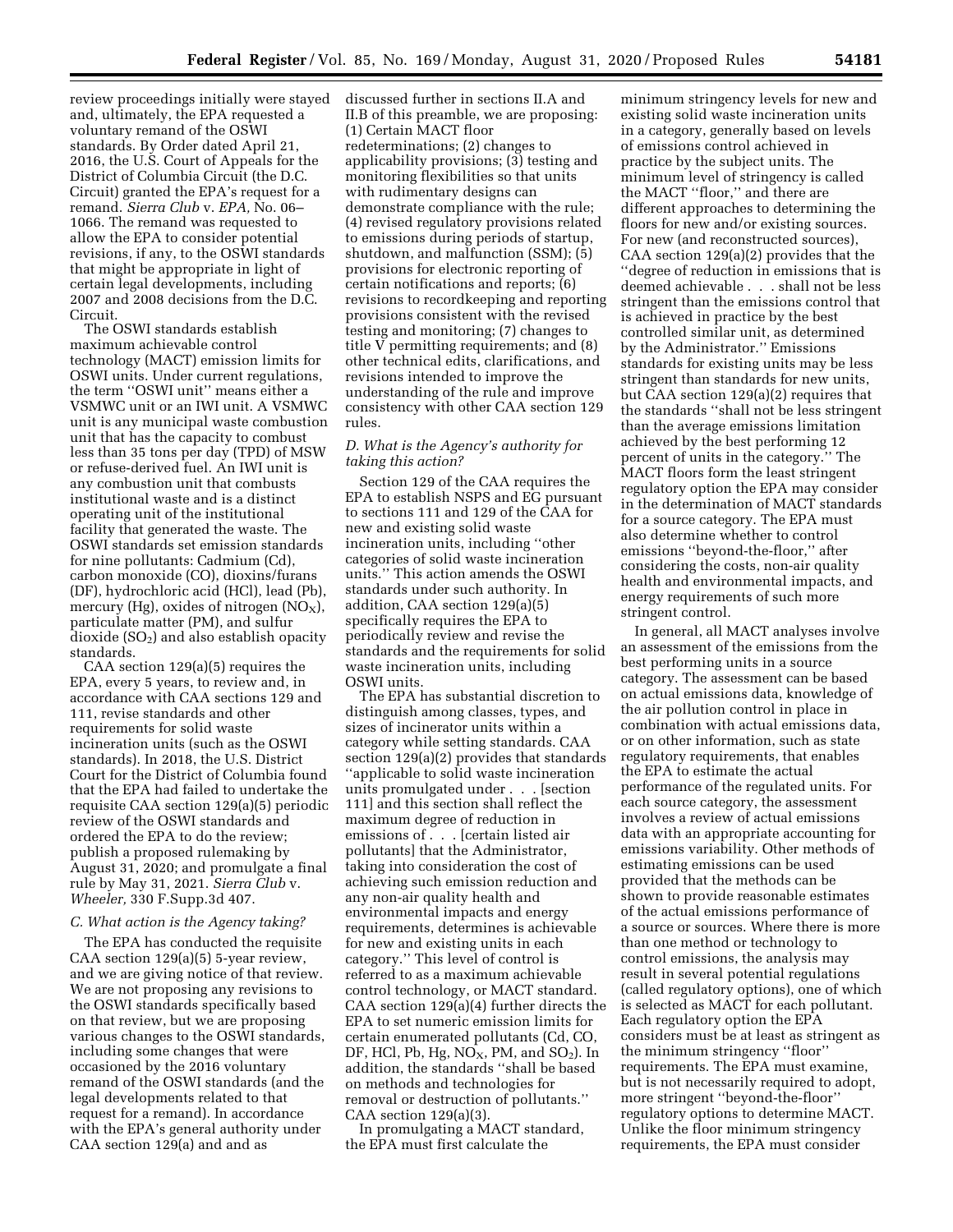review proceedings initially were stayed and, ultimately, the EPA requested a voluntary remand of the OSWI standards. By Order dated April 21, 2016, the U.S. Court of Appeals for the District of Columbia Circuit (the D.C. Circuit) granted the EPA's request for a remand. *Sierra Club* v. *EPA,* No. 06–1066. The remand was requested to allow the EPA to consider potential revisions, if any, to the OSWI standards that might be appropriate in light of certain legal developments, including 2007 and 2008 decisions from the D.C. Circuit.

The OSWI standards establish maximum achievable control technology (MACT) emission limits for OSWI units. Under current regulations, the term ''OSWI unit'' means either a VSMWC unit or an IWI unit. A VSMWC unit is any municipal waste combustion unit that has the capacity to combust less than 35 tons per day (TPD) of MSW or refuse-derived fuel. An IWI unit is any combustion unit that combusts institutional waste and is a distinct operating unit of the institutional facility that generated the waste. The OSWI standards set emission standards for nine pollutants: Cadmium (Cd), carbon monoxide (CO), dioxins/furans (DF), hydrochloric acid (HCl), lead (Pb), mercury (Hg), oxides of nitrogen ($NO_X$), particulate matter (PM), and sulfur dioxide ($SO_2$) and also establish opacity standards.

CAA section 129(a)(5) requires the EPA, every 5 years, to review and, in accordance with CAA sections 129 and 111, revise standards and other requirements for solid waste incineration units (such as the OSWI standards). In 2018, the U.S. District Court for the District of Columbia found that the EPA had failed to undertake the requisite CAA section 129(a)(5) periodic review of the OSWI standards and ordered the EPA to do the review; publish a proposed rulemaking by August 31, 2020; and promulgate a final rule by May 31, 2021. *Sierra Club* v. *Wheeler,* 330 F.Supp.3d 407.

### *C. What action is the Agency taking?*

The EPA has conducted the requisite CAA section 129(a)(5) 5-year review, and we are giving notice of that review. We are not proposing any revisions to the OSWI standards specifically based on that review, but we are proposing various changes to the OSWI standards, including some changes that were occasioned by the 2016 voluntary remand of the OSWI standards (and the legal developments related to that request for a remand). In accordance with the EPA's general authority under CAA section 129(a) and and as discussed further in sections II.A and II.B of this preamble, we are proposing: (1) Certain MACT floor redeterminations; (2) changes to applicability provisions; (3) testing and monitoring flexibilities so that units with rudimentary designs can demonstrate compliance with the rule; (4) revised regulatory provisions related to emissions during periods of startup, shutdown, and malfunction (SSM); (5) provisions for electronic reporting of certain notifications and reports; (6) revisions to recordkeeping and reporting provisions consistent with the revised testing and monitoring; (7) changes to title V permitting requirements; and (8) other technical edits, clarifications, and revisions intended to improve the understanding of the rule and improve consistency with other CAA section 129 rules.

### *D. What is the Agency's authority for taking this action?*

Section 129 of the CAA requires the EPA to establish NSPS and EG pursuant to sections 111 and 129 of the CAA for new and existing solid waste incineration units, including ''other categories of solid waste incineration units.'' This action amends the OSWI standards under such authority. In addition, CAA section 129(a)(5) specifically requires the EPA to periodically review and revise the standards and the requirements for solid waste incineration units, including OSWI units.

The EPA has substantial discretion to distinguish among classes, types, and sizes of incinerator units within a category while setting standards. CAA section 129(a)(2) provides that standards ''applicable to solid waste incineration units promulgated under . . . [section 111] and this section shall reflect the maximum degree of reduction in emissions of . . . [certain listed air pollutants] that the Administrator, taking into consideration the cost of achieving such emission reduction and any non-air quality health and environmental impacts and energy requirements, determines is achievable for new and existing units in each category.'' This level of control is referred to as a maximum achievable control technology, or MACT standard. CAA section 129(a)(4) further directs the EPA to set numeric emission limits for certain enumerated pollutants (Cd, CO, DF, HCl, Pb, Hg, $NO_X$, PM, and $SO_2$). In addition, the standards ''shall be based on methods and technologies for removal or destruction of pollutants.'' CAA section 129(a)(3).

In promulgating a MACT standard, the EPA must first calculate the minimum stringency levels for new and existing solid waste incineration units in a category, generally based on levels of emissions control achieved in practice by the subject units. The minimum level of stringency is called the MACT ''floor,'' and there are different approaches to determining the floors for new and/or existing sources. For new (and reconstructed sources), CAA section 129(a)(2) provides that the ''degree of reduction in emissions that is deemed achievable . . . shall not be less stringent than the emissions control that is achieved in practice by the best controlled similar unit, as determined by the Administrator.'' Emissions standards for existing units may be less stringent than standards for new units, but CAA section 129(a)(2) requires that the standards ''shall not be less stringent than the average emissions limitation achieved by the best performing 12 percent of units in the category.'' The MACT floors form the least stringent regulatory option the EPA may consider in the determination of MACT standards for a source category. The EPA must also determine whether to control emissions ''beyond-the-floor,'' after considering the costs, non-air quality health and environmental impacts, and energy requirements of such more stringent control.

In general, all MACT analyses involve an assessment of the emissions from the best performing units in a source category. The assessment can be based on actual emissions data, knowledge of the air pollution control in place in combination with actual emissions data, or on other information, such as state regulatory requirements, that enables the EPA to estimate the actual performance of the regulated units. For each source category, the assessment involves a review of actual emissions data with an appropriate accounting for emissions variability. Other methods of estimating emissions can be used provided that the methods can be shown to provide reasonable estimates of the actual emissions performance of a source or sources. Where there is more than one method or technology to control emissions, the analysis may result in several potential regulations (called regulatory options), one of which is selected as MACT for each pollutant. Each regulatory option the EPA considers must be at least as stringent as the minimum stringency ''floor'' requirements. The EPA must examine, but is not necessarily required to adopt, more stringent ''beyond-the-floor'' regulatory options to determine MACT. Unlike the floor minimum stringency requirements, the EPA must consider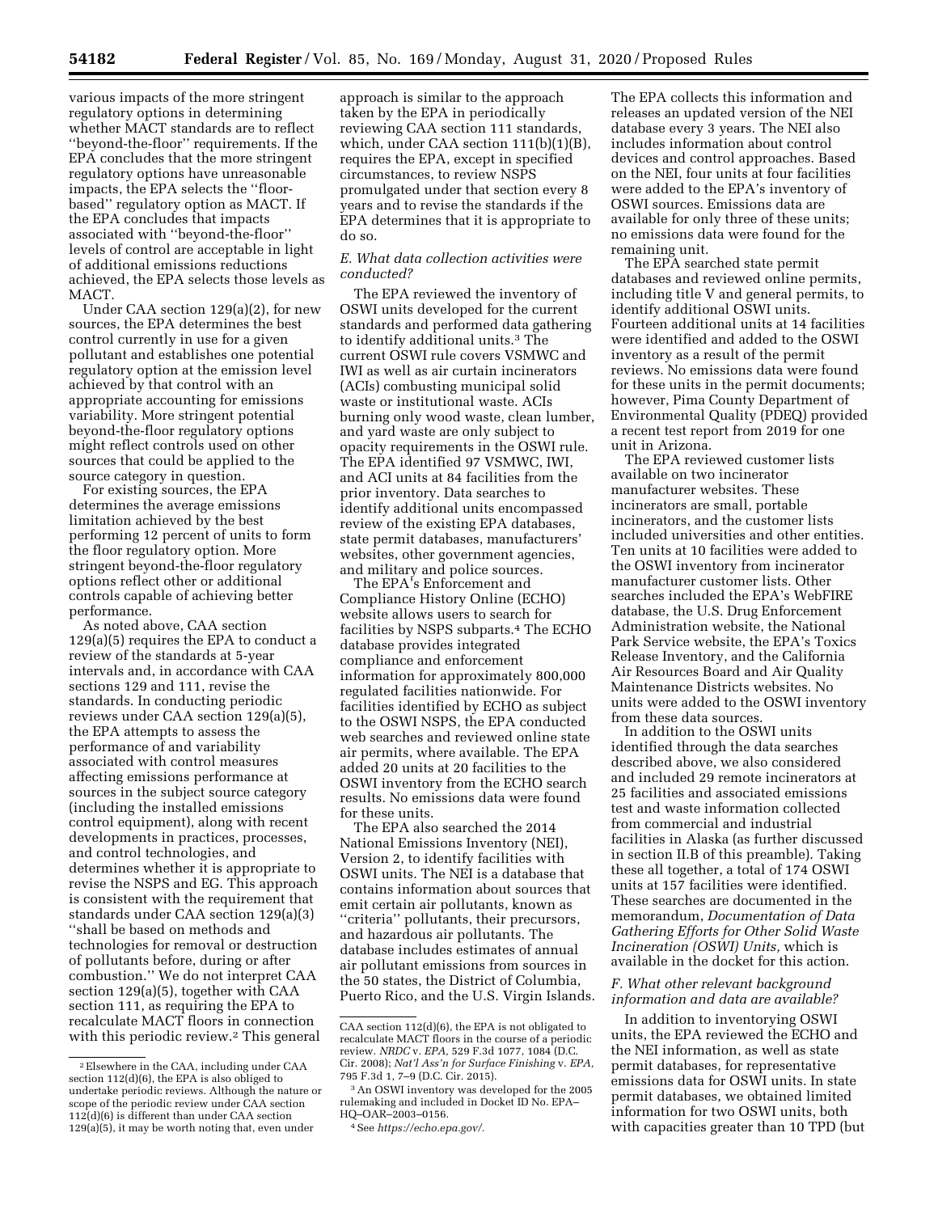various impacts of the more stringent regulatory options in determining whether MACT standards are to reflect "beyond-the-floor" requirements. If the EPA concludes that the more stringent regulatory options have unreasonable impacts, the EPA selects the "floor-based" regulatory option as MACT. If the EPA concludes that impacts associated with "beyond-the-floor" levels of control are acceptable in light of additional emissions reductions achieved, the EPA selects those levels as MACT.

Under CAA section 129(a)(2), for new sources, the EPA determines the best control currently in use for a given pollutant and establishes one potential regulatory option at the emission level achieved by that control with an appropriate accounting for emissions variability. More stringent potential beyond-the-floor regulatory options might reflect controls used on other sources that could be applied to the source category in question.

For existing sources, the EPA determines the average emissions limitation achieved by the best performing 12 percent of units to form the floor regulatory option. More stringent beyond-the-floor regulatory options reflect other or additional controls capable of achieving better performance.

As noted above, CAA section 129(a)(5) requires the EPA to conduct a review of the standards at 5-year intervals and, in accordance with CAA sections 129 and 111, revise the standards. In conducting periodic reviews under CAA section 129(a)(5), the EPA attempts to assess the performance of and variability associated with control measures affecting emissions performance at sources in the subject source category (including the installed emissions control equipment), along with recent developments in practices, processes, and control technologies, and determines whether it is appropriate to revise the NSPS and EG. This approach is consistent with the requirement that standards under CAA section 129(a)(3) "shall be based on methods and technologies for removal or destruction of pollutants before, during or after combustion." We do not interpret CAA section 129(a)(5), together with CAA section 111, as requiring the EPA to recalculate MACT floors in connection with this periodic review.[2] This general approach is similar to the approach taken by the EPA in periodically reviewing CAA section 111 standards, which, under CAA section 111(b)(1)(B), requires the EPA, except in specified circumstances, to review NSPS promulgated under that section every 8 years and to revise the standards if the EPA determines that it is appropriate to do so.

### *E. What data collection activities were conducted?*

The EPA reviewed the inventory of OSWI units developed for the current standards and performed data gathering to identify additional units.[3] The current OSWI rule covers VSMWC and IWI as well as air curtain incinerators (ACIs) combusting municipal solid waste or institutional waste. ACIs burning only wood waste, clean lumber, and yard waste are only subject to opacity requirements in the OSWI rule. The EPA identified 97 VSMWC, IWI, and ACI units at 84 facilities from the prior inventory. Data searches to identify additional units encompassed review of the existing EPA databases, state permit databases, manufacturers' websites, other government agencies, and military and police sources.

The EPA's Enforcement and Compliance History Online (ECHO) website allows users to search for facilities by NSPS subparts.[4] The ECHO database provides integrated compliance and enforcement information for approximately 800,000 regulated facilities nationwide. For facilities identified by ECHO as subject to the OSWI NSPS, the EPA conducted web searches and reviewed online state air permits, where available. The EPA added 20 units at 20 facilities to the OSWI inventory from the ECHO search results. No emissions data were found for these units.

The EPA also searched the 2014 National Emissions Inventory (NEI), Version 2, to identify facilities with OSWI units. The NEI is a database that contains information about sources that emit certain air pollutants, known as "criteria" pollutants, their precursors, and hazardous air pollutants. The database includes estimates of annual air pollutant emissions from sources in the 50 states, the District of Columbia, Puerto Rico, and the U.S. Virgin Islands. The EPA collects this information and releases an updated version of the NEI database every 3 years. The NEI also includes information about control devices and control approaches. Based on the NEI, four units at four facilities were added to the EPA's inventory of OSWI sources. Emissions data are available for only three of these units; no emissions data were found for the remaining unit.

The EPA searched state permit databases and reviewed online permits, including title V and general permits, to identify additional OSWI units. Fourteen additional units at 14 facilities were identified and added to the OSWI inventory as a result of the permit reviews. No emissions data were found for these units in the permit documents; however, Pima County Department of Environmental Quality (PDEQ) provided a recent test report from 2019 for one unit in Arizona.

The EPA reviewed customer lists available on two incinerator manufacturer websites. These incinerators are small, portable incinerators, and the customer lists included universities and other entities. Ten units at 10 facilities were added to the OSWI inventory from incinerator manufacturer customer lists. Other searches included the EPA's WebFIRE database, the U.S. Drug Enforcement Administration website, the National Park Service website, the EPA's Toxics Release Inventory, and the California Air Resources Board and Air Quality Maintenance Districts websites. No units were added to the OSWI inventory from these data sources.

In addition to the OSWI units identified through the data searches described above, we also considered and included 29 remote incinerators at 25 facilities and associated emissions test and waste information collected from commercial and industrial facilities in Alaska (as further discussed in section II.B of this preamble). Taking these all together, a total of 174 OSWI units at 157 facilities were identified. These searches are documented in the memorandum, *Documentation of Data Gathering Efforts for Other Solid Waste Incineration (OSWI) Units,* which is available in the docket for this action.

### *F. What other relevant background information and data are available?*

In addition to inventorying OSWI units, the EPA reviewed the ECHO and the NEI information, as well as state permit databases, for representative emissions data for OSWI units. In state permit databases, we obtained limited information for two OSWI units, both with capacities greater than 10 TPD (but

---

[2] Elsewhere in the CAA, including under CAA section 112(d)(6), the EPA is also obliged to undertake periodic reviews. Although the nature or scope of the periodic review under CAA section 112(d)(6) is different than under CAA section 129(a)(5), it may be worth noting that, even under CAA section 112(d)(6), the EPA is not obligated to recalculate MACT floors in the course of a periodic review. *NRDC* v. *EPA,* 529 F.3d 1077, 1084 (D.C. Cir. 2008); *Nat'l Ass'n for Surface Finishing* v. *EPA,* 795 F.3d 1, 7–9 (D.C. Cir. 2015).

[3] An OSWI inventory was developed for the 2005 rulemaking and included in Docket ID No. EPA–HQ–OAR–2003–0156.

[4] See *https://echo.epa.gov/.*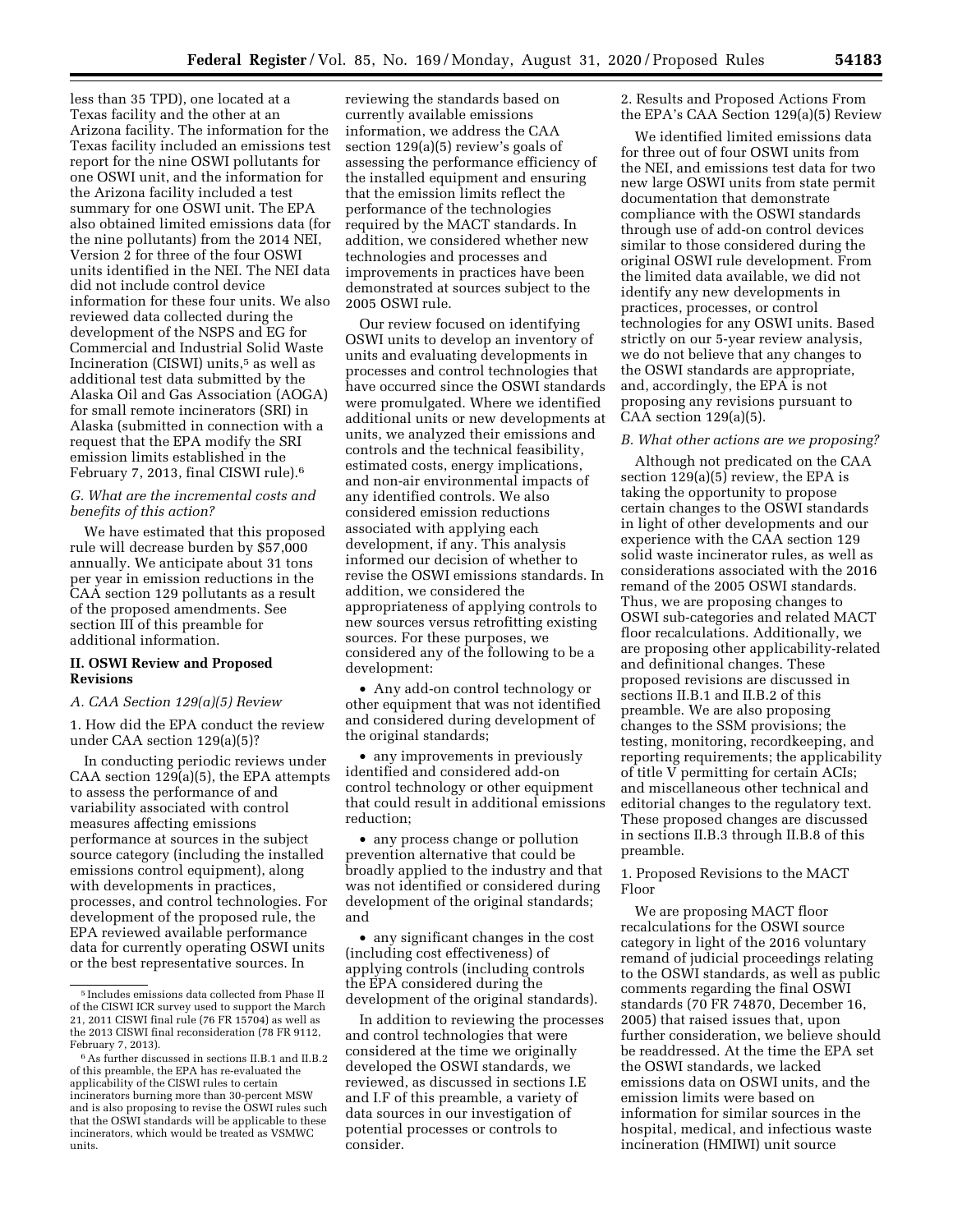less than 35 TPD), one located at a Texas facility and the other at an Arizona facility. The information for the Texas facility included an emissions test report for the nine OSWI pollutants for one OSWI unit, and the information for the Arizona facility included a test summary for one OSWI unit. The EPA also obtained limited emissions data (for the nine pollutants) from the 2014 NEI, Version 2 for three of the four OSWI units identified in the NEI. The NEI data did not include control device information for these four units. We also reviewed data collected during the development of the NSPS and EG for Commercial and Industrial Solid Waste Incineration (CISWI) units,[5] as well as additional test data submitted by the Alaska Oil and Gas Association (AOGA) for small remote incinerators (SRI) in Alaska (submitted in connection with a request that the EPA modify the SRI emission limits established in the February 7, 2013, final CISWI rule).[6]

### G. What are the incremental costs and benefits of this action?

We have estimated that this proposed rule will decrease burden by $57,000 annually. We anticipate about 31 tons per year in emission reductions in the CAA section 129 pollutants as a result of the proposed amendments. See section III of this preamble for additional information.

## II. OSWI Review and Proposed Revisions

### A. CAA Section 129(a)(5) Review

1. How did the EPA conduct the review under CAA section 129(a)(5)?

In conducting periodic reviews under CAA section 129(a)(5), the EPA attempts to assess the performance of and variability associated with control measures affecting emissions performance at sources in the subject source category (including the installed emissions control equipment), along with developments in practices, processes, and control technologies. For development of the proposed rule, the EPA reviewed available performance data for currently operating OSWI units or the best representative sources. In reviewing the standards based on currently available emissions information, we address the CAA section 129(a)(5) review's goals of assessing the performance efficiency of the installed equipment and ensuring that the emission limits reflect the performance of the technologies required by the MACT standards. In addition, we considered whether new technologies and processes and improvements in practices have been demonstrated at sources subject to the 2005 OSWI rule.

Our review focused on identifying OSWI units to develop an inventory of units and evaluating developments in processes and control technologies that have occurred since the OSWI standards were promulgated. Where we identified additional units or new developments at units, we analyzed their emissions and controls and the technical feasibility, estimated costs, energy implications, and non-air environmental impacts of any identified controls. We also considered emission reductions associated with applying each development, if any. This analysis informed our decision of whether to revise the OSWI emissions standards. In addition, we considered the appropriateness of applying controls to new sources versus retrofitting existing sources. For these purposes, we considered any of the following to be a development:

- Any add-on control technology or other equipment that was not identified and considered during development of the original standards;
- any improvements in previously identified and considered add-on control technology or other equipment that could result in additional emissions reduction;
- any process change or pollution prevention alternative that could be broadly applied to the industry and that was not identified or considered during development of the original standards; and
- any significant changes in the cost (including cost effectiveness) of applying controls (including controls the EPA considered during the development of the original standards).

In addition to reviewing the processes and control technologies that were considered at the time we originally developed the OSWI standards, we reviewed, as discussed in sections I.E and I.F of this preamble, a variety of data sources in our investigation of potential processes or controls to consider.

2. Results and Proposed Actions From the EPA's CAA Section 129(a)(5) Review

We identified limited emissions data for three out of four OSWI units from the NEI, and emissions test data for two new large OSWI units from state permit documentation that demonstrate compliance with the OSWI standards through use of add-on control devices similar to those considered during the original OSWI rule development. From the limited data available, we did not identify any new developments in practices, processes, or control technologies for any OSWI units. Based strictly on our 5-year review analysis, we do not believe that any changes to the OSWI standards are appropriate, and, accordingly, the EPA is not proposing any revisions pursuant to CAA section 129(a)(5).

### B. What other actions are we proposing?

Although not predicated on the CAA section 129(a)(5) review, the EPA is taking the opportunity to propose certain changes to the OSWI standards in light of other developments and our experience with the CAA section 129 solid waste incinerator rules, as well as considerations associated with the 2016 remand of the 2005 OSWI standards. Thus, we are proposing changes to OSWI sub-categories and related MACT floor recalculations. Additionally, we are proposing other applicability-related and definitional changes. These proposed revisions are discussed in sections II.B.1 and II.B.2 of this preamble. We are also proposing changes to the SSM provisions; the testing, monitoring, recordkeeping, and reporting requirements; the applicability of title V permitting for certain ACIs; and miscellaneous other technical and editorial changes to the regulatory text. These proposed changes are discussed in sections II.B.3 through II.B.8 of this preamble.

1. Proposed Revisions to the MACT Floor

We are proposing MACT floor recalculations for the OSWI source category in light of the 2016 voluntary remand of judicial proceedings relating to the OSWI standards, as well as public comments regarding the final OSWI standards (70 FR 74870, December 16, 2005) that raised issues that, upon further consideration, we believe should be readdressed. At the time the EPA set the OSWI standards, we lacked emissions data on OSWI units, and the emission limits were based on information for similar sources in the hospital, medical, and infectious waste incineration (HMIWI) unit source

[5] Includes emissions data collected from Phase II of the CISWI ICR survey used to support the March 21, 2011 CISWI final rule (76 FR 15704) as well as the 2013 CISWI final reconsideration (78 FR 9112, February 7, 2013).

[6] As further discussed in sections II.B.1 and II.B.2 of this preamble, the EPA has re-evaluated the applicability of the CISWI rules to certain incinerators burning more than 30-percent MSW and is also proposing to revise the OSWI rules such that the OSWI standards will be applicable to these incinerators, which would be treated as VSMWC units.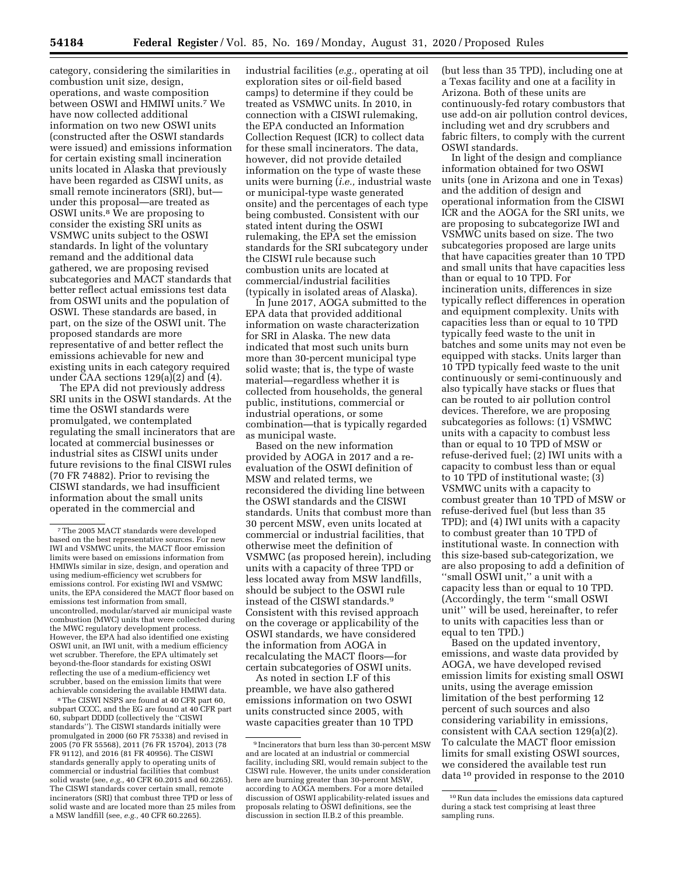category, considering the similarities in combustion unit size, design, operations, and waste composition between OSWI and HMIWI units.[7] We have now collected additional information on two new OSWI units (constructed after the OSWI standards were issued) and emissions information for certain existing small incineration units located in Alaska that previously have been regarded as CISWI units, as small remote incinerators (SRI), but—under this proposal—are treated as OSWI units.[8] We are proposing to consider the existing SRI units as VSMWC units subject to the OSWI standards. In light of the voluntary remand and the additional data gathered, we are proposing revised subcategories and MACT standards that better reflect actual emissions test data from OSWI units and the population of OSWI. These standards are based, in part, on the size of the OSWI unit. The proposed standards are more representative of and better reflect the emissions achievable for new and existing units in each category required under CAA sections 129(a)(2) and (4).

The EPA did not previously address SRI units in the OSWI standards. At the time the OSWI standards were promulgated, we contemplated regulating the small incinerators that are located at commercial businesses or industrial sites as CISWI units under future revisions to the final CISWI rules (70 FR 74882). Prior to revising the CISWI standards, we had insufficient information about the small units operated in the commercial and industrial facilities (*e.g.,* operating at oil exploration sites or oil-field based camps) to determine if they could be treated as VSMWC units. In 2010, in connection with a CISWI rulemaking, the EPA conducted an Information Collection Request (ICR) to collect data for these small incinerators. The data, however, did not provide detailed information on the type of waste these units were burning (*i.e.,* industrial waste or municipal-type waste generated onsite) and the percentages of each type being combusted. Consistent with our stated intent during the OSWI rulemaking, the EPA set the emission standards for the SRI subcategory under the CISWI rule because such combustion units are located at commercial/industrial facilities (typically in isolated areas of Alaska).

In June 2017, AOGA submitted to the EPA data that provided additional information on waste characterization for SRI in Alaska. The new data indicated that most such units burn more than 30-percent municipal type solid waste; that is, the type of waste material—regardless whether it is collected from households, the general public, institutions, commercial or industrial operations, or some combination—that is typically regarded as municipal waste.

Based on the new information provided by AOGA in 2017 and a re-evaluation of the OSWI definition of MSW and related terms, we reconsidered the dividing line between the OSWI standards and the CISWI standards. Units that combust more than 30 percent MSW, even units located at commercial or industrial facilities, that otherwise meet the definition of VSMWC (as proposed herein), including units with a capacity of three TPD or less located away from MSW landfills, should be subject to the OSWI rule instead of the CISWI standards.[9] Consistent with this revised approach on the coverage or applicability of the OSWI standards, we have considered the information from AOGA in recalculating the MACT floors—for certain subcategories of OSWI units.

As noted in section I.F of this preamble, we have also gathered emissions information on two OSWI units constructed since 2005, with waste capacities greater than 10 TPD (but less than 35 TPD), including one at a Texas facility and one at a facility in Arizona. Both of these units are continuously-fed rotary combustors that use add-on air pollution control devices, including wet and dry scrubbers and fabric filters, to comply with the current OSWI standards.

In light of the design and compliance information obtained for two OSWI units (one in Arizona and one in Texas) and the addition of design and operational information from the CISWI ICR and the AOGA for the SRI units, we are proposing to subcategorize IWI and VSMWC units based on size. The two subcategories proposed are large units that have capacities greater than 10 TPD and small units that have capacities less than or equal to 10 TPD. For incineration units, differences in size typically reflect differences in operation and equipment complexity. Units with capacities less than or equal to 10 TPD typically feed waste to the unit in batches and some units may not even be equipped with stacks. Units larger than 10 TPD typically feed waste to the unit continuously or semi-continuously and also typically have stacks or flues that can be routed to air pollution control devices. Therefore, we are proposing subcategories as follows: (1) VSMWC units with a capacity to combust less than or equal to 10 TPD of MSW or refuse-derived fuel; (2) IWI units with a capacity to combust less than or equal to 10 TPD of institutional waste; (3) VSMWC units with a capacity to combust greater than 10 TPD of MSW or refuse-derived fuel (but less than 35 TPD); and (4) IWI units with a capacity to combust greater than 10 TPD of institutional waste. In connection with this size-based sub-categorization, we are also proposing to add a definition of ''small OSWI unit,'' a unit with a capacity less than or equal to 10 TPD. (Accordingly, the term ''small OSWI unit'' will be used, hereinafter, to refer to units with capacities less than or equal to ten TPD.)

Based on the updated inventory, emissions, and waste data provided by AOGA, we have developed revised emission limits for existing small OSWI units, using the average emission limitation of the best performing 12 percent of such sources and also considering variability in emissions, consistent with CAA section 129(a)(2). To calculate the MACT floor emission limits for small existing OSWI sources, we considered the available test run data[10] provided in response to the 2010

---

[7] The 2005 MACT standards were developed based on the best representative sources. For new IWI and VSMWC units, the MACT floor emission limits were based on emissions information from HMIWIs similar in size, design, and operation and using medium-efficiency wet scrubbers for emissions control. For existing IWI and VSMWC units, the EPA considered the MACT floor based on emissions test information from small, uncontrolled, modular/starved air municipal waste combustion (MWC) units that were collected during the MWC regulatory development process. However, the EPA had also identified one existing OSWI unit, an IWI unit, with a medium efficiency wet scrubber. Therefore, the EPA ultimately set beyond-the-floor standards for existing OSWI reflecting the use of a medium-efficiency wet scrubber, based on the emission limits that were achievable considering the available HMIWI data.

[8] The CISWI NSPS are found at 40 CFR part 60, subpart CCCC, and the EG are found at 40 CFR part 60, subpart DDDD (collectively the ''CISWI standards''). The CISWI standards initially were promulgated in 2000 (60 FR 75338) and revised in 2005 (70 FR 55568), 2011 (76 FR 15704), 2013 (78 FR 9112), and 2016 (81 FR 40956). The CISWI standards generally apply to operating units of commercial or industrial facilities that combust solid waste (see, *e.g.,* 40 CFR 60.2015 and 60.2265). The CISWI standards cover certain small, remote incinerators (SRI) that combust three TPD or less of solid waste and are located more than 25 miles from a MSW landfill (see, *e.g.,* 40 CFR 60.2265).

[9] Incinerators that burn less than 30-percent MSW and are located at an industrial or commercial facility, including SRI, would remain subject to the CISWI rule. However, the units under consideration here are burning greater than 30-percent MSW, according to AOGA members. For a more detailed discussion of OSWI applicability-related issues and proposals relating to OSWI definitions, see the discussion in section II.B.2 of this preamble.

[10] Run data includes the emissions data captured during a stack test comprising at least three sampling runs.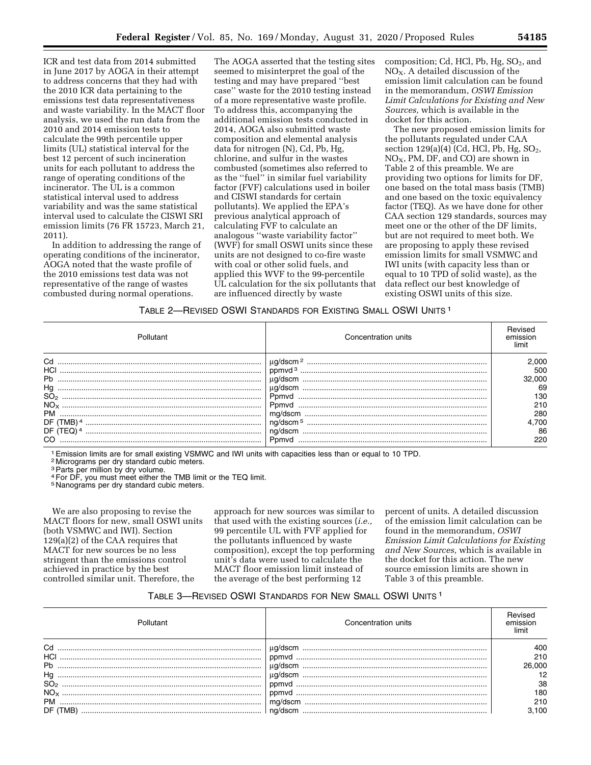ICR and test data from 2014 submitted in June 2017 by AOGA in their attempt to address concerns that they had with the 2010 ICR data pertaining to the emissions test data representativeness and waste variability. In the MACT floor analysis, we used the run data from the 2010 and 2014 emission tests to calculate the 99th percentile upper limits (UL) statistical interval for the best 12 percent of incineration units for each pollutant to address the range of operating conditions of the incinerator. The UL is a common statistical interval used to address variability and was the same statistical interval used to calculate the CISWI SRI emission limits (76 FR 15723, March 21, 2011).

In addition to addressing the range of operating conditions of the incinerator, AOGA noted that the waste profile of the 2010 emissions test data was not representative of the range of wastes combusted during normal operations. The AOGA asserted that the testing sites seemed to misinterpret the goal of the testing and may have prepared ''best case'' waste for the 2010 testing instead of a more representative waste profile. To address this, accompanying the additional emission tests conducted in 2014, AOGA also submitted waste composition and elemental analysis data for nitrogen (N), Cd, Pb, Hg, chlorine, and sulfur in the wastes combusted (sometimes also referred to as the ''fuel'' in similar fuel variability factor (FVF) calculations used in boiler and CISWI standards for certain pollutants). We applied the EPA's previous analytical approach of calculating FVF to calculate an analogous ''waste variability factor'' (WVF) for small OSWI units since these units are not designed to co-fire waste with coal or other solid fuels, and applied this WVF to the 99-percentile UL calculation for the six pollutants that are influenced directly by waste composition; Cd, HCl, Pb, Hg, $SO_2$, and $NO_X$. A detailed discussion of the emission limit calculation can be found in the memorandum, *OSWI Emission Limit Calculations for Existing and New Sources,* which is available in the docket for this action.

The new proposed emission limits for the pollutants regulated under CAA section 129(a)(4) (Cd, HCl, Pb, Hg, $SO_2$, $NO_X$, PM, DF, and CO) are shown in Table 2 of this preamble. We are providing two options for limits for DF, one based on the total mass basis (TMB) and one based on the toxic equivalency factor (TEQ). As we have done for other CAA section 129 standards, sources may meet one or the other of the DF limits, but are not required to meet both. We are proposing to apply these revised emission limits for small VSMWC and IWI units (with capacity less than or equal to 10 TPD of solid waste), as the data reflect our best knowledge of existing OSWI units of this size.

TABLE 2—REVISED OSWI STANDARDS FOR EXISTING SMALL OSWI UNITS [1]

| Pollutant | Concentration units | Revised emission limit |
|---|---|---|
| Cd | µg/dscm [2] | 2,000 |
| HCl | ppmvd [3] | 500 |
| Pb | µg/dscm | 32,000 |
| Hg | µg/dscm | 69 |
| $SO_2$ | Ppmvd | 130 |
| $NO_X$ | Ppmvd | 210 |
| PM | mg/dscm | 280 |
| DF (TMB) [4] | ng/dscm [5] | 4,700 |
| DF (TEQ) [4] | ng/dscm | 86 |
| CO | Ppmvd | 220 |

[1] Emission limits are for small existing VSMWC and IWI units with capacities less than or equal to 10 TPD.
[2] Micrograms per dry standard cubic meters.
[3] Parts per million by dry volume.
[4] For DF, you must meet either the TMB limit or the TEQ limit.
[5] Nanograms per dry standard cubic meters.

We are also proposing to revise the MACT floors for new, small OSWI units (both VSMWC and IWI). Section 129(a)(2) of the CAA requires that MACT for new sources be no less stringent than the emissions control achieved in practice by the best controlled similar unit. Therefore, the approach for new sources was similar to that used with the existing sources (*i.e.,* 99 percentile UL with FVF applied for the pollutants influenced by waste composition), except the top performing unit's data were used to calculate the MACT floor emission limit instead of the average of the best performing 12 percent of units. A detailed discussion of the emission limit calculation can be found in the memorandum, *OSWI Emission Limit Calculations for Existing and New Sources,* which is available in the docket for this action. The new source emission limits are shown in Table 3 of this preamble.

TABLE 3—REVISED OSWI STANDARDS FOR NEW SMALL OSWI UNITS [1]

| Pollutant | Concentration units | Revised emission limit |
|---|---|---|
| Cd | µg/dscm | 400 |
| HCl | ppmvd | 210 |
| Pb | µg/dscm | 26,000 |
| Hg | µg/dscm | 12 |
| $SO_2$ | ppmvd | 38 |
| $NO_X$ | ppmvd | 180 |
| PM | mg/dscm | 210 |
| DF (TMB) | ng/dscm | 3,100 |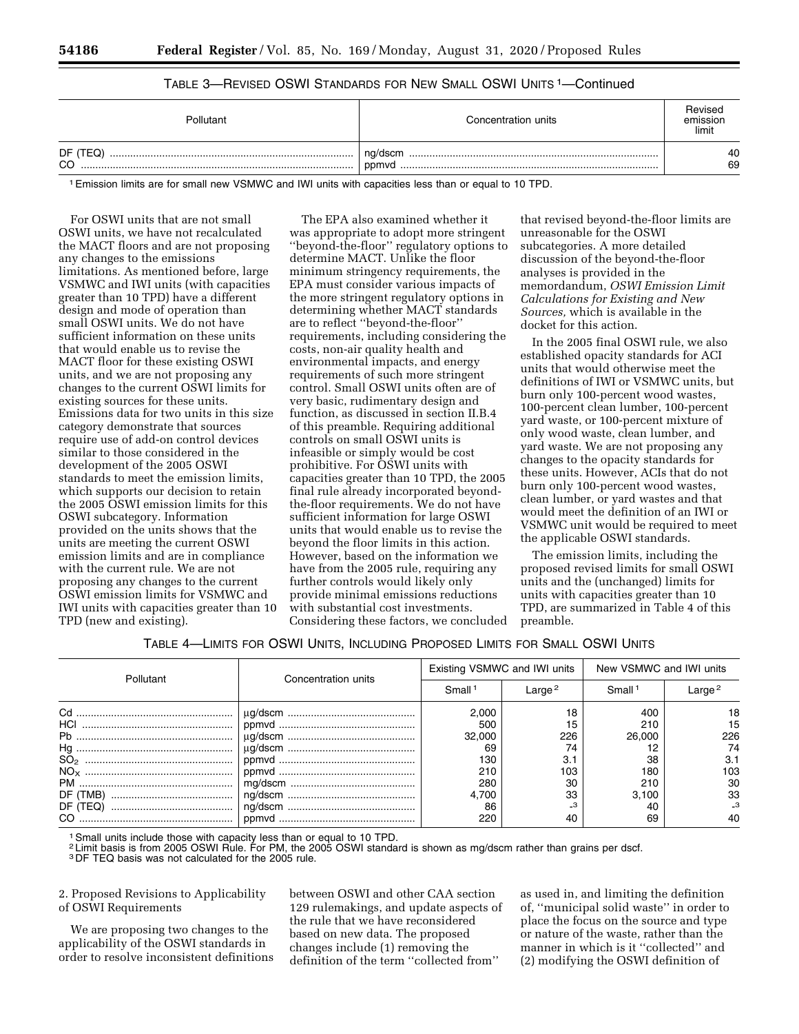TABLE 3—REVISED OSWI STANDARDS FOR NEW SMALL OSWI UNITS [1]—Continued

| Pollutant | Concentration units | Revised emission limit |
| --- | --- | --- |
| DF (TEQ) | ng/dscm | 40 |
| CO | ppmvd | 69 |

[1] Emission limits are for small new VSMWC and IWI units with capacities less than or equal to 10 TPD.

For OSWI units that are not small OSWI units, we have not recalculated the MACT floors and are not proposing any changes to the emissions limitations. As mentioned before, large VSMWC and IWI units (with capacities greater than 10 TPD) have a different design and mode of operation than small OSWI units. We do not have sufficient information on these units that would enable us to revise the MACT floor for these existing OSWI units, and we are not proposing any changes to the current OSWI limits for existing sources for these units. Emissions data for two units in this size category demonstrate that sources require use of add-on control devices similar to those considered in the development of the 2005 OSWI standards to meet the emission limits, which supports our decision to retain the 2005 OSWI emission limits for this OSWI subcategory. Information provided on the units shows that the units are meeting the current OSWI emission limits and are in compliance with the current rule. We are not proposing any changes to the current OSWI emission limits for VSMWC and IWI units with capacities greater than 10 TPD (new and existing).

The EPA also examined whether it was appropriate to adopt more stringent ''beyond-the-floor'' regulatory options to determine MACT. Unlike the floor minimum stringency requirements, the EPA must consider various impacts of the more stringent regulatory options in determining whether MACT standards are to reflect ''beyond-the-floor'' requirements, including considering the costs, non-air quality health and environmental impacts, and energy requirements of such more stringent control. Small OSWI units often are of very basic, rudimentary design and function, as discussed in section II.B.4 of this preamble. Requiring additional controls on small OSWI units is infeasible or simply would be cost prohibitive. For OSWI units with capacities greater than 10 TPD, the 2005 final rule already incorporated beyond-the-floor requirements. We do not have sufficient information for large OSWI units that would enable us to revise the beyond the floor limits in this action. However, based on the information we have from the 2005 rule, requiring any further controls would likely only provide minimal emissions reductions with substantial cost investments. Considering these factors, we concluded that revised beyond-the-floor limits are unreasonable for the OSWI subcategories. A more detailed discussion of the beyond-the-floor analyses is provided in the memordandum, *OSWI Emission Limit Calculations for Existing and New Sources,* which is available in the docket for this action.

In the 2005 final OSWI rule, we also established opacity standards for ACI units that would otherwise meet the definitions of IWI or VSMWC units, but burn only 100-percent wood wastes, 100-percent clean lumber, 100-percent yard waste, or 100-percent mixture of only wood waste, clean lumber, and yard waste. We are not proposing any changes to the opacity standards for these units. However, ACIs that do not burn only 100-percent wood wastes, clean lumber, or yard wastes and that would meet the definition of an IWI or VSMWC unit would be required to meet the applicable OSWI standards.

The emission limits, including the proposed revised limits for small OSWI units and the (unchanged) limits for units with capacities greater than 10 TPD, are summarized in Table 4 of this preamble.

TABLE 4—LIMITS FOR OSWI UNITS, INCLUDING PROPOSED LIMITS FOR SMALL OSWI UNITS

| Pollutant | Concentration units | Existing VSMWC and IWI units | | New VSMWC and IWI units | |
| --- | --- | --- | --- | --- | --- |
| | | Small [1] | Large [2] | Small [1] | Large [2] |
| Cd | µg/dscm | 2,000 | 18 | 400 | 18 |
| HCl | ppmvd | 500 | 15 | 210 | 15 |
| Pb | µg/dscm | 32,000 | 226 | 26,000 | 226 |
| Hg | µg/dscm | 69 | 74 | 12 | 74 |
| $SO_2$ | ppmvd | 130 | 3.1 | 38 | 3.1 |
| $NO_X$ | ppmvd | 210 | 103 | 180 | 103 |
| PM | mg/dscm | 280 | 30 | 210 | 30 |
| DF (TMB) | ng/dscm | 4,700 | 33 | 3,100 | 33 |
| DF (TEQ) | ng/dscm | 86 | -[3] | 40 | -[3] |
| CO | ppmvd | 220 | 40 | 69 | 40 |

[1] Small units include those with capacity less than or equal to 10 TPD.
[2] Limit basis is from 2005 OSWI Rule. For PM, the 2005 OSWI standard is shown as mg/dscm rather than grains per dscf.
[3] DF TEQ basis was not calculated for the 2005 rule.

2. Proposed Revisions to Applicability of OSWI Requirements

We are proposing two changes to the applicability of the OSWI standards in order to resolve inconsistent definitions between OSWI and other CAA section 129 rulemakings, and update aspects of the rule that we have reconsidered based on new data. The proposed changes include (1) removing the definition of the term ''collected from'' as used in, and limiting the definition of, ''municipal solid waste'' in order to place the focus on the source and type or nature of the waste, rather than the manner in which is it ''collected'' and (2) modifying the OSWI definition of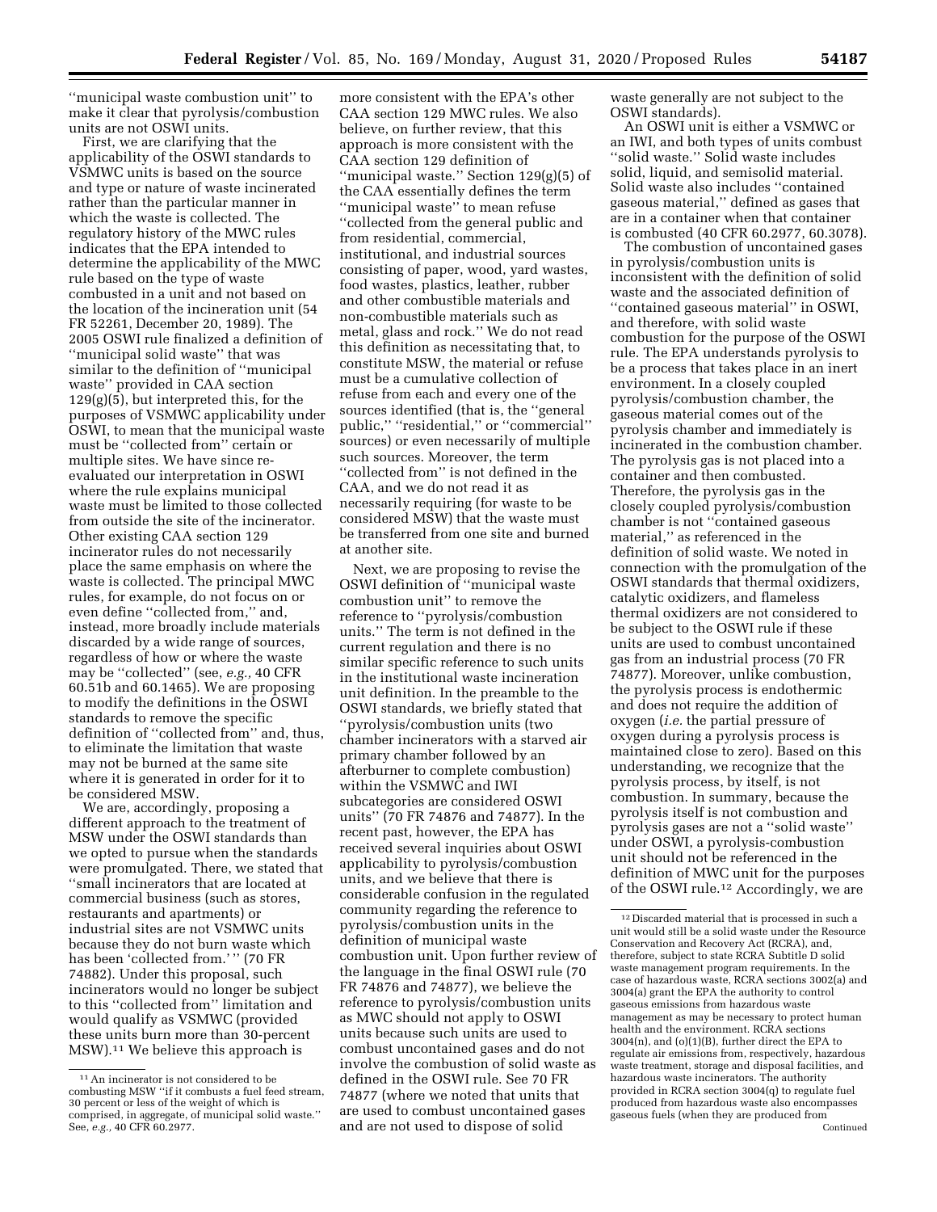''municipal waste combustion unit'' to make it clear that pyrolysis/combustion units are not OSWI units.

First, we are clarifying that the applicability of the OSWI standards to VSMWC units is based on the source and type or nature of waste incinerated rather than the particular manner in which the waste is collected. The regulatory history of the MWC rules indicates that the EPA intended to determine the applicability of the MWC rule based on the type of waste combusted in a unit and not based on the location of the incineration unit (54 FR 52261, December 20, 1989). The 2005 OSWI rule finalized a definition of ''municipal solid waste'' that was similar to the definition of ''municipal waste'' provided in CAA section 129(g)(5), but interpreted this, for the purposes of VSMWC applicability under OSWI, to mean that the municipal waste must be ''collected from'' certain or multiple sites. We have since re-evaluated our interpretation in OSWI where the rule explains municipal waste must be limited to those collected from outside the site of the incinerator. Other existing CAA section 129 incinerator rules do not necessarily place the same emphasis on where the waste is collected. The principal MWC rules, for example, do not focus on or even define ''collected from,'' and, instead, more broadly include materials discarded by a wide range of sources, regardless of how or where the waste may be ''collected'' (see, *e.g.,* 40 CFR 60.51b and 60.1465). We are proposing to modify the definitions in the OSWI standards to remove the specific definition of ''collected from'' and, thus, to eliminate the limitation that waste may not be burned at the same site where it is generated in order for it to be considered MSW.

We are, accordingly, proposing a different approach to the treatment of MSW under the OSWI standards than we opted to pursue when the standards were promulgated. There, we stated that ''small incinerators that are located at commercial business (such as stores, restaurants and apartments) or industrial sites are not VSMWC units because they do not burn waste which has been 'collected from.' '' (70 FR 74882). Under this proposal, such incinerators would no longer be subject to this ''collected from'' limitation and would qualify as VSMWC (provided these units burn more than 30-percent MSW).[11] We believe this approach is more consistent with the EPA's other CAA section 129 MWC rules. We also believe, on further review, that this approach is more consistent with the CAA section 129 definition of ''municipal waste.'' Section 129(g)(5) of the CAA essentially defines the term ''municipal waste'' to mean refuse ''collected from the general public and from residential, commercial, institutional, and industrial sources consisting of paper, wood, yard wastes, food wastes, plastics, leather, rubber and other combustible materials and non-combustible materials such as metal, glass and rock.'' We do not read this definition as necessitating that, to constitute MSW, the material or refuse must be a cumulative collection of refuse from each and every one of the sources identified (that is, the ''general public,'' ''residential,'' or ''commercial'' sources) or even necessarily of multiple such sources. Moreover, the term ''collected from'' is not defined in the CAA, and we do not read it as necessarily requiring (for waste to be considered MSW) that the waste must be transferred from one site and burned at another site.

Next, we are proposing to revise the OSWI definition of ''municipal waste combustion unit'' to remove the reference to ''pyrolysis/combustion units.'' The term is not defined in the current regulation and there is no similar specific reference to such units in the institutional waste incineration unit definition. In the preamble to the OSWI standards, we briefly stated that ''pyrolysis/combustion units (two chamber incinerators with a starved air primary chamber followed by an afterburner to complete combustion) within the VSMWC and IWI subcategories are considered OSWI units'' (70 FR 74876 and 74877). In the recent past, however, the EPA has received several inquiries about OSWI applicability to pyrolysis/combustion units, and we believe that there is considerable confusion in the regulated community regarding the reference to pyrolysis/combustion units in the definition of municipal waste combustion unit. Upon further review of the language in the final OSWI rule (70 FR 74876 and 74877), we believe the reference to pyrolysis/combustion units as MWC should not apply to OSWI units because such units are used to combust uncontained gases and do not involve the combustion of solid waste as defined in the OSWI rule. See 70 FR 74877 (where we noted that units that are used to combust uncontained gases and are not used to dispose of solid waste generally are not subject to the OSWI standards).

An OSWI unit is either a VSMWC or an IWI, and both types of units combust ''solid waste.'' Solid waste includes solid, liquid, and semisolid material. Solid waste also includes ''contained gaseous material,'' defined as gases that are in a container when that container is combusted (40 CFR 60.2977, 60.3078).

The combustion of uncontained gases in pyrolysis/combustion units is inconsistent with the definition of solid waste and the associated definition of ''contained gaseous material'' in OSWI, and therefore, with solid waste combustion for the purpose of the OSWI rule. The EPA understands pyrolysis to be a process that takes place in an inert environment. In a closely coupled pyrolysis/combustion chamber, the gaseous material comes out of the pyrolysis chamber and immediately is incinerated in the combustion chamber. The pyrolysis gas is not placed into a container and then combusted. Therefore, the pyrolysis gas in the closely coupled pyrolysis/combustion chamber is not ''contained gaseous material,'' as referenced in the definition of solid waste. We noted in connection with the promulgation of the OSWI standards that thermal oxidizers, catalytic oxidizers, and flameless thermal oxidizers are not considered to be subject to the OSWI rule if these units are used to combust uncontained gas from an industrial process (70 FR 74877). Moreover, unlike combustion, the pyrolysis process is endothermic and does not require the addition of oxygen (*i.e.* the partial pressure of oxygen during a pyrolysis process is maintained close to zero). Based on this understanding, we recognize that the pyrolysis process, by itself, is not combustion. In summary, because the pyrolysis itself is not combustion and pyrolysis gases are not a ''solid waste'' under OSWI, a pyrolysis-combustion unit should not be referenced in the definition of MWC unit for the purposes of the OSWI rule.[12] Accordingly, we are

[11] An incinerator is not considered to be combusting MSW ''if it combusts a fuel feed stream, 30 percent or less of the weight of which is comprised, in aggregate, of municipal solid waste.'' See, *e.g.,* 40 CFR 60.2977.

[12] Discarded material that is processed in such a unit would still be a solid waste under the Resource Conservation and Recovery Act (RCRA), and, therefore, subject to state RCRA Subtitle D solid waste management program requirements. In the case of hazardous waste, RCRA sections 3002(a) and 3004(a) grant the EPA the authority to control gaseous emissions from hazardous waste management as may be necessary to protect human health and the environment. RCRA sections 3004(n), and (o)(1)(B), further direct the EPA to regulate air emissions from, respectively, hazardous waste treatment, storage and disposal facilities, and hazardous waste incinerators. The authority provided in RCRA section 3004(q) to regulate fuel produced from hazardous waste also encompasses gaseous fuels (when they are produced from Continued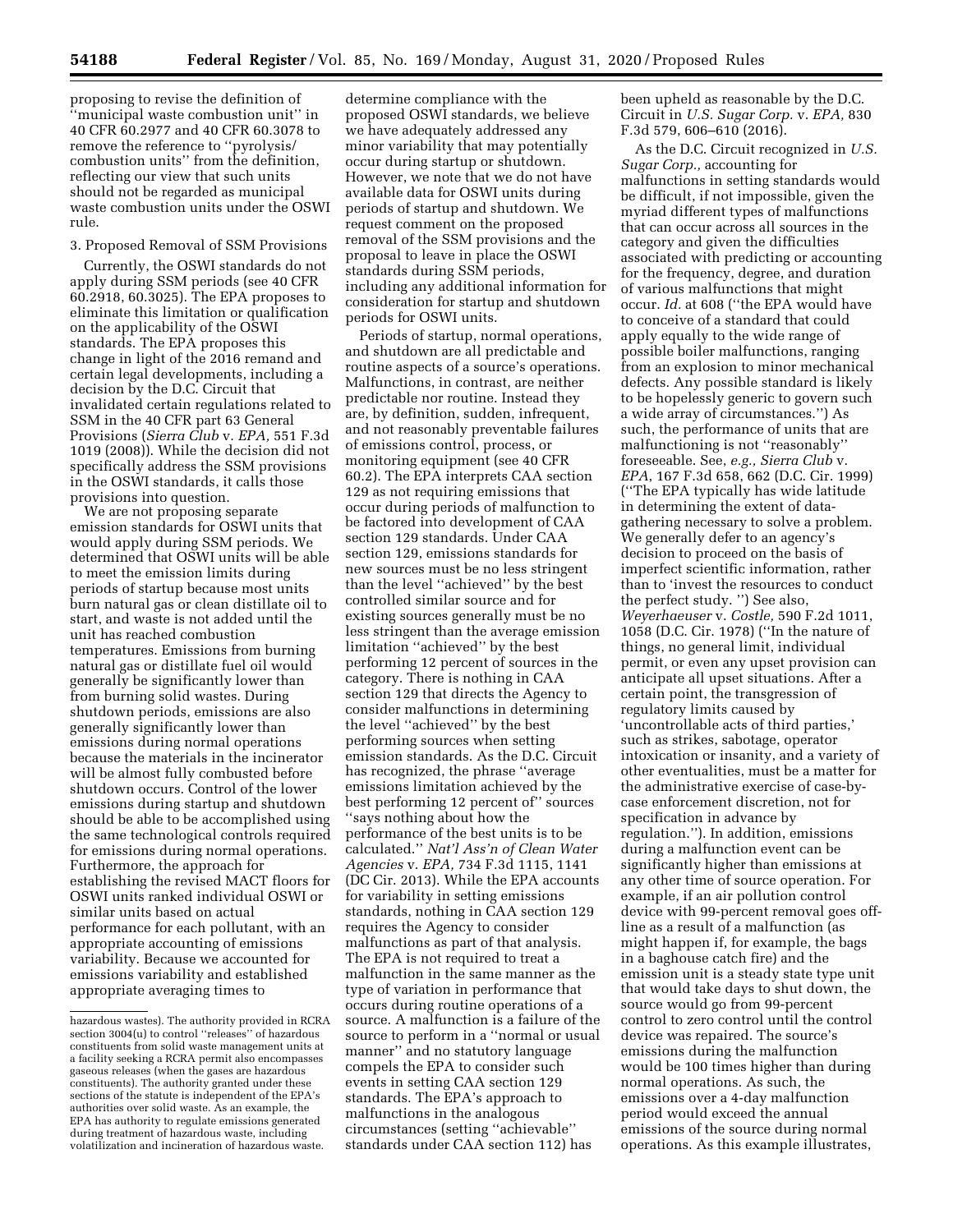proposing to revise the definition of ''municipal waste combustion unit'' in 40 CFR 60.2977 and 40 CFR 60.3078 to remove the reference to ''pyrolysis/combustion units'' from the definition, reflecting our view that such units should not be regarded as municipal waste combustion units under the OSWI rule.

3. Proposed Removal of SSM Provisions

Currently, the OSWI standards do not apply during SSM periods (see 40 CFR 60.2918, 60.3025). The EPA proposes to eliminate this limitation or qualification on the applicability of the OSWI standards. The EPA proposes this change in light of the 2016 remand and certain legal developments, including a decision by the D.C. Circuit that invalidated certain regulations related to SSM in the 40 CFR part 63 General Provisions (*Sierra Club* v. *EPA,* 551 F.3d 1019 (2008)). While the decision did not specifically address the SSM provisions in the OSWI standards, it calls those provisions into question.

We are not proposing separate emission standards for OSWI units that would apply during SSM periods. We determined that OSWI units will be able to meet the emission limits during periods of startup because most units burn natural gas or clean distillate oil to start, and waste is not added until the unit has reached combustion temperatures. Emissions from burning natural gas or distillate fuel oil would generally be significantly lower than from burning solid wastes. During shutdown periods, emissions are also generally significantly lower than emissions during normal operations because the materials in the incinerator will be almost fully combusted before shutdown occurs. Control of the lower emissions during startup and shutdown should be able to be accomplished using the same technological controls required for emissions during normal operations. Furthermore, the approach for establishing the revised MACT floors for OSWI units ranked individual OSWI or similar units based on actual performance for each pollutant, with an appropriate accounting of emissions variability. Because we accounted for emissions variability and established appropriate averaging times to determine compliance with the proposed OSWI standards, we believe we have adequately addressed any minor variability that may potentially occur during startup or shutdown. However, we note that we do not have available data for OSWI units during periods of startup and shutdown. We request comment on the proposed removal of the SSM provisions and the proposal to leave in place the OSWI standards during SSM periods, including any additional information for consideration for startup and shutdown periods for OSWI units.

Periods of startup, normal operations, and shutdown are all predictable and routine aspects of a source's operations. Malfunctions, in contrast, are neither predictable nor routine. Instead they are, by definition, sudden, infrequent, and not reasonably preventable failures of emissions control, process, or monitoring equipment (see 40 CFR 60.2). The EPA interprets CAA section 129 as not requiring emissions that occur during periods of malfunction to be factored into development of CAA section 129 standards. Under CAA section 129, emissions standards for new sources must be no less stringent than the level ''achieved'' by the best controlled similar source and for existing sources generally must be no less stringent than the average emission limitation ''achieved'' by the best performing 12 percent of sources in the category. There is nothing in CAA section 129 that directs the Agency to consider malfunctions in determining the level ''achieved'' by the best performing sources when setting emission standards. As the D.C. Circuit has recognized, the phrase ''average emissions limitation achieved by the best performing 12 percent of'' sources ''says nothing about how the performance of the best units is to be calculated.'' *Nat'l Ass'n of Clean Water Agencies* v. *EPA,* 734 F.3d 1115, 1141 (DC Cir. 2013). While the EPA accounts for variability in setting emissions standards, nothing in CAA section 129 requires the Agency to consider malfunctions as part of that analysis. The EPA is not required to treat a malfunction in the same manner as the type of variation in performance that occurs during routine operations of a source. A malfunction is a failure of the source to perform in a ''normal or usual manner'' and no statutory language compels the EPA to consider such events in setting CAA section 129 standards. The EPA's approach to malfunctions in the analogous circumstances (setting ''achievable'' standards under CAA section 112) has been upheld as reasonable by the D.C. Circuit in *U.S. Sugar Corp.* v. *EPA,* 830 F.3d 579, 606–610 (2016).

As the D.C. Circuit recognized in *U.S. Sugar Corp.,* accounting for malfunctions in setting standards would be difficult, if not impossible, given the myriad different types of malfunctions that can occur across all sources in the category and given the difficulties associated with predicting or accounting for the frequency, degree, and duration of various malfunctions that might occur. *Id.* at 608 (''the EPA would have to conceive of a standard that could apply equally to the wide range of possible boiler malfunctions, ranging from an explosion to minor mechanical defects. Any possible standard is likely to be hopelessly generic to govern such a wide array of circumstances.'') As such, the performance of units that are malfunctioning is not ''reasonably'' foreseeable. See, *e.g., Sierra Club* v. *EPA*, 167 F.3d 658, 662 (D.C. Cir. 1999) (''The EPA typically has wide latitude in determining the extent of data-gathering necessary to solve a problem. We generally defer to an agency's decision to proceed on the basis of imperfect scientific information, rather than to 'invest the resources to conduct the perfect study. '') See also, *Weyerhaeuser* v. *Costle,* 590 F.2d 1011, 1058 (D.C. Cir. 1978) (''In the nature of things, no general limit, individual permit, or even any upset provision can anticipate all upset situations. After a certain point, the transgression of regulatory limits caused by 'uncontrollable acts of third parties,' such as strikes, sabotage, operator intoxication or insanity, and a variety of other eventualities, must be a matter for the administrative exercise of case-by-case enforcement discretion, not for specification in advance by regulation.''). In addition, emissions during a malfunction event can be significantly higher than emissions at any other time of source operation. For example, if an air pollution control device with 99-percent removal goes off-line as a result of a malfunction (as might happen if, for example, the bags in a baghouse catch fire) and the emission unit is a steady state type unit that would take days to shut down, the source would go from 99-percent control to zero control until the control device was repaired. The source's emissions during the malfunction would be 100 times higher than during normal operations. As such, the emissions over a 4-day malfunction period would exceed the annual emissions of the source during normal operations. As this example illustrates,

hazardous wastes). The authority provided in RCRA section 3004(u) to control ''releases'' of hazardous constituents from solid waste management units at a facility seeking a RCRA permit also encompasses gaseous releases (when the gases are hazardous constituents). The authority granted under these sections of the statute is independent of the EPA's authorities over solid waste. As an example, the EPA has authority to regulate emissions generated during treatment of hazardous waste, including volatilization and incineration of hazardous waste.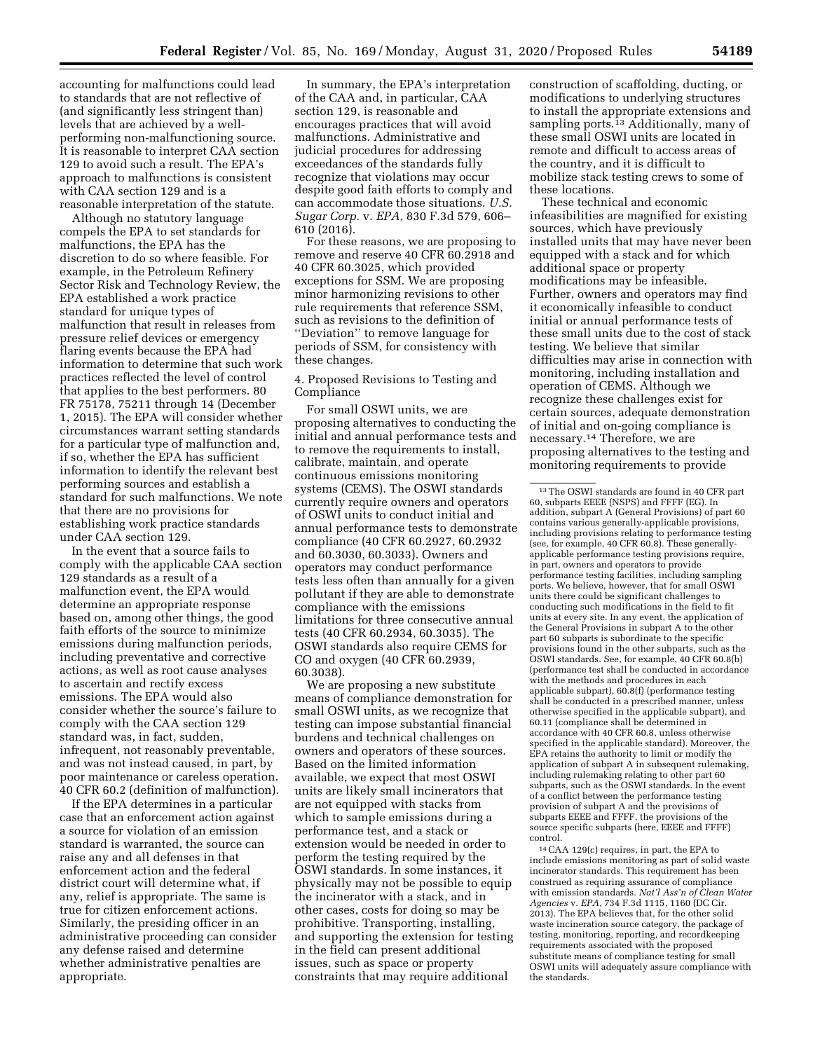accounting for malfunctions could lead to standards that are not reflective of (and significantly less stringent than) levels that are achieved by a well-performing non-malfunctioning source. It is reasonable to interpret CAA section 129 to avoid such a result. The EPA's approach to malfunctions is consistent with CAA section 129 and is a reasonable interpretation of the statute.

Although no statutory language compels the EPA to set standards for malfunctions, the EPA has the discretion to do so where feasible. For example, in the Petroleum Refinery Sector Risk and Technology Review, the EPA established a work practice standard for unique types of malfunction that result in releases from pressure relief devices or emergency flaring events because the EPA had information to determine that such work practices reflected the level of control that applies to the best performers. 80 FR 75178, 75211 through 14 (December 1, 2015). The EPA will consider whether circumstances warrant setting standards for a particular type of malfunction and, if so, whether the EPA has sufficient information to identify the relevant best performing sources and establish a standard for such malfunctions. We note that there are no provisions for establishing work practice standards under CAA section 129.

In the event that a source fails to comply with the applicable CAA section 129 standards as a result of a malfunction event, the EPA would determine an appropriate response based on, among other things, the good faith efforts of the source to minimize emissions during malfunction periods, including preventative and corrective actions, as well as root cause analyses to ascertain and rectify excess emissions. The EPA would also consider whether the source's failure to comply with the CAA section 129 standard was, in fact, sudden, infrequent, not reasonably preventable, and was not instead caused, in part, by poor maintenance or careless operation. 40 CFR 60.2 (definition of malfunction).

If the EPA determines in a particular case that an enforcement action against a source for violation of an emission standard is warranted, the source can raise any and all defenses in that enforcement action and the federal district court will determine what, if any, relief is appropriate. The same is true for citizen enforcement actions. Similarly, the presiding officer in an administrative proceeding can consider any defense raised and determine whether administrative penalties are appropriate.

In summary, the EPA's interpretation of the CAA and, in particular, CAA section 129, is reasonable and encourages practices that will avoid malfunctions. Administrative and judicial procedures for addressing exceedances of the standards fully recognize that violations may occur despite good faith efforts to comply and can accommodate those situations. *U.S. Sugar Corp.* v. *EPA,* 830 F.3d 579, 606–610 (2016).

For these reasons, we are proposing to remove and reserve 40 CFR 60.2918 and 40 CFR 60.3025, which provided exceptions for SSM. We are proposing minor harmonizing revisions to other rule requirements that reference SSM, such as revisions to the definition of ''Deviation'' to remove language for periods of SSM, for consistency with these changes.

### 4. Proposed Revisions to Testing and Compliance

For small OSWI units, we are proposing alternatives to conducting the initial and annual performance tests and to remove the requirements to install, calibrate, maintain, and operate continuous emissions monitoring systems (CEMS). The OSWI standards currently require owners and operators of OSWI units to conduct initial and annual performance tests to demonstrate compliance (40 CFR 60.2927, 60.2932 and 60.3030, 60.3033). Owners and operators may conduct performance tests less often than annually for a given pollutant if they are able to demonstrate compliance with the emissions limitations for three consecutive annual tests (40 CFR 60.2934, 60.3035). The OSWI standards also require CEMS for CO and oxygen (40 CFR 60.2939, 60.3038).

We are proposing a new substitute means of compliance demonstration for small OSWI units, as we recognize that testing can impose substantial financial burdens and technical challenges on owners and operators of these sources. Based on the limited information available, we expect that most OSWI units are likely small incinerators that are not equipped with stacks from which to sample emissions during a performance test, and a stack or extension would be needed in order to perform the testing required by the OSWI standards. In some instances, it physically may not be possible to equip the incinerator with a stack, and in other cases, costs for doing so may be prohibitive. Transporting, installing, and supporting the extension for testing in the field can present additional issues, such as space or property constraints that may require additional construction of scaffolding, ducting, or modifications to underlying structures to install the appropriate extensions and sampling ports.[13] Additionally, many of these small OSWI units are located in remote and difficult to access areas of the country, and it is difficult to mobilize stack testing crews to some of these locations.

These technical and economic infeasibilities are magnified for existing sources, which have previously installed units that may have never been equipped with a stack and for which additional space or property modifications may be infeasible. Further, owners and operators may find it economically infeasible to conduct initial or annual performance tests of these small units due to the cost of stack testing. We believe that similar difficulties may arise in connection with monitoring, including installation and operation of CEMS. Although we recognize these challenges exist for certain sources, adequate demonstration of initial and on-going compliance is necessary.[14] Therefore, we are proposing alternatives to the testing and monitoring requirements to provide

---

[13] The OSWI standards are found in 40 CFR part 60, subparts EEEE (NSPS) and FFFF (EG). In addition, subpart A (General Provisions) of part 60 contains various generally-applicable provisions, including provisions relating to performance testing (see, for example, 40 CFR 60.8). These generally-applicable performance testing provisions require, in part, owners and operators to provide performance testing facilities, including sampling ports. We believe, however, that for small OSWI units there could be significant challenges to conducting such modifications in the field to fit units at every site. In any event, the application of the General Provisions in subpart A to the other part 60 subparts is subordinate to the specific provisions found in the other subparts, such as the OSWI standards. See, for example, 40 CFR 60.8(b) (performance test shall be conducted in accordance with the methods and procedures in each applicable subpart), 60.8(f) (performance testing shall be conducted in a prescribed manner, unless otherwise specified in the applicable subpart), and 60.11 (compliance shall be determined in accordance with 40 CFR 60.8, unless otherwise specified in the applicable standard). Moreover, the EPA retains the authority to limit or modify the application of subpart A in subsequent rulemaking, including rulemaking relating to other part 60 subparts, such as the OSWI standards. In the event of a conflict between the performance testing provision of subpart A and the provisions of subparts EEEE and FFFF, the provisions of the source specific subparts (here, EEEE and FFFF) control.

[14] CAA 129(c) requires, in part, the EPA to include emissions monitoring as part of solid waste incinerator standards. This requirement has been construed as requiring assurance of compliance with emission standards. *Nat'l Ass'n of Clean Water Agencies* v. *EPA,* 734 F.3d 1115, 1160 (DC Cir. 2013). The EPA believes that, for the other solid waste incineration source category, the package of testing, monitoring, reporting, and recordkeeping requirements associated with the proposed substitute means of compliance testing for small OSWI units will adequately assure compliance with the standards.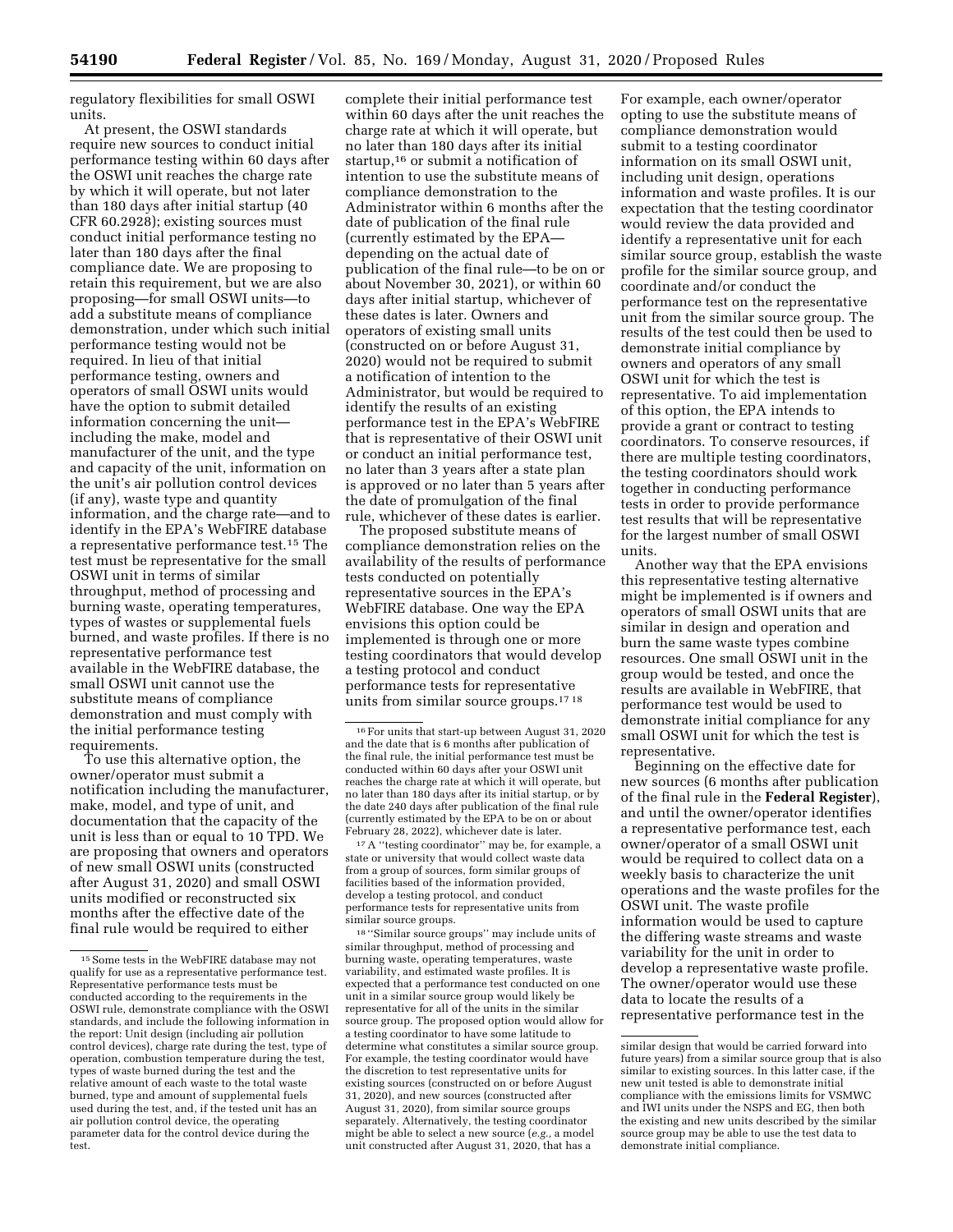regulatory flexibilities for small OSWI units.

At present, the OSWI standards require new sources to conduct initial performance testing within 60 days after the OSWI unit reaches the charge rate by which it will operate, but not later than 180 days after initial startup (40 CFR 60.2928); existing sources must conduct initial performance testing no later than 180 days after the final compliance date. We are proposing to retain this requirement, but we are also proposing—for small OSWI units—to add a substitute means of compliance demonstration, under which such initial performance testing would not be required. In lieu of that initial performance testing, owners and operators of small OSWI units would have the option to submit detailed information concerning the unit—including the make, model and manufacturer of the unit, and the type and capacity of the unit, information on the unit's air pollution control devices (if any), waste type and quantity information, and the charge rate—and to identify in the EPA's WebFIRE database a representative performance test.[15] The test must be representative for the small OSWI unit in terms of similar throughput, method of processing and burning waste, operating temperatures, types of wastes or supplemental fuels burned, and waste profiles. If there is no representative performance test available in the WebFIRE database, the small OSWI unit cannot use the substitute means of compliance demonstration and must comply with the initial performance testing requirements.

To use this alternative option, the owner/operator must submit a notification including the manufacturer, make, model, and type of unit, and documentation that the capacity of the unit is less than or equal to 10 TPD. We are proposing that owners and operators of new small OSWI units (constructed after August 31, 2020) and small OSWI units modified or reconstructed six months after the effective date of the final rule would be required to either complete their initial performance test within 60 days after the unit reaches the charge rate at which it will operate, but no later than 180 days after its initial startup,[16] or submit a notification of intention to use the substitute means of compliance demonstration to the Administrator within 6 months after the date of publication of the final rule (currently estimated by the EPA—depending on the actual date of publication of the final rule—to be on or about November 30, 2021), or within 60 days after initial startup, whichever of these dates is later. Owners and operators of existing small units (constructed on or before August 31, 2020) would not be required to submit a notification of intention to the Administrator, but would be required to identify the results of an existing performance test in the EPA's WebFIRE that is representative of their OSWI unit or conduct an initial performance test, no later than 3 years after a state plan is approved or no later than 5 years after the date of promulgation of the final rule, whichever of these dates is earlier.

The proposed substitute means of compliance demonstration relies on the availability of the results of performance tests conducted on potentially representative sources in the EPA's WebFIRE database. One way the EPA envisions this option could be implemented is through one or more testing coordinators that would develop a testing protocol and conduct performance tests for representative units from similar source groups.[17][18] For example, each owner/operator opting to use the substitute means of compliance demonstration would submit to a testing coordinator information on its small OSWI unit, including unit design, operations information and waste profiles. It is our expectation that the testing coordinator would review the data provided and identify a representative unit for each similar source group, establish the waste profile for the similar source group, and coordinate and/or conduct the performance test on the representative unit from the similar source group. The results of the test could then be used to demonstrate initial compliance by owners and operators of any small OSWI unit for which the test is representative. To aid implementation of this option, the EPA intends to provide a grant or contract to testing coordinators. To conserve resources, if there are multiple testing coordinators, the testing coordinators should work together in conducting performance tests in order to provide performance test results that will be representative for the largest number of small OSWI units.

Another way that the EPA envisions this representative testing alternative might be implemented is if owners and operators of small OSWI units that are similar in design and operation and burn the same waste types combine resources. One small OSWI unit in the group would be tested, and once the results are available in WebFIRE, that performance test would be used to demonstrate initial compliance for any small OSWI unit for which the test is representative.

Beginning on the effective date for new sources (6 months after publication of the final rule in the **Federal Register**), and until the owner/operator identifies a representative performance test, each owner/operator of a small OSWI unit would be required to collect data on a weekly basis to characterize the unit operations and the waste profiles for the OSWI unit. The waste profile information would be used to capture the differing waste streams and waste variability for the unit in order to develop a representative waste profile. The owner/operator would use these data to locate the results of a representative performance test in the

---

[15] Some tests in the WebFIRE database may not qualify for use as a representative performance test. Representative performance tests must be conducted according to the requirements in the OSWI rule, demonstrate compliance with the OSWI standards, and include the following information in the report: Unit design (including air pollution control devices), charge rate during the test, type of operation, combustion temperature during the test, types of waste burned during the test and the relative amount of each waste to the total waste burned, type and amount of supplemental fuels used during the test, and, if the tested unit has an air pollution control device, the operating parameter data for the control device during the test.

[16] For units that start-up between August 31, 2020 and the date that is 6 months after publication of the final rule, the initial performance test must be conducted within 60 days after your OSWI unit reaches the charge rate at which it will operate, but no later than 180 days after its initial startup, or by the date 240 days after publication of the final rule (currently estimated by the EPA to be on or about February 28, 2022), whichever date is later.

[17] A "testing coordinator" may be, for example, a state or university that would collect waste data from a group of sources, form similar groups of facilities based of the information provided, develop a testing protocol, and conduct performance tests for representative units from similar source groups.

[18] "Similar source groups" may include units of similar throughput, method of processing and burning waste, operating temperatures, waste variability, and estimated waste profiles. It is expected that a performance test conducted on one unit in a similar source group would likely be representative for all of the units in the similar source group. The proposed option would allow for a testing coordinator to have some latitude to determine what constitutes a similar source group. For example, the testing coordinator would have the discretion to test representative units for existing sources (constructed on or before August 31, 2020), and new sources (constructed after August 31, 2020), from similar source groups separately. Alternatively, the testing coordinator might be able to select a new source (*e.g.,* a model unit constructed after August 31, 2020, that has a similar design that would be carried forward into future years) from a similar source group that is also similar to existing sources. In this latter case, if the new unit tested is able to demonstrate initial compliance with the emissions limits for VSMWC and IWI units under the NSPS and EG, then both the existing and new units described by the similar source group may be able to use the test data to demonstrate initial compliance.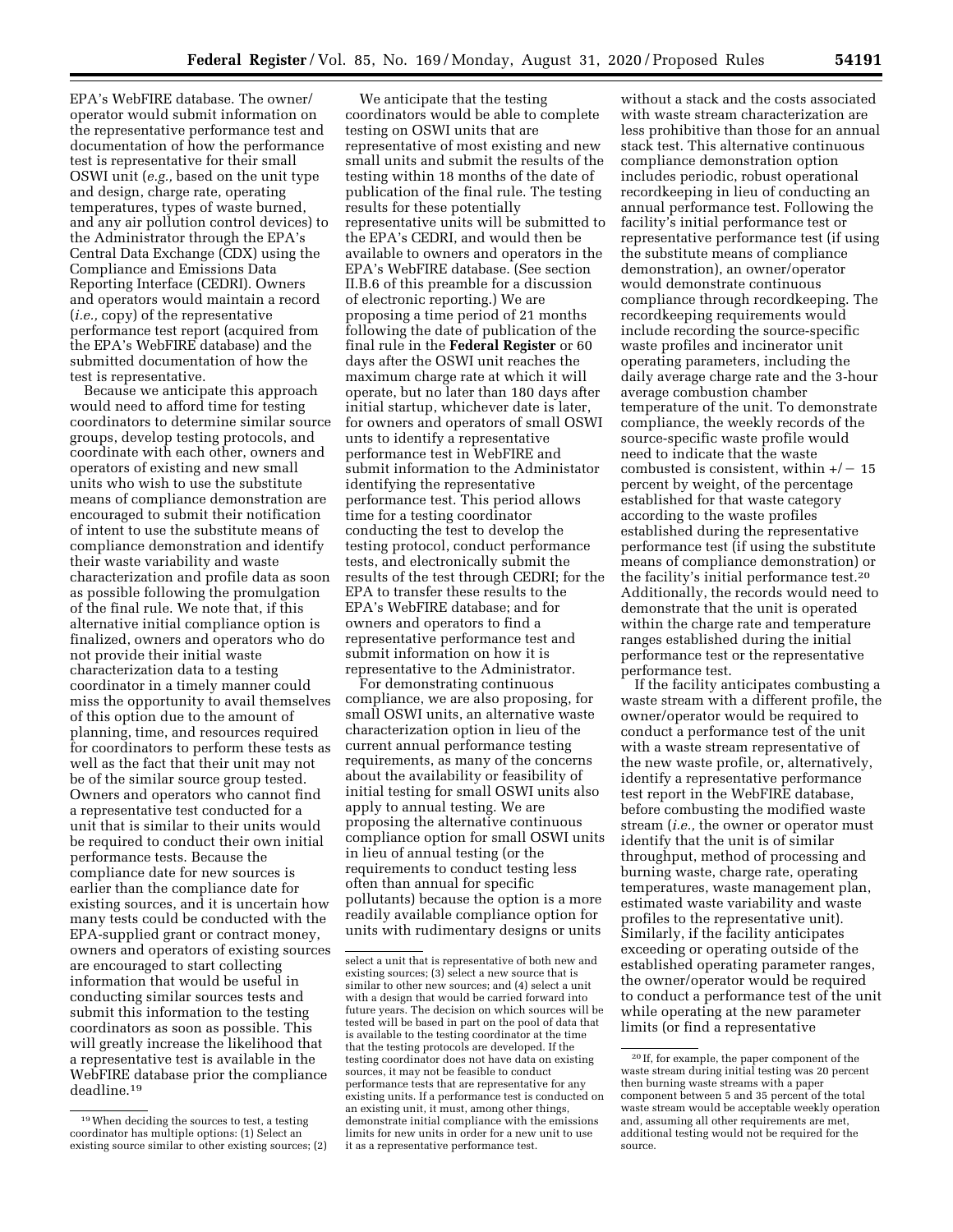EPA's WebFIRE database. The owner/operator would submit information on the representative performance test and documentation of how the performance test is representative for their small OSWI unit (*e.g.,* based on the unit type and design, charge rate, operating temperatures, types of waste burned, and any air pollution control devices) to the Administrator through the EPA's Central Data Exchange (CDX) using the Compliance and Emissions Data Reporting Interface (CEDRI). Owners and operators would maintain a record (*i.e.,* copy) of the representative performance test report (acquired from the EPA's WebFIRE database) and the submitted documentation of how the test is representative.

Because we anticipate this approach would need to afford time for testing coordinators to determine similar source groups, develop testing protocols, and coordinate with each other, owners and operators of existing and new small units who wish to use the substitute means of compliance demonstration are encouraged to submit their notification of intent to use the substitute means of compliance demonstration and identify their waste variability and waste characterization and profile data as soon as possible following the promulgation of the final rule. We note that, if this alternative initial compliance option is finalized, owners and operators who do not provide their initial waste characterization data to a testing coordinator in a timely manner could miss the opportunity to avail themselves of this option due to the amount of planning, time, and resources required for coordinators to perform these tests as well as the fact that their unit may not be of the similar source group tested. Owners and operators who cannot find a representative test conducted for a unit that is similar to their units would be required to conduct their own initial performance tests. Because the compliance date for new sources is earlier than the compliance date for existing sources, and it is uncertain how many tests could be conducted with the EPA-supplied grant or contract money, owners and operators of existing sources are encouraged to start collecting information that would be useful in conducting similar sources tests and submit this information to the testing coordinators as soon as possible. This will greatly increase the likelihood that a representative test is available in the WebFIRE database prior the compliance deadline.[19]

We anticipate that the testing coordinators would be able to complete testing on OSWI units that are representative of most existing and new small units and submit the results of the testing within 18 months of the date of publication of the final rule. The testing results for these potentially representative units will be submitted to the EPA's CEDRI, and would then be available to owners and operators in the EPA's WebFIRE database. (See section II.B.6 of this preamble for a discussion of electronic reporting.) We are proposing a time period of 21 months following the date of publication of the final rule in the **Federal Register** or 60 days after the OSWI unit reaches the maximum charge rate at which it will operate, but no later than 180 days after initial startup, whichever date is later, for owners and operators of small OSWI unts to identify a representative performance test in WebFIRE and submit information to the Administator identifying the representative performance test. This period allows time for a testing coordinator conducting the test to develop the testing protocol, conduct performance tests, and electronically submit the results of the test through CEDRI; for the EPA to transfer these results to the EPA's WebFIRE database; and for owners and operators to find a representative performance test and submit information on how it is representative to the Administrator.

For demonstrating continuous compliance, we are also proposing, for small OSWI units, an alternative waste characterization option in lieu of the current annual performance testing requirements, as many of the concerns about the availability or feasibility of initial testing for small OSWI units also apply to annual testing. We are proposing the alternative continuous compliance option for small OSWI units in lieu of annual testing (or the requirements to conduct testing less often than annual for specific pollutants) because the option is a more readily available compliance option for units with rudimentary designs or units without a stack and the costs associated with waste stream characterization are less prohibitive than those for an annual stack test. This alternative continuous compliance demonstration option includes periodic, robust operational recordkeeping in lieu of conducting an annual performance test. Following the facility's initial performance test or representative performance test (if using the substitute means of compliance demonstration), an owner/operator would demonstrate continuous compliance through recordkeeping. The recordkeeping requirements would include recording the source-specific waste profiles and incinerator unit operating parameters, including the daily average charge rate and the 3-hour average combustion chamber temperature of the unit. To demonstrate compliance, the weekly records of the source-specific waste profile would need to indicate that the waste combusted is consistent, within +/− 15 percent by weight, of the percentage established for that waste category according to the waste profiles established during the representative performance test (if using the substitute means of compliance demonstration) or the facility's initial performance test.[20] Additionally, the records would need to demonstrate that the unit is operated within the charge rate and temperature ranges established during the initial performance test or the representative performance test.

If the facility anticipates combusting a waste stream with a different profile, the owner/operator would be required to conduct a performance test of the unit with a waste stream representative of the new waste profile, or, alternatively, identify a representative performance test report in the WebFIRE database, before combusting the modified waste stream (*i.e.,* the owner or operator must identify that the unit is of similar throughput, method of processing and burning waste, charge rate, operating temperatures, waste management plan, estimated waste variability and waste profiles to the representative unit). Similarly, if the facility anticipates exceeding or operating outside of the established operating parameter ranges, the owner/operator would be required to conduct a performance test of the unit while operating at the new parameter limits (or find a representative

---

[19] When deciding the sources to test, a testing coordinator has multiple options: (1) Select an existing source similar to other existing sources; (2) select a unit that is representative of both new and existing sources; (3) select a new source that is similar to other new sources; and (4) select a unit with a design that would be carried forward into future years. The decision on which sources will be tested will be based in part on the pool of data that is available to the testing coordinator at the time that the testing protocols are developed. If the testing coordinator does not have data on existing sources, it may not be feasible to conduct performance tests that are representative for any existing units. If a performance test is conducted on an existing unit, it must, among other things, demonstrate initial compliance with the emissions limits for new units in order for a new unit to use it as a representative performance test.

[20] If, for example, the paper component of the waste stream during initial testing was 20 percent then burning waste streams with a paper component between 5 and 35 percent of the total waste stream would be acceptable weekly operation and, assuming all other requirements are met, additional testing would not be required for the source.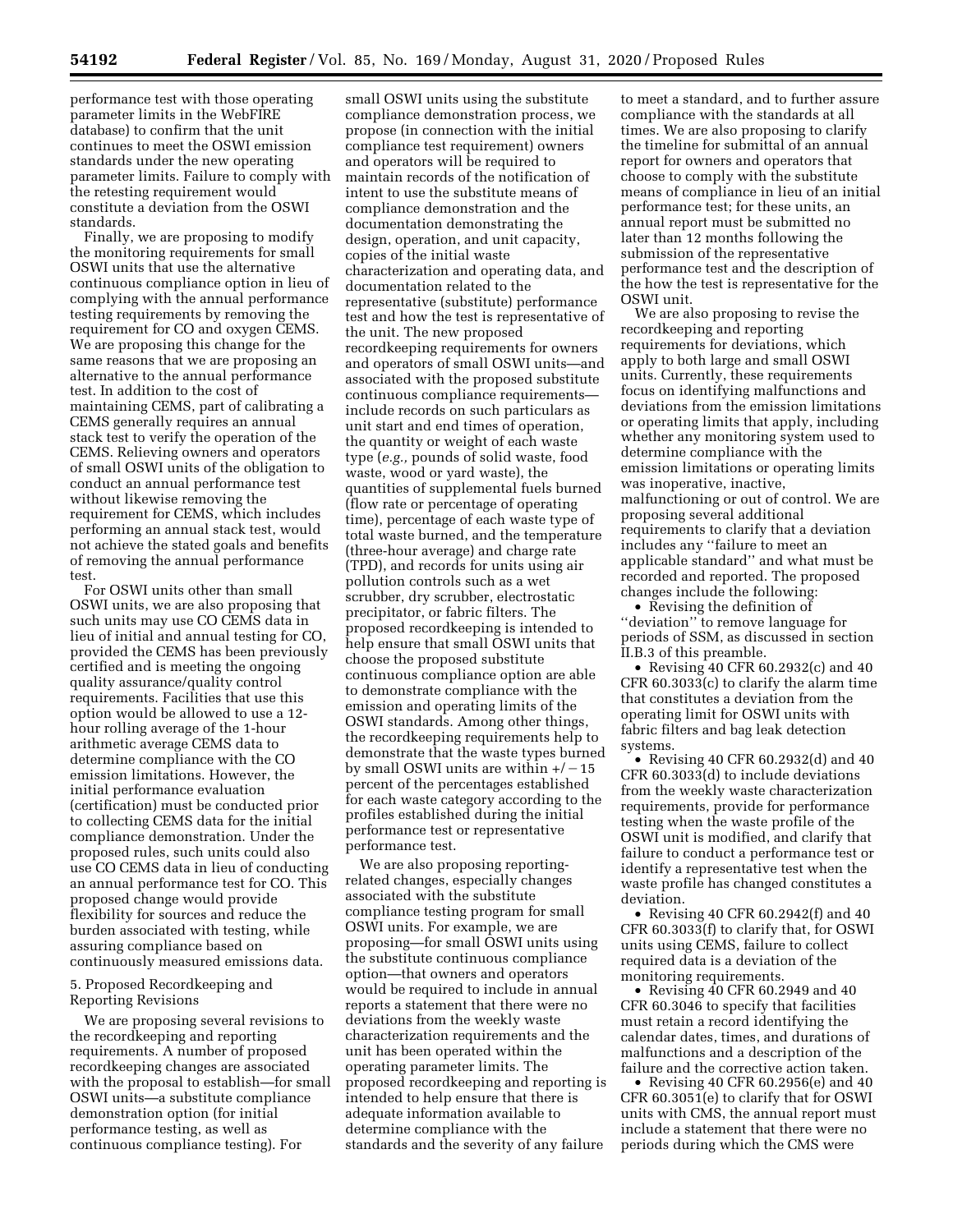performance test with those operating parameter limits in the WebFIRE database) to confirm that the unit continues to meet the OSWI emission standards under the new operating parameter limits. Failure to comply with the retesting requirement would constitute a deviation from the OSWI standards.

Finally, we are proposing to modify the monitoring requirements for small OSWI units that use the alternative continuous compliance option in lieu of complying with the annual performance testing requirements by removing the requirement for CO and oxygen CEMS. We are proposing this change for the same reasons that we are proposing an alternative to the annual performance test. In addition to the cost of maintaining CEMS, part of calibrating a CEMS generally requires an annual stack test to verify the operation of the CEMS. Relieving owners and operators of small OSWI units of the obligation to conduct an annual performance test without likewise removing the requirement for CEMS, which includes performing an annual stack test, would not achieve the stated goals and benefits of removing the annual performance test.

For OSWI units other than small OSWI units, we are also proposing that such units may use CO CEMS data in lieu of initial and annual testing for CO, provided the CEMS has been previously certified and is meeting the ongoing quality assurance/quality control requirements. Facilities that use this option would be allowed to use a 12-hour rolling average of the 1-hour arithmetic average CEMS data to determine compliance with the CO emission limitations. However, the initial performance evaluation (certification) must be conducted prior to collecting CEMS data for the initial compliance demonstration. Under the proposed rules, such units could also use CO CEMS data in lieu of conducting an annual performance test for CO. This proposed change would provide flexibility for sources and reduce the burden associated with testing, while assuring compliance based on continuously measured emissions data.

5. Proposed Recordkeeping and Reporting Revisions

We are proposing several revisions to the recordkeeping and reporting requirements. A number of proposed recordkeeping changes are associated with the proposal to establish—for small OSWI units—a substitute compliance demonstration option (for initial performance testing, as well as continuous compliance testing). For small OSWI units using the substitute compliance demonstration process, we propose (in connection with the initial compliance test requirement) owners and operators will be required to maintain records of the notification of intent to use the substitute means of compliance demonstration and the documentation demonstrating the design, operation, and unit capacity, copies of the initial waste characterization and operating data, and documentation related to the representative (substitute) performance test and how the test is representative of the unit. The new proposed recordkeeping requirements for owners and operators of small OSWI units—and associated with the proposed substitute continuous compliance requirements—include records on such particulars as unit start and end times of operation, the quantity or weight of each waste type (*e.g.,* pounds of solid waste, food waste, wood or yard waste), the quantities of supplemental fuels burned (flow rate or percentage of operating time), percentage of each waste type of total waste burned, and the temperature (three-hour average) and charge rate (TPD), and records for units using air pollution controls such as a wet scrubber, dry scrubber, electrostatic precipitator, or fabric filters. The proposed recordkeeping is intended to help ensure that small OSWI units that choose the proposed substitute continuous compliance option are able to demonstrate compliance with the emission and operating limits of the OSWI standards. Among other things, the recordkeeping requirements help to demonstrate that the waste types burned by small OSWI units are within +/−15 percent of the percentages established for each waste category according to the profiles established during the initial performance test or representative performance test.

We are also proposing reporting-related changes, especially changes associated with the substitute compliance testing program for small OSWI units. For example, we are proposing—for small OSWI units using the substitute continuous compliance option—that owners and operators would be required to include in annual reports a statement that there were no deviations from the weekly waste characterization requirements and the unit has been operated within the operating parameter limits. The proposed recordkeeping and reporting is intended to help ensure that there is adequate information available to determine compliance with the standards and the severity of any failure to meet a standard, and to further assure compliance with the standards at all times. We are also proposing to clarify the timeline for submittal of an annual report for owners and operators that choose to comply with the substitute means of compliance in lieu of an initial performance test; for these units, an annual report must be submitted no later than 12 months following the submission of the representative performance test and the description of the how the test is representative for the OSWI unit.

We are also proposing to revise the recordkeeping and reporting requirements for deviations, which apply to both large and small OSWI units. Currently, these requirements focus on identifying malfunctions and deviations from the emission limitations or operating limits that apply, including whether any monitoring system used to determine compliance with the emission limitations or operating limits was inoperative, inactive, malfunctioning or out of control. We are proposing several additional requirements to clarify that a deviation includes any "failure to meet an applicable standard" and what must be recorded and reported. The proposed changes include the following:

- Revising the definition of "deviation" to remove language for periods of SSM, as discussed in section II.B.3 of this preamble.
- Revising 40 CFR 60.2932(c) and 40 CFR 60.3033(c) to clarify the alarm time that constitutes a deviation from the operating limit for OSWI units with fabric filters and bag leak detection systems.
- Revising 40 CFR 60.2932(d) and 40 CFR 60.3033(d) to include deviations from the weekly waste characterization requirements, provide for performance testing when the waste profile of the OSWI unit is modified, and clarify that failure to conduct a performance test or identify a representative test when the waste profile has changed constitutes a deviation.
- Revising 40 CFR 60.2942(f) and 40 CFR 60.3033(f) to clarify that, for OSWI units using CEMS, failure to collect required data is a deviation of the monitoring requirements.
- Revising 40 CFR 60.2949 and 40 CFR 60.3046 to specify that facilities must retain a record identifying the calendar dates, times, and durations of malfunctions and a description of the failure and the corrective action taken.
- Revising 40 CFR 60.2956(e) and 40 CFR 60.3051(e) to clarify that for OSWI units with CMS, the annual report must include a statement that there were no periods during which the CMS were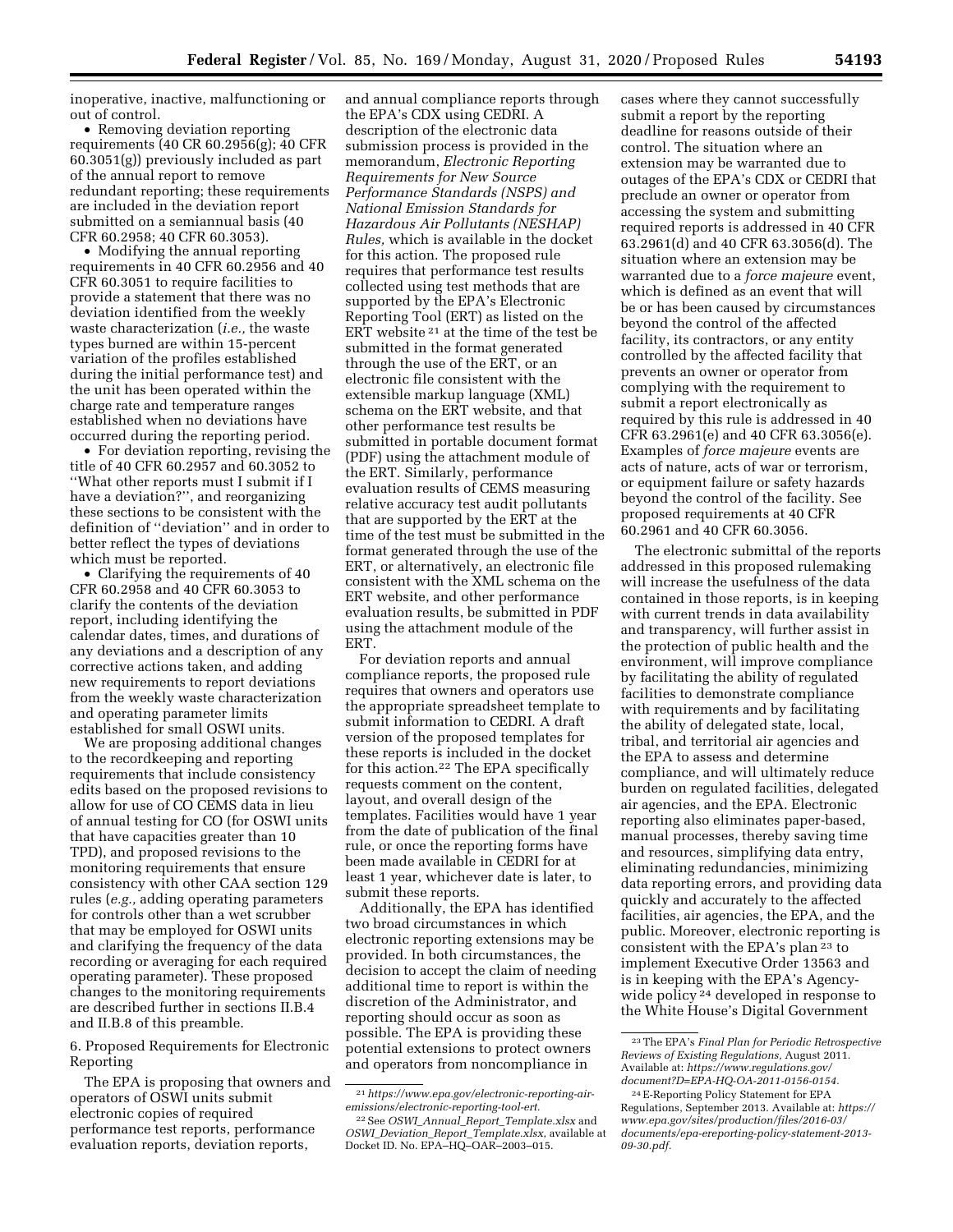inoperative, inactive, malfunctioning or out of control.

- Removing deviation reporting requirements (40 CR 60.2956(g); 40 CFR 60.3051(g)) previously included as part of the annual report to remove redundant reporting; these requirements are included in the deviation report submitted on a semiannual basis (40 CFR 60.2958; 40 CFR 60.3053).
- Modifying the annual reporting requirements in 40 CFR 60.2956 and 40 CFR 60.3051 to require facilities to provide a statement that there was no deviation identified from the weekly waste characterization (*i.e.,* the waste types burned are within 15-percent variation of the profiles established during the initial performance test) and the unit has been operated within the charge rate and temperature ranges established when no deviations have occurred during the reporting period.
- For deviation reporting, revising the title of 40 CFR 60.2957 and 60.3052 to ''What other reports must I submit if I have a deviation?'', and reorganizing these sections to be consistent with the definition of ''deviation'' and in order to better reflect the types of deviations which must be reported.
- Clarifying the requirements of 40 CFR 60.2958 and 40 CFR 60.3053 to clarify the contents of the deviation report, including identifying the calendar dates, times, and durations of any deviations and a description of any corrective actions taken, and adding new requirements to report deviations from the weekly waste characterization and operating parameter limits established for small OSWI units.

We are proposing additional changes to the recordkeeping and reporting requirements that include consistency edits based on the proposed revisions to allow for use of CO CEMS data in lieu of annual testing for CO (for OSWI units that have capacities greater than 10 TPD), and proposed revisions to the monitoring requirements that ensure consistency with other CAA section 129 rules (*e.g.,* adding operating parameters for controls other than a wet scrubber that may be employed for OSWI units and clarifying the frequency of the data recording or averaging for each required operating parameter). These proposed changes to the monitoring requirements are described further in sections II.B.4 and II.B.8 of this preamble.

6. Proposed Requirements for Electronic Reporting

The EPA is proposing that owners and operators of OSWI units submit electronic copies of required performance test reports, performance evaluation reports, deviation reports, and annual compliance reports through the EPA's CDX using CEDRI. A description of the electronic data submission process is provided in the memorandum, *Electronic Reporting Requirements for New Source Performance Standards (NSPS) and National Emission Standards for Hazardous Air Pollutants (NESHAP) Rules,* which is available in the docket for this action. The proposed rule requires that performance test results collected using test methods that are supported by the EPA's Electronic Reporting Tool (ERT) as listed on the ERT website [21] at the time of the test be submitted in the format generated through the use of the ERT, or an electronic file consistent with the extensible markup language (XML) schema on the ERT website, and that other performance test results be submitted in portable document format (PDF) using the attachment module of the ERT. Similarly, performance evaluation results of CEMS measuring relative accuracy test audit pollutants that are supported by the ERT at the time of the test must be submitted in the format generated through the use of the ERT, or alternatively, an electronic file consistent with the XML schema on the ERT website, and other performance evaluation results, be submitted in PDF using the attachment module of the ERT.

For deviation reports and annual compliance reports, the proposed rule requires that owners and operators use the appropriate spreadsheet template to submit information to CEDRI. A draft version of the proposed templates for these reports is included in the docket for this action.[22] The EPA specifically requests comment on the content, layout, and overall design of the templates. Facilities would have 1 year from the date of publication of the final rule, or once the reporting forms have been made available in CEDRI for at least 1 year, whichever date is later, to submit these reports.

Additionally, the EPA has identified two broad circumstances in which electronic reporting extensions may be provided. In both circumstances, the decision to accept the claim of needing additional time to report is within the discretion of the Administrator, and reporting should occur as soon as possible. The EPA is providing these potential extensions to protect owners and operators from noncompliance in cases where they cannot successfully submit a report by the reporting deadline for reasons outside of their control. The situation where an extension may be warranted due to outages of the EPA's CDX or CEDRI that preclude an owner or operator from accessing the system and submitting required reports is addressed in 40 CFR 63.2961(d) and 40 CFR 63.3056(d). The situation where an extension may be warranted due to a *force majeure* event, which is defined as an event that will be or has been caused by circumstances beyond the control of the affected facility, its contractors, or any entity controlled by the affected facility that prevents an owner or operator from complying with the requirement to submit a report electronically as required by this rule is addressed in 40 CFR 63.2961(e) and 40 CFR 63.3056(e). Examples of *force majeure* events are acts of nature, acts of war or terrorism, or equipment failure or safety hazards beyond the control of the facility. See proposed requirements at 40 CFR 60.2961 and 40 CFR 60.3056.

The electronic submittal of the reports addressed in this proposed rulemaking will increase the usefulness of the data contained in those reports, is in keeping with current trends in data availability and transparency, will further assist in the protection of public health and the environment, will improve compliance by facilitating the ability of regulated facilities to demonstrate compliance with requirements and by facilitating the ability of delegated state, local, tribal, and territorial air agencies and the EPA to assess and determine compliance, and will ultimately reduce burden on regulated facilities, delegated air agencies, and the EPA. Electronic reporting also eliminates paper-based, manual processes, thereby saving time and resources, simplifying data entry, eliminating redundancies, minimizing data reporting errors, and providing data quickly and accurately to the affected facilities, air agencies, the EPA, and the public. Moreover, electronic reporting is consistent with the EPA's plan [23] to implement Executive Order 13563 and is in keeping with the EPA's Agency-wide policy [24] developed in response to the White House's Digital Government

---

[21] *https://www.epa.gov/electronic-reporting-air-emissions/electronic-reporting-tool-ert.*

[22] See *OSWI_Annual_Report_Template.xlsx* and *OSWI_Deviation_Report_Template.xlsx*, available at Docket ID. No. EPA–HQ–OAR–2003–015.

[23] The EPA's *Final Plan for Periodic Retrospective Reviews of Existing Regulations,* August 2011. Available at: *https://www.regulations.gov/document?D=EPA-HQ-OA-2011-0156-0154.*

[24] E-Reporting Policy Statement for EPA Regulations, September 2013. Available at: *https://www.epa.gov/sites/production/files/2016-03/documents/epa-ereporting-policy-statement-2013-09-30.pdf.*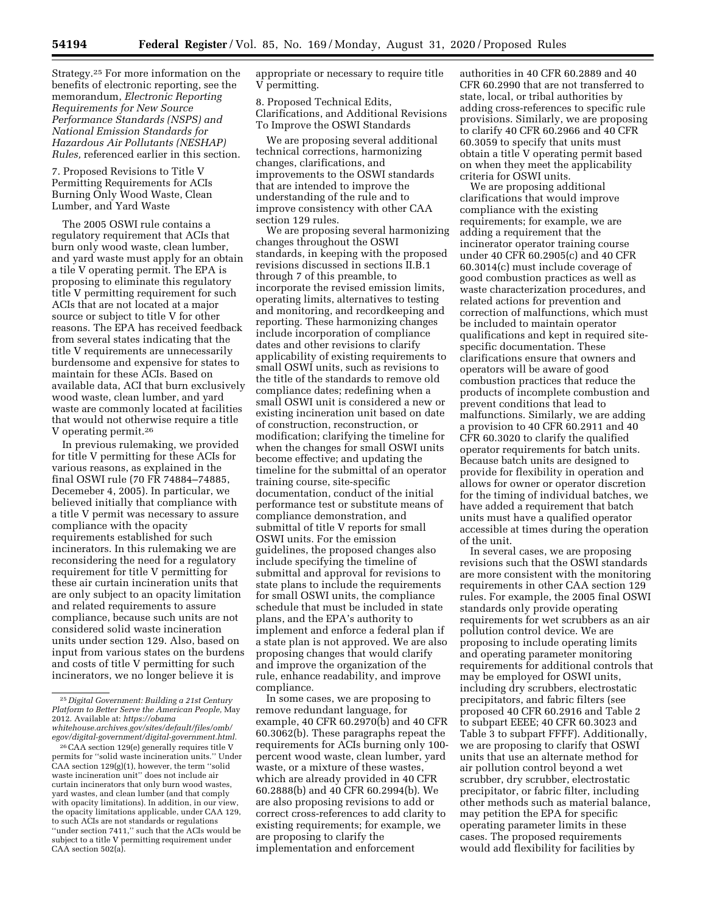Strategy.[25] For more information on the benefits of electronic reporting, see the memorandum, *Electronic Reporting Requirements for New Source Performance Standards (NSPS) and National Emission Standards for Hazardous Air Pollutants (NESHAP) Rules,* referenced earlier in this section.

7. Proposed Revisions to Title V Permitting Requirements for ACIs Burning Only Wood Waste, Clean Lumber, and Yard Waste

The 2005 OSWI rule contains a regulatory requirement that ACIs that burn only wood waste, clean lumber, and yard waste must apply for an obtain a tile V operating permit. The EPA is proposing to eliminate this regulatory title V permitting requirement for such ACIs that are not located at a major source or subject to title V for other reasons. The EPA has received feedback from several states indicating that the title V requirements are unnecessarily burdensome and expensive for states to maintain for these ACIs. Based on available data, ACI that burn exclusively wood waste, clean lumber, and yard waste are commonly located at facilities that would not otherwise require a title V operating permit.[26]

In previous rulemaking, we provided for title V permitting for these ACIs for various reasons, as explained in the final OSWI rule (70 FR 74884–74885, Decemeber 4, 2005). In particular, we believed initially that compliance with a title V permit was necessary to assure compliance with the opacity requirements established for such incinerators. In this rulemaking we are reconsidering the need for a regulatory requirement for title V permitting for these air curtain incineration units that are only subject to an opacity limitation and related requirements to assure compliance, because such units are not considered solid waste incineration units under section 129. Also, based on input from various states on the burdens and costs of title V permitting for such incinerators, we no longer believe it is appropriate or necessary to require title V permitting.

8. Proposed Technical Edits, Clarifications, and Additional Revisions To Improve the OSWI Standards

We are proposing several additional technical corrections, harmonizing changes, clarifications, and improvements to the OSWI standards that are intended to improve the understanding of the rule and to improve consistency with other CAA section 129 rules.

We are proposing several harmonizing changes throughout the OSWI standards, in keeping with the proposed revisions discussed in sections II.B.1 through 7 of this preamble, to incorporate the revised emission limits, operating limits, alternatives to testing and monitoring, and recordkeeping and reporting. These harmonizing changes include incorporation of compliance dates and other revisions to clarify applicability of existing requirements to small OSWI units, such as revisions to the title of the standards to remove old compliance dates; redefining when a small OSWI unit is considered a new or existing incineration unit based on date of construction, reconstruction, or modification; clarifying the timeline for when the changes for small OSWI units become effective; and updating the timeline for the submittal of an operator training course, site-specific documentation, conduct of the initial performance test or substitute means of compliance demonstration, and submittal of title V reports for small OSWI units. For the emission guidelines, the proposed changes also include specifying the timeline of submittal and approval for revisions to state plans to include the requirements for small OSWI units, the compliance schedule that must be included in state plans, and the EPA's authority to implement and enforce a federal plan if a state plan is not approved. We are also proposing changes that would clarify and improve the organization of the rule, enhance readability, and improve compliance.

In some cases, we are proposing to remove redundant language, for example, 40 CFR 60.2970(b) and 40 CFR 60.3062(b). These paragraphs repeat the requirements for ACIs burning only 100-percent wood waste, clean lumber, yard waste, or a mixture of these wastes, which are already provided in 40 CFR 60.2888(b) and 40 CFR 60.2994(b). We are also proposing revisions to add or correct cross-references to add clarity to existing requirements; for example, we are proposing to clarify the implementation and enforcement authorities in 40 CFR 60.2889 and 40 CFR 60.2990 that are not transferred to state, local, or tribal authorities by adding cross-references to specific rule provisions. Similarly, we are proposing to clarify 40 CFR 60.2966 and 40 CFR 60.3059 to specify that units must obtain a title V operating permit based on when they meet the applicability criteria for OSWI units.

We are proposing additional clarifications that would improve compliance with the existing requirements; for example, we are adding a requirement that the incinerator operator training course under 40 CFR 60.2905(c) and 40 CFR 60.3014(c) must include coverage of good combustion practices as well as waste characterization procedures, and related actions for prevention and correction of malfunctions, which must be included to maintain operator qualifications and kept in required site-specific documentation. These clarifications ensure that owners and operators will be aware of good combustion practices that reduce the products of incomplete combustion and prevent conditions that lead to malfunctions. Similarly, we are adding a provision to 40 CFR 60.2911 and 40 CFR 60.3020 to clarify the qualified operator requirements for batch units. Because batch units are designed to provide for flexibility in operation and allows for owner or operator discretion for the timing of individual batches, we have added a requirement that batch units must have a qualified operator accessible at times during the operation of the unit.

In several cases, we are proposing revisions such that the OSWI standards are more consistent with the monitoring requirements in other CAA section 129 rules. For example, the 2005 final OSWI standards only provide operating requirements for wet scrubbers as an air pollution control device. We are proposing to include operating limits and operating parameter monitoring requirements for additional controls that may be employed for OSWI units, including dry scrubbers, electrostatic precipitators, and fabric filters (see proposed 40 CFR 60.2916 and Table 2 to subpart EEEE; 40 CFR 60.3023 and Table 3 to subpart FFFF). Additionally, we are proposing to clarify that OSWI units that use an alternate method for air pollution control beyond a wet scrubber, dry scrubber, electrostatic precipitator, or fabric filter, including other methods such as material balance, may petition the EPA for specific operating parameter limits in these cases. The proposed requirements would add flexibility for facilities by

[25] *Digital Government: Building a 21st Century Platform to Better Serve the American People,* May 2012. Available at: *https://obamawhitehouse.archives.gov/sites/default/files/omb/egov/digital-government/digital-government.html.*

[26] CAA section 129(e) generally requires title V permits for ''solid waste incineration units.'' Under CAA section 129(g)(1), however, the term ''solid waste incineration unit'' does not include air curtain incinerators that only burn wood wastes, yard wastes, and clean lumber (and that comply with opacity limitations). In addition, in our view, the opacity limitations applicable, under CAA 129, to such ACIs are not standards or regulations ''under section 7411,'' such that the ACIs would be subject to a title V permitting requirement under CAA section 502(a).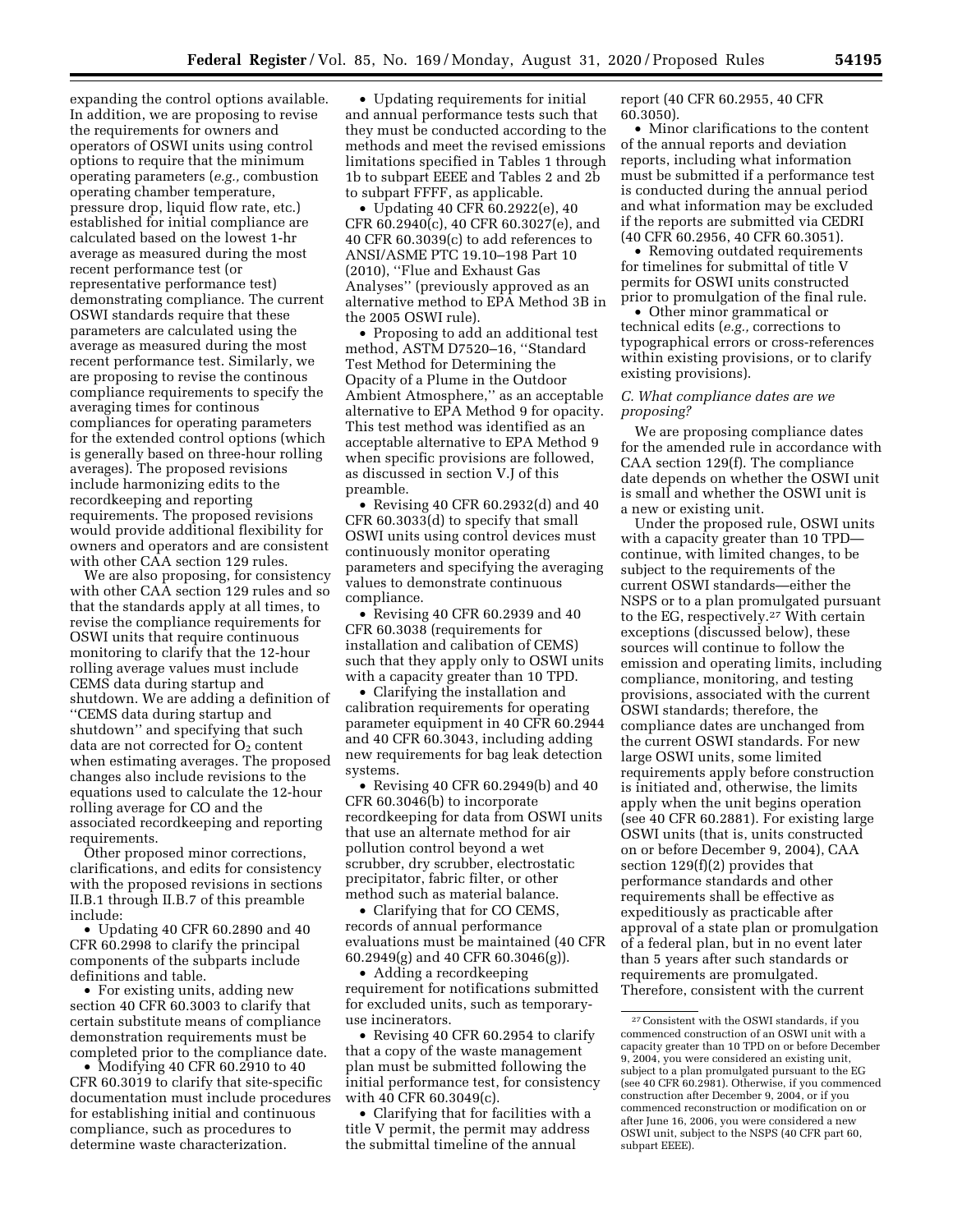expanding the control options available. In addition, we are proposing to revise the requirements for owners and operators of OSWI units using control options to require that the minimum operating parameters (*e.g.,* combustion operating chamber temperature, pressure drop, liquid flow rate, etc.) established for initial compliance are calculated based on the lowest 1-hr average as measured during the most recent performance test (or representative performance test) demonstrating compliance. The current OSWI standards require that these parameters are calculated using the average as measured during the most recent performance test. Similarly, we are proposing to revise the continous compliance requirements to specify the averaging times for continous compliances for operating parameters for the extended control options (which is generally based on three-hour rolling averages). The proposed revisions include harmonizing edits to the recordkeeping and reporting requirements. The proposed revisions would provide additional flexibility for owners and operators and are consistent with other CAA section 129 rules.

We are also proposing, for consistency with other CAA section 129 rules and so that the standards apply at all times, to revise the compliance requirements for OSWI units that require continuous monitoring to clarify that the 12-hour rolling average values must include CEMS data during startup and shutdown. We are adding a definition of ''CEMS data during startup and shutdown'' and specifying that such data are not corrected for $O_2$ content when estimating averages. The proposed changes also include revisions to the equations used to calculate the 12-hour rolling average for CO and the associated recordkeeping and reporting requirements.

Other proposed minor corrections, clarifications, and edits for consistency with the proposed revisions in sections II.B.1 through II.B.7 of this preamble include:

- Updating 40 CFR 60.2890 and 40 CFR 60.2998 to clarify the principal components of the subparts include definitions and table.
- For existing units, adding new section 40 CFR 60.3003 to clarify that certain substitute means of compliance demonstration requirements must be completed prior to the compliance date.
- Modifying 40 CFR 60.2910 to 40 CFR 60.3019 to clarify that site-specific documentation must include procedures for establishing initial and continuous compliance, such as procedures to determine waste characterization.
- Updating requirements for initial and annual performance tests such that they must be conducted according to the methods and meet the revised emissions limitations specified in Tables 1 through 1b to subpart EEEE and Tables 2 and 2b to subpart FFFF, as applicable.
- Updating 40 CFR 60.2922(e), 40 CFR 60.2940(c), 40 CFR 60.3027(e), and 40 CFR 60.3039(c) to add references to ANSI/ASME PTC 19.10–198 Part 10 (2010), ''Flue and Exhaust Gas Analyses'' (previously approved as an alternative method to EPA Method 3B in the 2005 OSWI rule).
- Proposing to add an additional test method, ASTM D7520–16, ''Standard Test Method for Determining the Opacity of a Plume in the Outdoor Ambient Atmosphere,'' as an acceptable alternative to EPA Method 9 for opacity. This test method was identified as an acceptable alternative to EPA Method 9 when specific provisions are followed, as discussed in section V.J of this preamble.
- Revising 40 CFR 60.2932(d) and 40 CFR 60.3033(d) to specify that small OSWI units using control devices must continuously monitor operating parameters and specifying the averaging values to demonstrate continuous compliance.
- Revising 40 CFR 60.2939 and 40 CFR 60.3038 (requirements for installation and calibation of CEMS) such that they apply only to OSWI units with a capacity greater than 10 TPD.
- Clarifying the installation and calibration requirements for operating parameter equipment in 40 CFR 60.2944 and 40 CFR 60.3043, including adding new requirements for bag leak detection systems.
- Revising 40 CFR 60.2949(b) and 40 CFR 60.3046(b) to incorporate recordkeeping for data from OSWI units that use an alternate method for air pollution control beyond a wet scrubber, dry scrubber, electrostatic precipitator, fabric filter, or other method such as material balance.
- Clarifying that for CO CEMS, records of annual performance evaluations must be maintained (40 CFR 60.2949(g) and 40 CFR 60.3046(g)).
- Adding a recordkeeping requirement for notifications submitted for excluded units, such as temporary-use incinerators.
- Revising 40 CFR 60.2954 to clarify that a copy of the waste management plan must be submitted following the initial performance test, for consistency with 40 CFR 60.3049(c).
- Clarifying that for facilities with a title V permit, the permit may address the submittal timeline of the annual report (40 CFR 60.2955, 40 CFR 60.3050).
- Minor clarifications to the content of the annual reports and deviation reports, including what information must be submitted if a performance test is conducted during the annual period and what information may be excluded if the reports are submitted via CEDRI (40 CFR 60.2956, 40 CFR 60.3051).
- Removing outdated requirements for timelines for submittal of title V permits for OSWI units constructed prior to promulgation of the final rule.
- Other minor grammatical or technical edits (*e.g.,* corrections to typographical errors or cross-references within existing provisions, or to clarify existing provisions).

### C. What compliance dates are we proposing?

We are proposing compliance dates for the amended rule in accordance with CAA section 129(f). The compliance date depends on whether the OSWI unit is small and whether the OSWI unit is a new or existing unit.

Under the proposed rule, OSWI units with a capacity greater than 10 TPD—continue, with limited changes, to be subject to the requirements of the current OSWI standards—either the NSPS or to a plan promulgated pursuant to the EG, respectively.[27] With certain exceptions (discussed below), these sources will continue to follow the emission and operating limits, including compliance, monitoring, and testing provisions, associated with the current OSWI standards; therefore, the compliance dates are unchanged from the current OSWI standards. For new large OSWI units, some limited requirements apply before construction is initiated and, otherwise, the limits apply when the unit begins operation (see 40 CFR 60.2881). For existing large OSWI units (that is, units constructed on or before December 9, 2004), CAA section 129(f)(2) provides that performance standards and other requirements shall be effective as expeditiously as practicable after approval of a state plan or promulgation of a federal plan, but in no event later than 5 years after such standards or requirements are promulgated. Therefore, consistent with the current

[27] Consistent with the OSWI standards, if you commenced construction of an OSWI unit with a capacity greater than 10 TPD on or before December 9, 2004, you were considered an existing unit, subject to a plan promulgated pursuant to the EG (see 40 CFR 60.2981). Otherwise, if you commenced construction after December 9, 2004, or if you commenced reconstruction or modification on or after June 16, 2006, you were considered a new OSWI unit, subject to the NSPS (40 CFR part 60, subpart EEEE).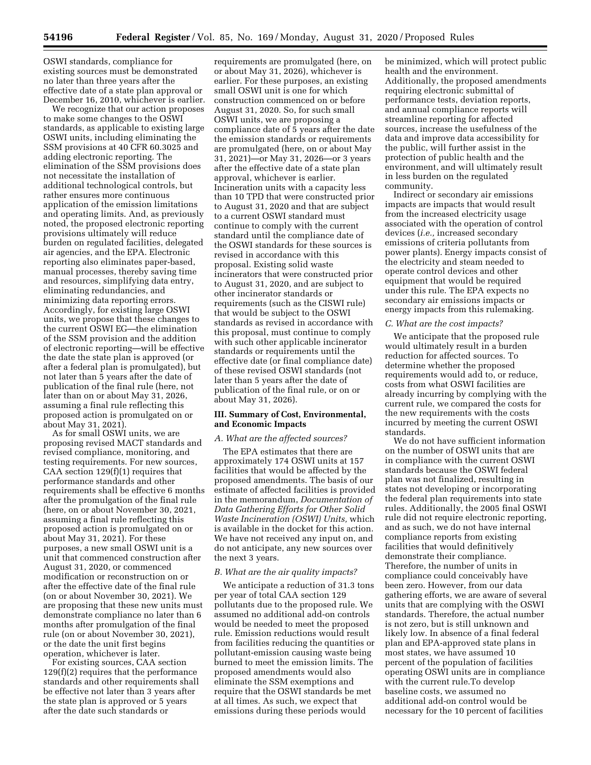OSWI standards, compliance for existing sources must be demonstrated no later than three years after the effective date of a state plan approval or December 16, 2010, whichever is earlier.

We recognize that our action proposes to make some changes to the OSWI standards, as applicable to existing large OSWI units, including eliminating the SSM provisions at 40 CFR 60.3025 and adding electronic reporting. The elimination of the SSM provisions does not necessitate the installation of additional technological controls, but rather ensures more continuous application of the emission limitations and operating limits. And, as previously noted, the proposed electronic reporting provisions ultimately will reduce burden on regulated facilities, delegated air agencies, and the EPA. Electronic reporting also eliminates paper-based, manual processes, thereby saving time and resources, simplifying data entry, eliminating redundancies, and minimizing data reporting errors. Accordingly, for existing large OSWI units, we propose that these changes to the current OSWI EG—the elimination of the SSM provision and the addition of electronic reporting—will be effective the date the state plan is approved (or after a federal plan is promulgated), but not later than 5 years after the date of publication of the final rule (here, not later than on or about May 31, 2026, assuming a final rule reflecting this proposed action is promulgated on or about May 31, 2021).

As for small OSWI units, we are proposing revised MACT standards and revised compliance, monitoring, and testing requirements. For new sources, CAA section 129(f)(1) requires that performance standards and other requirements shall be effective 6 months after the promulgation of the final rule (here, on or about November 30, 2021, assuming a final rule reflecting this proposed action is promulgated on or about May 31, 2021). For these purposes, a new small OSWI unit is a unit that commenced construction after August 31, 2020, or commenced modification or reconstruction on or after the effective date of the final rule (on or about November 30, 2021). We are proposing that these new units must demonstrate compliance no later than 6 months after promulgation of the final rule (on or about November 30, 2021), or the date the unit first begins operation, whichever is later.

For existing sources, CAA section 129(f)(2) requires that the performance standards and other requirements shall be effective not later than 3 years after the state plan is approved or 5 years after the date such standards or requirements are promulgated (here, on or about May 31, 2026), whichever is earlier. For these purposes, an existing small OSWI unit is one for which construction commenced on or before August 31, 2020. So, for such small OSWI units, we are proposing a compliance date of 5 years after the date the emission standards or requirements are promulgated (here, on or about May 31, 2021)—or May 31, 2026—or 3 years after the effective date of a state plan approval, whichever is earlier. Incineration units with a capacity less than 10 TPD that were constructed prior to August 31, 2020 and that are subject to a current OSWI standard must continue to comply with the current standard until the compliance date of the OSWI standards for these sources is revised in accordance with this proposal. Existing solid waste incinerators that were constructed prior to August 31, 2020, and are subject to other incinerator standards or requirements (such as the CISWI rule) that would be subject to the OSWI standards as revised in accordance with this proposal, must continue to comply with such other applicable incinerator standards or requirements until the effective date (or final compliance date) of these revised OSWI standards (not later than 5 years after the date of publication of the final rule, or on or about May 31, 2026).

## III. Summary of Cost, Environmental, and Economic Impacts

### A. What are the affected sources?

The EPA estimates that there are approximately 174 OSWI units at 157 facilities that would be affected by the proposed amendments. The basis of our estimate of affected facilities is provided in the memorandum, *Documentation of Data Gathering Efforts for Other Solid Waste Incineration (OSWI) Units,* which is available in the docket for this action. We have not received any input on, and do not anticipate, any new sources over the next 3 years.

### B. What are the air quality impacts?

We anticipate a reduction of 31.3 tons per year of total CAA section 129 pollutants due to the proposed rule. We assumed no additional add-on controls would be needed to meet the proposed rule. Emission reductions would result from facilities reducing the quantities or pollutant-emission causing waste being burned to meet the emission limits. The proposed amendments would also eliminate the SSM exemptions and require that the OSWI standards be met at all times. As such, we expect that emissions during these periods would be minimized, which will protect public health and the environment. Additionally, the proposed amendments requiring electronic submittal of performance tests, deviation reports, and annual compliance reports will streamline reporting for affected sources, increase the usefulness of the data and improve data accessibility for the public, will further assist in the protection of public health and the environment, and will ultimately result in less burden on the regulated community.

Indirect or secondary air emissions impacts are impacts that would result from the increased electricity usage associated with the operation of control devices (*i.e.,* increased secondary emissions of criteria pollutants from power plants). Energy impacts consist of the electricity and steam needed to operate control devices and other equipment that would be required under this rule. The EPA expects no secondary air emissions impacts or energy impacts from this rulemaking.

### C. What are the cost impacts?

We anticipate that the proposed rule would ultimately result in a burden reduction for affected sources. To determine whether the proposed requirements would add to, or reduce, costs from what OSWI facilities are already incurring by complying with the current rule, we compared the costs for the new requirements with the costs incurred by meeting the current OSWI standards.

We do not have sufficient information on the number of OSWI units that are in compliance with the current OSWI standards because the OSWI federal plan was not finalized, resulting in states not developing or incorporating the federal plan requirements into state rules. Additionally, the 2005 final OSWI rule did not require electronic reporting, and as such, we do not have internal compliance reports from existing facilities that would definitively demonstrate their compliance. Therefore, the number of units in compliance could conceivably have been zero. However, from our data gathering efforts, we are aware of several units that are complying with the OSWI standards. Therefore, the actual number is not zero, but is still unknown and likely low. In absence of a final federal plan and EPA-approved state plans in most states, we have assumed 10 percent of the population of facilities operating OSWI units are in compliance with the current rule.To develop baseline costs, we assumed no additional add-on control would be necessary for the 10 percent of facilities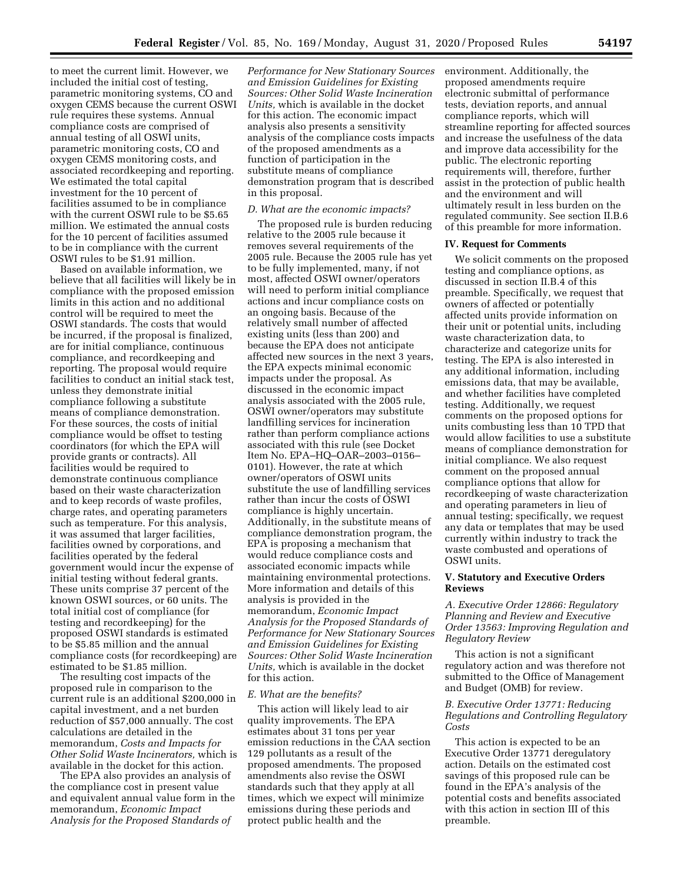to meet the current limit. However, we included the initial cost of testing, parametric monitoring systems, CO and oxygen CEMS because the current OSWI rule requires these systems. Annual compliance costs are comprised of annual testing of all OSWI units, parametric monitoring costs, CO and oxygen CEMS monitoring costs, and associated recordkeeping and reporting. We estimated the total capital investment for the 10 percent of facilities assumed to be in compliance with the current OSWI rule to be $5.65 million. We estimated the annual costs for the 10 percent of facilities assumed to be in compliance with the current OSWI rules to be $1.91 million.

Based on available information, we believe that all facilities will likely be in compliance with the proposed emission limits in this action and no additional control will be required to meet the OSWI standards. The costs that would be incurred, if the proposal is finalized, are for initial compliance, continuous compliance, and recordkeeping and reporting. The proposal would require facilities to conduct an initial stack test, unless they demonstrate initial compliance following a substitute means of compliance demonstration. For these sources, the costs of initial compliance would be offset to testing coordinators (for which the EPA will provide grants or contracts). All facilities would be required to demonstrate continuous compliance based on their waste characterization and to keep records of waste profiles, charge rates, and operating parameters such as temperature. For this analysis, it was assumed that larger facilities, facilities owned by corporations, and facilities operated by the federal government would incur the expense of initial testing without federal grants. These units comprise 37 percent of the known OSWI sources, or 60 units. The total initial cost of compliance (for testing and recordkeeping) for the proposed OSWI standards is estimated to be $5.85 million and the annual compliance costs (for recordkeeping) are estimated to be $1.85 million.

The resulting cost impacts of the proposed rule in comparison to the current rule is an additional $200,000 in capital investment, and a net burden reduction of $57,000 annually. The cost calculations are detailed in the memorandum, *Costs and Impacts for Other Solid Waste Incinerators,* which is available in the docket for this action.

The EPA also provides an analysis of the compliance cost in present value and equivalent annual value form in the memorandum, *Economic Impact Analysis for the Proposed Standards of Performance for New Stationary Sources and Emission Guidelines for Existing Sources: Other Solid Waste Incineration Units,* which is available in the docket for this action. The economic impact analysis also presents a sensitivity analysis of the compliance costs impacts of the proposed amendments as a function of participation in the substitute means of compliance demonstration program that is described in this proposal.

### *D. What are the economic impacts?*

The proposed rule is burden reducing relative to the 2005 rule because it removes several requirements of the 2005 rule. Because the 2005 rule has yet to be fully implemented, many, if not most, affected OSWI owner/operators will need to perform initial compliance actions and incur compliance costs on an ongoing basis. Because of the relatively small number of affected existing units (less than 200) and because the EPA does not anticipate affected new sources in the next 3 years, the EPA expects minimal economic impacts under the proposal. As discussed in the economic impact analysis associated with the 2005 rule, OSWI owner/operators may substitute landfilling services for incineration rather than perform compliance actions associated with this rule (see Docket Item No. EPA–HQ–OAR–2003–0156–0101). However, the rate at which owner/operators of OSWI units substitute the use of landfilling services rather than incur the costs of OSWI compliance is highly uncertain. Additionally, in the substitute means of compliance demonstration program, the EPA is proposing a mechanism that would reduce compliance costs and associated economic impacts while maintaining environmental protections. More information and details of this analysis is provided in the memorandum, *Economic Impact Analysis for the Proposed Standards of Performance for New Stationary Sources and Emission Guidelines for Existing Sources: Other Solid Waste Incineration Units,* which is available in the docket for this action.

### *E. What are the benefits?*

This action will likely lead to air quality improvements. The EPA estimates about 31 tons per year emission reductions in the CAA section 129 pollutants as a result of the proposed amendments. The proposed amendments also revise the OSWI standards such that they apply at all times, which we expect will minimize emissions during these periods and protect public health and the environment. Additionally, the proposed amendments require electronic submittal of performance tests, deviation reports, and annual compliance reports, which will streamline reporting for affected sources and increase the usefulness of the data and improve data accessibility for the public. The electronic reporting requirements will, therefore, further assist in the protection of public health and the environment and will ultimately result in less burden on the regulated community. See section II.B.6 of this preamble for more information.

## IV. Request for Comments

We solicit comments on the proposed testing and compliance options, as discussed in section II.B.4 of this preamble. Specifically, we request that owners of affected or potentially affected units provide information on their unit or potential units, including waste characterization data, to characterize and categorize units for testing. The EPA is also interested in any additional information, including emissions data, that may be available, and whether facilities have completed testing. Additionally, we request comments on the proposed options for units combusting less than 10 TPD that would allow facilities to use a substitute means of compliance demonstration for initial compliance. We also request comment on the proposed annual compliance options that allow for recordkeeping of waste characterization and operating parameters in lieu of annual testing; specifically, we request any data or templates that may be used currently within industry to track the waste combusted and operations of OSWI units.

## V. Statutory and Executive Orders Reviews

### *A. Executive Order 12866: Regulatory Planning and Review and Executive Order 13563: Improving Regulation and Regulatory Review*

This action is not a significant regulatory action and was therefore not submitted to the Office of Management and Budget (OMB) for review.

### *B. Executive Order 13771: Reducing Regulations and Controlling Regulatory Costs*

This action is expected to be an Executive Order 13771 deregulatory action. Details on the estimated cost savings of this proposed rule can be found in the EPA's analysis of the potential costs and benefits associated with this action in section III of this preamble.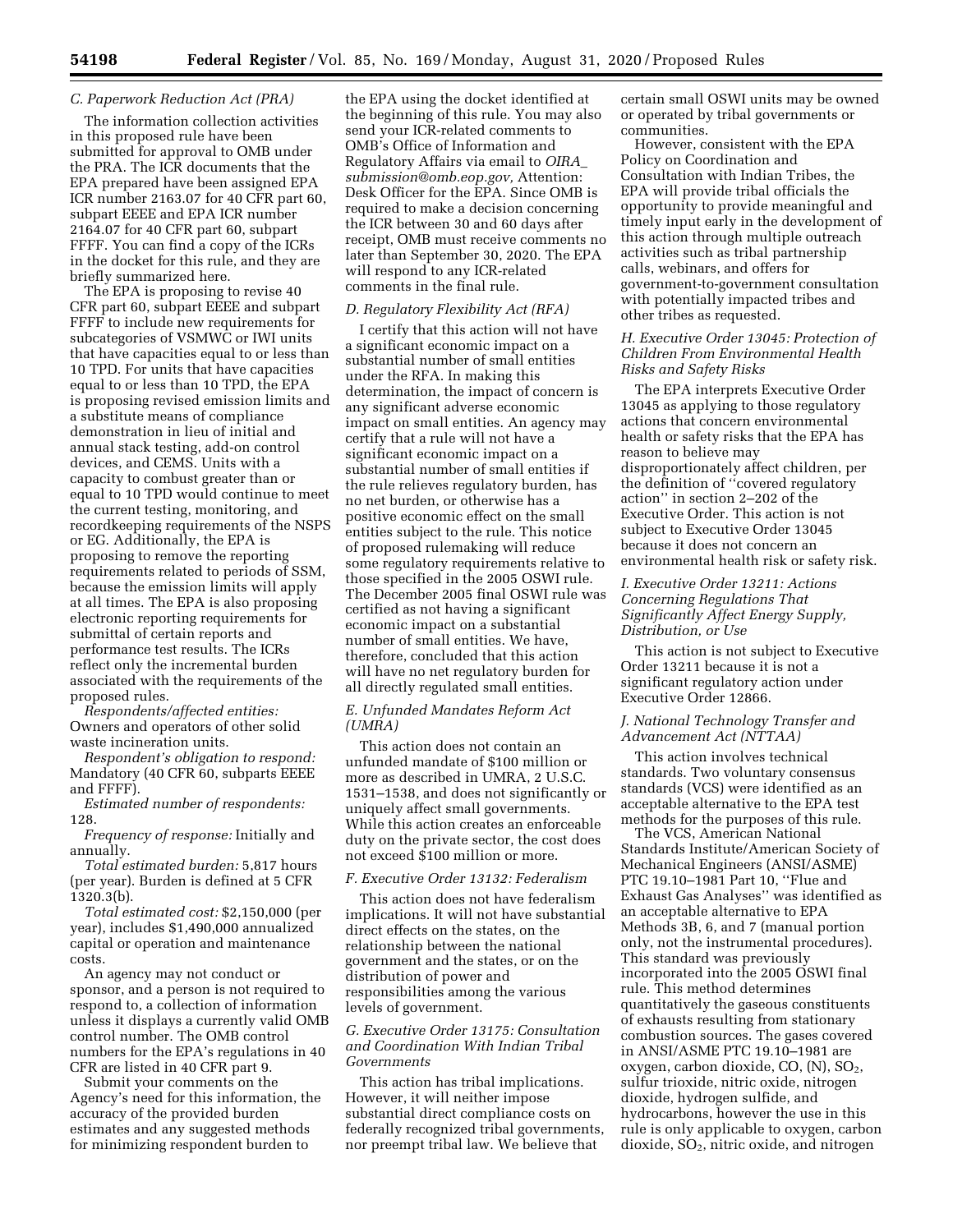### C. Paperwork Reduction Act (PRA)

The information collection activities in this proposed rule have been submitted for approval to OMB under the PRA. The ICR documents that the EPA prepared have been assigned EPA ICR number 2163.07 for 40 CFR part 60, subpart EEEE and EPA ICR number 2164.07 for 40 CFR part 60, subpart FFFF. You can find a copy of the ICRs in the docket for this rule, and they are briefly summarized here.

The EPA is proposing to revise 40 CFR part 60, subpart EEEE and subpart FFFF to include new requirements for subcategories of VSMWC or IWI units that have capacities equal to or less than 10 TPD. For units that have capacities equal to or less than 10 TPD, the EPA is proposing revised emission limits and a substitute means of compliance demonstration in lieu of initial and annual stack testing, add-on control devices, and CEMS. Units with a capacity to combust greater than or equal to 10 TPD would continue to meet the current testing, monitoring, and recordkeeping requirements of the NSPS or EG. Additionally, the EPA is proposing to remove the reporting requirements related to periods of SSM, because the emission limits will apply at all times. The EPA is also proposing electronic reporting requirements for submittal of certain reports and performance test results. The ICRs reflect only the incremental burden associated with the requirements of the proposed rules.

*Respondents/affected entities:* Owners and operators of other solid waste incineration units.

*Respondent's obligation to respond:* Mandatory (40 CFR 60, subparts EEEE and FFFF).

*Estimated number of respondents:* 128.

*Frequency of response:* Initially and annually.

*Total estimated burden:* 5,817 hours (per year). Burden is defined at 5 CFR 1320.3(b).

*Total estimated cost:* $2,150,000 (per year), includes $1,490,000 annualized capital or operation and maintenance costs.

An agency may not conduct or sponsor, and a person is not required to respond to, a collection of information unless it displays a currently valid OMB control number. The OMB control numbers for the EPA's regulations in 40 CFR are listed in 40 CFR part 9.

Submit your comments on the Agency's need for this information, the accuracy of the provided burden estimates and any suggested methods for minimizing respondent burden to the EPA using the docket identified at the beginning of this rule. You may also send your ICR-related comments to OMB's Office of Information and Regulatory Affairs via email to *OIRA_submission@omb.eop.gov,* Attention: Desk Officer for the EPA. Since OMB is required to make a decision concerning the ICR between 30 and 60 days after receipt, OMB must receive comments no later than September 30, 2020. The EPA will respond to any ICR-related comments in the final rule.

### D. Regulatory Flexibility Act (RFA)

I certify that this action will not have a significant economic impact on a substantial number of small entities under the RFA. In making this determination, the impact of concern is any significant adverse economic impact on small entities. An agency may certify that a rule will not have a significant economic impact on a substantial number of small entities if the rule relieves regulatory burden, has no net burden, or otherwise has a positive economic effect on the small entities subject to the rule. This notice of proposed rulemaking will reduce some regulatory requirements relative to those specified in the 2005 OSWI rule. The December 2005 final OSWI rule was certified as not having a significant economic impact on a substantial number of small entities. We have, therefore, concluded that this action will have no net regulatory burden for all directly regulated small entities.

### E. Unfunded Mandates Reform Act (UMRA)

This action does not contain an unfunded mandate of $100 million or more as described in UMRA, 2 U.S.C. 1531–1538, and does not significantly or uniquely affect small governments. While this action creates an enforceable duty on the private sector, the cost does not exceed $100 million or more.

### F. Executive Order 13132: Federalism

This action does not have federalism implications. It will not have substantial direct effects on the states, on the relationship between the national government and the states, or on the distribution of power and responsibilities among the various levels of government.

### G. Executive Order 13175: Consultation and Coordination With Indian Tribal Governments

This action has tribal implications. However, it will neither impose substantial direct compliance costs on federally recognized tribal governments, nor preempt tribal law. We believe that certain small OSWI units may be owned or operated by tribal governments or communities.

However, consistent with the EPA Policy on Coordination and Consultation with Indian Tribes, the EPA will provide tribal officials the opportunity to provide meaningful and timely input early in the development of this action through multiple outreach activities such as tribal partnership calls, webinars, and offers for government-to-government consultation with potentially impacted tribes and other tribes as requested.

### H. Executive Order 13045: Protection of Children From Environmental Health Risks and Safety Risks

The EPA interprets Executive Order 13045 as applying to those regulatory actions that concern environmental health or safety risks that the EPA has reason to believe may disproportionately affect children, per the definition of "covered regulatory action" in section 2–202 of the Executive Order. This action is not subject to Executive Order 13045 because it does not concern an environmental health risk or safety risk.

### I. Executive Order 13211: Actions Concerning Regulations That Significantly Affect Energy Supply, Distribution, or Use

This action is not subject to Executive Order 13211 because it is not a significant regulatory action under Executive Order 12866.

### J. National Technology Transfer and Advancement Act (NTTAA)

This action involves technical standards. Two voluntary consensus standards (VCS) were identified as an acceptable alternative to the EPA test methods for the purposes of this rule.

The VCS, American National Standards Institute/American Society of Mechanical Engineers (ANSI/ASME) PTC 19.10–1981 Part 10, "Flue and Exhaust Gas Analyses" was identified as an acceptable alternative to EPA Methods 3B, 6, and 7 (manual portion only, not the instrumental procedures). This standard was previously incorporated into the 2005 OSWI final rule. This method determines quantitatively the gaseous constituents of exhausts resulting from stationary combustion sources. The gases covered in ANSI/ASME PTC 19.10–1981 are oxygen, carbon dioxide, CO, (N), $SO_2$, sulfur trioxide, nitric oxide, nitrogen dioxide, hydrogen sulfide, and hydrocarbons, however the use in this rule is only applicable to oxygen, carbon dioxide, $SO_2$, nitric oxide, and nitrogen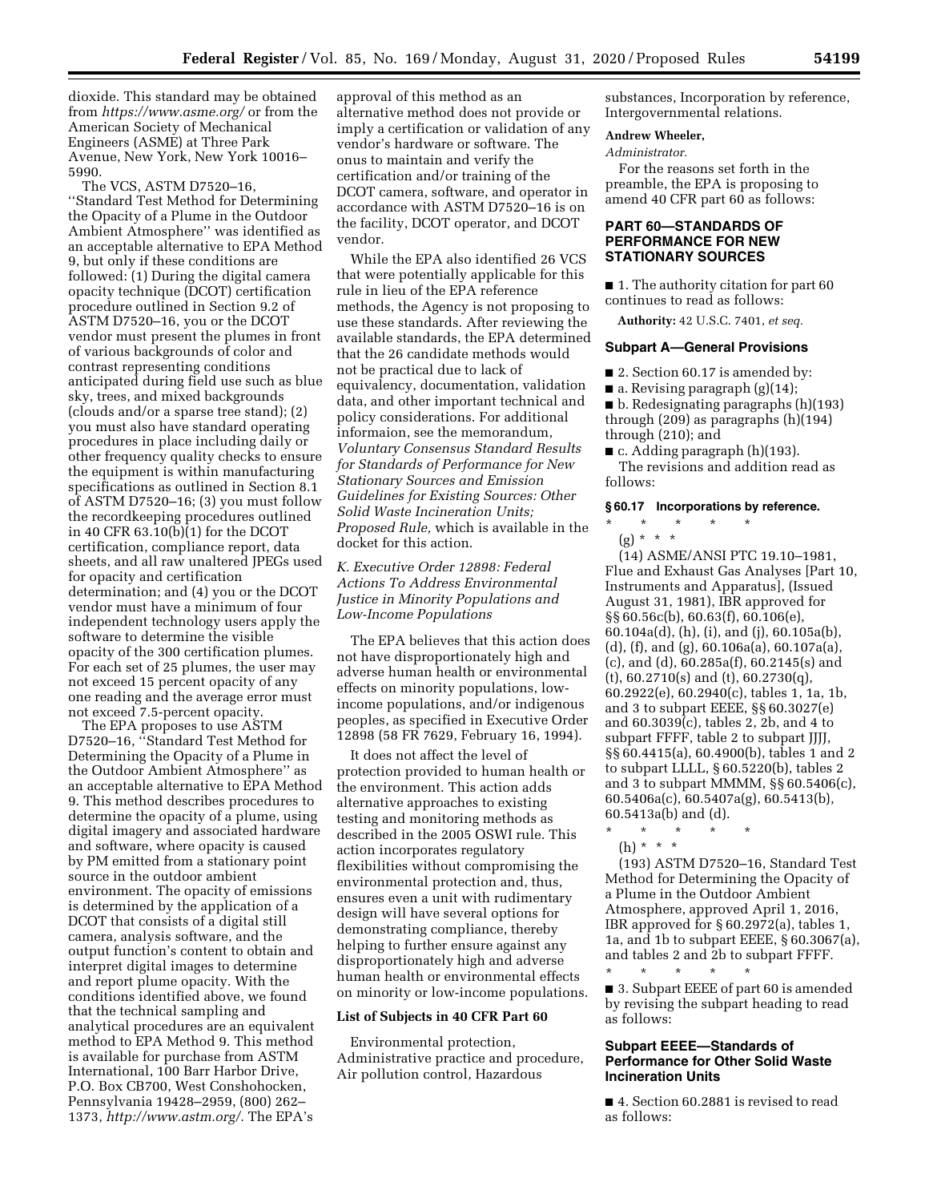dioxide. This standard may be obtained from *https://www.asme.org/* or from the American Society of Mechanical Engineers (ASME) at Three Park Avenue, New York, New York 10016–5990.

The VCS, ASTM D7520–16, ''Standard Test Method for Determining the Opacity of a Plume in the Outdoor Ambient Atmosphere'' was identified as an acceptable alternative to EPA Method 9, but only if these conditions are followed: (1) During the digital camera opacity technique (DCOT) certification procedure outlined in Section 9.2 of ASTM D7520–16, you or the DCOT vendor must present the plumes in front of various backgrounds of color and contrast representing conditions anticipated during field use such as blue sky, trees, and mixed backgrounds (clouds and/or a sparse tree stand); (2) you must also have standard operating procedures in place including daily or other frequency quality checks to ensure the equipment is within manufacturing specifications as outlined in Section 8.1 of ASTM D7520–16; (3) you must follow the recordkeeping procedures outlined in 40 CFR 63.10(b)(1) for the DCOT certification, compliance report, data sheets, and all raw unaltered JPEGs used for opacity and certification determination; and (4) you or the DCOT vendor must have a minimum of four independent technology users apply the software to determine the visible opacity of the 300 certification plumes. For each set of 25 plumes, the user may not exceed 15 percent opacity of any one reading and the average error must not exceed 7.5-percent opacity.

The EPA proposes to use ASTM D7520–16, ''Standard Test Method for Determining the Opacity of a Plume in the Outdoor Ambient Atmosphere'' as an acceptable alternative to EPA Method 9. This method describes procedures to determine the opacity of a plume, using digital imagery and associated hardware and software, where opacity is caused by PM emitted from a stationary point source in the outdoor ambient environment. The opacity of emissions is determined by the application of a DCOT that consists of a digital still camera, analysis software, and the output function's content to obtain and interpret digital images to determine and report plume opacity. With the conditions identified above, we found that the technical sampling and analytical procedures are an equivalent method to EPA Method 9. This method is available for purchase from ASTM International, 100 Barr Harbor Drive, P.O. Box CB700, West Conshohocken, Pennsylvania 19428–2959, (800) 262–1373, *http://www.astm.org/.* The EPA's approval of this method as an alternative method does not provide or imply a certification or validation of any vendor's hardware or software. The onus to maintain and verify the certification and/or training of the DCOT camera, software, and operator in accordance with ASTM D7520–16 is on the facility, DCOT operator, and DCOT vendor.

While the EPA also identified 26 VCS that were potentially applicable for this rule in lieu of the EPA reference methods, the Agency is not proposing to use these standards. After reviewing the available standards, the EPA determined that the 26 candidate methods would not be practical due to lack of equivalency, documentation, validation data, and other important technical and policy considerations. For additional informaion, see the memorandum, *Voluntary Consensus Standard Results for Standards of Performance for New Stationary Sources and Emission Guidelines for Existing Sources: Other Solid Waste Incineration Units; Proposed Rule,* which is available in the docket for this action.

### *K. Executive Order 12898: Federal Actions To Address Environmental Justice in Minority Populations and Low-Income Populations*

The EPA believes that this action does not have disproportionately high and adverse human health or environmental effects on minority populations, low-income populations, and/or indigenous peoples, as specified in Executive Order 12898 (58 FR 7629, February 16, 1994).

It does not affect the level of protection provided to human health or the environment. This action adds alternative approaches to existing testing and monitoring methods as described in the 2005 OSWI rule. This action incorporates regulatory flexibilities without compromising the environmental protection and, thus, ensures even a unit with rudimentary design will have several options for demonstrating compliance, thereby helping to further ensure against any disproportionately high and adverse human health or environmental effects on minority or low-income populations.

### List of Subjects in 40 CFR Part 60

Environmental protection, Administrative practice and procedure, Air pollution control, Hazardous substances, Incorporation by reference, Intergovernmental relations.

**Andrew Wheeler,**

*Administrator.*

For the reasons set forth in the preamble, the EPA is proposing to amend 40 CFR part 60 as follows:

## PART 60—STANDARDS OF PERFORMANCE FOR NEW STATIONARY SOURCES

■ 1. The authority citation for part 60 continues to read as follows:

**Authority:** 42 U.S.C. 7401, *et seq.*

### Subpart A—General Provisions

■ 2. Section 60.17 is amended by:

■ a. Revising paragraph (g)(14);

■ b. Redesignating paragraphs (h)(193) through (209) as paragraphs (h)(194) through (210); and

■ c. Adding paragraph (h)(193).

The revisions and addition read as follows:

### § 60.17 Incorporations by reference.

\* \* \* \* \*

(g) \* \* \*

(14) ASME/ANSI PTC 19.10–1981, Flue and Exhaust Gas Analyses [Part 10, Instruments and Apparatus], (Issued August 31, 1981), IBR approved for §§ 60.56c(b), 60.63(f), 60.106(e), 60.104a(d), (h), (i), and (j), 60.105a(b), (d), (f), and (g), 60.106a(a), 60.107a(a), (c), and (d), 60.285a(f), 60.2145(s) and (t), 60.2710(s) and (t), 60.2730(q), 60.2922(e), 60.2940(c), tables 1, 1a, 1b, and 3 to subpart EEEE, §§ 60.3027(e) and 60.3039(c), tables 2, 2b, and 4 to subpart FFFF, table 2 to subpart JJJJ, §§ 60.4415(a), 60.4900(b), tables 1 and 2 to subpart LLLL, § 60.5220(b), tables 2 and 3 to subpart MMMM, §§ 60.5406(c), 60.5406a(c), 60.5407a(g), 60.5413(b), 60.5413a(b) and (d).

\* \* \* \* \*

(h) \* \* \*

(193) ASTM D7520–16, Standard Test Method for Determining the Opacity of a Plume in the Outdoor Ambient Atmosphere, approved April 1, 2016, IBR approved for § 60.2972(a), tables 1, 1a, and 1b to subpart EEEE, § 60.3067(a), and tables 2 and 2b to subpart FFFF.

\* \* \* \* \*

■ 3. Subpart EEEE of part 60 is amended by revising the subpart heading to read as follows:

### Subpart EEEE—Standards of Performance for Other Solid Waste Incineration Units

■ 4. Section 60.2881 is revised to read as follows: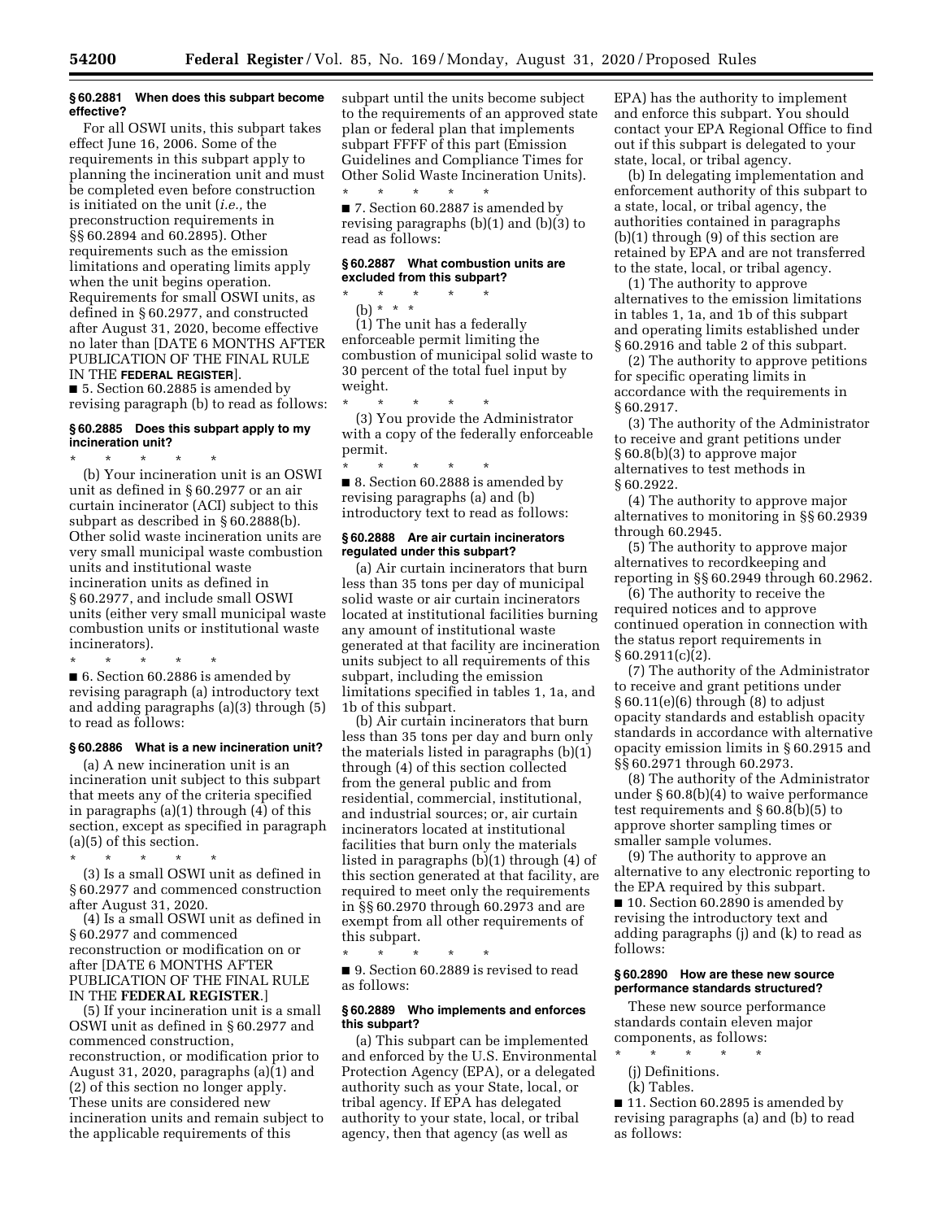### § 60.2881 When does this subpart become effective?

For all OSWI units, this subpart takes effect June 16, 2006. Some of the requirements in this subpart apply to planning the incineration unit and must be completed even before construction is initiated on the unit (*i.e.,* the preconstruction requirements in §§ 60.2894 and 60.2895). Other requirements such as the emission limitations and operating limits apply when the unit begins operation. Requirements for small OSWI units, as defined in § 60.2977, and constructed after August 31, 2020, become effective no later than [DATE 6 MONTHS AFTER PUBLICATION OF THE FINAL RULE IN THE **FEDERAL REGISTER**].

■ 5. Section 60.2885 is amended by revising paragraph (b) to read as follows:

### § 60.2885 Does this subpart apply to my incineration unit?

\* \* \* \* \*

(b) Your incineration unit is an OSWI unit as defined in § 60.2977 or an air curtain incinerator (ACI) subject to this subpart as described in § 60.2888(b). Other solid waste incineration units are very small municipal waste combustion units and institutional waste incineration units as defined in § 60.2977, and include small OSWI units (either very small municipal waste combustion units or institutional waste incinerators).

\* \* \* \* \*

■ 6. Section 60.2886 is amended by revising paragraph (a) introductory text and adding paragraphs (a)(3) through (5) to read as follows:

### § 60.2886 What is a new incineration unit?

(a) A new incineration unit is an incineration unit subject to this subpart that meets any of the criteria specified in paragraphs (a)(1) through (4) of this section, except as specified in paragraph (a)(5) of this section.

\* \* \* \* \*

(3) Is a small OSWI unit as defined in § 60.2977 and commenced construction after August 31, 2020.

(4) Is a small OSWI unit as defined in § 60.2977 and commenced reconstruction or modification on or after [DATE 6 MONTHS AFTER PUBLICATION OF THE FINAL RULE IN THE **FEDERAL REGISTER**.]

(5) If your incineration unit is a small OSWI unit as defined in § 60.2977 and commenced construction, reconstruction, or modification prior to August 31, 2020, paragraphs (a)(1) and (2) of this section no longer apply. These units are considered new incineration units and remain subject to the applicable requirements of this subpart until the units become subject to the requirements of an approved state plan or federal plan that implements subpart FFFF of this part (Emission Guidelines and Compliance Times for Other Solid Waste Incineration Units).

\* \* \* \* \*

■ 7. Section 60.2887 is amended by revising paragraphs (b)(1) and (b)(3) to read as follows:

### § 60.2887 What combustion units are excluded from this subpart?

\* \* \* \* \*

(b) \* \* \*

(1) The unit has a federally enforceable permit limiting the combustion of municipal solid waste to 30 percent of the total fuel input by weight.

\* \* \* \* \*

(3) You provide the Administrator with a copy of the federally enforceable permit.

\* \* \* \* \*

■ 8. Section 60.2888 is amended by revising paragraphs (a) and (b) introductory text to read as follows:

### § 60.2888 Are air curtain incinerators regulated under this subpart?

(a) Air curtain incinerators that burn less than 35 tons per day of municipal solid waste or air curtain incinerators located at institutional facilities burning any amount of institutional waste generated at that facility are incineration units subject to all requirements of this subpart, including the emission limitations specified in tables 1, 1a, and 1b of this subpart.

(b) Air curtain incinerators that burn less than 35 tons per day and burn only the materials listed in paragraphs (b)(1) through (4) of this section collected from the general public and from residential, commercial, institutional, and industrial sources; or, air curtain incinerators located at institutional facilities that burn only the materials listed in paragraphs (b)(1) through (4) of this section generated at that facility, are required to meet only the requirements in §§ 60.2970 through 60.2973 and are exempt from all other requirements of this subpart.

\* \* \* \* \*

■ 9. Section 60.2889 is revised to read as follows:

### § 60.2889 Who implements and enforces this subpart?

(a) This subpart can be implemented and enforced by the U.S. Environmental Protection Agency (EPA), or a delegated authority such as your State, local, or tribal agency. If EPA has delegated authority to your state, local, or tribal agency, then that agency (as well as EPA) has the authority to implement and enforce this subpart. You should contact your EPA Regional Office to find out if this subpart is delegated to your state, local, or tribal agency.

(b) In delegating implementation and enforcement authority of this subpart to a state, local, or tribal agency, the authorities contained in paragraphs (b)(1) through (9) of this section are retained by EPA and are not transferred to the state, local, or tribal agency.

(1) The authority to approve alternatives to the emission limitations in tables 1, 1a, and 1b of this subpart and operating limits established under § 60.2916 and table 2 of this subpart.

(2) The authority to approve petitions for specific operating limits in accordance with the requirements in § 60.2917.

(3) The authority of the Administrator to receive and grant petitions under § 60.8(b)(3) to approve major alternatives to test methods in § 60.2922.

(4) The authority to approve major alternatives to monitoring in §§ 60.2939 through 60.2945.

(5) The authority to approve major alternatives to recordkeeping and reporting in §§ 60.2949 through 60.2962.

(6) The authority to receive the required notices and to approve continued operation in connection with the status report requirements in § 60.2911(c)(2).

(7) The authority of the Administrator to receive and grant petitions under § 60.11(e)(6) through (8) to adjust opacity standards and establish opacity standards in accordance with alternative opacity emission limits in § 60.2915 and §§ 60.2971 through 60.2973.

(8) The authority of the Administrator under § 60.8(b)(4) to waive performance test requirements and § 60.8(b)(5) to approve shorter sampling times or smaller sample volumes.

(9) The authority to approve an alternative to any electronic reporting to the EPA required by this subpart.

■ 10. Section 60.2890 is amended by revising the introductory text and adding paragraphs (j) and (k) to read as follows:

### § 60.2890 How are these new source performance standards structured?

These new source performance standards contain eleven major components, as follows:

\* \* \* \* \*

(j) Definitions.

(k) Tables.

■ 11. Section 60.2895 is amended by revising paragraphs (a) and (b) to read as follows: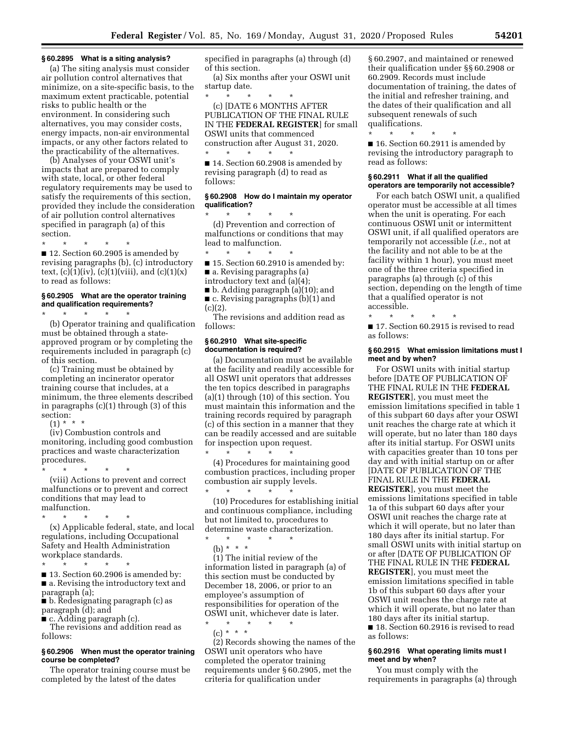**§ 60.2895 What is a siting analysis?**

(a) The siting analysis must consider air pollution control alternatives that minimize, on a site-specific basis, to the maximum extent practicable, potential risks to public health or the environment. In considering such alternatives, you may consider costs, energy impacts, non-air environmental impacts, or any other factors related to the practicability of the alternatives.

(b) Analyses of your OSWI unit's impacts that are prepared to comply with state, local, or other federal regulatory requirements may be used to satisfy the requirements of this section, provided they include the consideration of air pollution control alternatives specified in paragraph (a) of this section.

\* \* \* \* \*

■ 12. Section 60.2905 is amended by revising paragraphs (b), (c) introductory text, (c)(1)(iv), (c)(1)(viii), and (c)(1)(x) to read as follows:

**§ 60.2905 What are the operator training and qualification requirements?**

\* \* \* \* \*

(b) Operator training and qualification must be obtained through a state-approved program or by completing the requirements included in paragraph (c) of this section.

(c) Training must be obtained by completing an incinerator operator training course that includes, at a minimum, the three elements described in paragraphs (c)(1) through (3) of this section:

(1) \* \* \*

(iv) Combustion controls and monitoring, including good combustion practices and waste characterization procedures.

\* \* \* \* \*

(viii) Actions to prevent and correct malfunctions or to prevent and correct conditions that may lead to malfunction.

\* \* \* \* \*

(x) Applicable federal, state, and local regulations, including Occupational Safety and Health Administration workplace standards.

\* \* \* \* \*

■ 13. Section 60.2906 is amended by:

■ a. Revising the introductory text and paragraph (a);

■ b. Redesignating paragraph (c) as paragraph (d); and

■ c. Adding paragraph (c).

The revisions and addition read as follows:

**§ 60.2906 When must the operator training course be completed?**

The operator training course must be completed by the latest of the dates specified in paragraphs (a) through (d) of this section.

(a) Six months after your OSWI unit startup date.

\* \* \* \* \*

(c) [DATE 6 MONTHS AFTER PUBLICATION OF THE FINAL RULE IN THE **FEDERAL REGISTER**] for small OSWI units that commenced construction after August 31, 2020.

\* \* \* \* \*

■ 14. Section 60.2908 is amended by revising paragraph (d) to read as follows:

**§ 60.2908 How do I maintain my operator qualification?**

\* \* \* \* \*

(d) Prevention and correction of malfunctions or conditions that may lead to malfunction.

\* \* \* \* \*

■ 15. Section 60.2910 is amended by:

■ a. Revising paragraphs (a) introductory text and (a)(4);

■ b. Adding paragraph (a)(10); and

■ c. Revising paragraphs (b)(1) and (c)(2).

The revisions and addition read as follows:

**§ 60.2910 What site-specific documentation is required?**

(a) Documentation must be available at the facility and readily accessible for all OSWI unit operators that addresses the ten topics described in paragraphs (a)(1) through (10) of this section. You must maintain this information and the training records required by paragraph (c) of this section in a manner that they can be readily accessed and are suitable for inspection upon request.

\* \* \* \* \*

(4) Procedures for maintaining good combustion practices, including proper combustion air supply levels.

\* \* \* \* \*

(10) Procedures for establishing initial and continuous compliance, including but not limited to, procedures to determine waste characterization.

\* \* \* \* \*

(b) \* \* \*

(1) The initial review of the information listed in paragraph (a) of this section must be conducted by December 18, 2006, or prior to an employee's assumption of responsibilities for operation of the OSWI unit, whichever date is later.

\* \* \* \* \*

(c) \* \* \*

(2) Records showing the names of the OSWI unit operators who have completed the operator training requirements under § 60.2905, met the criteria for qualification under § 60.2907, and maintained or renewed their qualification under §§ 60.2908 or 60.2909. Records must include documentation of training, the dates of the initial and refresher training, and the dates of their qualification and all subsequent renewals of such qualifications.

\* \* \* \* \*

■ 16. Section 60.2911 is amended by revising the introductory paragraph to read as follows:

**§ 60.2911 What if all the qualified operators are temporarily not accessible?**

For each batch OSWI unit, a qualified operator must be accessible at all times when the unit is operating. For each continuous OSWI unit or intermittent OSWI unit, if all qualified operators are temporarily not accessible (*i.e.,* not at the facility and not able to be at the facility within 1 hour), you must meet one of the three criteria specified in paragraphs (a) through (c) of this section, depending on the length of time that a qualified operator is not accessible.

\* \* \* \* \*

■ 17. Section 60.2915 is revised to read as follows:

**§ 60.2915 What emission limitations must I meet and by when?**

For OSWI units with initial startup before [DATE OF PUBLICATION OF THE FINAL RULE IN THE **FEDERAL REGISTER**], you must meet the emission limitations specified in table 1 of this subpart 60 days after your OSWI unit reaches the charge rate at which it will operate, but no later than 180 days after its initial startup. For OSWI units with capacities greater than 10 tons per day and with initial startup on or after [DATE OF PUBLICATION OF THE FINAL RULE IN THE **FEDERAL REGISTER**], you must meet the emissions limitations specified in table 1a of this subpart 60 days after your OSWI unit reaches the charge rate at which it will operate, but no later than 180 days after its initial startup. For small OSWI units with initial startup on or after [DATE OF PUBLICATION OF THE FINAL RULE IN THE **FEDERAL REGISTER**], you must meet the emission limitations specified in table 1b of this subpart 60 days after your OSWI unit reaches the charge rate at which it will operate, but no later than 180 days after its initial startup.

■ 18. Section 60.2916 is revised to read as follows:

**§ 60.2916 What operating limits must I meet and by when?**

You must comply with the requirements in paragraphs (a) through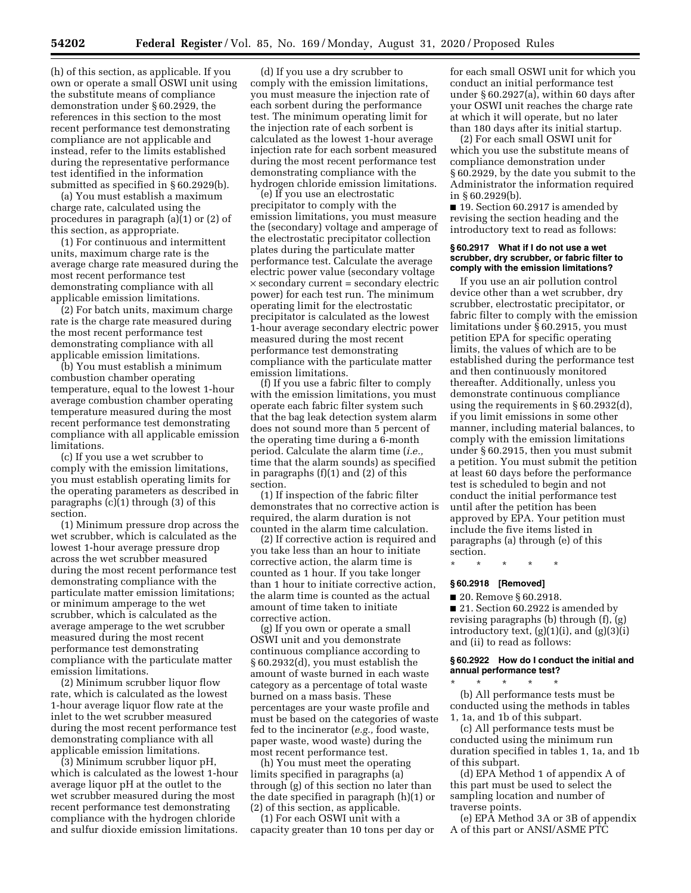(h) of this section, as applicable. If you own or operate a small OSWI unit using the substitute means of compliance demonstration under § 60.2929, the references in this section to the most recent performance test demonstrating compliance are not applicable and instead, refer to the limits established during the representative performance test identified in the information submitted as specified in § 60.2929(b).

(a) You must establish a maximum charge rate, calculated using the procedures in paragraph (a)(1) or (2) of this section, as appropriate.

(1) For continuous and intermittent units, maximum charge rate is the average charge rate measured during the most recent performance test demonstrating compliance with all applicable emission limitations.

(2) For batch units, maximum charge rate is the charge rate measured during the most recent performance test demonstrating compliance with all applicable emission limitations.

(b) You must establish a minimum combustion chamber operating temperature, equal to the lowest 1-hour average combustion chamber operating temperature measured during the most recent performance test demonstrating compliance with all applicable emission limitations.

(c) If you use a wet scrubber to comply with the emission limitations, you must establish operating limits for the operating parameters as described in paragraphs (c)(1) through (3) of this section.

(1) Minimum pressure drop across the wet scrubber, which is calculated as the lowest 1-hour average pressure drop across the wet scrubber measured during the most recent performance test demonstrating compliance with the particulate matter emission limitations; or minimum amperage to the wet scrubber, which is calculated as the average amperage to the wet scrubber measured during the most recent performance test demonstrating compliance with the particulate matter emission limitations.

(2) Minimum scrubber liquor flow rate, which is calculated as the lowest 1-hour average liquor flow rate at the inlet to the wet scrubber measured during the most recent performance test demonstrating compliance with all applicable emission limitations.

(3) Minimum scrubber liquor pH, which is calculated as the lowest 1-hour average liquor pH at the outlet to the wet scrubber measured during the most recent performance test demonstrating compliance with the hydrogen chloride and sulfur dioxide emission limitations.

(d) If you use a dry scrubber to comply with the emission limitations, you must measure the injection rate of each sorbent during the performance test. The minimum operating limit for the injection rate of each sorbent is calculated as the lowest 1-hour average injection rate for each sorbent measured during the most recent performance test demonstrating compliance with the hydrogen chloride emission limitations.

(e) If you use an electrostatic precipitator to comply with the emission limitations, you must measure the (secondary) voltage and amperage of the electrostatic precipitator collection plates during the particulate matter performance test. Calculate the average electric power value (secondary voltage × secondary current = secondary electric power) for each test run. The minimum operating limit for the electrostatic precipitator is calculated as the lowest 1-hour average secondary electric power measured during the most recent performance test demonstrating compliance with the particulate matter emission limitations.

(f) If you use a fabric filter to comply with the emission limitations, you must operate each fabric filter system such that the bag leak detection system alarm does not sound more than 5 percent of the operating time during a 6-month period. Calculate the alarm time (*i.e.,* time that the alarm sounds) as specified in paragraphs (f)(1) and (2) of this section.

(1) If inspection of the fabric filter demonstrates that no corrective action is required, the alarm duration is not counted in the alarm time calculation.

(2) If corrective action is required and you take less than an hour to initiate corrective action, the alarm time is counted as 1 hour. If you take longer than 1 hour to initiate corrective action, the alarm time is counted as the actual amount of time taken to initiate corrective action.

(g) If you own or operate a small OSWI unit and you demonstrate continuous compliance according to § 60.2932(d), you must establish the amount of waste burned in each waste category as a percentage of total waste burned on a mass basis. These percentages are your waste profile and must be based on the categories of waste fed to the incinerator (*e.g.,* food waste, paper waste, wood waste) during the most recent performance test.

(h) You must meet the operating limits specified in paragraphs (a) through (g) of this section no later than the date specified in paragraph (h)(1) or (2) of this section, as applicable.

(1) For each OSWI unit with a capacity greater than 10 tons per day or for each small OSWI unit for which you conduct an initial performance test under § 60.2927(a), within 60 days after your OSWI unit reaches the charge rate at which it will operate, but no later than 180 days after its initial startup.

(2) For each small OSWI unit for which you use the substitute means of compliance demonstration under § 60.2929, by the date you submit to the Administrator the information required in § 60.2929(b).

■ 19. Section 60.2917 is amended by revising the section heading and the introductory text to read as follows:

#### § 60.2917 What if I do not use a wet scrubber, dry scrubber, or fabric filter to comply with the emission limitations?

If you use an air pollution control device other than a wet scrubber, dry scrubber, electrostatic precipitator, or fabric filter to comply with the emission limitations under § 60.2915, you must petition EPA for specific operating limits, the values of which are to be established during the performance test and then continuously monitored thereafter. Additionally, unless you demonstrate continuous compliance using the requirements in § 60.2932(d), if you limit emissions in some other manner, including material balances, to comply with the emission limitations under § 60.2915, then you must submit a petition. You must submit the petition at least 60 days before the performance test is scheduled to begin and not conduct the initial performance test until after the petition has been approved by EPA. Your petition must include the five items listed in paragraphs (a) through (e) of this section.

\* \* \* \* \*

#### § 60.2918 [Removed]

■ 20. Remove § 60.2918.

■ 21. Section 60.2922 is amended by revising paragraphs (b) through (f), (g) introductory text, (g)(1)(i), and (g)(3)(i) and (ii) to read as follows:

#### § 60.2922 How do I conduct the initial and annual performance test?

\* \* \* \* \*

(b) All performance tests must be conducted using the methods in tables 1, 1a, and 1b of this subpart.

(c) All performance tests must be conducted using the minimum run duration specified in tables 1, 1a, and 1b of this subpart.

(d) EPA Method 1 of appendix A of this part must be used to select the sampling location and number of traverse points.

(e) EPA Method 3A or 3B of appendix A of this part or ANSI/ASME PTC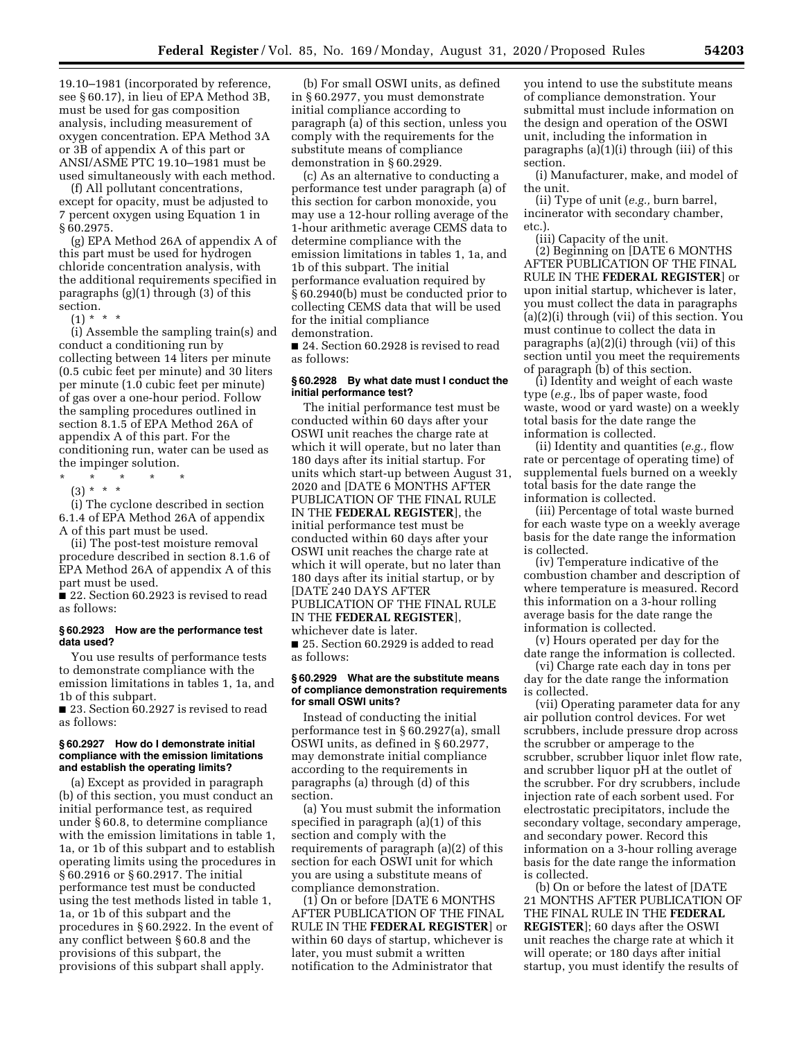19.10–1981 (incorporated by reference, see § 60.17), in lieu of EPA Method 3B, must be used for gas composition analysis, including measurement of oxygen concentration. EPA Method 3A or 3B of appendix A of this part or ANSI/ASME PTC 19.10–1981 must be used simultaneously with each method.

(f) All pollutant concentrations, except for opacity, must be adjusted to 7 percent oxygen using Equation 1 in § 60.2975.

(g) EPA Method 26A of appendix A of this part must be used for hydrogen chloride concentration analysis, with the additional requirements specified in paragraphs (g)(1) through (3) of this section.

(1) * * *

(i) Assemble the sampling train(s) and conduct a conditioning run by collecting between 14 liters per minute (0.5 cubic feet per minute) and 30 liters per minute (1.0 cubic feet per minute) of gas over a one-hour period. Follow the sampling procedures outlined in section 8.1.5 of EPA Method 26A of appendix A of this part. For the conditioning run, water can be used as the impinger solution.

\* \* \* \* \*

(3) * * *

(i) The cyclone described in section 6.1.4 of EPA Method 26A of appendix A of this part must be used.

(ii) The post-test moisture removal procedure described in section 8.1.6 of EPA Method 26A of appendix A of this part must be used.

■ 22. Section 60.2923 is revised to read as follows:

### § 60.2923 How are the performance test data used?

You use results of performance tests to demonstrate compliance with the emission limitations in tables 1, 1a, and 1b of this subpart.

■ 23. Section 60.2927 is revised to read as follows:

### § 60.2927 How do I demonstrate initial compliance with the emission limitations and establish the operating limits?

(a) Except as provided in paragraph (b) of this section, you must conduct an initial performance test, as required under § 60.8, to determine compliance with the emission limitations in table 1, 1a, or 1b of this subpart and to establish operating limits using the procedures in § 60.2916 or § 60.2917. The initial performance test must be conducted using the test methods listed in table 1, 1a, or 1b of this subpart and the procedures in § 60.2922. In the event of any conflict between § 60.8 and the provisions of this subpart, the provisions of this subpart shall apply.

(b) For small OSWI units, as defined in § 60.2977, you must demonstrate initial compliance according to paragraph (a) of this section, unless you comply with the requirements for the substitute means of compliance demonstration in § 60.2929.

(c) As an alternative to conducting a performance test under paragraph (a) of this section for carbon monoxide, you may use a 12-hour rolling average of the 1-hour arithmetic average CEMS data to determine compliance with the emission limitations in tables 1, 1a, and 1b of this subpart. The initial performance evaluation required by § 60.2940(b) must be conducted prior to collecting CEMS data that will be used for the initial compliance demonstration.

■ 24. Section 60.2928 is revised to read as follows:

### § 60.2928 By what date must I conduct the initial performance test?

The initial performance test must be conducted within 60 days after your OSWI unit reaches the charge rate at which it will operate, but no later than 180 days after its initial startup. For units which start-up between August 31, 2020 and [DATE 6 MONTHS AFTER PUBLICATION OF THE FINAL RULE IN THE **FEDERAL REGISTER**], the initial performance test must be conducted within 60 days after your OSWI unit reaches the charge rate at which it will operate, but no later than 180 days after its initial startup, or by [DATE 240 DAYS AFTER PUBLICATION OF THE FINAL RULE IN THE **FEDERAL REGISTER**], whichever date is later.

■ 25. Section 60.2929 is added to read as follows:

### § 60.2929 What are the substitute means of compliance demonstration requirements for small OSWI units?

Instead of conducting the initial performance test in § 60.2927(a), small OSWI units, as defined in § 60.2977, may demonstrate initial compliance according to the requirements in paragraphs (a) through (d) of this section.

(a) You must submit the information specified in paragraph (a)(1) of this section and comply with the requirements of paragraph (a)(2) of this section for each OSWI unit for which you are using a substitute means of compliance demonstration.

(1) On or before [DATE 6 MONTHS AFTER PUBLICATION OF THE FINAL RULE IN THE **FEDERAL REGISTER**] or within 60 days of startup, whichever is later, you must submit a written notification to the Administrator that you intend to use the substitute means of compliance demonstration. Your submittal must include information on the design and operation of the OSWI unit, including the information in paragraphs (a)(1)(i) through (iii) of this section.

(i) Manufacturer, make, and model of the unit.

(ii) Type of unit (*e.g.,* burn barrel, incinerator with secondary chamber, etc.).

(iii) Capacity of the unit.

(2) Beginning on [DATE 6 MONTHS AFTER PUBLICATION OF THE FINAL RULE IN THE **FEDERAL REGISTER**] or upon initial startup, whichever is later, you must collect the data in paragraphs (a)(2)(i) through (vii) of this section. You must continue to collect the data in paragraphs (a)(2)(i) through (vii) of this section until you meet the requirements of paragraph (b) of this section.

(i) Identity and weight of each waste type (*e.g.,* lbs of paper waste, food waste, wood or yard waste) on a weekly total basis for the date range the information is collected.

(ii) Identity and quantities (*e.g.,* flow rate or percentage of operating time) of supplemental fuels burned on a weekly total basis for the date range the information is collected.

(iii) Percentage of total waste burned for each waste type on a weekly average basis for the date range the information is collected.

(iv) Temperature indicative of the combustion chamber and description of where temperature is measured. Record this information on a 3-hour rolling average basis for the date range the information is collected.

(v) Hours operated per day for the date range the information is collected.

(vi) Charge rate each day in tons per day for the date range the information is collected.

(vii) Operating parameter data for any air pollution control devices. For wet scrubbers, include pressure drop across the scrubber or amperage to the scrubber, scrubber liquor inlet flow rate, and scrubber liquor pH at the outlet of the scrubber. For dry scrubbers, include injection rate of each sorbent used. For electrostatic precipitators, include the secondary voltage, secondary amperage, and secondary power. Record this information on a 3-hour rolling average basis for the date range the information is collected.

(b) On or before the latest of [DATE 21 MONTHS AFTER PUBLICATION OF THE FINAL RULE IN THE **FEDERAL REGISTER**]; 60 days after the OSWI unit reaches the charge rate at which it will operate; or 180 days after initial startup, you must identify the results of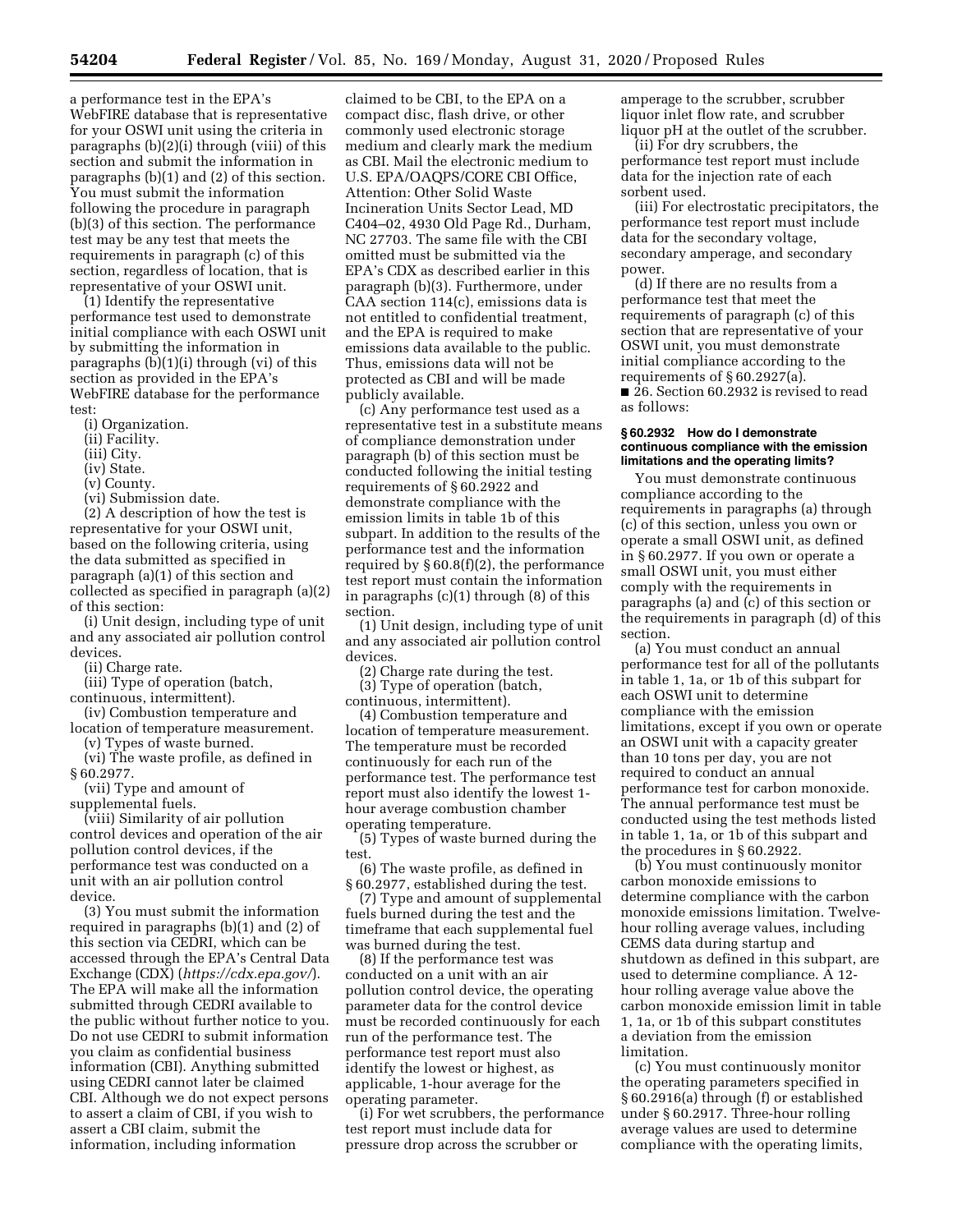a performance test in the EPA's WebFIRE database that is representative for your OSWI unit using the criteria in paragraphs (b)(2)(i) through (viii) of this section and submit the information in paragraphs (b)(1) and (2) of this section. You must submit the information following the procedure in paragraph (b)(3) of this section. The performance test may be any test that meets the requirements in paragraph (c) of this section, regardless of location, that is representative of your OSWI unit.

(1) Identify the representative performance test used to demonstrate initial compliance with each OSWI unit by submitting the information in paragraphs (b)(1)(i) through (vi) of this section as provided in the EPA's WebFIRE database for the performance test:

(i) Organization.

(ii) Facility.

(iii) City.

(iv) State.

(v) County.

(vi) Submission date.

(2) A description of how the test is representative for your OSWI unit, based on the following criteria, using the data submitted as specified in paragraph (a)(1) of this section and collected as specified in paragraph (a)(2) of this section:

(i) Unit design, including type of unit and any associated air pollution control devices.

(ii) Charge rate.

(iii) Type of operation (batch, continuous, intermittent).

(iv) Combustion temperature and location of temperature measurement.

(v) Types of waste burned.

(vi) The waste profile, as defined in § 60.2977.

(vii) Type and amount of supplemental fuels.

(viii) Similarity of air pollution control devices and operation of the air pollution control devices, if the performance test was conducted on a unit with an air pollution control device.

(3) You must submit the information required in paragraphs (b)(1) and (2) of this section via CEDRI, which can be accessed through the EPA's Central Data Exchange (CDX) (*https://cdx.epa.gov/*). The EPA will make all the information submitted through CEDRI available to the public without further notice to you. Do not use CEDRI to submit information you claim as confidential business information (CBI). Anything submitted using CEDRI cannot later be claimed CBI. Although we do not expect persons to assert a claim of CBI, if you wish to assert a CBI claim, submit the information, including information claimed to be CBI, to the EPA on a compact disc, flash drive, or other commonly used electronic storage medium and clearly mark the medium as CBI. Mail the electronic medium to U.S. EPA/OAQPS/CORE CBI Office, Attention: Other Solid Waste Incineration Units Sector Lead, MD C404–02, 4930 Old Page Rd., Durham, NC 27703. The same file with the CBI omitted must be submitted via the EPA's CDX as described earlier in this paragraph (b)(3). Furthermore, under CAA section 114(c), emissions data is not entitled to confidential treatment, and the EPA is required to make emissions data available to the public. Thus, emissions data will not be protected as CBI and will be made publicly available.

(c) Any performance test used as a representative test in a substitute means of compliance demonstration under paragraph (b) of this section must be conducted following the initial testing requirements of § 60.2922 and demonstrate compliance with the emission limits in table 1b of this subpart. In addition to the results of the performance test and the information required by § 60.8(f)(2), the performance test report must contain the information in paragraphs (c)(1) through (8) of this section.

(1) Unit design, including type of unit and any associated air pollution control devices.

(2) Charge rate during the test.

(3) Type of operation (batch, continuous, intermittent).

(4) Combustion temperature and location of temperature measurement. The temperature must be recorded continuously for each run of the performance test. The performance test report must also identify the lowest 1-hour average combustion chamber operating temperature.

(5) Types of waste burned during the test.

(6) The waste profile, as defined in § 60.2977, established during the test.

(7) Type and amount of supplemental fuels burned during the test and the timeframe that each supplemental fuel was burned during the test.

(8) If the performance test was conducted on a unit with an air pollution control device, the operating parameter data for the control device must be recorded continuously for each run of the performance test. The performance test report must also identify the lowest or highest, as applicable, 1-hour average for the operating parameter.

(i) For wet scrubbers, the performance test report must include data for pressure drop across the scrubber or amperage to the scrubber, scrubber liquor inlet flow rate, and scrubber liquor pH at the outlet of the scrubber.

(ii) For dry scrubbers, the performance test report must include data for the injection rate of each sorbent used.

(iii) For electrostatic precipitators, the performance test report must include data for the secondary voltage, secondary amperage, and secondary power.

(d) If there are no results from a performance test that meet the requirements of paragraph (c) of this section that are representative of your OSWI unit, you must demonstrate initial compliance according to the requirements of § 60.2927(a).

■ 26. Section 60.2932 is revised to read as follows:

**§ 60.2932 How do I demonstrate continuous compliance with the emission limitations and the operating limits?**

You must demonstrate continuous compliance according to the requirements in paragraphs (a) through (c) of this section, unless you own or operate a small OSWI unit, as defined in § 60.2977. If you own or operate a small OSWI unit, you must either comply with the requirements in paragraphs (a) and (c) of this section or the requirements in paragraph (d) of this section.

(a) You must conduct an annual performance test for all of the pollutants in table 1, 1a, or 1b of this subpart for each OSWI unit to determine compliance with the emission limitations, except if you own or operate an OSWI unit with a capacity greater than 10 tons per day, you are not required to conduct an annual performance test for carbon monoxide. The annual performance test must be conducted using the test methods listed in table 1, 1a, or 1b of this subpart and the procedures in § 60.2922.

(b) You must continuously monitor carbon monoxide emissions to determine compliance with the carbon monoxide emissions limitation. Twelve-hour rolling average values, including CEMS data during startup and shutdown as defined in this subpart, are used to determine compliance. A 12-hour rolling average value above the carbon monoxide emission limit in table 1, 1a, or 1b of this subpart constitutes a deviation from the emission limitation.

(c) You must continuously monitor the operating parameters specified in § 60.2916(a) through (f) or established under § 60.2917. Three-hour rolling average values are used to determine compliance with the operating limits,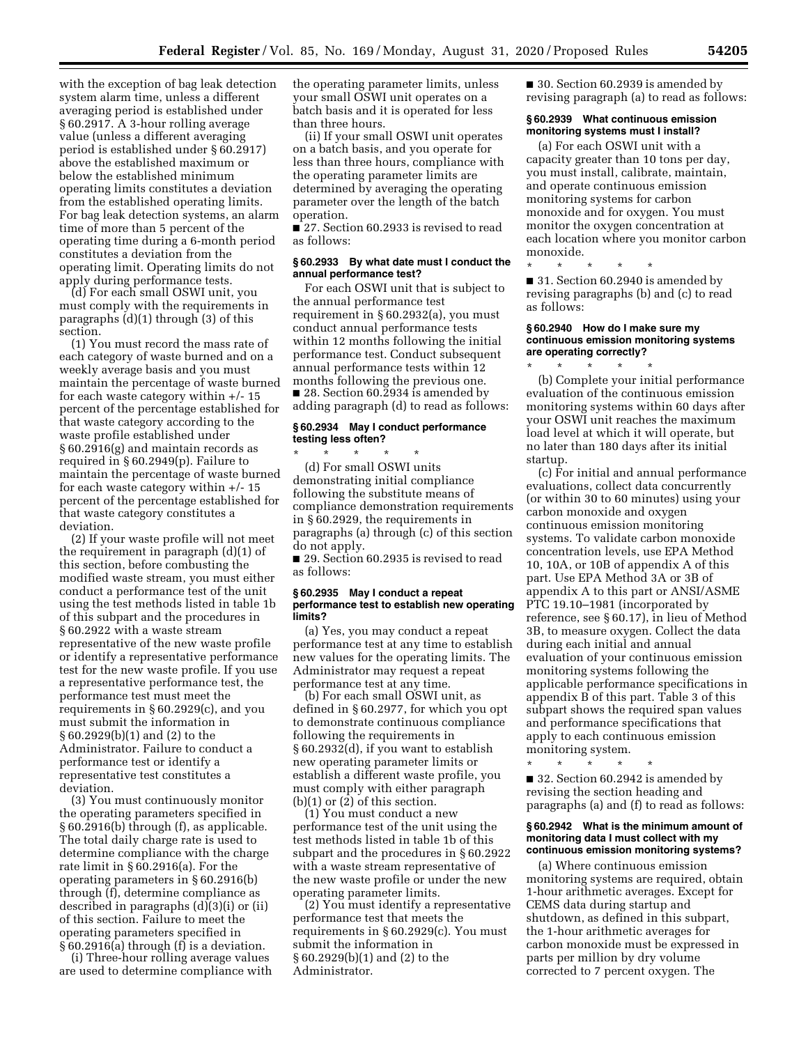with the exception of bag leak detection system alarm time, unless a different averaging period is established under § 60.2917. A 3-hour rolling average value (unless a different averaging period is established under § 60.2917) above the established maximum or below the established minimum operating limits constitutes a deviation from the established operating limits. For bag leak detection systems, an alarm time of more than 5 percent of the operating time during a 6-month period constitutes a deviation from the operating limit. Operating limits do not apply during performance tests.

(d) For each small OSWI unit, you must comply with the requirements in paragraphs (d)(1) through (3) of this section.

(1) You must record the mass rate of each category of waste burned and on a weekly average basis and you must maintain the percentage of waste burned for each waste category within +/- 15 percent of the percentage established for that waste category according to the waste profile established under § 60.2916(g) and maintain records as required in § 60.2949(p). Failure to maintain the percentage of waste burned for each waste category within +/- 15 percent of the percentage established for that waste category constitutes a deviation.

(2) If your waste profile will not meet the requirement in paragraph (d)(1) of this section, before combusting the modified waste stream, you must either conduct a performance test of the unit using the test methods listed in table 1b of this subpart and the procedures in § 60.2922 with a waste stream representative of the new waste profile or identify a representative performance test for the new waste profile. If you use a representative performance test, the performance test must meet the requirements in § 60.2929(c), and you must submit the information in § 60.2929(b)(1) and (2) to the Administrator. Failure to conduct a performance test or identify a representative test constitutes a deviation.

(3) You must continuously monitor the operating parameters specified in § 60.2916(b) through (f), as applicable. The total daily charge rate is used to determine compliance with the charge rate limit in § 60.2916(a). For the operating parameters in § 60.2916(b) through (f), determine compliance as described in paragraphs (d)(3)(i) or (ii) of this section. Failure to meet the operating parameters specified in § 60.2916(a) through (f) is a deviation.

(i) Three-hour rolling average values are used to determine compliance with the operating parameter limits, unless your small OSWI unit operates on a batch basis and it is operated for less than three hours.

(ii) If your small OSWI unit operates on a batch basis, and you operate for less than three hours, compliance with the operating parameter limits are determined by averaging the operating parameter over the length of the batch operation.

■ 27. Section 60.2933 is revised to read as follows:

**§ 60.2933 By what date must I conduct the annual performance test?**

For each OSWI unit that is subject to the annual performance test requirement in § 60.2932(a), you must conduct annual performance tests within 12 months following the initial performance test. Conduct subsequent annual performance tests within 12 months following the previous one.

■ 28. Section 60.2934 is amended by adding paragraph (d) to read as follows:

**§ 60.2934 May I conduct performance testing less often?**

\* \* \* \* \*

(d) For small OSWI units demonstrating initial compliance following the substitute means of compliance demonstration requirements in § 60.2929, the requirements in paragraphs (a) through (c) of this section do not apply.

■ 29. Section 60.2935 is revised to read as follows:

**§ 60.2935 May I conduct a repeat performance test to establish new operating limits?**

(a) Yes, you may conduct a repeat performance test at any time to establish new values for the operating limits. The Administrator may request a repeat performance test at any time.

(b) For each small OSWI unit, as defined in § 60.2977, for which you opt to demonstrate continuous compliance following the requirements in § 60.2932(d), if you want to establish new operating parameter limits or establish a different waste profile, you must comply with either paragraph (b)(1) or (2) of this section.

(1) You must conduct a new performance test of the unit using the test methods listed in table 1b of this subpart and the procedures in § 60.2922 with a waste stream representative of the new waste profile or under the new operating parameter limits.

(2) You must identify a representative performance test that meets the requirements in § 60.2929(c). You must submit the information in § 60.2929(b)(1) and (2) to the Administrator.

■ 30. Section 60.2939 is amended by revising paragraph (a) to read as follows:

**§ 60.2939 What continuous emission monitoring systems must I install?**

(a) For each OSWI unit with a capacity greater than 10 tons per day, you must install, calibrate, maintain, and operate continuous emission monitoring systems for carbon monoxide and for oxygen. You must monitor the oxygen concentration at each location where you monitor carbon monoxide.

\* \* \* \* \*

■ 31. Section 60.2940 is amended by revising paragraphs (b) and (c) to read as follows:

**§ 60.2940 How do I make sure my continuous emission monitoring systems are operating correctly?**

\* \* \* \* \*

(b) Complete your initial performance evaluation of the continuous emission monitoring systems within 60 days after your OSWI unit reaches the maximum load level at which it will operate, but no later than 180 days after its initial startup.

(c) For initial and annual performance evaluations, collect data concurrently (or within 30 to 60 minutes) using your carbon monoxide and oxygen continuous emission monitoring systems. To validate carbon monoxide concentration levels, use EPA Method 10, 10A, or 10B of appendix A of this part. Use EPA Method 3A or 3B of appendix A to this part or ANSI/ASME PTC 19.10–1981 (incorporated by reference, see § 60.17), in lieu of Method 3B, to measure oxygen. Collect the data during each initial and annual evaluation of your continuous emission monitoring systems following the applicable performance specifications in appendix B of this part. Table 3 of this subpart shows the required span values and performance specifications that apply to each continuous emission monitoring system.

\* \* \* \* \*

■ 32. Section 60.2942 is amended by revising the section heading and paragraphs (a) and (f) to read as follows:

**§ 60.2942 What is the minimum amount of monitoring data I must collect with my continuous emission monitoring systems?**

(a) Where continuous emission monitoring systems are required, obtain 1-hour arithmetic averages. Except for CEMS data during startup and shutdown, as defined in this subpart, the 1-hour arithmetic averages for carbon monoxide must be expressed in parts per million by dry volume corrected to 7 percent oxygen. The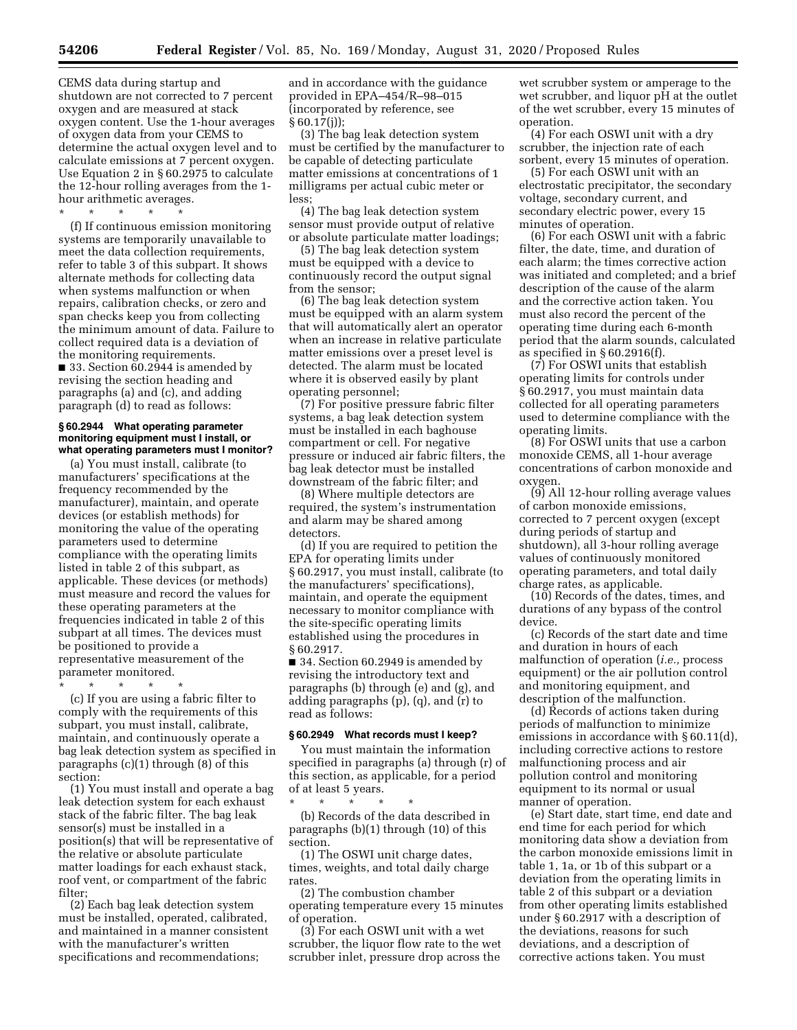CEMS data during startup and shutdown are not corrected to 7 percent oxygen and are measured at stack oxygen content. Use the 1-hour averages of oxygen data from your CEMS to determine the actual oxygen level and to calculate emissions at 7 percent oxygen. Use Equation 2 in § 60.2975 to calculate the 12-hour rolling averages from the 1-hour arithmetic averages.

\* \* \* \* \*

(f) If continuous emission monitoring systems are temporarily unavailable to meet the data collection requirements, refer to table 3 of this subpart. It shows alternate methods for collecting data when systems malfunction or when repairs, calibration checks, or zero and span checks keep you from collecting the minimum amount of data. Failure to collect required data is a deviation of the monitoring requirements.

■ 33. Section 60.2944 is amended by revising the section heading and paragraphs (a) and (c), and adding paragraph (d) to read as follows:

#### § 60.2944 What operating parameter monitoring equipment must I install, or what operating parameters must I monitor?

(a) You must install, calibrate (to manufacturers' specifications at the frequency recommended by the manufacturer), maintain, and operate devices (or establish methods) for monitoring the value of the operating parameters used to determine compliance with the operating limits listed in table 2 of this subpart, as applicable. These devices (or methods) must measure and record the values for these operating parameters at the frequencies indicated in table 2 of this subpart at all times. The devices must be positioned to provide a representative measurement of the parameter monitored.

\* \* \* \* \*

(c) If you are using a fabric filter to comply with the requirements of this subpart, you must install, calibrate, maintain, and continuously operate a bag leak detection system as specified in paragraphs (c)(1) through (8) of this section:

(1) You must install and operate a bag leak detection system for each exhaust stack of the fabric filter. The bag leak sensor(s) must be installed in a position(s) that will be representative of the relative or absolute particulate matter loadings for each exhaust stack, roof vent, or compartment of the fabric filter;

(2) Each bag leak detection system must be installed, operated, calibrated, and maintained in a manner consistent with the manufacturer's written specifications and recommendations; and in accordance with the guidance provided in EPA–454/R–98–015 (incorporated by reference, see § 60.17(j));

(3) The bag leak detection system must be certified by the manufacturer to be capable of detecting particulate matter emissions at concentrations of 1 milligrams per actual cubic meter or less;

(4) The bag leak detection system sensor must provide output of relative or absolute particulate matter loadings;

(5) The bag leak detection system must be equipped with a device to continuously record the output signal from the sensor;

(6) The bag leak detection system must be equipped with an alarm system that will automatically alert an operator when an increase in relative particulate matter emissions over a preset level is detected. The alarm must be located where it is observed easily by plant operating personnel;

(7) For positive pressure fabric filter systems, a bag leak detection system must be installed in each baghouse compartment or cell. For negative pressure or induced air fabric filters, the bag leak detector must be installed downstream of the fabric filter; and

(8) Where multiple detectors are required, the system's instrumentation and alarm may be shared among detectors.

(d) If you are required to petition the EPA for operating limits under § 60.2917, you must install, calibrate (to the manufacturers' specifications), maintain, and operate the equipment necessary to monitor compliance with the site-specific operating limits established using the procedures in § 60.2917.

■ 34. Section 60.2949 is amended by revising the introductory text and paragraphs (b) through (e) and (g), and adding paragraphs (p), (q), and (r) to read as follows:

#### § 60.2949 What records must I keep?

You must maintain the information specified in paragraphs (a) through (r) of this section, as applicable, for a period of at least 5 years.

\* \* \* \* \*

(b) Records of the data described in paragraphs (b)(1) through (10) of this section.

(1) The OSWI unit charge dates, times, weights, and total daily charge rates.

(2) The combustion chamber operating temperature every 15 minutes of operation.

(3) For each OSWI unit with a wet scrubber, the liquor flow rate to the wet scrubber inlet, pressure drop across the wet scrubber system or amperage to the wet scrubber, and liquor pH at the outlet of the wet scrubber, every 15 minutes of operation.

(4) For each OSWI unit with a dry scrubber, the injection rate of each sorbent, every 15 minutes of operation.

(5) For each OSWI unit with an electrostatic precipitator, the secondary voltage, secondary current, and secondary electric power, every 15 minutes of operation.

(6) For each OSWI unit with a fabric filter, the date, time, and duration of each alarm; the times corrective action was initiated and completed; and a brief description of the cause of the alarm and the corrective action taken. You must also record the percent of the operating time during each 6-month period that the alarm sounds, calculated as specified in § 60.2916(f).

(7) For OSWI units that establish operating limits for controls under § 60.2917, you must maintain data collected for all operating parameters used to determine compliance with the operating limits.

(8) For OSWI units that use a carbon monoxide CEMS, all 1-hour average concentrations of carbon monoxide and oxygen.

(9) All 12-hour rolling average values of carbon monoxide emissions, corrected to 7 percent oxygen (except during periods of startup and shutdown), all 3-hour rolling average values of continuously monitored operating parameters, and total daily charge rates, as applicable.

(10) Records of the dates, times, and durations of any bypass of the control device.

(c) Records of the start date and time and duration in hours of each malfunction of operation (*i.e.,* process equipment) or the air pollution control and monitoring equipment, and description of the malfunction.

(d) Records of actions taken during periods of malfunction to minimize emissions in accordance with § 60.11(d), including corrective actions to restore malfunctioning process and air pollution control and monitoring equipment to its normal or usual manner of operation.

(e) Start date, start time, end date and end time for each period for which monitoring data show a deviation from the carbon monoxide emissions limit in table 1, 1a, or 1b of this subpart or a deviation from the operating limits in table 2 of this subpart or a deviation from other operating limits established under § 60.2917 with a description of the deviations, reasons for such deviations, and a description of corrective actions taken. You must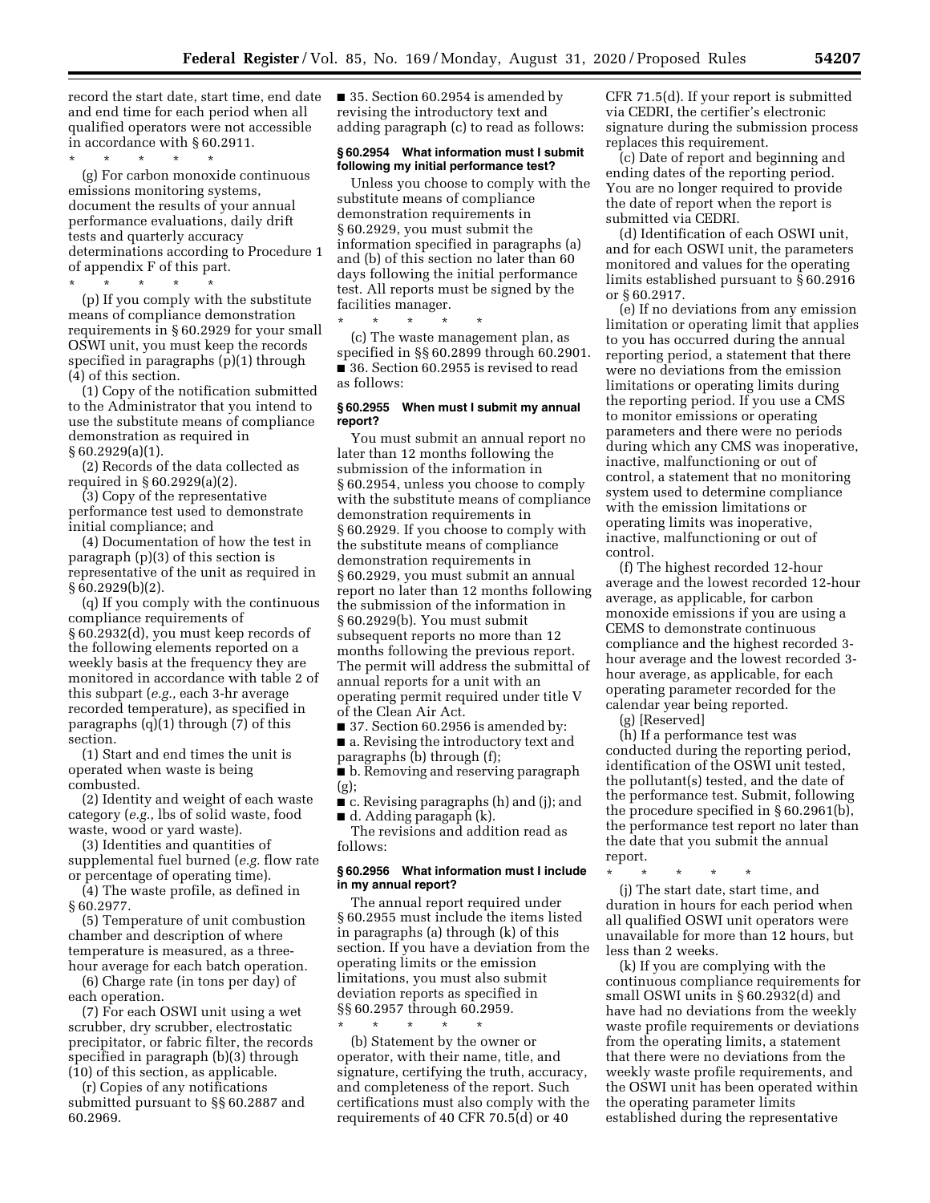record the start date, start time, end date and end time for each period when all qualified operators were not accessible in accordance with § 60.2911.

\* \* \* \* \*

(g) For carbon monoxide continuous emissions monitoring systems, document the results of your annual performance evaluations, daily drift tests and quarterly accuracy determinations according to Procedure 1 of appendix F of this part.

\* \* \* \* \*

(p) If you comply with the substitute means of compliance demonstration requirements in § 60.2929 for your small OSWI unit, you must keep the records specified in paragraphs (p)(1) through (4) of this section.

(1) Copy of the notification submitted to the Administrator that you intend to use the substitute means of compliance demonstration as required in § 60.2929(a)(1).

(2) Records of the data collected as required in § 60.2929(a)(2).

(3) Copy of the representative performance test used to demonstrate initial compliance; and

(4) Documentation of how the test in paragraph (p)(3) of this section is representative of the unit as required in § 60.2929(b)(2).

(q) If you comply with the continuous compliance requirements of § 60.2932(d), you must keep records of the following elements reported on a weekly basis at the frequency they are monitored in accordance with table 2 of this subpart (*e.g.,* each 3-hr average recorded temperature), as specified in paragraphs (q)(1) through (7) of this section.

(1) Start and end times the unit is operated when waste is being combusted.

(2) Identity and weight of each waste category (*e.g.,* lbs of solid waste, food waste, wood or yard waste).

(3) Identities and quantities of supplemental fuel burned (*e.g.* flow rate or percentage of operating time).

(4) The waste profile, as defined in § 60.2977.

(5) Temperature of unit combustion chamber and description of where temperature is measured, as a three-hour average for each batch operation.

(6) Charge rate (in tons per day) of each operation.

(7) For each OSWI unit using a wet scrubber, dry scrubber, electrostatic precipitator, or fabric filter, the records specified in paragraph (b)(3) through (10) of this section, as applicable.

(r) Copies of any notifications submitted pursuant to §§ 60.2887 and 60.2969.

■ 35. Section 60.2954 is amended by revising the introductory text and adding paragraph (c) to read as follows:

**§ 60.2954 What information must I submit following my initial performance test?**

Unless you choose to comply with the substitute means of compliance demonstration requirements in § 60.2929, you must submit the information specified in paragraphs (a) and (b) of this section no later than 60 days following the initial performance test. All reports must be signed by the facilities manager.

\* \* \* \* \*

(c) The waste management plan, as specified in §§ 60.2899 through 60.2901.

■ 36. Section 60.2955 is revised to read as follows:

**§ 60.2955 When must I submit my annual report?**

You must submit an annual report no later than 12 months following the submission of the information in § 60.2954, unless you choose to comply with the substitute means of compliance demonstration requirements in § 60.2929. If you choose to comply with the substitute means of compliance demonstration requirements in § 60.2929, you must submit an annual report no later than 12 months following the submission of the information in § 60.2929(b). You must submit subsequent reports no more than 12 months following the previous report. The permit will address the submittal of annual reports for a unit with an operating permit required under title V of the Clean Air Act.

■ 37. Section 60.2956 is amended by:

■ a. Revising the introductory text and paragraphs (b) through (f);

■ b. Removing and reserving paragraph (g);

■ c. Revising paragraphs (h) and (j); and

■ d. Adding paragaph (k).

The revisions and addition read as follows:

**§ 60.2956 What information must I include in my annual report?**

The annual report required under § 60.2955 must include the items listed in paragraphs (a) through (k) of this section. If you have a deviation from the operating limits or the emission limitations, you must also submit deviation reports as specified in §§ 60.2957 through 60.2959.

\* \* \* \* \*

(b) Statement by the owner or operator, with their name, title, and signature, certifying the truth, accuracy, and completeness of the report. Such certifications must also comply with the requirements of 40 CFR 70.5(d) or 40 CFR 71.5(d). If your report is submitted via CEDRI, the certifier's electronic signature during the submission process replaces this requirement.

(c) Date of report and beginning and ending dates of the reporting period. You are no longer required to provide the date of report when the report is submitted via CEDRI.

(d) Identification of each OSWI unit, and for each OSWI unit, the parameters monitored and values for the operating limits established pursuant to § 60.2916 or § 60.2917.

(e) If no deviations from any emission limitation or operating limit that applies to you has occurred during the annual reporting period, a statement that there were no deviations from the emission limitations or operating limits during the reporting period. If you use a CMS to monitor emissions or operating parameters and there were no periods during which any CMS was inoperative, inactive, malfunctioning or out of control, a statement that no monitoring system used to determine compliance with the emission limitations or operating limits was inoperative, inactive, malfunctioning or out of control.

(f) The highest recorded 12-hour average and the lowest recorded 12-hour average, as applicable, for carbon monoxide emissions if you are using a CEMS to demonstrate continuous compliance and the highest recorded 3-hour average and the lowest recorded 3-hour average, as applicable, for each operating parameter recorded for the calendar year being reported.

(g) [Reserved]

(h) If a performance test was conducted during the reporting period, identification of the OSWI unit tested, the pollutant(s) tested, and the date of the performance test. Submit, following the procedure specified in § 60.2961(b), the performance test report no later than the date that you submit the annual report.

\* \* \* \* \*

(j) The start date, start time, and duration in hours for each period when all qualified OSWI unit operators were unavailable for more than 12 hours, but less than 2 weeks.

(k) If you are complying with the continuous compliance requirements for small OSWI units in § 60.2932(d) and have had no deviations from the weekly waste profile requirements or deviations from the operating limits, a statement that there were no deviations from the weekly waste profile requirements, and the OSWI unit has been operated within the operating parameter limits established during the representative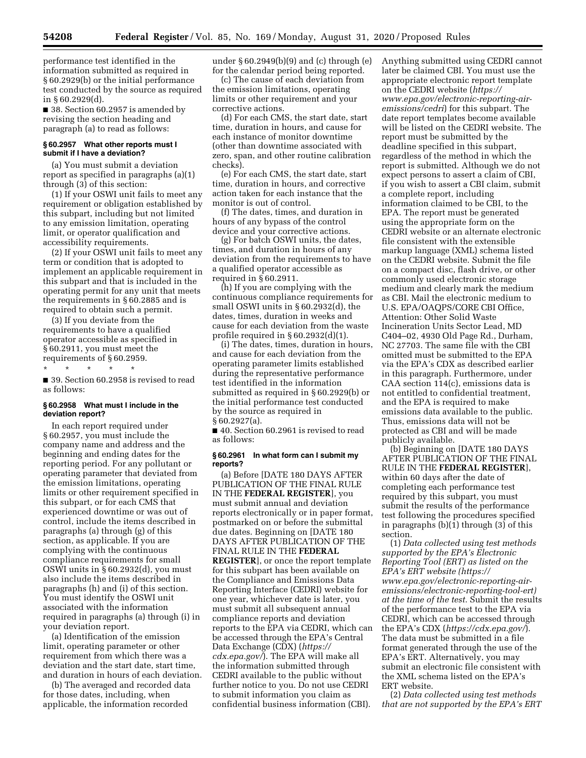performance test identified in the information submitted as required in § 60.2929(b) or the initial performance test conducted by the source as required in § 60.2929(d).

■ 38. Section 60.2957 is amended by revising the section heading and paragraph (a) to read as follows:

**§ 60.2957 What other reports must I submit if I have a deviation?**

(a) You must submit a deviation report as specified in paragraphs (a)(1) through (3) of this section:

(1) If your OSWI unit fails to meet any requirement or obligation established by this subpart, including but not limited to any emission limitation, operating limit, or operator qualification and accessibility requirements.

(2) If your OSWI unit fails to meet any term or condition that is adopted to implement an applicable requirement in this subpart and that is included in the operating permit for any unit that meets the requirements in § 60.2885 and is required to obtain such a permit.

(3) If you deviate from the requirements to have a qualified operator accessible as specified in § 60.2911, you must meet the requirements of § 60.2959.

\* \* \* \* \*

■ 39. Section 60.2958 is revised to read as follows:

**§ 60.2958 What must I include in the deviation report?**

In each report required under § 60.2957, you must include the company name and address and the beginning and ending dates for the reporting period. For any pollutant or operating parameter that deviated from the emission limitations, operating limits or other requirement specified in this subpart, or for each CMS that experienced downtime or was out of control, include the items described in paragraphs (a) through (g) of this section, as applicable. If you are complying with the continuous compliance requirements for small OSWI units in § 60.2932(d), you must also include the items described in paragraphs (h) and (i) of this section. You must identify the OSWI unit associated with the information required in paragraphs (a) through (i) in your deviation report.

(a) Identification of the emission limit, operating parameter or other requirement from which there was a deviation and the start date, start time, and duration in hours of each deviation.

(b) The averaged and recorded data for those dates, including, when applicable, the information recorded under § 60.2949(b)(9) and (c) through (e) for the calendar period being reported.

(c) The cause of each deviation from the emission limitations, operating limits or other requirement and your corrective actions.

(d) For each CMS, the start date, start time, duration in hours, and cause for each instance of monitor downtime (other than downtime associated with zero, span, and other routine calibration checks).

(e) For each CMS, the start date, start time, duration in hours, and corrective action taken for each instance that the monitor is out of control.

(f) The dates, times, and duration in hours of any bypass of the control device and your corrective actions.

(g) For batch OSWI units, the dates, times, and duration in hours of any deviation from the requirements to have a qualified operator accessible as required in § 60.2911.

(h) If you are complying with the continuous compliance requirements for small OSWI units in § 60.2932(d), the dates, times, duration in weeks and cause for each deviation from the waste profile required in § 60.2932(d)(1).

(i) The dates, times, duration in hours, and cause for each deviation from the operating parameter limits established during the representative performance test identified in the information submitted as required in § 60.2929(b) or the initial performance test conducted by the source as required in § 60.2927(a).

■ 40. Section 60.2961 is revised to read as follows:

**§ 60.2961 In what form can I submit my reports?**

(a) Before [DATE 180 DAYS AFTER PUBLICATION OF THE FINAL RULE IN THE **FEDERAL REGISTER**], you must submit annual and deviation reports electronically or in paper format, postmarked on or before the submittal due dates. Beginning on [DATE 180 DAYS AFTER PUBLICATION OF THE FINAL RULE IN THE **FEDERAL REGISTER**], or once the report template for this subpart has been available on the Compliance and Emissions Data Reporting Interface (CEDRI) website for one year, whichever date is later, you must submit all subsequent annual compliance reports and deviation reports to the EPA via CEDRI, which can be accessed through the EPA's Central Data Exchange (CDX) (*https://cdx.epa.gov/*). The EPA will make all the information submitted through CEDRI available to the public without further notice to you. Do not use CEDRI to submit information you claim as confidential business information (CBI). Anything submitted using CEDRI cannot later be claimed CBI. You must use the appropriate electronic report template on the CEDRI website (*https://www.epa.gov/electronic-reporting-air-emissions/cedri*) for this subpart. The date report templates become available will be listed on the CEDRI website. The report must be submitted by the deadline specified in this subpart, regardless of the method in which the report is submitted. Although we do not expect persons to assert a claim of CBI, if you wish to assert a CBI claim, submit a complete report, including information claimed to be CBI, to the EPA. The report must be generated using the appropriate form on the CEDRI website or an alternate electronic file consistent with the extensible markup language (XML) schema listed on the CEDRI website. Submit the file on a compact disc, flash drive, or other commonly used electronic storage medium and clearly mark the medium as CBI. Mail the electronic medium to U.S. EPA/OAQPS/CORE CBI Office, Attention: Other Solid Waste Incineration Units Sector Lead, MD C404–02, 4930 Old Page Rd., Durham, NC 27703. The same file with the CBI omitted must be submitted to the EPA via the EPA's CDX as described earlier in this paragraph. Furthermore, under CAA section 114(c), emissions data is not entitled to confidential treatment, and the EPA is required to make emissions data available to the public. Thus, emissions data will not be protected as CBI and will be made publicly available.

(b) Beginning on [DATE 180 DAYS AFTER PUBLICATION OF THE FINAL RULE IN THE **FEDERAL REGISTER**], within 60 days after the date of completing each performance test required by this subpart, you must submit the results of the performance test following the procedures specified in paragraphs (b)(1) through (3) of this section.

(1) *Data collected using test methods supported by the EPA's Electronic Reporting Tool (ERT) as listed on the EPA's ERT website (https://www.epa.gov/electronic-reporting-air-emissions/electronic-reporting-tool-ert) at the time of the test.* Submit the results of the performance test to the EPA via CEDRI, which can be accessed through the EPA's CDX (*https://cdx.epa.gov/*). The data must be submitted in a file format generated through the use of the EPA's ERT. Alternatively, you may submit an electronic file consistent with the XML schema listed on the EPA's ERT website.

(2) *Data collected using test methods that are not supported by the EPA's ERT*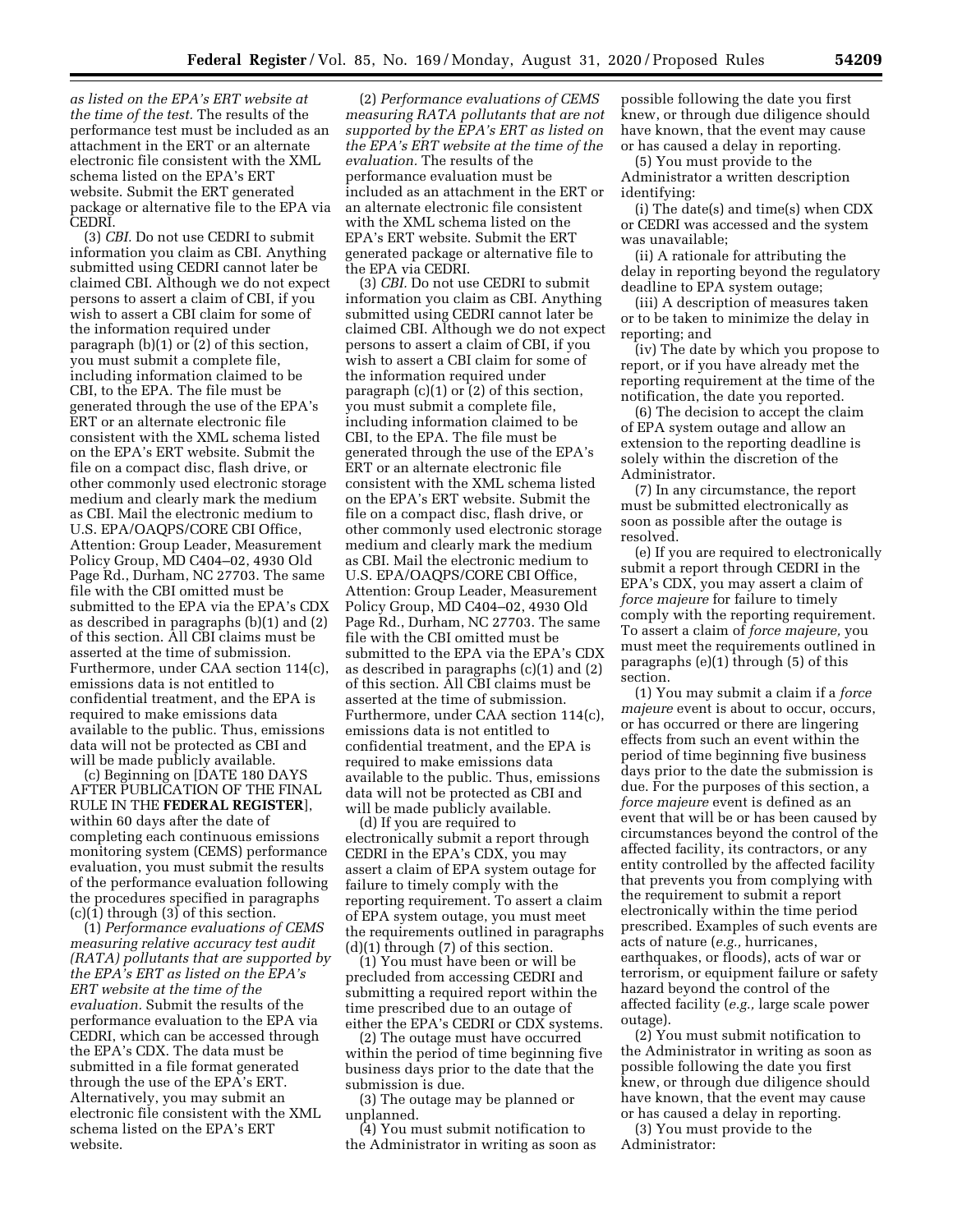*as listed on the EPA's ERT website at the time of the test.* The results of the performance test must be included as an attachment in the ERT or an alternate electronic file consistent with the XML schema listed on the EPA's ERT website. Submit the ERT generated package or alternative file to the EPA via CEDRI.

(3) *CBI.* Do not use CEDRI to submit information you claim as CBI. Anything submitted using CEDRI cannot later be claimed CBI. Although we do not expect persons to assert a claim of CBI, if you wish to assert a CBI claim for some of the information required under paragraph (b)(1) or (2) of this section, you must submit a complete file, including information claimed to be CBI, to the EPA. The file must be generated through the use of the EPA's ERT or an alternate electronic file consistent with the XML schema listed on the EPA's ERT website. Submit the file on a compact disc, flash drive, or other commonly used electronic storage medium and clearly mark the medium as CBI. Mail the electronic medium to U.S. EPA/OAQPS/CORE CBI Office, Attention: Group Leader, Measurement Policy Group, MD C404–02, 4930 Old Page Rd., Durham, NC 27703. The same file with the CBI omitted must be submitted to the EPA via the EPA's CDX as described in paragraphs (b)(1) and (2) of this section. All CBI claims must be asserted at the time of submission. Furthermore, under CAA section 114(c), emissions data is not entitled to confidential treatment, and the EPA is required to make emissions data available to the public. Thus, emissions data will not be protected as CBI and will be made publicly available.

(c) Beginning on [DATE 180 DAYS AFTER PUBLICATION OF THE FINAL RULE IN THE **FEDERAL REGISTER**], within 60 days after the date of completing each continuous emissions monitoring system (CEMS) performance evaluation, you must submit the results of the performance evaluation following the procedures specified in paragraphs (c)(1) through (3) of this section.

(1) *Performance evaluations of CEMS measuring relative accuracy test audit (RATA) pollutants that are supported by the EPA's ERT as listed on the EPA's ERT website at the time of the evaluation.* Submit the results of the performance evaluation to the EPA via CEDRI, which can be accessed through the EPA's CDX. The data must be submitted in a file format generated through the use of the EPA's ERT. Alternatively, you may submit an electronic file consistent with the XML schema listed on the EPA's ERT website.

(2) *Performance evaluations of CEMS measuring RATA pollutants that are not supported by the EPA's ERT as listed on the EPA's ERT website at the time of the evaluation.* The results of the performance evaluation must be included as an attachment in the ERT or an alternate electronic file consistent with the XML schema listed on the EPA's ERT website. Submit the ERT generated package or alternative file to the EPA via CEDRI.

(3) *CBI.* Do not use CEDRI to submit information you claim as CBI. Anything submitted using CEDRI cannot later be claimed CBI. Although we do not expect persons to assert a claim of CBI, if you wish to assert a CBI claim for some of the information required under paragraph (c)(1) or (2) of this section, you must submit a complete file, including information claimed to be CBI, to the EPA. The file must be generated through the use of the EPA's ERT or an alternate electronic file consistent with the XML schema listed on the EPA's ERT website. Submit the file on a compact disc, flash drive, or other commonly used electronic storage medium and clearly mark the medium as CBI. Mail the electronic medium to U.S. EPA/OAQPS/CORE CBI Office, Attention: Group Leader, Measurement Policy Group, MD C404–02, 4930 Old Page Rd., Durham, NC 27703. The same file with the CBI omitted must be submitted to the EPA via the EPA's CDX as described in paragraphs (c)(1) and (2) of this section. All CBI claims must be asserted at the time of submission. Furthermore, under CAA section 114(c), emissions data is not entitled to confidential treatment, and the EPA is required to make emissions data available to the public. Thus, emissions data will not be protected as CBI and will be made publicly available.

(d) If you are required to electronically submit a report through CEDRI in the EPA's CDX, you may assert a claim of EPA system outage for failure to timely comply with the reporting requirement. To assert a claim of EPA system outage, you must meet the requirements outlined in paragraphs (d)(1) through (7) of this section.

(1) You must have been or will be precluded from accessing CEDRI and submitting a required report within the time prescribed due to an outage of either the EPA's CEDRI or CDX systems.

(2) The outage must have occurred within the period of time beginning five business days prior to the date that the submission is due.

(3) The outage may be planned or unplanned.

(4) You must submit notification to the Administrator in writing as soon as possible following the date you first knew, or through due diligence should have known, that the event may cause or has caused a delay in reporting.

(5) You must provide to the Administrator a written description identifying:

(i) The date(s) and time(s) when CDX or CEDRI was accessed and the system was unavailable;

(ii) A rationale for attributing the delay in reporting beyond the regulatory deadline to EPA system outage;

(iii) A description of measures taken or to be taken to minimize the delay in reporting; and

(iv) The date by which you propose to report, or if you have already met the reporting requirement at the time of the notification, the date you reported.

(6) The decision to accept the claim of EPA system outage and allow an extension to the reporting deadline is solely within the discretion of the Administrator.

(7) In any circumstance, the report must be submitted electronically as soon as possible after the outage is resolved.

(e) If you are required to electronically submit a report through CEDRI in the EPA's CDX, you may assert a claim of *force majeure* for failure to timely comply with the reporting requirement. To assert a claim of *force majeure,* you must meet the requirements outlined in paragraphs (e)(1) through (5) of this section.

(1) You may submit a claim if a *force majeure* event is about to occur, occurs, or has occurred or there are lingering effects from such an event within the period of time beginning five business days prior to the date the submission is due. For the purposes of this section, a *force majeure* event is defined as an event that will be or has been caused by circumstances beyond the control of the affected facility, its contractors, or any entity controlled by the affected facility that prevents you from complying with the requirement to submit a report electronically within the time period prescribed. Examples of such events are acts of nature (*e.g.,* hurricanes, earthquakes, or floods), acts of war or terrorism, or equipment failure or safety hazard beyond the control of the affected facility (*e.g.,* large scale power outage).

(2) You must submit notification to the Administrator in writing as soon as possible following the date you first knew, or through due diligence should have known, that the event may cause or has caused a delay in reporting.

(3) You must provide to the Administrator: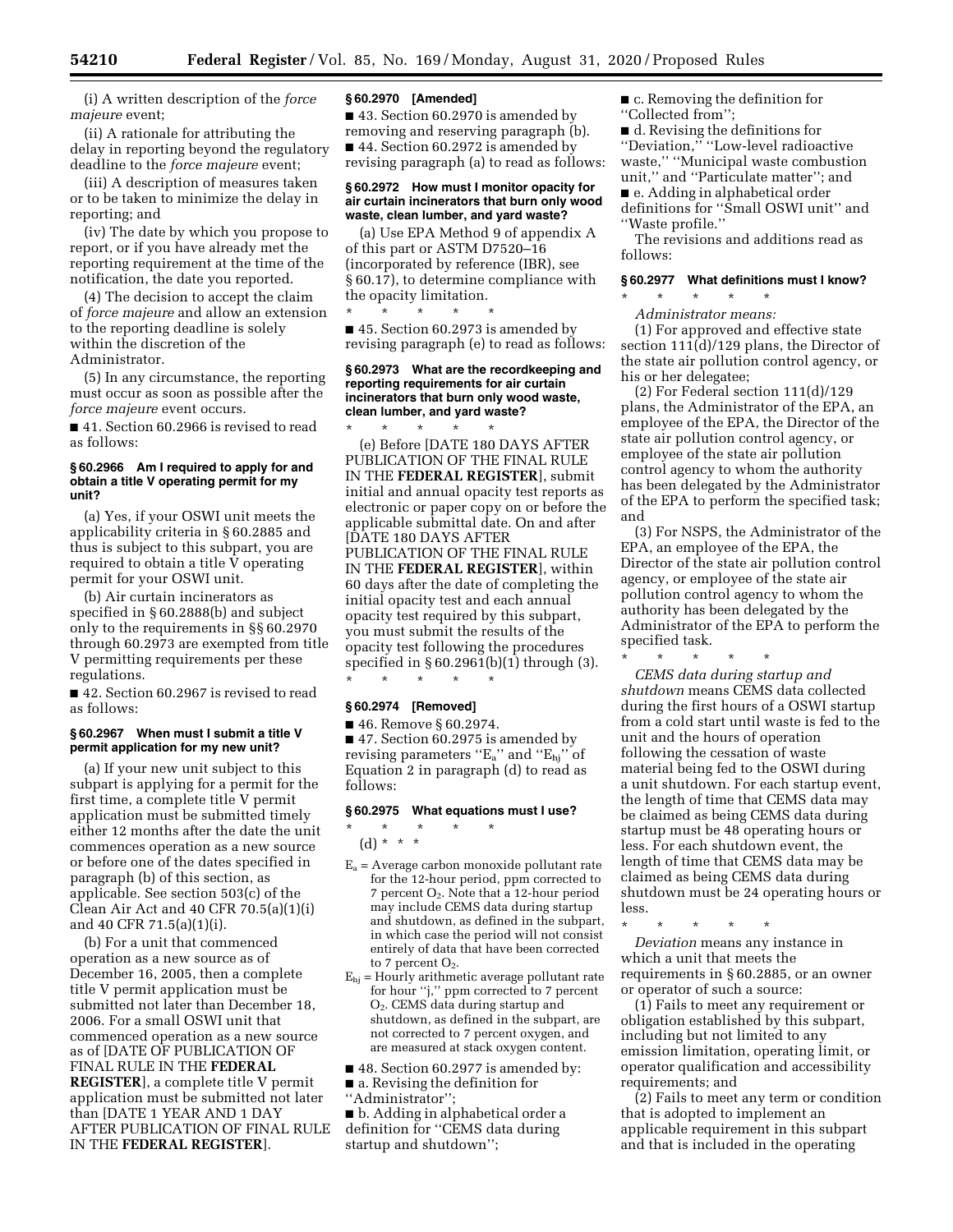(i) A written description of the *force majeure* event;

(ii) A rationale for attributing the delay in reporting beyond the regulatory deadline to the *force majeure* event;

(iii) A description of measures taken or to be taken to minimize the delay in reporting; and

(iv) The date by which you propose to report, or if you have already met the reporting requirement at the time of the notification, the date you reported.

(4) The decision to accept the claim of *force majeure* and allow an extension to the reporting deadline is solely within the discretion of the Administrator.

(5) In any circumstance, the reporting must occur as soon as possible after the *force majeure* event occurs.

■ 41. Section 60.2966 is revised to read as follows:

**§ 60.2966 Am I required to apply for and obtain a title V operating permit for my unit?**

(a) Yes, if your OSWI unit meets the applicability criteria in § 60.2885 and thus is subject to this subpart, you are required to obtain a title V operating permit for your OSWI unit.

(b) Air curtain incinerators as specified in § 60.2888(b) and subject only to the requirements in §§ 60.2970 through 60.2973 are exempted from title V permitting requirements per these regulations.

■ 42. Section 60.2967 is revised to read as follows:

**§ 60.2967 When must I submit a title V permit application for my new unit?**

(a) If your new unit subject to this subpart is applying for a permit for the first time, a complete title V permit application must be submitted timely either 12 months after the date the unit commences operation as a new source or before one of the dates specified in paragraph (b) of this section, as applicable. See section 503(c) of the Clean Air Act and 40 CFR 70.5(a)(1)(i) and 40 CFR 71.5(a)(1)(i).

(b) For a unit that commenced operation as a new source as of December 16, 2005, then a complete title V permit application must be submitted not later than December 18, 2006. For a small OSWI unit that commenced operation as a new source as of [DATE OF PUBLICATION OF FINAL RULE IN THE **FEDERAL REGISTER**], a complete title V permit application must be submitted not later than [DATE 1 YEAR AND 1 DAY AFTER PUBLICATION OF FINAL RULE IN THE **FEDERAL REGISTER**].

**§ 60.2970 [Amended]**

■ 43. Section 60.2970 is amended by removing and reserving paragraph (b).

■ 44. Section 60.2972 is amended by revising paragraph (a) to read as follows:

**§ 60.2972 How must I monitor opacity for air curtain incinerators that burn only wood waste, clean lumber, and yard waste?**

(a) Use EPA Method 9 of appendix A of this part or ASTM D7520–16 (incorporated by reference (IBR), see § 60.17), to determine compliance with the opacity limitation.

\* \* \* \* \*

■ 45. Section 60.2973 is amended by revising paragraph (e) to read as follows:

**§ 60.2973 What are the recordkeeping and reporting requirements for air curtain incinerators that burn only wood waste, clean lumber, and yard waste?**

\* \* \* \* \*

(e) Before [DATE 180 DAYS AFTER PUBLICATION OF THE FINAL RULE IN THE **FEDERAL REGISTER**], submit initial and annual opacity test reports as electronic or paper copy on or before the applicable submittal date. On and after [DATE 180 DAYS AFTER PUBLICATION OF THE FINAL RULE IN THE **FEDERAL REGISTER**], within 60 days after the date of completing the initial opacity test and each annual opacity test required by this subpart, you must submit the results of the opacity test following the procedures specified in § 60.2961(b)(1) through (3).

\* \* \* \* \*

**§ 60.2974 [Removed]**

■ 46. Remove § 60.2974.

■ 47. Section 60.2975 is amended by revising parameters "$E_a$" and "$E_{hj}$" of Equation 2 in paragraph (d) to read as follows:

**§ 60.2975 What equations must I use?**

\* \* \* \* \*

(d) \* \* \*

$E_a$ = Average carbon monoxide pollutant rate for the 12-hour period, ppm corrected to 7 percent $O_2$. Note that a 12-hour period may include CEMS data during startup and shutdown, as defined in the subpart, in which case the period will not consist entirely of data that have been corrected to 7 percent $O_2$.

$E_{hj}$ = Hourly arithmetic average pollutant rate for hour "j," ppm corrected to 7 percent $O_2$. CEMS data during startup and shutdown, as defined in the subpart, are not corrected to 7 percent oxygen, and are measured at stack oxygen content.

■ 48. Section 60.2977 is amended by:

■ a. Revising the definition for "Administrator";

■ b. Adding in alphabetical order a definition for "CEMS data during startup and shutdown";

■ c. Removing the definition for "Collected from";

■ d. Revising the definitions for "Deviation," "Low-level radioactive waste," "Municipal waste combustion unit," and "Particulate matter"; and

■ e. Adding in alphabetical order definitions for "Small OSWI unit" and "Waste profile."

The revisions and additions read as follows:

**§ 60.2977 What definitions must I know?**

\* \* \* \* \*

*Administrator means:*

(1) For approved and effective state section 111(d)/129 plans, the Director of the state air pollution control agency, or his or her delegatee;

(2) For Federal section 111(d)/129 plans, the Administrator of the EPA, an employee of the EPA, the Director of the state air pollution control agency, or employee of the state air pollution control agency to whom the authority has been delegated by the Administrator of the EPA to perform the specified task; and

(3) For NSPS, the Administrator of the EPA, an employee of the EPA, the Director of the state air pollution control agency, or employee of the state air pollution control agency to whom the authority has been delegated by the Administrator of the EPA to perform the specified task.

\* \* \* \* \*

*CEMS data during startup and shutdown* means CEMS data collected during the first hours of a OSWI startup from a cold start until waste is fed to the unit and the hours of operation following the cessation of waste material being fed to the OSWI during a unit shutdown. For each startup event, the length of time that CEMS data may be claimed as being CEMS data during startup must be 48 operating hours or less. For each shutdown event, the length of time that CEMS data may be claimed as being CEMS data during shutdown must be 24 operating hours or less.

\* \* \* \* \*

*Deviation* means any instance in which a unit that meets the requirements in § 60.2885, or an owner or operator of such a source:

(1) Fails to meet any requirement or obligation established by this subpart, including but not limited to any emission limitation, operating limit, or operator qualification and accessibility requirements; and

(2) Fails to meet any term or condition that is adopted to implement an applicable requirement in this subpart and that is included in the operating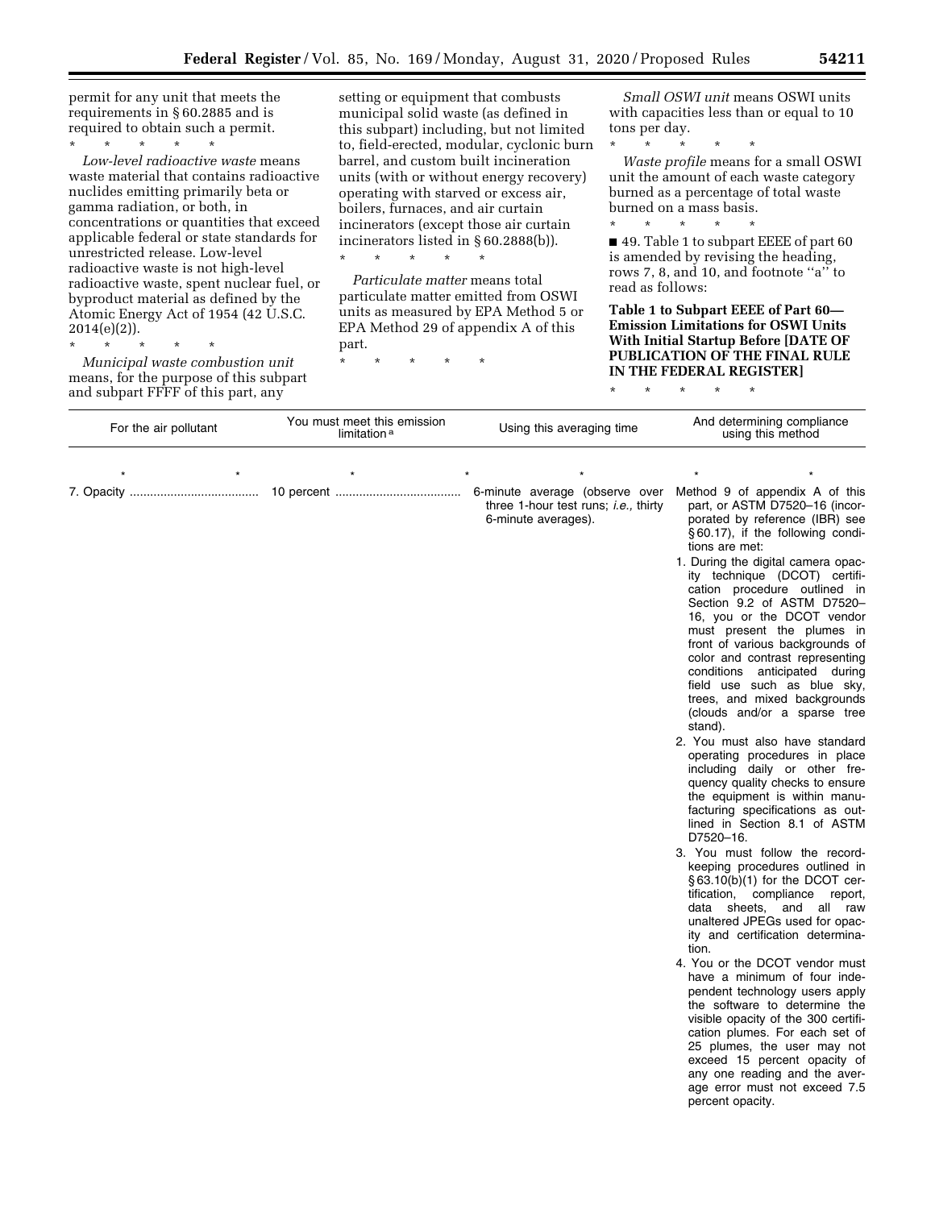permit for any unit that meets the requirements in § 60.2885 and is required to obtain such a permit.

\* \* \* \* \*

*Low-level radioactive waste* means waste material that contains radioactive nuclides emitting primarily beta or gamma radiation, or both, in concentrations or quantities that exceed applicable federal or state standards for unrestricted release. Low-level radioactive waste is not high-level radioactive waste, spent nuclear fuel, or byproduct material as defined by the Atomic Energy Act of 1954 (42 U.S.C. 2014(e)(2)).

\* \* \* \* \*

*Municipal waste combustion unit* means, for the purpose of this subpart and subpart FFFF of this part, any setting or equipment that combusts municipal solid waste (as defined in this subpart) including, but not limited to, field-erected, modular, cyclonic burn barrel, and custom built incineration units (with or without energy recovery) operating with starved or excess air, boilers, furnaces, and air curtain incinerators (except those air curtain incinerators listed in § 60.2888(b)).

\* \* \* \* \*

*Particulate matter* means total particulate matter emitted from OSWI units as measured by EPA Method 5 or EPA Method 29 of appendix A of this part.

\* \* \* \* \*

*Small OSWI unit* means OSWI units with capacities less than or equal to 10 tons per day.

\* \* \* \* \*

*Waste profile* means for a small OSWI unit the amount of each waste category burned as a percentage of total waste burned on a mass basis.

\* \* \* \* \*

■ 49. Table 1 to subpart EEEE of part 60 is amended by revising the heading, rows 7, 8, and 10, and footnote "a" to read as follows:

**Table 1 to Subpart EEEE of Part 60—Emission Limitations for OSWI Units With Initial Startup Before [DATE OF PUBLICATION OF THE FINAL RULE IN THE FEDERAL REGISTER]**

\* \* \* \* \*

| For the air pollutant | You must meet this emission limitation [a] | Using this averaging time | And determining compliance using this method |
|---|---|---|---|
| \* \* | \* | \* \* | \* \* |
| 7. Opacity | 10 percent | 6-minute average (observe over three 1-hour test runs; *i.e.,* thirty 6-minute averages). | Method 9 of appendix A of this part, or ASTM D7520–16 (incorporated by reference (IBR) see § 60.17), if the following conditions are met:<br>1. During the digital camera opacity technique (DCOT) certification procedure outlined in Section 9.2 of ASTM D7520–16, you or the DCOT vendor must present the plumes in front of various backgrounds of color and contrast representing conditions anticipated during field use such as blue sky, trees, and mixed backgrounds (clouds and/or a sparse tree stand).<br>2. You must also have standard operating procedures in place including daily or other frequency quality checks to ensure the equipment is within manufacturing specifications as outlined in Section 8.1 of ASTM D7520–16.<br>3. You must follow the recordkeeping procedures outlined in § 63.10(b)(1) for the DCOT certification, compliance report, data sheets, and all raw unaltered JPEGs used for opacity and certification determination.<br>4. You or the DCOT vendor must have a minimum of four independent technology users apply the software to determine the visible opacity of the 300 certification plumes. For each set of 25 plumes, the user may not exceed 15 percent opacity of any one reading and the average error must not exceed 7.5 percent opacity. |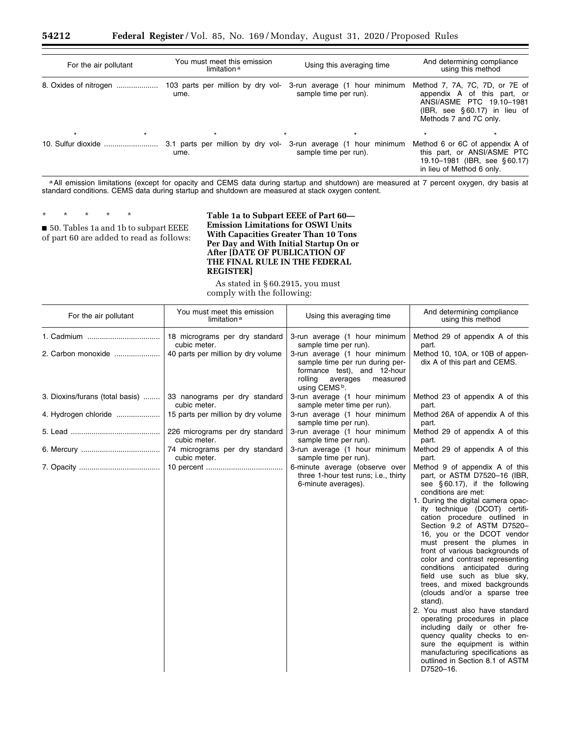| For the air pollutant | You must meet this emission limitation [a] | Using this averaging time | And determining compliance using this method |
|---|---|---|---|
| 8. Oxides of nitrogen | 103 parts per million by dry volume. | 3-run average (1 hour minimum sample time per run). | Method 7, 7A, 7C, 7D, or 7E of appendix A of this part, or ANSI/ASME PTC 19.10–1981 (IBR, see § 60.17) in lieu of Methods 7 and 7C only. |
| * * | * * | * | * * |
| 10. Sulfur dioxide | 3.1 parts per million by dry volume. | 3-run average (1 hour minimum sample time per run). | Method 6 or 6C of appendix A of this part, or ANSI/ASME PTC 19.10–1981 (IBR, see § 60.17) in lieu of Method 6 only. |

[a] All emission limitations (except for opacity and CEMS data during startup and shutdown) are measured at 7 percent oxygen, dry basis at standard conditions. CEMS data during startup and shutdown are measured at stack oxygen content.

\* \* \* \* \*

■ 50. Tables 1a and 1b to subpart EEEE of part 60 are added to read as follows:

**Table 1a to Subpart EEEE of Part 60—Emission Limitations for OSWI Units With Capacities Greater Than 10 Tons Per Day and With Initial Startup On or After [DATE OF PUBLICATION OF THE FINAL RULE IN THE FEDERAL REGISTER]**

As stated in § 60.2915, you must comply with the following:

| For the air pollutant | You must meet this emission limitation [a] | Using this averaging time | And determining compliance using this method |
|---|---|---|---|
| 1. Cadmium | 18 micrograms per dry standard cubic meter. | 3-run average (1 hour minimum sample time per run). | Method 29 of appendix A of this part. |
| 2. Carbon monoxide | 40 parts per million by dry volume | 3-run average (1 hour minimum sample time per run during performance test), and 12-hour rolling averages measured using CEMS [b]. | Method 10, 10A, or 10B of appendix A of this part and CEMS. |
| 3. Dioxins/furans (total basis) | 33 nanograms per dry standard cubic meter. | 3-run average (1 hour minimum sample meter time per run). | Method 23 of appendix A of this part. |
| 4. Hydrogen chloride | 15 parts per million by dry volume | 3-run average (1 hour minimum sample time per run). | Method 26A of appendix A of this part. |
| 5. Lead | 226 micrograms per dry standard cubic meter. | 3-run average (1 hour minimum sample time per run). | Method 29 of appendix A of this part. |
| 6. Mercury | 74 micrograms per dry standard cubic meter. | 3-run average (1 hour minimum sample time per run). | Method 29 of appendix A of this part. |
| 7. Opacity | 10 percent | 6-minute average (observe over three 1-hour test runs; i.e., thirty 6-minute averages). | Method 9 of appendix A of this part, or ASTM D7520–16 (IBR, see § 60.17), if the following conditions are met: 1. During the digital camera opacity technique (DCOT) certification procedure outlined in Section 9.2 of ASTM D7520–16, you or the DCOT vendor must present the plumes in front of various backgrounds of color and contrast representing conditions anticipated during field use such as blue sky, trees, and mixed backgrounds (clouds and/or a sparse tree stand). 2. You must also have standard operating procedures in place including daily or other frequency quality checks to ensure the equipment is within manufacturing specifications as outlined in Section 8.1 of ASTM D7520–16. |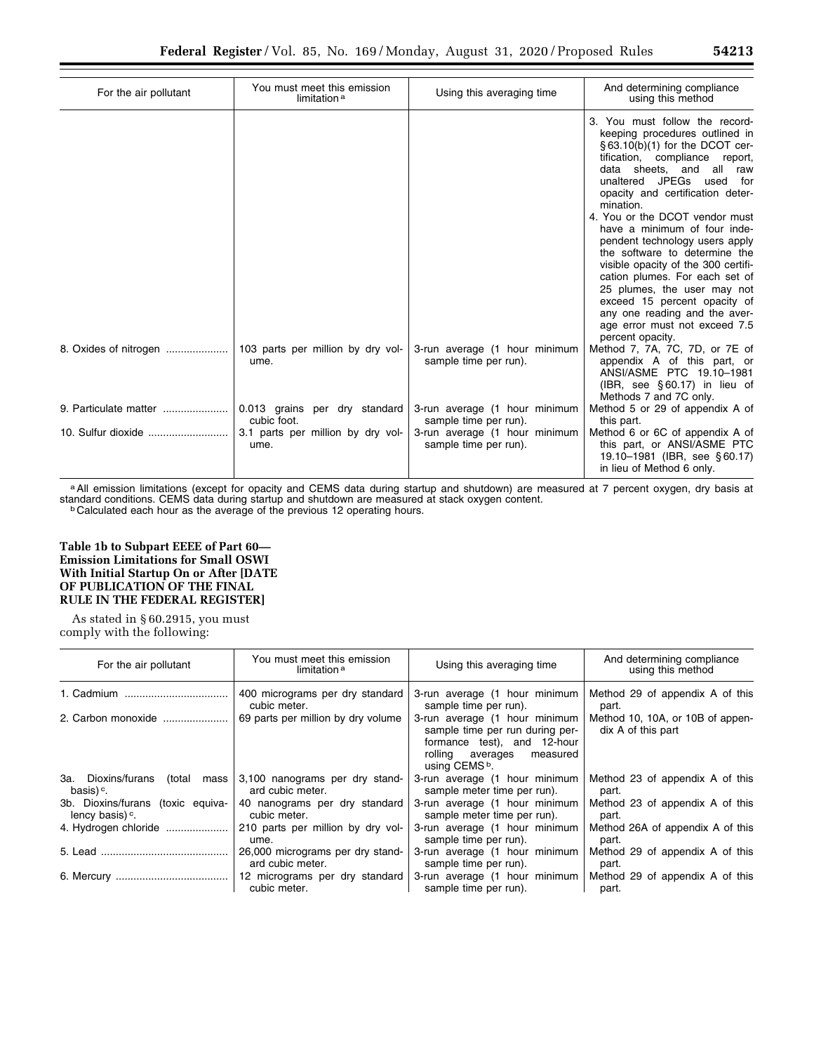| For the air pollutant | You must meet this emission limitation [a] | Using this averaging time | And determining compliance using this method |
|---|---|---|---|
| | | | 3. You must follow the record-keeping procedures outlined in § 63.10(b)(1) for the DCOT certification, compliance report, data sheets, and all raw unaltered JPEGs used for opacity and certification determination. 4. You or the DCOT vendor must have a minimum of four independent technology users apply the software to determine the visible opacity of the 300 certification plumes. For each set of 25 plumes, the user may not exceed 15 percent opacity of any one reading and the average error must not exceed 7.5 percent opacity. |
| 8. Oxides of nitrogen | 103 parts per million by dry volume. | 3-run average (1 hour minimum sample time per run). | Method 7, 7A, 7C, 7D, or 7E of appendix A of this part, or ANSI/ASME PTC 19.10–1981 (IBR, see § 60.17) in lieu of Methods 7 and 7C only. |
| 9. Particulate matter | 0.013 grains per dry standard cubic foot. | 3-run average (1 hour minimum sample time per run). | Method 5 or 29 of appendix A of this part. |
| 10. Sulfur dioxide | 3.1 parts per million by dry volume. | 3-run average (1 hour minimum sample time per run). | Method 6 or 6C of appendix A of this part, or ANSI/ASME PTC 19.10–1981 (IBR, see § 60.17) in lieu of Method 6 only. |

[a] All emission limitations (except for opacity and CEMS data during startup and shutdown) are measured at 7 percent oxygen, dry basis at standard conditions. CEMS data during startup and shutdown are measured at stack oxygen content.

[b] Calculated each hour as the average of the previous 12 operating hours.

### Table 1b to Subpart EEEE of Part 60—Emission Limitations for Small OSWI With Initial Startup On or After [DATE OF PUBLICATION OF THE FINAL RULE IN THE FEDERAL REGISTER]

As stated in § 60.2915, you must comply with the following:

| For the air pollutant | You must meet this emission limitation [a] | Using this averaging time | And determining compliance using this method |
|---|---|---|---|
| 1. Cadmium | 400 micrograms per dry standard cubic meter. | 3-run average (1 hour minimum sample time per run). | Method 29 of appendix A of this part. |
| 2. Carbon monoxide | 69 parts per million by dry volume | 3-run average (1 hour minimum sample time per run during performance test), and 12-hour rolling averages measured using CEMS [b]. | Method 10, 10A, or 10B of appendix A of this part |
| 3a. Dioxins/furans (total mass basis) [c]. | 3,100 nanograms per dry standard cubic meter. | 3-run average (1 hour minimum sample meter time per run). | Method 23 of appendix A of this part. |
| 3b. Dioxins/furans (toxic equivalency basis) [c]. | 40 nanograms per dry standard cubic meter. | 3-run average (1 hour minimum sample meter time per run). | Method 23 of appendix A of this part. |
| 4. Hydrogen chloride | 210 parts per million by dry volume. | 3-run average (1 hour minimum sample time per run). | Method 26A of appendix A of this part. |
| 5. Lead | 26,000 micrograms per dry standard cubic meter. | 3-run average (1 hour minimum sample time per run). | Method 29 of appendix A of this part. |
| 6. Mercury | 12 micrograms per dry standard cubic meter. | 3-run average (1 hour minimum sample time per run). | Method 29 of appendix A of this part. |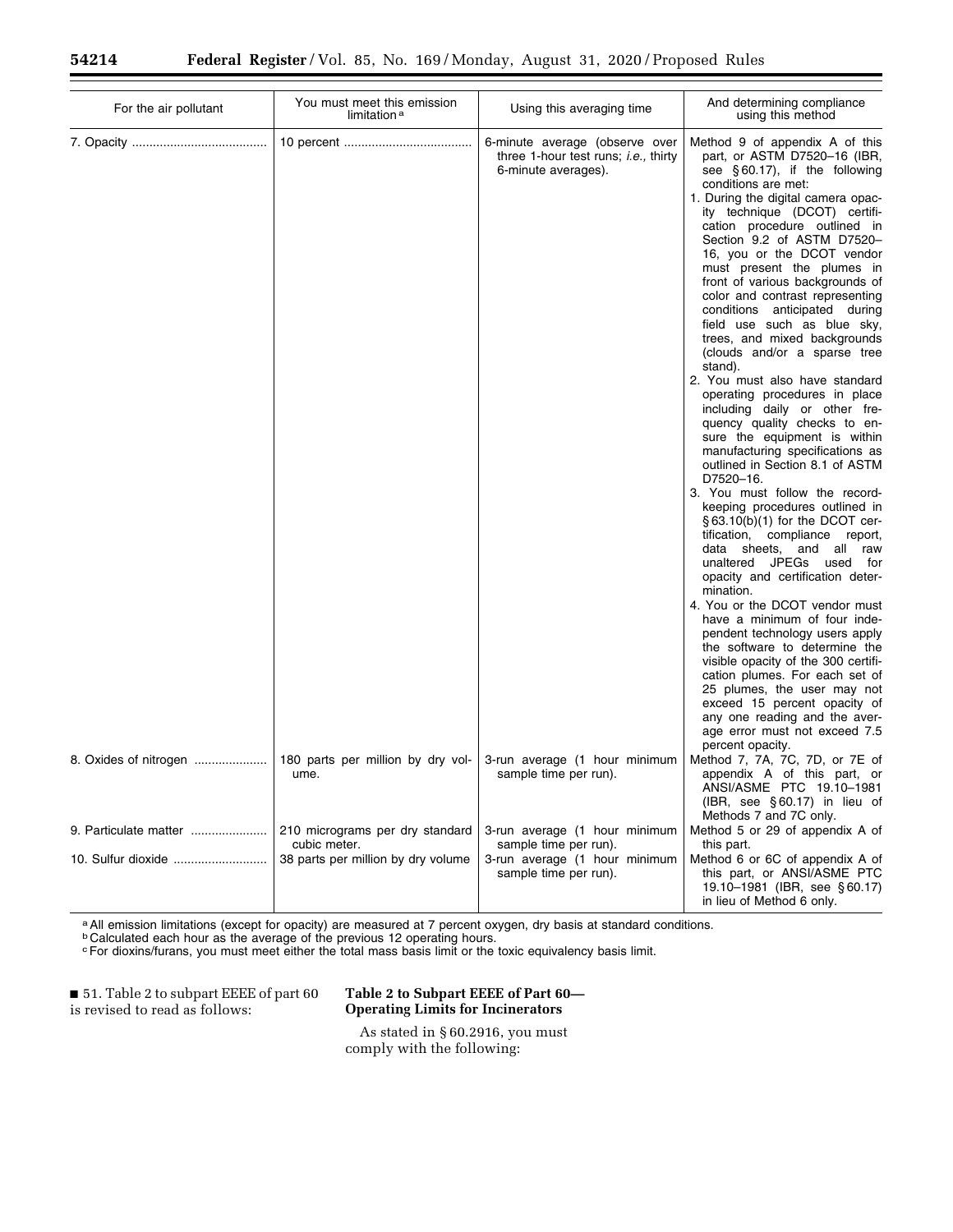| For the air pollutant | You must meet this emission limitation[a] | Using this averaging time | And determining compliance using this method |
|---|---|---|---|
| 7. Opacity | 10 percent | 6-minute average (observe over three 1-hour test runs; *i.e.,* thirty 6-minute averages). | Method 9 of appendix A of this part, or ASTM D7520–16 (IBR, see § 60.17), if the following conditions are met: 1. During the digital camera opacity technique (DCOT) certification procedure outlined in Section 9.2 of ASTM D7520–16, you or the DCOT vendor must present the plumes in front of various backgrounds of color and contrast representing conditions anticipated during field use such as blue sky, trees, and mixed backgrounds (clouds and/or a sparse tree stand). 2. You must also have standard operating procedures in place including daily or other frequency quality checks to ensure the equipment is within manufacturing specifications as outlined in Section 8.1 of ASTM D7520–16. 3. You must follow the recordkeeping procedures outlined in § 63.10(b)(1) for the DCOT certification, compliance report, data sheets, and all raw unaltered JPEGs used for opacity and certification determination. 4. You or the DCOT vendor must have a minimum of four independent technology users apply the software to determine the visible opacity of the 300 certification plumes. For each set of 25 plumes, the user may not exceed 15 percent opacity of any one reading and the average error must not exceed 7.5 percent opacity. |
| 8. Oxides of nitrogen | 180 parts per million by dry volume. | 3-run average (1 hour minimum sample time per run). | Method 7, 7A, 7C, 7D, or 7E of appendix A of this part, or ANSI/ASME PTC 19.10–1981 (IBR, see § 60.17) in lieu of Methods 7 and 7C only. |
| 9. Particulate matter | 210 micrograms per dry standard cubic meter. | 3-run average (1 hour minimum sample time per run). | Method 5 or 29 of appendix A of this part. |
| 10. Sulfur dioxide | 38 parts per million by dry volume | 3-run average (1 hour minimum sample time per run). | Method 6 or 6C of appendix A of this part, or ANSI/ASME PTC 19.10–1981 (IBR, see § 60.17) in lieu of Method 6 only. |

[a] All emission limitations (except for opacity) are measured at 7 percent oxygen, dry basis at standard conditions.

[b] Calculated each hour as the average of the previous 12 operating hours.

[c] For dioxins/furans, you must meet either the total mass basis limit or the toxic equivalency basis limit.

■ 51. Table 2 to subpart EEEE of part 60 is revised to read as follows:

**Table 2 to Subpart EEEE of Part 60—Operating Limits for Incinerators**

As stated in § 60.2916, you must comply with the following: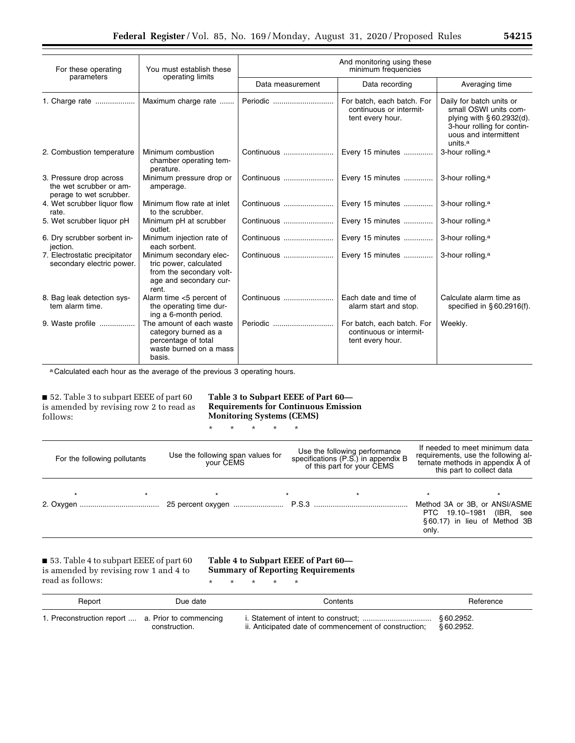| For these operating parameters | You must establish these operating limits | And monitoring using these minimum frequencies | | |
|---|---|---|---|---|
| | | Data measurement | Data recording | Averaging time |
| 1. Charge rate | Maximum charge rate | Periodic | For batch, each batch. For continuous or intermittent every hour. | Daily for batch units or small OSWI units complying with § 60.2932(d). 3-hour rolling for continuous and intermittent units.[a] |
| 2. Combustion temperature | Minimum combustion chamber operating temperature. | Continuous | Every 15 minutes | 3-hour rolling.[a] |
| 3. Pressure drop across the wet scrubber or amperage to wet scrubber. | Minimum pressure drop or amperage. | Continuous | Every 15 minutes | 3-hour rolling.[a] |
| 4. Wet scrubber liquor flow rate. | Minimum flow rate at inlet to the scrubber. | Continuous | Every 15 minutes | 3-hour rolling.[a] |
| 5. Wet scrubber liquor pH | Minimum pH at scrubber outlet. | Continuous | Every 15 minutes | 3-hour rolling.[a] |
| 6. Dry scrubber sorbent injection. | Minimum injection rate of each sorbent. | Continuous | Every 15 minutes | 3-hour rolling.[a] |
| 7. Electrostatic precipitator secondary electric power. | Minimum secondary electric power, calculated from the secondary voltage and secondary current. | Continuous | Every 15 minutes | 3-hour rolling.[a] |
| 8. Bag leak detection system alarm time. | Alarm time <5 percent of the operating time during a 6-month period. | Continuous | Each date and time of alarm start and stop. | Calculate alarm time as specified in § 60.2916(f). |
| 9. Waste profile | The amount of each waste category burned as a percentage of total waste burned on a mass basis. | Periodic | For batch, each batch. For continuous or intermittent every hour. | Weekly. |

[a] Calculated each hour as the average of the previous 3 operating hours.

■ 52. Table 3 to subpart EEEE of part 60 is amended by revising row 2 to read as follows:

**Table 3 to Subpart EEEE of Part 60—Requirements for Continuous Emission Monitoring Systems (CEMS)**

\* \* \* \* \*

| For the following pollutants | Use the following span values for your CEMS | Use the following performance specifications (P.S.) in appendix B of this part for your CEMS | If needed to meet minimum data requirements, use the following alternate methods in appendix A of this part to collect data |
|---|---|---|---|
| \* \* | \* | \* \* | \* \* |
| 2. Oxygen | 25 percent oxygen | P.S.3 | Method 3A or 3B, or ANSI/ASME PTC 19.10–1981 (IBR, see § 60.17) in lieu of Method 3B only. |

■ 53. Table 4 to subpart EEEE of part 60 is amended by revising row 1 and 4 to read as follows:

**Table 4 to Subpart EEEE of Part 60—Summary of Reporting Requirements**

\* \* \* \* \*

| Report | Due date | Contents | Reference |
|---|---|---|---|
| 1. Preconstruction report | a. Prior to commencing construction. | i. Statement of intent to construct;<br>ii. Anticipated date of commencement of construction; | § 60.2952.<br>§ 60.2952. |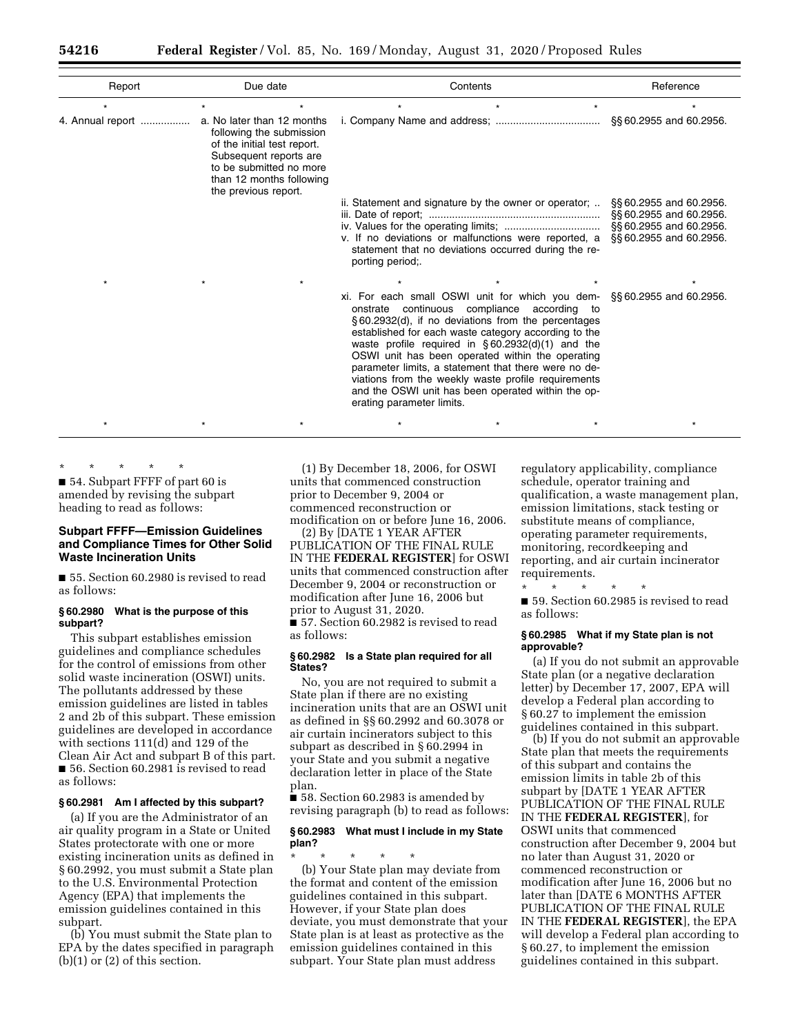| Report | Due date | Contents | Reference |
| --- | --- | --- | --- |
| * | * | * * * | * |
| 4. Annual report | a. No later than 12 months following the submission of the initial test report. Subsequent reports are to be submitted no more than 12 months following the previous report. | i. Company Name and address; | §§ 60.2955 and 60.2956. |
| | | ii. Statement and signature by the owner or operator; | §§ 60.2955 and 60.2956. |
| | | iii. Date of report; | §§ 60.2955 and 60.2956. |
| | | iv. Values for the operating limits; | §§ 60.2955 and 60.2956. |
| | | v. If no deviations or malfunctions were reported, a statement that no deviations occurred during the reporting period;. | §§ 60.2955 and 60.2956. |
| * | * | * * * | * |
| | | xi. For each small OSWI unit for which you demonstrate continuous compliance according to § 60.2932(d), if no deviations from the percentages established for each waste category according to the waste profile required in § 60.2932(d)(1) and the OSWI unit has been operated within the operating parameter limits, a statement that there were no deviations from the weekly waste profile requirements and the OSWI unit has been operated within the operating parameter limits. | §§ 60.2955 and 60.2956. |
| * | * | * * * | * |

\* \* \* \* \*

■ 54. Subpart FFFF of part 60 is amended by revising the subpart heading to read as follows:

## Subpart FFFF—Emission Guidelines and Compliance Times for Other Solid Waste Incineration Units

■ 55. Section 60.2980 is revised to read as follows:

### § 60.2980 What is the purpose of this subpart?

This subpart establishes emission guidelines and compliance schedules for the control of emissions from other solid waste incineration (OSWI) units. The pollutants addressed by these emission guidelines are listed in tables 2 and 2b of this subpart. These emission guidelines are developed in accordance with sections 111(d) and 129 of the Clean Air Act and subpart B of this part.

■ 56. Section 60.2981 is revised to read as follows:

### § 60.2981 Am I affected by this subpart?

(a) If you are the Administrator of an air quality program in a State or United States protectorate with one or more existing incineration units as defined in § 60.2992, you must submit a State plan to the U.S. Environmental Protection Agency (EPA) that implements the emission guidelines contained in this subpart.

(b) You must submit the State plan to EPA by the dates specified in paragraph (b)(1) or (2) of this section.

(1) By December 18, 2006, for OSWI units that commenced construction prior to December 9, 2004 or commenced reconstruction or modification on or before June 16, 2006.

(2) By [DATE 1 YEAR AFTER PUBLICATION OF THE FINAL RULE IN THE **FEDERAL REGISTER**] for OSWI units that commenced construction after December 9, 2004 or reconstruction or modification after June 16, 2006 but prior to August 31, 2020.

■ 57. Section 60.2982 is revised to read as follows:

### § 60.2982 Is a State plan required for all States?

No, you are not required to submit a State plan if there are no existing incineration units that are an OSWI unit as defined in §§ 60.2992 and 60.3078 or air curtain incinerators subject to this subpart as described in § 60.2994 in your State and you submit a negative declaration letter in place of the State plan.

■ 58. Section 60.2983 is amended by revising paragraph (b) to read as follows:

### § 60.2983 What must I include in my State plan?

\* \* \* \* \*

(b) Your State plan may deviate from the format and content of the emission guidelines contained in this subpart. However, if your State plan does deviate, you must demonstrate that your State plan is at least as protective as the emission guidelines contained in this subpart. Your State plan must address regulatory applicability, compliance schedule, operator training and qualification, a waste management plan, emission limitations, stack testing or substitute means of compliance, operating parameter requirements, monitoring, recordkeeping and reporting, and air curtain incinerator requirements.

\* \* \* \* \*

■ 59. Section 60.2985 is revised to read as follows:

### § 60.2985 What if my State plan is not approvable?

(a) If you do not submit an approvable State plan (or a negative declaration letter) by December 17, 2007, EPA will develop a Federal plan according to § 60.27 to implement the emission guidelines contained in this subpart.

(b) If you do not submit an approvable State plan that meets the requirements of this subpart and contains the emission limits in table 2b of this subpart by [DATE 1 YEAR AFTER PUBLICATION OF THE FINAL RULE IN THE **FEDERAL REGISTER**], for OSWI units that commenced construction after December 9, 2004 but no later than August 31, 2020 or commenced reconstruction or modification after June 16, 2006 but no later than [DATE 6 MONTHS AFTER PUBLICATION OF THE FINAL RULE IN THE **FEDERAL REGISTER**], the EPA will develop a Federal plan according to § 60.27, to implement the emission guidelines contained in this subpart.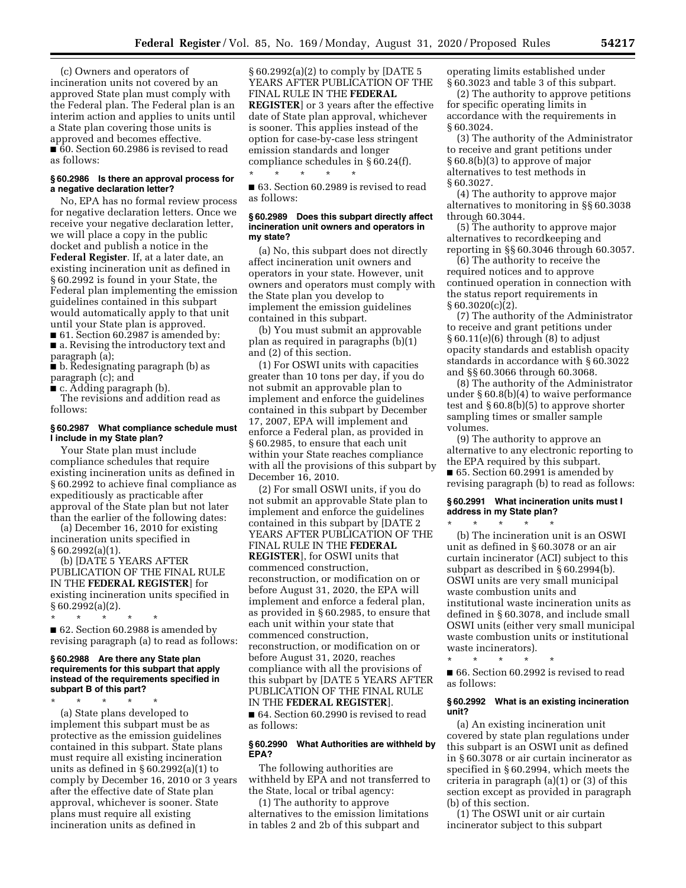(c) Owners and operators of incineration units not covered by an approved State plan must comply with the Federal plan. The Federal plan is an interim action and applies to units until a State plan covering those units is approved and becomes effective.

■ 60. Section 60.2986 is revised to read as follows:

### § 60.2986 Is there an approval process for a negative declaration letter?

No, EPA has no formal review process for negative declaration letters. Once we receive your negative declaration letter, we will place a copy in the public docket and publish a notice in the **Federal Register**. If, at a later date, an existing incineration unit as defined in § 60.2992 is found in your State, the Federal plan implementing the emission guidelines contained in this subpart would automatically apply to that unit until your State plan is approved.

■ 61. Section 60.2987 is amended by:

■ a. Revising the introductory text and paragraph (a);

■ b. Redesignating paragraph (b) as paragraph (c); and

■ c. Adding paragraph (b).

The revisions and addition read as follows:

### § 60.2987 What compliance schedule must I include in my State plan?

Your State plan must include compliance schedules that require existing incineration units as defined in § 60.2992 to achieve final compliance as expeditiously as practicable after approval of the State plan but not later than the earlier of the following dates:

(a) December 16, 2010 for existing incineration units specified in § 60.2992(a)(1).

(b) [DATE 5 YEARS AFTER PUBLICATION OF THE FINAL RULE IN THE **FEDERAL REGISTER**] for existing incineration units specified in § 60.2992(a)(2).

\* \* \* \* \*

■ 62. Section 60.2988 is amended by revising paragraph (a) to read as follows:

### § 60.2988 Are there any State plan requirements for this subpart that apply instead of the requirements specified in subpart B of this part?

\* \* \* \* \*

(a) State plans developed to implement this subpart must be as protective as the emission guidelines contained in this subpart. State plans must require all existing incineration units as defined in § 60.2992(a)(1) to comply by December 16, 2010 or 3 years after the effective date of State plan approval, whichever is sooner. State plans must require all existing incineration units as defined in § 60.2992(a)(2) to comply by [DATE 5 YEARS AFTER PUBLICATION OF THE FINAL RULE IN THE **FEDERAL REGISTER**] or 3 years after the effective date of State plan approval, whichever is sooner. This applies instead of the option for case-by-case less stringent emission standards and longer compliance schedules in § 60.24(f).

\* \* \* \* \*

■ 63. Section 60.2989 is revised to read as follows:

### § 60.2989 Does this subpart directly affect incineration unit owners and operators in my state?

(a) No, this subpart does not directly affect incineration unit owners and operators in your state. However, unit owners and operators must comply with the State plan you develop to implement the emission guidelines contained in this subpart.

(b) You must submit an approvable plan as required in paragraphs (b)(1) and (2) of this section.

(1) For OSWI units with capacities greater than 10 tons per day, if you do not submit an approvable plan to implement and enforce the guidelines contained in this subpart by December 17, 2007, EPA will implement and enforce a Federal plan, as provided in § 60.2985, to ensure that each unit within your State reaches compliance with all the provisions of this subpart by December 16, 2010.

(2) For small OSWI units, if you do not submit an approvable State plan to implement and enforce the guidelines contained in this subpart by [DATE 2 YEARS AFTER PUBLICATION OF THE FINAL RULE IN THE **FEDERAL REGISTER**], for OSWI units that commenced construction, reconstruction, or modification on or before August 31, 2020, the EPA will implement and enforce a federal plan, as provided in § 60.2985, to ensure that each unit within your state that commenced construction, reconstruction, or modification on or before August 31, 2020, reaches compliance with all the provisions of this subpart by [DATE 5 YEARS AFTER PUBLICATION OF THE FINAL RULE IN THE **FEDERAL REGISTER**].

■ 64. Section 60.2990 is revised to read as follows:

### § 60.2990 What Authorities are withheld by EPA?

The following authorities are withheld by EPA and not transferred to the State, local or tribal agency:

(1) The authority to approve alternatives to the emission limitations in tables 2 and 2b of this subpart and operating limits established under § 60.3023 and table 3 of this subpart.

(2) The authority to approve petitions for specific operating limits in accordance with the requirements in § 60.3024.

(3) The authority of the Administrator to receive and grant petitions under § 60.8(b)(3) to approve of major alternatives to test methods in § 60.3027.

(4) The authority to approve major alternatives to monitoring in §§ 60.3038 through 60.3044.

(5) The authority to approve major alternatives to recordkeeping and reporting in §§ 60.3046 through 60.3057.

(6) The authority to receive the required notices and to approve continued operation in connection with the status report requirements in § 60.3020(c)(2).

(7) The authority of the Administrator to receive and grant petitions under § 60.11(e)(6) through (8) to adjust opacity standards and establish opacity standards in accordance with § 60.3022 and §§ 60.3066 through 60.3068.

(8) The authority of the Administrator under § 60.8(b)(4) to waive performance test and § 60.8(b)(5) to approve shorter sampling times or smaller sample volumes.

(9) The authority to approve an alternative to any electronic reporting to the EPA required by this subpart.

■ 65. Section 60.2991 is amended by revising paragraph (b) to read as follows:

### § 60.2991 What incineration units must I address in my State plan?

\* \* \* \* \*

(b) The incineration unit is an OSWI unit as defined in § 60.3078 or an air curtain incinerator (ACI) subject to this subpart as described in § 60.2994(b). OSWI units are very small municipal waste combustion units and institutional waste incineration units as defined in § 60.3078, and include small OSWI units (either very small municipal waste combustion units or institutional waste incinerators).

\* \* \* \* \*

■ 66. Section 60.2992 is revised to read as follows:

### § 60.2992 What is an existing incineration unit?

(a) An existing incineration unit covered by state plan regulations under this subpart is an OSWI unit as defined in § 60.3078 or air curtain incinerator as specified in § 60.2994, which meets the criteria in paragraph (a)(1) or (3) of this section except as provided in paragraph (b) of this section.

(1) The OSWI unit or air curtain incinerator subject to this subpart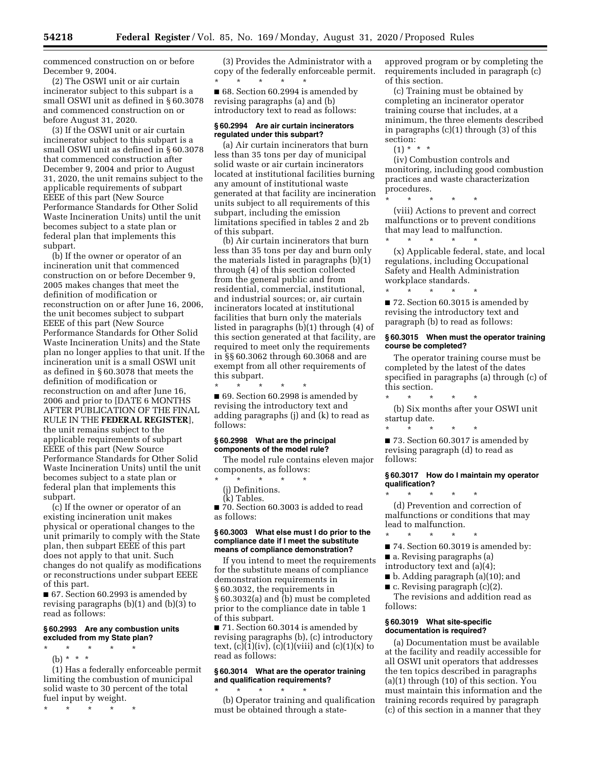commenced construction on or before December 9, 2004.

(2) The OSWI unit or air curtain incinerator subject to this subpart is a small OSWI unit as defined in § 60.3078 and commenced construction on or before August 31, 2020.

(3) If the OSWI unit or air curtain incinerator subject to this subpart is a small OSWI unit as defined in § 60.3078 that commenced construction after December 9, 2004 and prior to August 31, 2020, the unit remains subject to the applicable requirements of subpart EEEE of this part (New Source Performance Standards for Other Solid Waste Incineration Units) until the unit becomes subject to a state plan or federal plan that implements this subpart.

(b) If the owner or operator of an incineration unit that commenced construction on or before December 9, 2005 makes changes that meet the definition of modification or reconstruction on or after June 16, 2006, the unit becomes subject to subpart EEEE of this part (New Source Performance Standards for Other Solid Waste Incineration Units) and the State plan no longer applies to that unit. If the incineration unit is a small OSWI unit as defined in § 60.3078 that meets the definition of modification or reconstruction on and after June 16, 2006 and prior to [DATE 6 MONTHS AFTER PUBLICATION OF THE FINAL RULE IN THE **FEDERAL REGISTER**], the unit remains subject to the applicable requirements of subpart EEEE of this part (New Source Performance Standards for Other Solid Waste Incineration Units) until the unit becomes subject to a state plan or federal plan that implements this subpart.

(c) If the owner or operator of an existing incineration unit makes physical or operational changes to the unit primarily to comply with the State plan, then subpart EEEE of this part does not apply to that unit. Such changes do not qualify as modifications or reconstructions under subpart EEEE of this part.

■ 67. Section 60.2993 is amended by revising paragraphs (b)(1) and (b)(3) to read as follows:

### § 60.2993 Are any combustion units excluded from my State plan?

\* \* \* \* \*

(b) \* \* \*

(1) Has a federally enforceable permit limiting the combustion of municipal solid waste to 30 percent of the total fuel input by weight.

\* \* \* \* \*

(3) Provides the Administrator with a copy of the federally enforceable permit.

\* \* \* \* \*

■ 68. Section 60.2994 is amended by revising paragraphs (a) and (b) introductory text to read as follows:

### § 60.2994 Are air curtain incinerators regulated under this subpart?

(a) Air curtain incinerators that burn less than 35 tons per day of municipal solid waste or air curtain incinerators located at institutional facilities burning any amount of institutional waste generated at that facility are incineration units subject to all requirements of this subpart, including the emission limitations specified in tables 2 and 2b of this subpart.

(b) Air curtain incinerators that burn less than 35 tons per day and burn only the materials listed in paragraphs (b)(1) through (4) of this section collected from the general public and from residential, commercial, institutional, and industrial sources; or, air curtain incinerators located at institutional facilities that burn only the materials listed in paragraphs (b)(1) through (4) of this section generated at that facility, are required to meet only the requirements in §§ 60.3062 through 60.3068 and are exempt from all other requirements of this subpart.

\* \* \* \* \*

■ 69. Section 60.2998 is amended by revising the introductory text and adding paragraphs (j) and (k) to read as follows:

### § 60.2998 What are the principal components of the model rule?

The model rule contains eleven major components, as follows:

\* \* \* \* \*

(j) Definitions.

(k) Tables.

■ 70. Section 60.3003 is added to read as follows:

### § 60.3003 What else must I do prior to the compliance date if I meet the substitute means of compliance demonstration?

If you intend to meet the requirements for the substitute means of compliance demonstration requirements in § 60.3032, the requirements in § 60.3032(a) and (b) must be completed prior to the compliance date in table 1 of this subpart.

■ 71. Section 60.3014 is amended by revising paragraphs (b), (c) introductory text, (c)(1)(iv), (c)(1)(viii) and (c)(1)(x) to read as follows:

### § 60.3014 What are the operator training and qualification requirements?

\* \* \* \* \*

(b) Operator training and qualification must be obtained through a state-approved program or by completing the requirements included in paragraph (c) of this section.

(c) Training must be obtained by completing an incinerator operator training course that includes, at a minimum, the three elements described in paragraphs (c)(1) through (3) of this section:

(1) \* \* \*

(iv) Combustion controls and monitoring, including good combustion practices and waste characterization procedures.

\* \* \* \* \*

(viii) Actions to prevent and correct malfunctions or to prevent conditions that may lead to malfunction.

\* \* \* \* \*

(x) Applicable federal, state, and local regulations, including Occupational Safety and Health Administration workplace standards.

\* \* \* \* \*

■ 72. Section 60.3015 is amended by revising the introductory text and paragraph (b) to read as follows:

### § 60.3015 When must the operator training course be completed?

The operator training course must be completed by the latest of the dates specified in paragraphs (a) through (c) of this section.

\* \* \* \* \*

(b) Six months after your OSWI unit startup date.

\* \* \* \* \*

■ 73. Section 60.3017 is amended by revising paragraph (d) to read as follows:

### § 60.3017 How do I maintain my operator qualification?

\* \* \* \* \*

(d) Prevention and correction of malfunctions or conditions that may lead to malfunction.

\* \* \* \* \*

■ 74. Section 60.3019 is amended by:

■ a. Revising paragraphs (a) introductory text and (a)(4);

■ b. Adding paragraph (a)(10); and

■ c. Revising paragraph (c)(2).

The revisions and addition read as follows:

### § 60.3019 What site-specific documentation is required?

(a) Documentation must be available at the facility and readily accessible for all OSWI unit operators that addresses the ten topics described in paragraphs (a)(1) through (10) of this section. You must maintain this information and the training records required by paragraph (c) of this section in a manner that they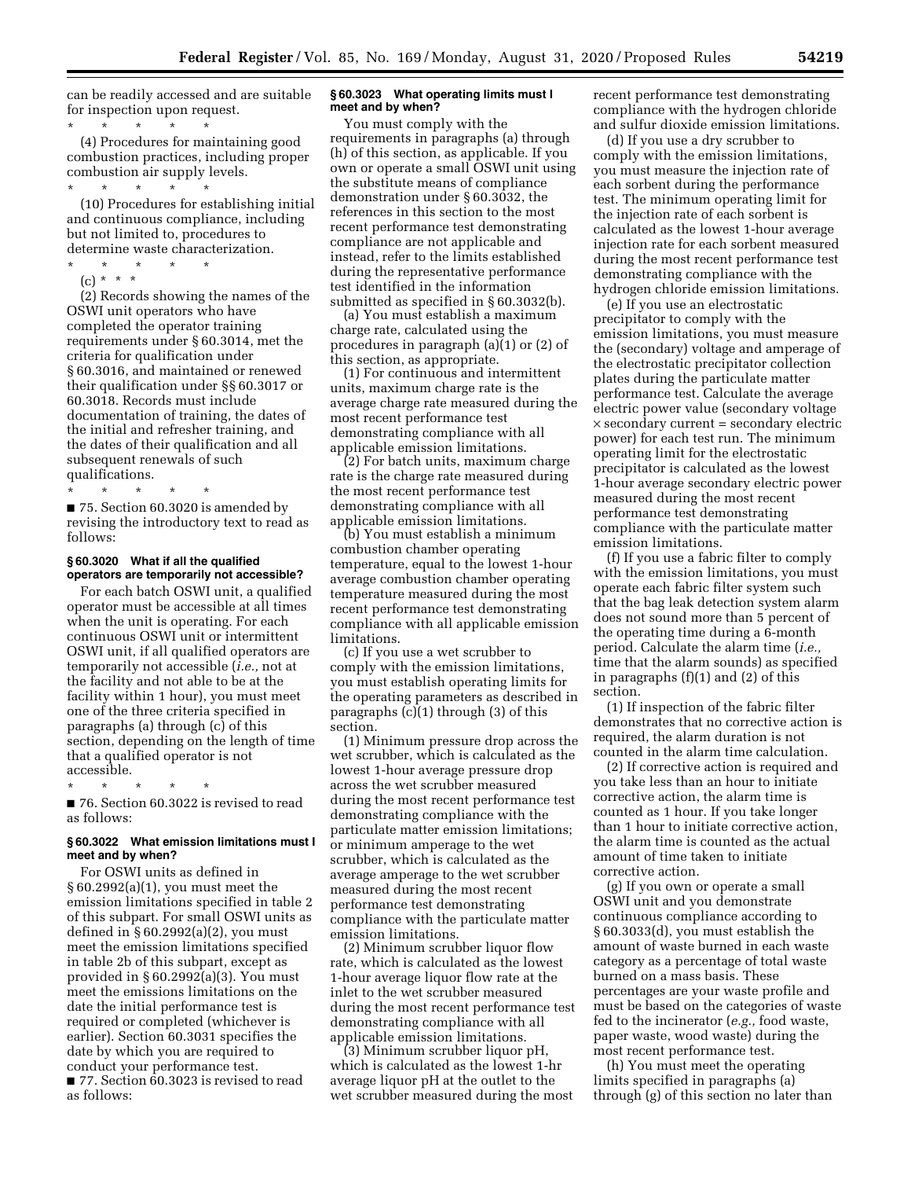can be readily accessed and are suitable for inspection upon request.

\* \* \* \* \*

(4) Procedures for maintaining good combustion practices, including proper combustion air supply levels.

\* \* \* \* \*

(10) Procedures for establishing initial and continuous compliance, including but not limited to, procedures to determine waste characterization.

\* \* \* \* \*

(c) \* \* \*

(2) Records showing the names of the OSWI unit operators who have completed the operator training requirements under § 60.3014, met the criteria for qualification under § 60.3016, and maintained or renewed their qualification under §§ 60.3017 or 60.3018. Records must include documentation of training, the dates of the initial and refresher training, and the dates of their qualification and all subsequent renewals of such qualifications.

\* \* \* \* \*

■ 75. Section 60.3020 is amended by revising the introductory text to read as follows:

### § 60.3020 What if all the qualified operators are temporarily not accessible?

For each batch OSWI unit, a qualified operator must be accessible at all times when the unit is operating. For each continuous OSWI unit or intermittent OSWI unit, if all qualified operators are temporarily not accessible (*i.e.,* not at the facility and not able to be at the facility within 1 hour), you must meet one of the three criteria specified in paragraphs (a) through (c) of this section, depending on the length of time that a qualified operator is not accessible.

\* \* \* \* \*

■ 76. Section 60.3022 is revised to read as follows:

### § 60.3022 What emission limitations must I meet and by when?

For OSWI units as defined in § 60.2992(a)(1), you must meet the emission limitations specified in table 2 of this subpart. For small OSWI units as defined in § 60.2992(a)(2), you must meet the emission limitations specified in table 2b of this subpart, except as provided in § 60.2992(a)(3). You must meet the emissions limitations on the date the initial performance test is required or completed (whichever is earlier). Section 60.3031 specifies the date by which you are required to conduct your performance test.

■ 77. Section 60.3023 is revised to read as follows:

### § 60.3023 What operating limits must I meet and by when?

You must comply with the requirements in paragraphs (a) through (h) of this section, as applicable. If you own or operate a small OSWI unit using the substitute means of compliance demonstration under § 60.3032, the references in this section to the most recent performance test demonstrating compliance are not applicable and instead, refer to the limits established during the representative performance test identified in the information submitted as specified in § 60.3032(b).

(a) You must establish a maximum charge rate, calculated using the procedures in paragraph (a)(1) or (2) of this section, as appropriate.

(1) For continuous and intermittent units, maximum charge rate is the average charge rate measured during the most recent performance test demonstrating compliance with all applicable emission limitations.

(2) For batch units, maximum charge rate is the charge rate measured during the most recent performance test demonstrating compliance with all applicable emission limitations.

(b) You must establish a minimum combustion chamber operating temperature, equal to the lowest 1-hour average combustion chamber operating temperature measured during the most recent performance test demonstrating compliance with all applicable emission limitations.

(c) If you use a wet scrubber to comply with the emission limitations, you must establish operating limits for the operating parameters as described in paragraphs (c)(1) through (3) of this section.

(1) Minimum pressure drop across the wet scrubber, which is calculated as the lowest 1-hour average pressure drop across the wet scrubber measured during the most recent performance test demonstrating compliance with the particulate matter emission limitations; or minimum amperage to the wet scrubber, which is calculated as the average amperage to the wet scrubber measured during the most recent performance test demonstrating compliance with the particulate matter emission limitations.

(2) Minimum scrubber liquor flow rate, which is calculated as the lowest 1-hour average liquor flow rate at the inlet to the wet scrubber measured during the most recent performance test demonstrating compliance with all applicable emission limitations.

(3) Minimum scrubber liquor pH, which is calculated as the lowest 1-hr average liquor pH at the outlet to the wet scrubber measured during the most recent performance test demonstrating compliance with the hydrogen chloride and sulfur dioxide emission limitations.

(d) If you use a dry scrubber to comply with the emission limitations, you must measure the injection rate of each sorbent during the performance test. The minimum operating limit for the injection rate of each sorbent is calculated as the lowest 1-hour average injection rate for each sorbent measured during the most recent performance test demonstrating compliance with the hydrogen chloride emission limitations.

(e) If you use an electrostatic precipitator to comply with the emission limitations, you must measure the (secondary) voltage and amperage of the electrostatic precipitator collection plates during the particulate matter performance test. Calculate the average electric power value (secondary voltage × secondary current = secondary electric power) for each test run. The minimum operating limit for the electrostatic precipitator is calculated as the lowest 1-hour average secondary electric power measured during the most recent performance test demonstrating compliance with the particulate matter emission limitations.

(f) If you use a fabric filter to comply with the emission limitations, you must operate each fabric filter system such that the bag leak detection system alarm does not sound more than 5 percent of the operating time during a 6-month period. Calculate the alarm time (*i.e.,* time that the alarm sounds) as specified in paragraphs (f)(1) and (2) of this section.

(1) If inspection of the fabric filter demonstrates that no corrective action is required, the alarm duration is not counted in the alarm time calculation.

(2) If corrective action is required and you take less than an hour to initiate corrective action, the alarm time is counted as 1 hour. If you take longer than 1 hour to initiate corrective action, the alarm time is counted as the actual amount of time taken to initiate corrective action.

(g) If you own or operate a small OSWI unit and you demonstrate continuous compliance according to § 60.3033(d), you must establish the amount of waste burned in each waste category as a percentage of total waste burned on a mass basis. These percentages are your waste profile and must be based on the categories of waste fed to the incinerator (*e.g.,* food waste, paper waste, wood waste) during the most recent performance test.

(h) You must meet the operating limits specified in paragraphs (a) through (g) of this section no later than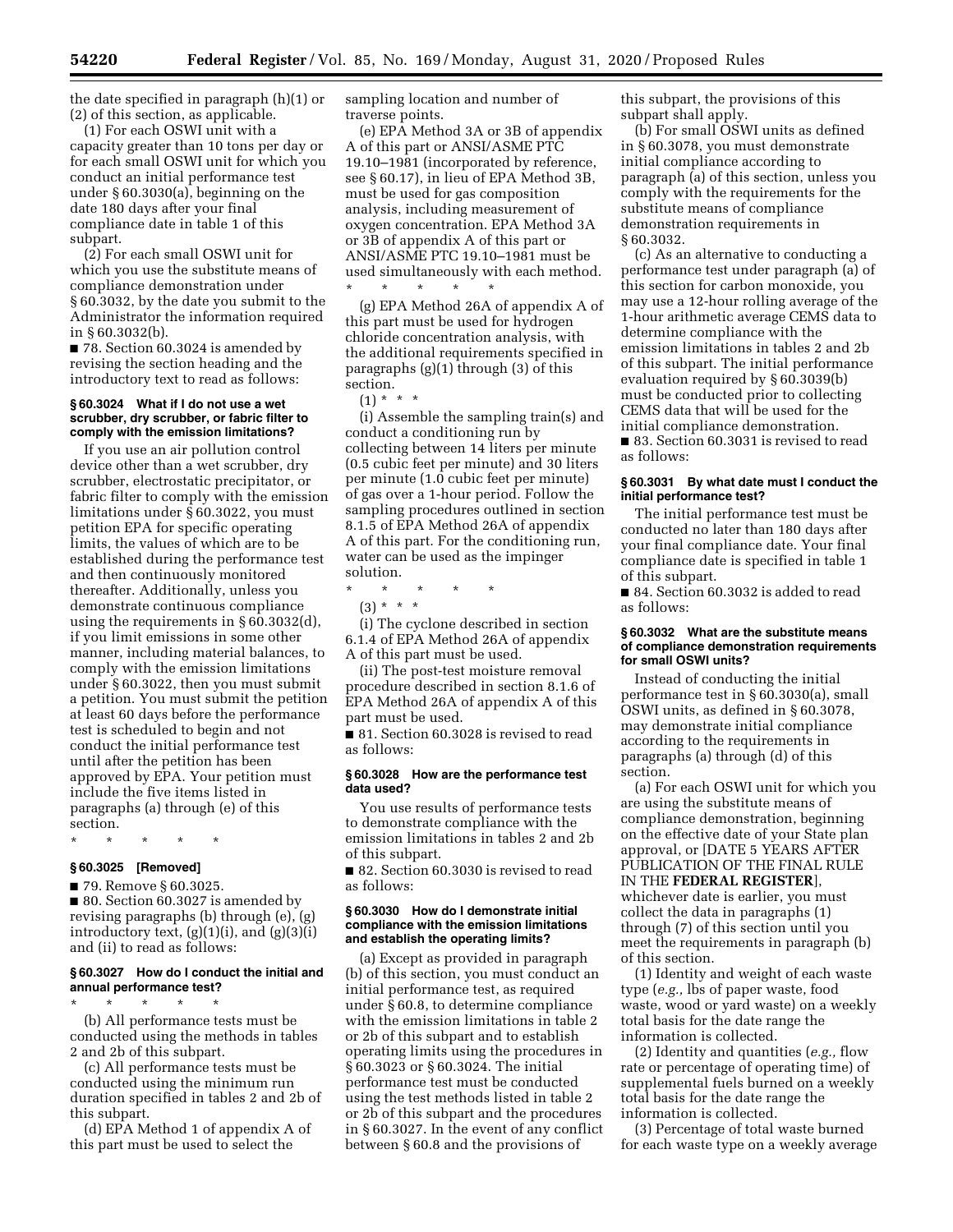the date specified in paragraph (h)(1) or (2) of this section, as applicable.

(1) For each OSWI unit with a capacity greater than 10 tons per day or for each small OSWI unit for which you conduct an initial performance test under § 60.3030(a), beginning on the date 180 days after your final compliance date in table 1 of this subpart.

(2) For each small OSWI unit for which you use the substitute means of compliance demonstration under § 60.3032, by the date you submit to the Administrator the information required in § 60.3032(b).

■ 78. Section 60.3024 is amended by revising the section heading and the introductory text to read as follows:

#### § 60.3024 What if I do not use a wet scrubber, dry scrubber, or fabric filter to comply with the emission limitations?

If you use an air pollution control device other than a wet scrubber, dry scrubber, electrostatic precipitator, or fabric filter to comply with the emission limitations under § 60.3022, you must petition EPA for specific operating limits, the values of which are to be established during the performance test and then continuously monitored thereafter. Additionally, unless you demonstrate continuous compliance using the requirements in § 60.3032(d), if you limit emissions in some other manner, including material balances, to comply with the emission limitations under § 60.3022, then you must submit a petition. You must submit the petition at least 60 days before the performance test is scheduled to begin and not conduct the initial performance test until after the petition has been approved by EPA. Your petition must include the five items listed in paragraphs (a) through (e) of this section.

\* \* \* \* \*

#### § 60.3025 [Removed]

■ 79. Remove § 60.3025.

■ 80. Section 60.3027 is amended by revising paragraphs (b) through (e), (g) introductory text, (g)(1)(i), and (g)(3)(i) and (ii) to read as follows:

#### § 60.3027 How do I conduct the initial and annual performance test?

\* \* \* \* \*

(b) All performance tests must be conducted using the methods in tables 2 and 2b of this subpart.

(c) All performance tests must be conducted using the minimum run duration specified in tables 2 and 2b of this subpart.

(d) EPA Method 1 of appendix A of this part must be used to select the sampling location and number of traverse points.

(e) EPA Method 3A or 3B of appendix A of this part or ANSI/ASME PTC 19.10–1981 (incorporated by reference, see § 60.17), in lieu of EPA Method 3B, must be used for gas composition analysis, including measurement of oxygen concentration. EPA Method 3A or 3B of appendix A of this part or ANSI/ASME PTC 19.10–1981 must be used simultaneously with each method.

\* \* \* \* \*

(g) EPA Method 26A of appendix A of this part must be used for hydrogen chloride concentration analysis, with the additional requirements specified in paragraphs (g)(1) through (3) of this section.

(1) \* \* \*

(i) Assemble the sampling train(s) and conduct a conditioning run by collecting between 14 liters per minute (0.5 cubic feet per minute) and 30 liters per minute (1.0 cubic feet per minute) of gas over a 1-hour period. Follow the sampling procedures outlined in section 8.1.5 of EPA Method 26A of appendix A of this part. For the conditioning run, water can be used as the impinger solution.

\* \* \* \* \*

(3) \* \* \*

(i) The cyclone described in section 6.1.4 of EPA Method 26A of appendix A of this part must be used.

(ii) The post-test moisture removal procedure described in section 8.1.6 of EPA Method 26A of appendix A of this part must be used.

■ 81. Section 60.3028 is revised to read as follows:

#### § 60.3028 How are the performance test data used?

You use results of performance tests to demonstrate compliance with the emission limitations in tables 2 and 2b of this subpart.

■ 82. Section 60.3030 is revised to read as follows:

#### § 60.3030 How do I demonstrate initial compliance with the emission limitations and establish the operating limits?

(a) Except as provided in paragraph (b) of this section, you must conduct an initial performance test, as required under § 60.8, to determine compliance with the emission limitations in table 2 or 2b of this subpart and to establish operating limits using the procedures in § 60.3023 or § 60.3024. The initial performance test must be conducted using the test methods listed in table 2 or 2b of this subpart and the procedures in § 60.3027. In the event of any conflict between § 60.8 and the provisions of this subpart, the provisions of this subpart shall apply.

(b) For small OSWI units as defined in § 60.3078, you must demonstrate initial compliance according to paragraph (a) of this section, unless you comply with the requirements for the substitute means of compliance demonstration requirements in § 60.3032.

(c) As an alternative to conducting a performance test under paragraph (a) of this section for carbon monoxide, you may use a 12-hour rolling average of the 1-hour arithmetic average CEMS data to determine compliance with the emission limitations in tables 2 and 2b of this subpart. The initial performance evaluation required by § 60.3039(b) must be conducted prior to collecting CEMS data that will be used for the initial compliance demonstration.

■ 83. Section 60.3031 is revised to read as follows:

#### § 60.3031 By what date must I conduct the initial performance test?

The initial performance test must be conducted no later than 180 days after your final compliance date. Your final compliance date is specified in table 1 of this subpart.

■ 84. Section 60.3032 is added to read as follows:

#### § 60.3032 What are the substitute means of compliance demonstration requirements for small OSWI units?

Instead of conducting the initial performance test in § 60.3030(a), small OSWI units, as defined in § 60.3078, may demonstrate initial compliance according to the requirements in paragraphs (a) through (d) of this section.

(a) For each OSWI unit for which you are using the substitute means of compliance demonstration, beginning on the effective date of your State plan approval, or [DATE 5 YEARS AFTER PUBLICATION OF THE FINAL RULE IN THE **FEDERAL REGISTER**], whichever date is earlier, you must collect the data in paragraphs (1) through (7) of this section until you meet the requirements in paragraph (b) of this section.

(1) Identity and weight of each waste type (*e.g.,* lbs of paper waste, food waste, wood or yard waste) on a weekly total basis for the date range the information is collected.

(2) Identity and quantities (*e.g.,* flow rate or percentage of operating time) of supplemental fuels burned on a weekly total basis for the date range the information is collected.

(3) Percentage of total waste burned for each waste type on a weekly average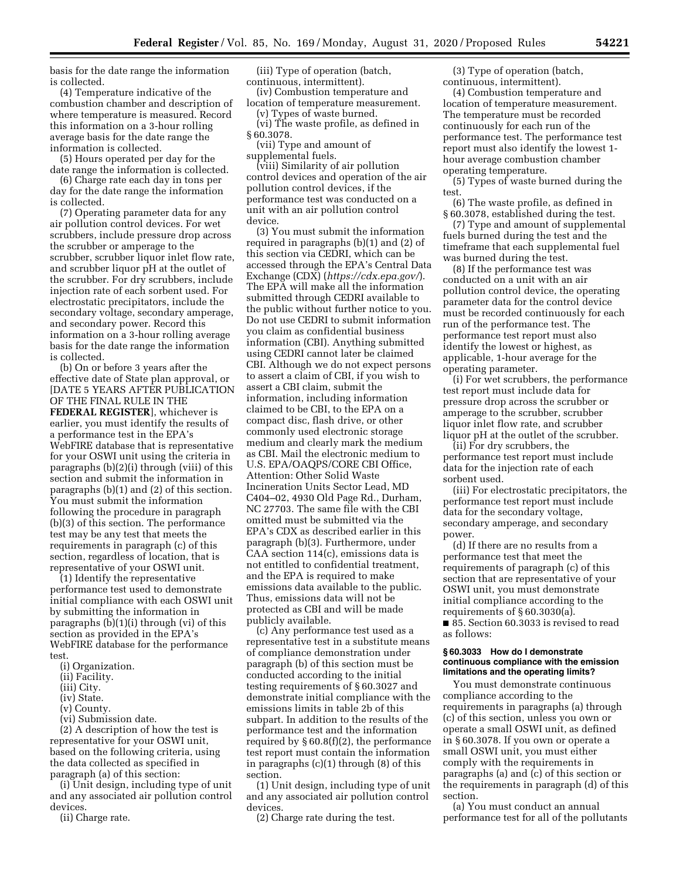basis for the date range the information is collected.

(4) Temperature indicative of the combustion chamber and description of where temperature is measured. Record this information on a 3-hour rolling average basis for the date range the information is collected.

(5) Hours operated per day for the date range the information is collected.

(6) Charge rate each day in tons per day for the date range the information is collected.

(7) Operating parameter data for any air pollution control devices. For wet scrubbers, include pressure drop across the scrubber or amperage to the scrubber, scrubber liquor inlet flow rate, and scrubber liquor pH at the outlet of the scrubber. For dry scrubbers, include injection rate of each sorbent used. For electrostatic precipitators, include the secondary voltage, secondary amperage, and secondary power. Record this information on a 3-hour rolling average basis for the date range the information is collected.

(b) On or before 3 years after the effective date of State plan approval, or [DATE 5 YEARS AFTER PUBLICATION OF THE FINAL RULE IN THE **FEDERAL REGISTER**], whichever is earlier, you must identify the results of a performance test in the EPA's WebFIRE database that is representative for your OSWI unit using the criteria in paragraphs (b)(2)(i) through (viii) of this section and submit the information in paragraphs (b)(1) and (2) of this section. You must submit the information following the procedure in paragraph (b)(3) of this section. The performance test may be any test that meets the requirements in paragraph (c) of this section, regardless of location, that is representative of your OSWI unit.

(1) Identify the representative performance test used to demonstrate initial compliance with each OSWI unit by submitting the information in paragraphs (b)(1)(i) through (vi) of this section as provided in the EPA's WebFIRE database for the performance test.

(i) Organization.

(ii) Facility.

(iii) City.

(iv) State.

(v) County.

(vi) Submission date.

(2) A description of how the test is representative for your OSWI unit, based on the following criteria, using the data collected as specified in paragraph (a) of this section:

(i) Unit design, including type of unit and any associated air pollution control devices.

(ii) Charge rate.

(iii) Type of operation (batch, continuous, intermittent).

(iv) Combustion temperature and location of temperature measurement.

(v) Types of waste burned.

(vi) The waste profile, as defined in § 60.3078.

(vii) Type and amount of supplemental fuels.

(viii) Similarity of air pollution control devices and operation of the air pollution control devices, if the performance test was conducted on a unit with an air pollution control device.

(3) You must submit the information required in paragraphs (b)(1) and (2) of this section via CEDRI, which can be accessed through the EPA's Central Data Exchange (CDX) (*https://cdx.epa.gov/*). The EPA will make all the information submitted through CEDRI available to the public without further notice to you. Do not use CEDRI to submit information you claim as confidential business information (CBI). Anything submitted using CEDRI cannot later be claimed CBI. Although we do not expect persons to assert a claim of CBI, if you wish to assert a CBI claim, submit the information, including information claimed to be CBI, to the EPA on a compact disc, flash drive, or other commonly used electronic storage medium and clearly mark the medium as CBI. Mail the electronic medium to U.S. EPA/OAQPS/CORE CBI Office, Attention: Other Solid Waste Incineration Units Sector Lead, MD C404–02, 4930 Old Page Rd., Durham, NC 27703. The same file with the CBI omitted must be submitted via the EPA's CDX as described earlier in this paragraph (b)(3). Furthermore, under CAA section 114(c), emissions data is not entitled to confidential treatment, and the EPA is required to make emissions data available to the public. Thus, emissions data will not be protected as CBI and will be made publicly available.

(c) Any performance test used as a representative test in a substitute means of compliance demonstration under paragraph (b) of this section must be conducted according to the initial testing requirements of § 60.3027 and demonstrate initial compliance with the emissions limits in table 2b of this subpart. In addition to the results of the performance test and the information required by § 60.8(f)(2), the performance test report must contain the information in paragraphs (c)(1) through (8) of this section.

(1) Unit design, including type of unit and any associated air pollution control devices.

(2) Charge rate during the test.

(3) Type of operation (batch, continuous, intermittent).

(4) Combustion temperature and location of temperature measurement. The temperature must be recorded continuously for each run of the performance test. The performance test report must also identify the lowest 1-hour average combustion chamber operating temperature.

(5) Types of waste burned during the test.

(6) The waste profile, as defined in § 60.3078, established during the test.

(7) Type and amount of supplemental fuels burned during the test and the timeframe that each supplemental fuel was burned during the test.

(8) If the performance test was conducted on a unit with an air pollution control device, the operating parameter data for the control device must be recorded continuously for each run of the performance test. The performance test report must also identify the lowest or highest, as applicable, 1-hour average for the operating parameter.

(i) For wet scrubbers, the performance test report must include data for pressure drop across the scrubber or amperage to the scrubber, scrubber liquor inlet flow rate, and scrubber liquor pH at the outlet of the scrubber.

(ii) For dry scrubbers, the performance test report must include data for the injection rate of each sorbent used.

(iii) For electrostatic precipitators, the performance test report must include data for the secondary voltage, secondary amperage, and secondary power.

(d) If there are no results from a performance test that meet the requirements of paragraph (c) of this section that are representative of your OSWI unit, you must demonstrate initial compliance according to the requirements of § 60.3030(a).

■ 85. Section 60.3033 is revised to read as follows:

#### § 60.3033 How do I demonstrate continuous compliance with the emission limitations and the operating limits?

You must demonstrate continuous compliance according to the requirements in paragraphs (a) through (c) of this section, unless you own or operate a small OSWI unit, as defined in § 60.3078. If you own or operate a small OSWI unit, you must either comply with the requirements in paragraphs (a) and (c) of this section or the requirements in paragraph (d) of this section.

(a) You must conduct an annual performance test for all of the pollutants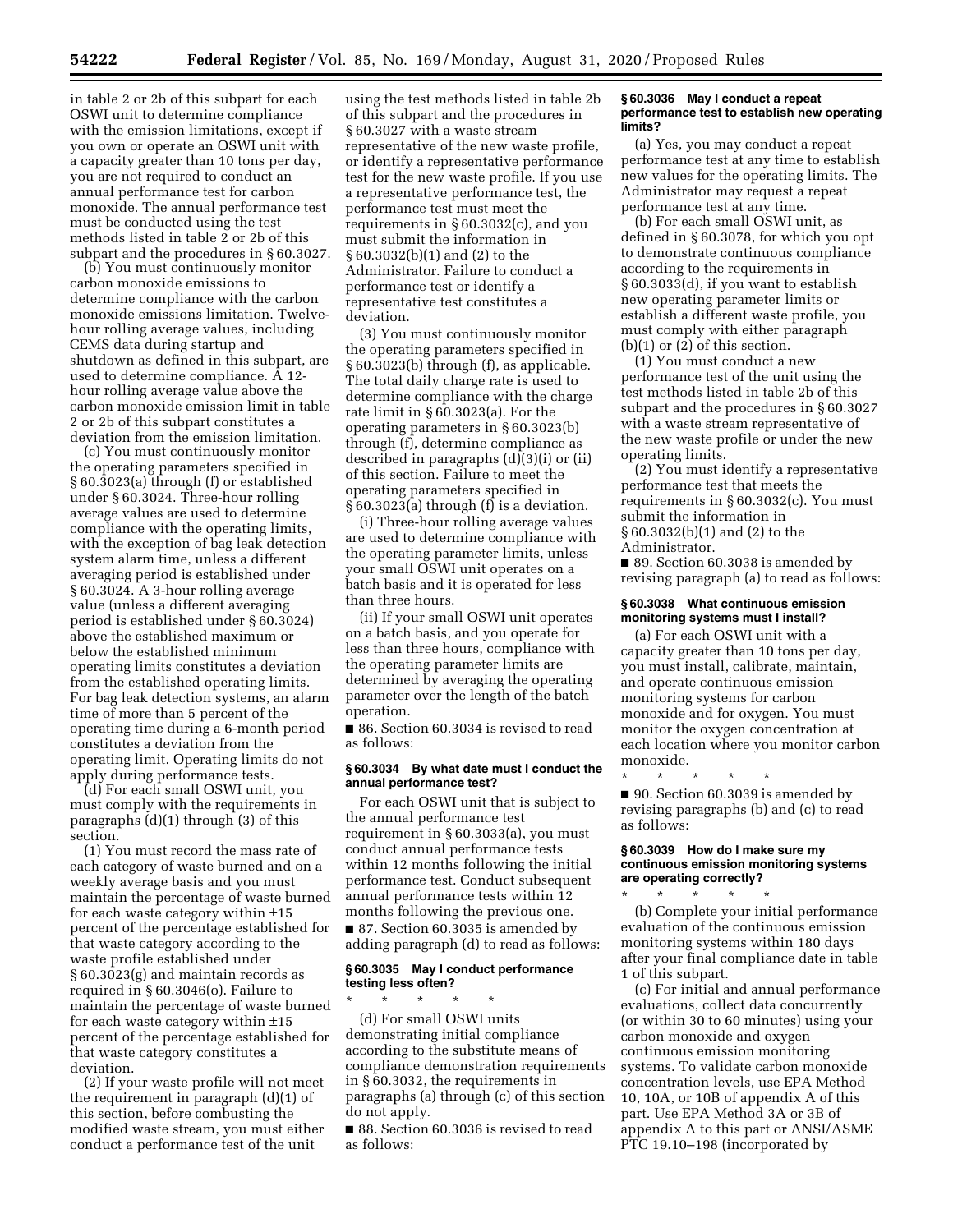in table 2 or 2b of this subpart for each OSWI unit to determine compliance with the emission limitations, except if you own or operate an OSWI unit with a capacity greater than 10 tons per day, you are not required to conduct an annual performance test for carbon monoxide. The annual performance test must be conducted using the test methods listed in table 2 or 2b of this subpart and the procedures in § 60.3027.

(b) You must continuously monitor carbon monoxide emissions to determine compliance with the carbon monoxide emissions limitation. Twelve-hour rolling average values, including CEMS data during startup and shutdown as defined in this subpart, are used to determine compliance. A 12-hour rolling average value above the carbon monoxide emission limit in table 2 or 2b of this subpart constitutes a deviation from the emission limitation.

(c) You must continuously monitor the operating parameters specified in § 60.3023(a) through (f) or established under § 60.3024. Three-hour rolling average values are used to determine compliance with the operating limits, with the exception of bag leak detection system alarm time, unless a different averaging period is established under § 60.3024. A 3-hour rolling average value (unless a different averaging period is established under § 60.3024) above the established maximum or below the established minimum operating limits constitutes a deviation from the established operating limits. For bag leak detection systems, an alarm time of more than 5 percent of the operating time during a 6-month period constitutes a deviation from the operating limit. Operating limits do not apply during performance tests.

(d) For each small OSWI unit, you must comply with the requirements in paragraphs (d)(1) through (3) of this section.

(1) You must record the mass rate of each category of waste burned and on a weekly average basis and you must maintain the percentage of waste burned for each waste category within ±15 percent of the percentage established for that waste category according to the waste profile established under § 60.3023(g) and maintain records as required in § 60.3046(o). Failure to maintain the percentage of waste burned for each waste category within ±15 percent of the percentage established for that waste category constitutes a deviation.

(2) If your waste profile will not meet the requirement in paragraph (d)(1) of this section, before combusting the modified waste stream, you must either conduct a performance test of the unit using the test methods listed in table 2b of this subpart and the procedures in § 60.3027 with a waste stream representative of the new waste profile, or identify a representative performance test for the new waste profile. If you use a representative performance test, the performance test must meet the requirements in § 60.3032(c), and you must submit the information in § 60.3032(b)(1) and (2) to the Administrator. Failure to conduct a performance test or identify a representative test constitutes a deviation.

(3) You must continuously monitor the operating parameters specified in § 60.3023(b) through (f), as applicable. The total daily charge rate is used to determine compliance with the charge rate limit in § 60.3023(a). For the operating parameters in § 60.3023(b) through (f), determine compliance as described in paragraphs (d)(3)(i) or (ii) of this section. Failure to meet the operating parameters specified in § 60.3023(a) through (f) is a deviation.

(i) Three-hour rolling average values are used to determine compliance with the operating parameter limits, unless your small OSWI unit operates on a batch basis and it is operated for less than three hours.

(ii) If your small OSWI unit operates on a batch basis, and you operate for less than three hours, compliance with the operating parameter limits are determined by averaging the operating parameter over the length of the batch operation.

■ 86. Section 60.3034 is revised to read as follows:

**§ 60.3034 By what date must I conduct the annual performance test?**

For each OSWI unit that is subject to the annual performance test requirement in § 60.3033(a), you must conduct annual performance tests within 12 months following the initial performance test. Conduct subsequent annual performance tests within 12 months following the previous one.

■ 87. Section 60.3035 is amended by adding paragraph (d) to read as follows:

**§ 60.3035 May I conduct performance testing less often?**

\* \* \* \* \*

(d) For small OSWI units demonstrating initial compliance according to the substitute means of compliance demonstration requirements in § 60.3032, the requirements in paragraphs (a) through (c) of this section do not apply.

■ 88. Section 60.3036 is revised to read as follows:

**§ 60.3036 May I conduct a repeat performance test to establish new operating limits?**

(a) Yes, you may conduct a repeat performance test at any time to establish new values for the operating limits. The Administrator may request a repeat performance test at any time.

(b) For each small OSWI unit, as defined in § 60.3078, for which you opt to demonstrate continuous compliance according to the requirements in § 60.3033(d), if you want to establish new operating parameter limits or establish a different waste profile, you must comply with either paragraph (b)(1) or (2) of this section.

(1) You must conduct a new performance test of the unit using the test methods listed in table 2b of this subpart and the procedures in § 60.3027 with a waste stream representative of the new waste profile or under the new operating limits.

(2) You must identify a representative performance test that meets the requirements in § 60.3032(c). You must submit the information in § 60.3032(b)(1) and (2) to the Administrator.

■ 89. Section 60.3038 is amended by revising paragraph (a) to read as follows:

**§ 60.3038 What continuous emission monitoring systems must I install?**

(a) For each OSWI unit with a capacity greater than 10 tons per day, you must install, calibrate, maintain, and operate continuous emission monitoring systems for carbon monoxide and for oxygen. You must monitor the oxygen concentration at each location where you monitor carbon monoxide.

\* \* \* \* \*

■ 90. Section 60.3039 is amended by revising paragraphs (b) and (c) to read as follows:

**§ 60.3039 How do I make sure my continuous emission monitoring systems are operating correctly?**

\* \* \* \* \*

(b) Complete your initial performance evaluation of the continuous emission monitoring systems within 180 days after your final compliance date in table 1 of this subpart.

(c) For initial and annual performance evaluations, collect data concurrently (or within 30 to 60 minutes) using your carbon monoxide and oxygen continuous emission monitoring systems. To validate carbon monoxide concentration levels, use EPA Method 10, 10A, or 10B of appendix A of this part. Use EPA Method 3A or 3B of appendix A to this part or ANSI/ASME PTC 19.10–198 (incorporated by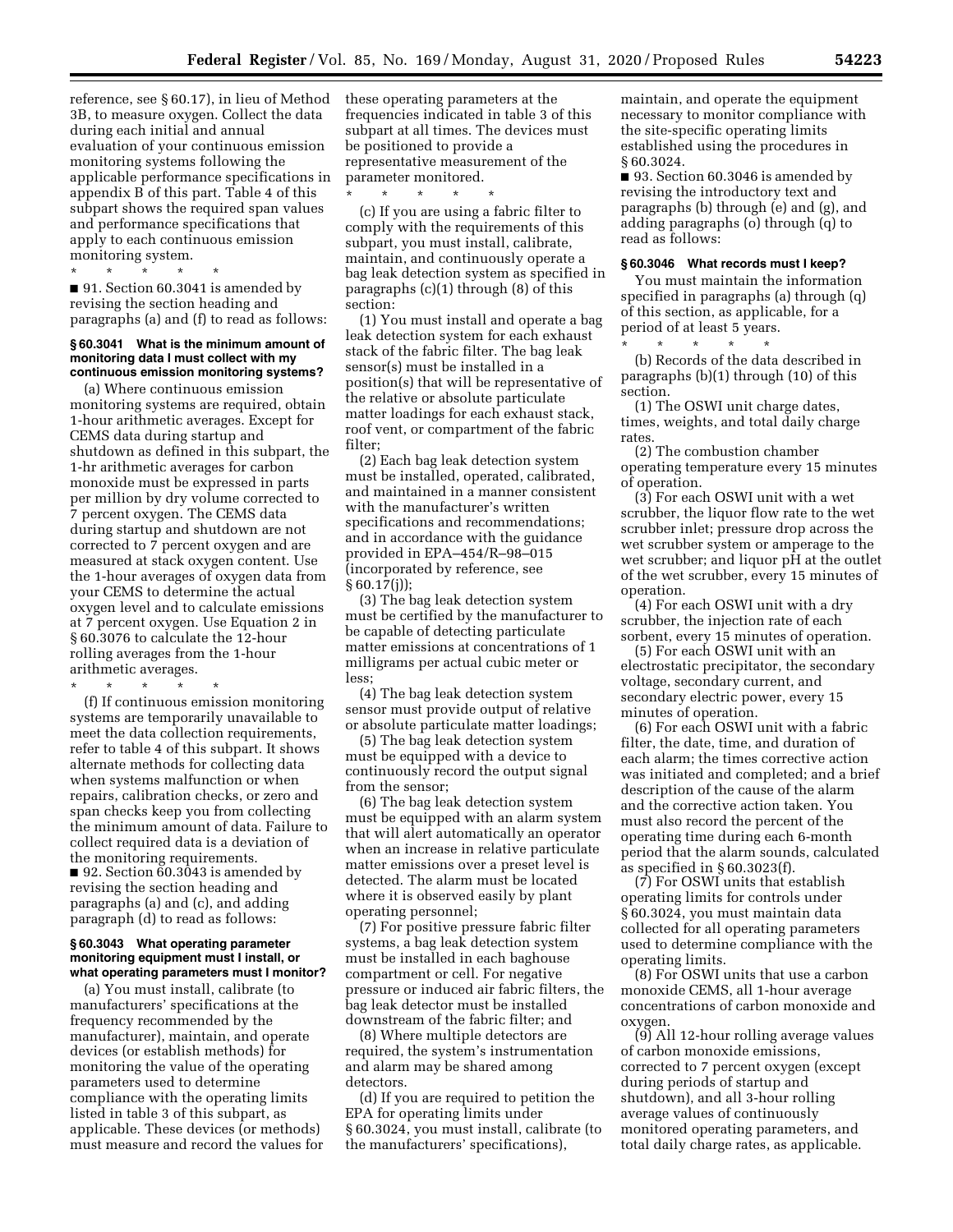reference, see § 60.17), in lieu of Method 3B, to measure oxygen. Collect the data during each initial and annual evaluation of your continuous emission monitoring systems following the applicable performance specifications in appendix B of this part. Table 4 of this subpart shows the required span values and performance specifications that apply to each continuous emission monitoring system.

\* \* \* \* \*

■ 91. Section 60.3041 is amended by revising the section heading and paragraphs (a) and (f) to read as follows:

#### § 60.3041 What is the minimum amount of monitoring data I must collect with my continuous emission monitoring systems?

(a) Where continuous emission monitoring systems are required, obtain 1-hour arithmetic averages. Except for CEMS data during startup and shutdown as defined in this subpart, the 1-hr arithmetic averages for carbon monoxide must be expressed in parts per million by dry volume corrected to 7 percent oxygen. The CEMS data during startup and shutdown are not corrected to 7 percent oxygen and are measured at stack oxygen content. Use the 1-hour averages of oxygen data from your CEMS to determine the actual oxygen level and to calculate emissions at 7 percent oxygen. Use Equation 2 in § 60.3076 to calculate the 12-hour rolling averages from the 1-hour arithmetic averages.

\* \* \* \* \*

(f) If continuous emission monitoring systems are temporarily unavailable to meet the data collection requirements, refer to table 4 of this subpart. It shows alternate methods for collecting data when systems malfunction or when repairs, calibration checks, or zero and span checks keep you from collecting the minimum amount of data. Failure to collect required data is a deviation of the monitoring requirements.

■ 92. Section 60.3043 is amended by revising the section heading and paragraphs (a) and (c), and adding paragraph (d) to read as follows:

#### § 60.3043 What operating parameter monitoring equipment must I install, or what operating parameters must I monitor?

(a) You must install, calibrate (to manufacturers' specifications at the frequency recommended by the manufacturer), maintain, and operate devices (or establish methods) for monitoring the value of the operating parameters used to determine compliance with the operating limits listed in table 3 of this subpart, as applicable. These devices (or methods) must measure and record the values for these operating parameters at the frequencies indicated in table 3 of this subpart at all times. The devices must be positioned to provide a representative measurement of the parameter monitored.

\* \* \* \* \*

(c) If you are using a fabric filter to comply with the requirements of this subpart, you must install, calibrate, maintain, and continuously operate a bag leak detection system as specified in paragraphs (c)(1) through (8) of this section:

(1) You must install and operate a bag leak detection system for each exhaust stack of the fabric filter. The bag leak sensor(s) must be installed in a position(s) that will be representative of the relative or absolute particulate matter loadings for each exhaust stack, roof vent, or compartment of the fabric filter;

(2) Each bag leak detection system must be installed, operated, calibrated, and maintained in a manner consistent with the manufacturer's written specifications and recommendations; and in accordance with the guidance provided in EPA–454/R–98–015 (incorporated by reference, see § 60.17(j));

(3) The bag leak detection system must be certified by the manufacturer to be capable of detecting particulate matter emissions at concentrations of 1 milligrams per actual cubic meter or less;

(4) The bag leak detection system sensor must provide output of relative or absolute particulate matter loadings;

(5) The bag leak detection system must be equipped with a device to continuously record the output signal from the sensor;

(6) The bag leak detection system must be equipped with an alarm system that will alert automatically an operator when an increase in relative particulate matter emissions over a preset level is detected. The alarm must be located where it is observed easily by plant operating personnel;

(7) For positive pressure fabric filter systems, a bag leak detection system must be installed in each baghouse compartment or cell. For negative pressure or induced air fabric filters, the bag leak detector must be installed downstream of the fabric filter; and

(8) Where multiple detectors are required, the system's instrumentation and alarm may be shared among detectors.

(d) If you are required to petition the EPA for operating limits under § 60.3024, you must install, calibrate (to the manufacturers' specifications), maintain, and operate the equipment necessary to monitor compliance with the site-specific operating limits established using the procedures in § 60.3024.

■ 93. Section 60.3046 is amended by revising the introductory text and paragraphs (b) through (e) and (g), and adding paragraphs (o) through (q) to read as follows:

#### § 60.3046 What records must I keep?

You must maintain the information specified in paragraphs (a) through (q) of this section, as applicable, for a period of at least 5 years.

\* \* \* \* \*

(b) Records of the data described in paragraphs (b)(1) through (10) of this section.

(1) The OSWI unit charge dates, times, weights, and total daily charge rates.

(2) The combustion chamber operating temperature every 15 minutes of operation.

(3) For each OSWI unit with a wet scrubber, the liquor flow rate to the wet scrubber inlet; pressure drop across the wet scrubber system or amperage to the wet scrubber; and liquor pH at the outlet of the wet scrubber, every 15 minutes of operation.

(4) For each OSWI unit with a dry scrubber, the injection rate of each sorbent, every 15 minutes of operation.

(5) For each OSWI unit with an electrostatic precipitator, the secondary voltage, secondary current, and secondary electric power, every 15 minutes of operation.

(6) For each OSWI unit with a fabric filter, the date, time, and duration of each alarm; the times corrective action was initiated and completed; and a brief description of the cause of the alarm and the corrective action taken. You must also record the percent of the operating time during each 6-month period that the alarm sounds, calculated as specified in § 60.3023(f).

(7) For OSWI units that establish operating limits for controls under § 60.3024, you must maintain data collected for all operating parameters used to determine compliance with the operating limits.

(8) For OSWI units that use a carbon monoxide CEMS, all 1-hour average concentrations of carbon monoxide and oxygen.

(9) All 12-hour rolling average values of carbon monoxide emissions, corrected to 7 percent oxygen (except during periods of startup and shutdown), and all 3-hour rolling average values of continuously monitored operating parameters, and total daily charge rates, as applicable.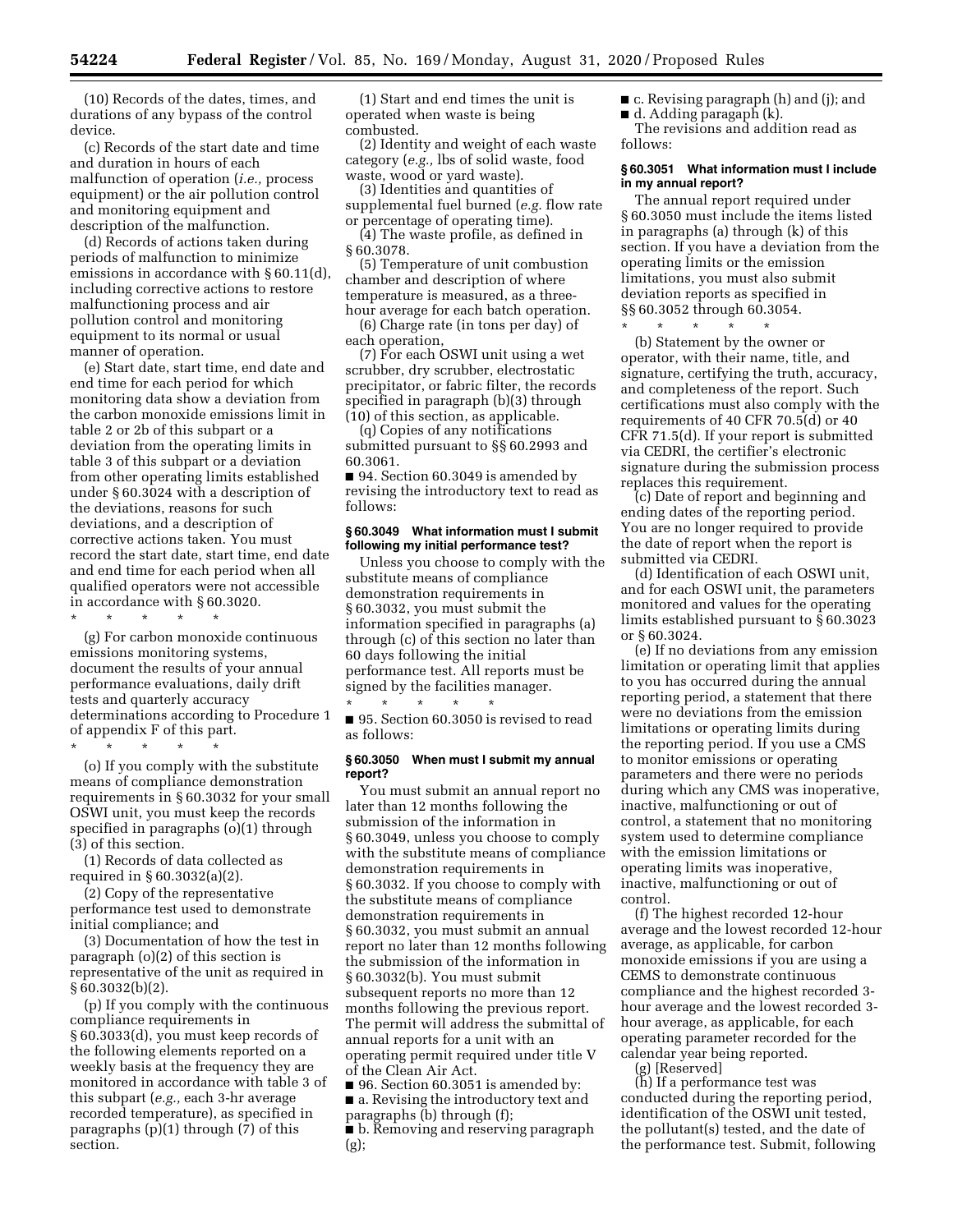(10) Records of the dates, times, and durations of any bypass of the control device.

(c) Records of the start date and time and duration in hours of each malfunction of operation (*i.e.,* process equipment) or the air pollution control and monitoring equipment and description of the malfunction.

(d) Records of actions taken during periods of malfunction to minimize emissions in accordance with § 60.11(d), including corrective actions to restore malfunctioning process and air pollution control and monitoring equipment to its normal or usual manner of operation.

(e) Start date, start time, end date and end time for each period for which monitoring data show a deviation from the carbon monoxide emissions limit in table 2 or 2b of this subpart or a deviation from the operating limits in table 3 of this subpart or a deviation from other operating limits established under § 60.3024 with a description of the deviations, reasons for such deviations, and a description of corrective actions taken. You must record the start date, start time, end date and end time for each period when all qualified operators were not accessible in accordance with § 60.3020.

\* \* \* \* \*

(g) For carbon monoxide continuous emissions monitoring systems, document the results of your annual performance evaluations, daily drift tests and quarterly accuracy determinations according to Procedure 1 of appendix F of this part.

\* \* \* \* \*

(o) If you comply with the substitute means of compliance demonstration requirements in § 60.3032 for your small OSWI unit, you must keep the records specified in paragraphs (o)(1) through (3) of this section.

(1) Records of data collected as required in § 60.3032(a)(2).

(2) Copy of the representative performance test used to demonstrate initial compliance; and

(3) Documentation of how the test in paragraph (o)(2) of this section is representative of the unit as required in § 60.3032(b)(2).

(p) If you comply with the continuous compliance requirements in § 60.3033(d), you must keep records of the following elements reported on a weekly basis at the frequency they are monitored in accordance with table 3 of this subpart (*e.g.,* each 3-hr average recorded temperature), as specified in paragraphs (p)(1) through (7) of this section.

(1) Start and end times the unit is operated when waste is being combusted.

(2) Identity and weight of each waste category (*e.g.,* lbs of solid waste, food waste, wood or yard waste).

(3) Identities and quantities of supplemental fuel burned (*e.g.* flow rate or percentage of operating time).

(4) The waste profile, as defined in § 60.3078.

(5) Temperature of unit combustion chamber and description of where temperature is measured, as a three-hour average for each batch operation.

(6) Charge rate (in tons per day) of each operation,

(7) For each OSWI unit using a wet scrubber, dry scrubber, electrostatic precipitator, or fabric filter, the records specified in paragraph (b)(3) through (10) of this section, as applicable.

(q) Copies of any notifications submitted pursuant to §§ 60.2993 and 60.3061.

■ 94. Section 60.3049 is amended by revising the introductory text to read as follows:

### § 60.3049 What information must I submit following my initial performance test?

Unless you choose to comply with the substitute means of compliance demonstration requirements in § 60.3032, you must submit the information specified in paragraphs (a) through (c) of this section no later than 60 days following the initial performance test. All reports must be signed by the facilities manager.

\* \* \* \* \*

■ 95. Section 60.3050 is revised to read as follows:

### § 60.3050 When must I submit my annual report?

You must submit an annual report no later than 12 months following the submission of the information in § 60.3049, unless you choose to comply with the substitute means of compliance demonstration requirements in § 60.3032. If you choose to comply with the substitute means of compliance demonstration requirements in § 60.3032, you must submit an annual report no later than 12 months following the submission of the information in § 60.3032(b). You must submit subsequent reports no more than 12 months following the previous report. The permit will address the submittal of annual reports for a unit with an operating permit required under title V of the Clean Air Act.

■ 96. Section 60.3051 is amended by:

■ a. Revising the introductory text and paragraphs (b) through (f);

■ b. Removing and reserving paragraph (g);

■ c. Revising paragraph (h) and (j); and

■ d. Adding paragaph (k).

The revisions and addition read as follows:

### § 60.3051 What information must I include in my annual report?

The annual report required under § 60.3050 must include the items listed in paragraphs (a) through (k) of this section. If you have a deviation from the operating limits or the emission limitations, you must also submit deviation reports as specified in §§ 60.3052 through 60.3054.

\* \* \* \* \*

(b) Statement by the owner or operator, with their name, title, and signature, certifying the truth, accuracy, and completeness of the report. Such certifications must also comply with the requirements of 40 CFR 70.5(d) or 40 CFR 71.5(d). If your report is submitted via CEDRI, the certifier's electronic signature during the submission process replaces this requirement.

(c) Date of report and beginning and ending dates of the reporting period. You are no longer required to provide the date of report when the report is submitted via CEDRI.

(d) Identification of each OSWI unit, and for each OSWI unit, the parameters monitored and values for the operating limits established pursuant to § 60.3023 or § 60.3024.

(e) If no deviations from any emission limitation or operating limit that applies to you has occurred during the annual reporting period, a statement that there were no deviations from the emission limitations or operating limits during the reporting period. If you use a CMS to monitor emissions or operating parameters and there were no periods during which any CMS was inoperative, inactive, malfunctioning or out of control, a statement that no monitoring system used to determine compliance with the emission limitations or operating limits was inoperative, inactive, malfunctioning or out of control.

(f) The highest recorded 12-hour average and the lowest recorded 12-hour average, as applicable, for carbon monoxide emissions if you are using a CEMS to demonstrate continuous compliance and the highest recorded 3-hour average and the lowest recorded 3-hour average, as applicable, for each operating parameter recorded for the calendar year being reported.

(g) [Reserved]

(h) If a performance test was conducted during the reporting period, identification of the OSWI unit tested, the pollutant(s) tested, and the date of the performance test. Submit, following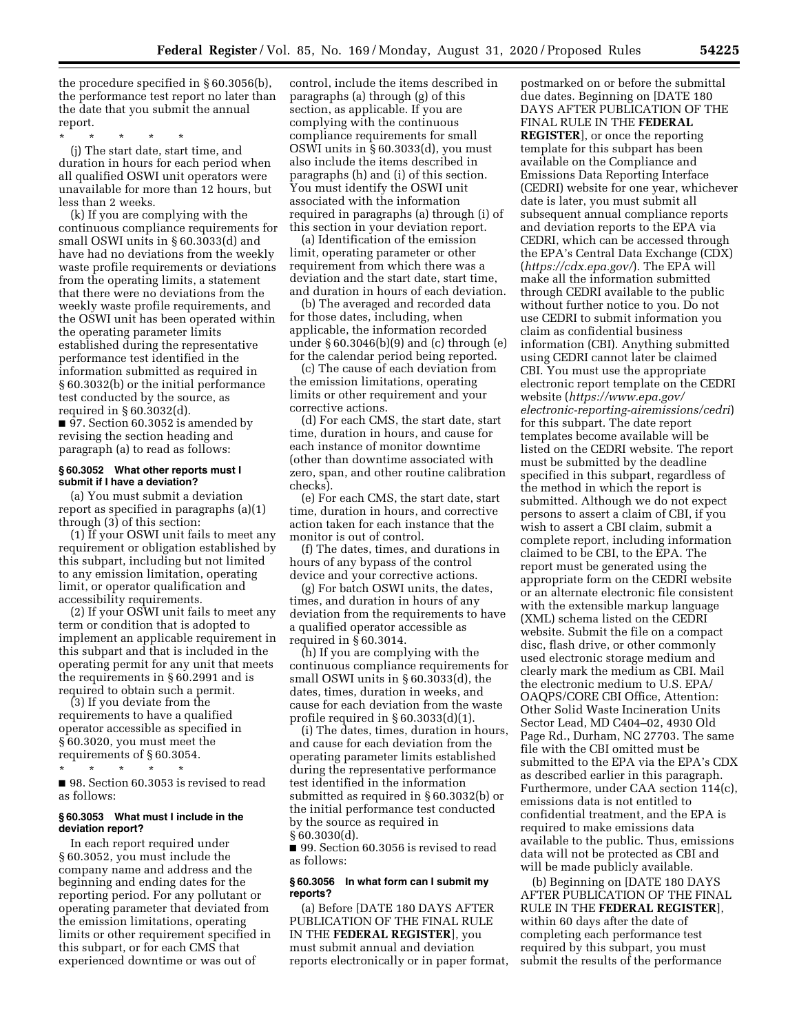the procedure specified in § 60.3056(b), the performance test report no later than the date that you submit the annual report.

\* \* \* \* \*

(j) The start date, start time, and duration in hours for each period when all qualified OSWI unit operators were unavailable for more than 12 hours, but less than 2 weeks.

(k) If you are complying with the continuous compliance requirements for small OSWI units in § 60.3033(d) and have had no deviations from the weekly waste profile requirements or deviations from the operating limits, a statement that there were no deviations from the weekly waste profile requirements, and the OSWI unit has been operated within the operating parameter limits established during the representative performance test identified in the information submitted as required in § 60.3032(b) or the initial performance test conducted by the source, as required in § 60.3032(d).

■ 97. Section 60.3052 is amended by revising the section heading and paragraph (a) to read as follows:

#### § 60.3052 What other reports must I submit if I have a deviation?

(a) You must submit a deviation report as specified in paragraphs (a)(1) through (3) of this section:

(1) If your OSWI unit fails to meet any requirement or obligation established by this subpart, including but not limited to any emission limitation, operating limit, or operator qualification and accessibility requirements.

(2) If your OSWI unit fails to meet any term or condition that is adopted to implement an applicable requirement in this subpart and that is included in the operating permit for any unit that meets the requirements in § 60.2991 and is required to obtain such a permit.

(3) If you deviate from the requirements to have a qualified operator accessible as specified in § 60.3020, you must meet the requirements of § 60.3054.

\* \* \* \* \*

■ 98. Section 60.3053 is revised to read as follows:

#### § 60.3053 What must I include in the deviation report?

In each report required under § 60.3052, you must include the company name and address and the beginning and ending dates for the reporting period. For any pollutant or operating parameter that deviated from the emission limitations, operating limits or other requirement specified in this subpart, or for each CMS that experienced downtime or was out of control, include the items described in paragraphs (a) through (g) of this section, as applicable. If you are complying with the continuous compliance requirements for small OSWI units in § 60.3033(d), you must also include the items described in paragraphs (h) and (i) of this section. You must identify the OSWI unit associated with the information required in paragraphs (a) through (i) of this section in your deviation report.

(a) Identification of the emission limit, operating parameter or other requirement from which there was a deviation and the start date, start time, and duration in hours of each deviation.

(b) The averaged and recorded data for those dates, including, when applicable, the information recorded under § 60.3046(b)(9) and (c) through (e) for the calendar period being reported.

(c) The cause of each deviation from the emission limitations, operating limits or other requirement and your corrective actions.

(d) For each CMS, the start date, start time, duration in hours, and cause for each instance of monitor downtime (other than downtime associated with zero, span, and other routine calibration checks).

(e) For each CMS, the start date, start time, duration in hours, and corrective action taken for each instance that the monitor is out of control.

(f) The dates, times, and durations in hours of any bypass of the control device and your corrective actions.

(g) For batch OSWI units, the dates, times, and duration in hours of any deviation from the requirements to have a qualified operator accessible as required in § 60.3014.

(h) If you are complying with the continuous compliance requirements for small OSWI units in § 60.3033(d), the dates, times, duration in weeks, and cause for each deviation from the waste profile required in § 60.3033(d)(1).

(i) The dates, times, duration in hours, and cause for each deviation from the operating parameter limits established during the representative performance test identified in the information submitted as required in § 60.3032(b) or the initial performance test conducted by the source as required in § 60.3030(d).

■ 99. Section 60.3056 is revised to read as follows:

#### § 60.3056 In what form can I submit my reports?

(a) Before [DATE 180 DAYS AFTER PUBLICATION OF THE FINAL RULE IN THE **FEDERAL REGISTER**], you must submit annual and deviation reports electronically or in paper format, postmarked on or before the submittal due dates. Beginning on [DATE 180 DAYS AFTER PUBLICATION OF THE FINAL RULE IN THE **FEDERAL REGISTER**], or once the reporting template for this subpart has been available on the Compliance and Emissions Data Reporting Interface (CEDRI) website for one year, whichever date is later, you must submit all subsequent annual compliance reports and deviation reports to the EPA via CEDRI, which can be accessed through the EPA's Central Data Exchange (CDX) (*https://cdx.epa.gov/*). The EPA will make all the information submitted through CEDRI available to the public without further notice to you. Do not use CEDRI to submit information you claim as confidential business information (CBI). Anything submitted using CEDRI cannot later be claimed CBI. You must use the appropriate electronic report template on the CEDRI website (*https://www.epa.gov/electronic-reporting-airemissions/cedri*) for this subpart. The date report templates become available will be listed on the CEDRI website. The report must be submitted by the deadline specified in this subpart, regardless of the method in which the report is submitted. Although we do not expect persons to assert a claim of CBI, if you wish to assert a CBI claim, submit a complete report, including information claimed to be CBI, to the EPA. The report must be generated using the appropriate form on the CEDRI website or an alternate electronic file consistent with the extensible markup language (XML) schema listed on the CEDRI website. Submit the file on a compact disc, flash drive, or other commonly used electronic storage medium and clearly mark the medium as CBI. Mail the electronic medium to U.S. EPA/OAQPS/CORE CBI Office, Attention: Other Solid Waste Incineration Units Sector Lead, MD C404–02, 4930 Old Page Rd., Durham, NC 27703. The same file with the CBI omitted must be submitted to the EPA via the EPA's CDX as described earlier in this paragraph. Furthermore, under CAA section 114(c), emissions data is not entitled to confidential treatment, and the EPA is required to make emissions data available to the public. Thus, emissions data will not be protected as CBI and will be made publicly available.

(b) Beginning on [DATE 180 DAYS AFTER PUBLICATION OF THE FINAL RULE IN THE **FEDERAL REGISTER**], within 60 days after the date of completing each performance test required by this subpart, you must submit the results of the performance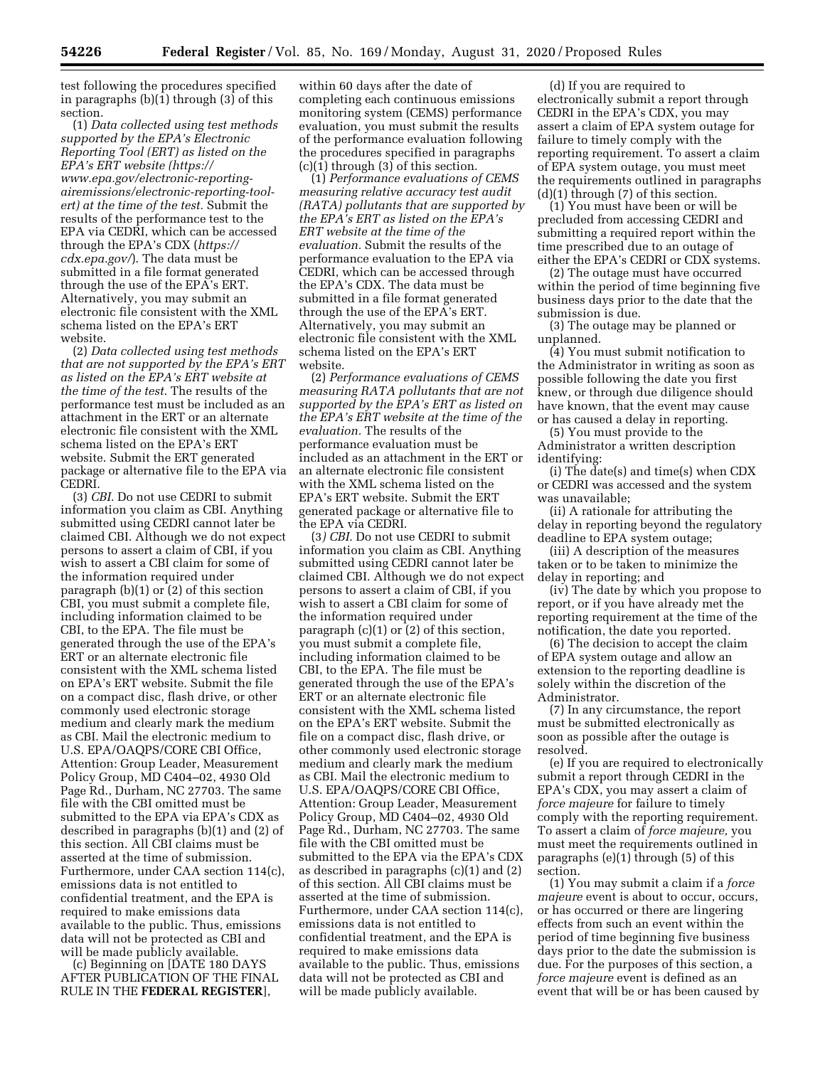test following the procedures specified in paragraphs (b)(1) through (3) of this section.

(1) *Data collected using test methods supported by the EPA's Electronic Reporting Tool (ERT) as listed on the EPA's ERT website (https://www.epa.gov/electronic-reporting-airemissions/electronic-reporting-tool-ert) at the time of the test.* Submit the results of the performance test to the EPA via CEDRI, which can be accessed through the EPA's CDX (*https://cdx.epa.gov/*). The data must be submitted in a file format generated through the use of the EPA's ERT. Alternatively, you may submit an electronic file consistent with the XML schema listed on the EPA's ERT website.

(2) *Data collected using test methods that are not supported by the EPA's ERT as listed on the EPA's ERT website at the time of the test.* The results of the performance test must be included as an attachment in the ERT or an alternate electronic file consistent with the XML schema listed on the EPA's ERT website. Submit the ERT generated package or alternative file to the EPA via CEDRI.

(3) *CBI.* Do not use CEDRI to submit information you claim as CBI. Anything submitted using CEDRI cannot later be claimed CBI. Although we do not expect persons to assert a claim of CBI, if you wish to assert a CBI claim for some of the information required under paragraph (b)(1) or (2) of this section CBI, you must submit a complete file, including information claimed to be CBI, to the EPA. The file must be generated through the use of the EPA's ERT or an alternate electronic file consistent with the XML schema listed on EPA's ERT website. Submit the file on a compact disc, flash drive, or other commonly used electronic storage medium and clearly mark the medium as CBI. Mail the electronic medium to U.S. EPA/OAQPS/CORE CBI Office, Attention: Group Leader, Measurement Policy Group, MD C404–02, 4930 Old Page Rd., Durham, NC 27703. The same file with the CBI omitted must be submitted to the EPA via EPA's CDX as described in paragraphs (b)(1) and (2) of this section. All CBI claims must be asserted at the time of submission. Furthermore, under CAA section 114(c), emissions data is not entitled to confidential treatment, and the EPA is required to make emissions data available to the public. Thus, emissions data will not be protected as CBI and will be made publicly available.

(c) Beginning on [DATE 180 DAYS AFTER PUBLICATION OF THE FINAL RULE IN THE **FEDERAL REGISTER**], within 60 days after the date of completing each continuous emissions monitoring system (CEMS) performance evaluation, you must submit the results of the performance evaluation following the procedures specified in paragraphs (c)(1) through (3) of this section.

(1) *Performance evaluations of CEMS measuring relative accuracy test audit (RATA) pollutants that are supported by the EPA's ERT as listed on the EPA's ERT website at the time of the evaluation.* Submit the results of the performance evaluation to the EPA via CEDRI, which can be accessed through the EPA's CDX. The data must be submitted in a file format generated through the use of the EPA's ERT. Alternatively, you may submit an electronic file consistent with the XML schema listed on the EPA's ERT website.

(2) *Performance evaluations of CEMS measuring RATA pollutants that are not supported by the EPA's ERT as listed on the EPA's ERT website at the time of the evaluation.* The results of the performance evaluation must be included as an attachment in the ERT or an alternate electronic file consistent with the XML schema listed on the EPA's ERT website. Submit the ERT generated package or alternative file to the EPA via CEDRI.

(3) *CBI.* Do not use CEDRI to submit information you claim as CBI. Anything submitted using CEDRI cannot later be claimed CBI. Although we do not expect persons to assert a claim of CBI, if you wish to assert a CBI claim for some of the information required under paragraph (c)(1) or (2) of this section, you must submit a complete file, including information claimed to be CBI, to the EPA. The file must be generated through the use of the EPA's ERT or an alternate electronic file consistent with the XML schema listed on the EPA's ERT website. Submit the file on a compact disc, flash drive, or other commonly used electronic storage medium and clearly mark the medium as CBI. Mail the electronic medium to U.S. EPA/OAQPS/CORE CBI Office, Attention: Group Leader, Measurement Policy Group, MD C404–02, 4930 Old Page Rd., Durham, NC 27703. The same file with the CBI omitted must be submitted to the EPA via the EPA's CDX as described in paragraphs (c)(1) and (2) of this section. All CBI claims must be asserted at the time of submission. Furthermore, under CAA section 114(c), emissions data is not entitled to confidential treatment, and the EPA is required to make emissions data available to the public. Thus, emissions data will not be protected as CBI and will be made publicly available.

(d) If you are required to electronically submit a report through CEDRI in the EPA's CDX, you may assert a claim of EPA system outage for failure to timely comply with the reporting requirement. To assert a claim of EPA system outage, you must meet the requirements outlined in paragraphs (d)(1) through (7) of this section.

(1) You must have been or will be precluded from accessing CEDRI and submitting a required report within the time prescribed due to an outage of either the EPA's CEDRI or CDX systems.

(2) The outage must have occurred within the period of time beginning five business days prior to the date that the submission is due.

(3) The outage may be planned or unplanned.

(4) You must submit notification to the Administrator in writing as soon as possible following the date you first knew, or through due diligence should have known, that the event may cause or has caused a delay in reporting.

(5) You must provide to the Administrator a written description identifying:

(i) The date(s) and time(s) when CDX or CEDRI was accessed and the system was unavailable;

(ii) A rationale for attributing the delay in reporting beyond the regulatory deadline to EPA system outage;

(iii) A description of the measures taken or to be taken to minimize the delay in reporting; and

(iv) The date by which you propose to report, or if you have already met the reporting requirement at the time of the notification, the date you reported.

(6) The decision to accept the claim of EPA system outage and allow an extension to the reporting deadline is solely within the discretion of the Administrator.

(7) In any circumstance, the report must be submitted electronically as soon as possible after the outage is resolved.

(e) If you are required to electronically submit a report through CEDRI in the EPA's CDX, you may assert a claim of *force majeure* for failure to timely comply with the reporting requirement. To assert a claim of *force majeure,* you must meet the requirements outlined in paragraphs (e)(1) through (5) of this section.

(1) You may submit a claim if a *force majeure* event is about to occur, occurs, or has occurred or there are lingering effects from such an event within the period of time beginning five business days prior to the date the submission is due. For the purposes of this section, a *force majeure* event is defined as an event that will be or has been caused by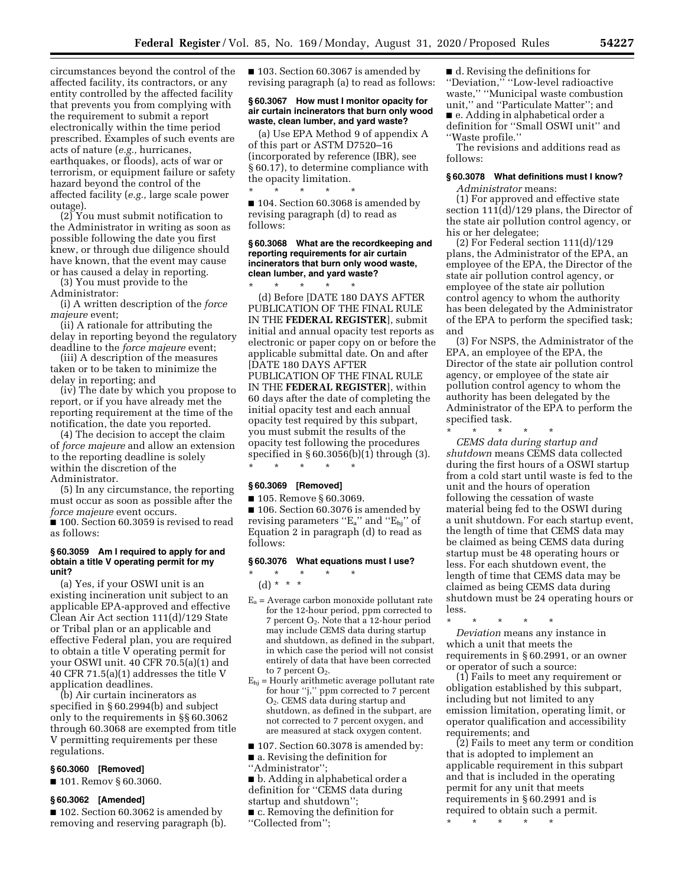circumstances beyond the control of the affected facility, its contractors, or any entity controlled by the affected facility that prevents you from complying with the requirement to submit a report electronically within the time period prescribed. Examples of such events are acts of nature (*e.g.,* hurricanes, earthquakes, or floods), acts of war or terrorism, or equipment failure or safety hazard beyond the control of the affected facility (*e.g.,* large scale power outage).

(2) You must submit notification to the Administrator in writing as soon as possible following the date you first knew, or through due diligence should have known, that the event may cause or has caused a delay in reporting.

(3) You must provide to the Administrator:

(i) A written description of the *force majeure* event;

(ii) A rationale for attributing the delay in reporting beyond the regulatory deadline to the *force majeure* event;

(iii) A description of the measures taken or to be taken to minimize the delay in reporting; and

(iv) The date by which you propose to report, or if you have already met the reporting requirement at the time of the notification, the date you reported.

(4) The decision to accept the claim of *force majeure* and allow an extension to the reporting deadline is solely within the discretion of the Administrator.

(5) In any circumstance, the reporting must occur as soon as possible after the *force majeure* event occurs.

■ 100. Section 60.3059 is revised to read as follows:

### § 60.3059 Am I required to apply for and obtain a title V operating permit for my unit?

(a) Yes, if your OSWI unit is an existing incineration unit subject to an applicable EPA-approved and effective Clean Air Act section 111(d)/129 State or Tribal plan or an applicable and effective Federal plan, you are required to obtain a title V operating permit for your OSWI unit. 40 CFR 70.5(a)(1) and 40 CFR 71.5(a)(1) addresses the title V application deadlines.

(b) Air curtain incinerators as specified in § 60.2994(b) and subject only to the requirements in §§ 60.3062 through 60.3068 are exempted from title V permitting requirements per these regulations.

### § 60.3060 [Removed]

■ 101. Remov § 60.3060.

### § 60.3062 [Amended]

■ 102. Section 60.3062 is amended by removing and reserving paragraph (b).

■ 103. Section 60.3067 is amended by revising paragraph (a) to read as follows:

### § 60.3067 How must I monitor opacity for air curtain incinerators that burn only wood waste, clean lumber, and yard waste?

(a) Use EPA Method 9 of appendix A of this part or ASTM D7520–16 (incorporated by reference (IBR), see § 60.17), to determine compliance with the opacity limitation.

\* \* \* \* \*

■ 104. Section 60.3068 is amended by revising paragraph (d) to read as follows:

### § 60.3068 What are the recordkeeping and reporting requirements for air curtain incinerators that burn only wood waste, clean lumber, and yard waste?

\* \* \* \* \*

(d) Before [DATE 180 DAYS AFTER PUBLICATION OF THE FINAL RULE IN THE **FEDERAL REGISTER**], submit initial and annual opacity test reports as electronic or paper copy on or before the applicable submittal date. On and after [DATE 180 DAYS AFTER PUBLICATION OF THE FINAL RULE IN THE **FEDERAL REGISTER**], within 60 days after the date of completing the initial opacity test and each annual opacity test required by this subpart, you must submit the results of the opacity test following the procedures specified in § 60.3056(b)(1) through (3).

\* \* \* \* \*

### § 60.3069 [Removed]

■ 105. Remove § 60.3069.

■ 106. Section 60.3076 is amended by revising parameters "$E_a$" and "$E_{hj}$" of Equation 2 in paragraph (d) to read as follows:

### § 60.3076 What equations must I use?

\* \* \* \* \*

(d) \* \* \*

$E_a$ = Average carbon monoxide pollutant rate for the 12-hour period, ppm corrected to 7 percent $O_2$. Note that a 12-hour period may include CEMS data during startup and shutdown, as defined in the subpart, in which case the period will not consist entirely of data that have been corrected to 7 percent $O_2$.

$E_{hj}$ = Hourly arithmetic average pollutant rate for hour "j," ppm corrected to 7 percent $O_2$. CEMS data during startup and shutdown, as defined in the subpart, are not corrected to 7 percent oxygen, and are measured at stack oxygen content.

■ 107. Section 60.3078 is amended by:

■ a. Revising the definition for "Administrator";

■ b. Adding in alphabetical order a definition for "CEMS data during startup and shutdown";

■ c. Removing the definition for "Collected from";

■ d. Revising the definitions for "Deviation," "Low-level radioactive waste," "Municipal waste combustion unit," and "Particulate Matter"; and

■ e. Adding in alphabetical order a definition for "Small OSWI unit" and "Waste profile."

The revisions and additions read as follows:

### § 60.3078 What definitions must I know?

*Administrator* means:

(1) For approved and effective state section 111(d)/129 plans, the Director of the state air pollution control agency, or his or her delegatee;

(2) For Federal section 111(d)/129 plans, the Administrator of the EPA, an employee of the EPA, the Director of the state air pollution control agency, or employee of the state air pollution control agency to whom the authority has been delegated by the Administrator of the EPA to perform the specified task; and

(3) For NSPS, the Administrator of the EPA, an employee of the EPA, the Director of the state air pollution control agency, or employee of the state air pollution control agency to whom the authority has been delegated by the Administrator of the EPA to perform the specified task.

\* \* \* \* \*

*CEMS data during startup and shutdown* means CEMS data collected during the first hours of a OSWI startup from a cold start until waste is fed to the unit and the hours of operation following the cessation of waste material being fed to the OSWI during a unit shutdown. For each startup event, the length of time that CEMS data may be claimed as being CEMS data during startup must be 48 operating hours or less. For each shutdown event, the length of time that CEMS data may be claimed as being CEMS data during shutdown must be 24 operating hours or less.

\* \* \* \* \*

*Deviation* means any instance in which a unit that meets the requirements in § 60.2991, or an owner or operator of such a source:

(1) Fails to meet any requirement or obligation established by this subpart, including but not limited to any emission limitation, operating limit, or operator qualification and accessibility requirements; and

(2) Fails to meet any term or condition that is adopted to implement an applicable requirement in this subpart and that is included in the operating permit for any unit that meets requirements in § 60.2991 and is required to obtain such a permit.

\* \* \* \* \*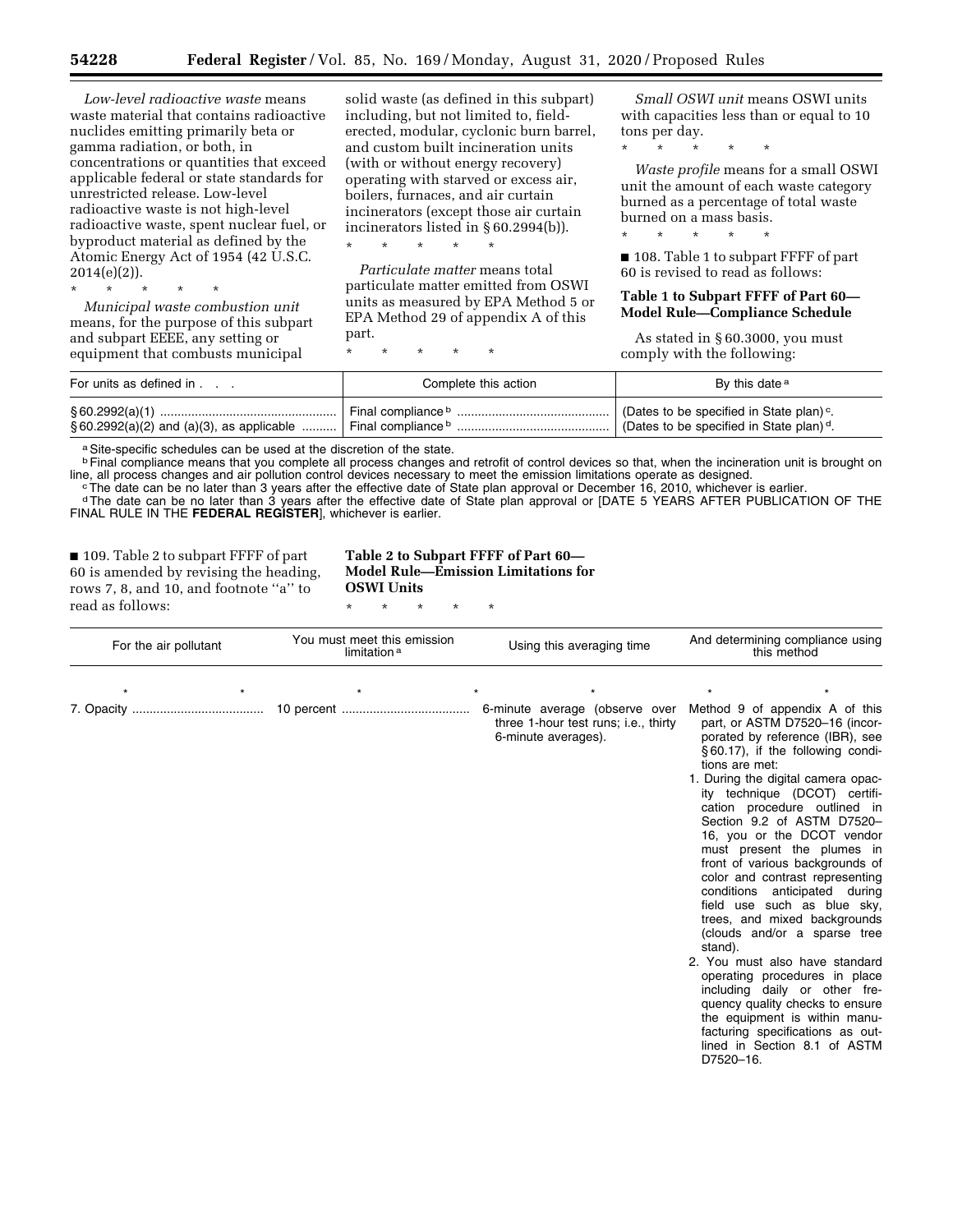*Low-level radioactive waste* means waste material that contains radioactive nuclides emitting primarily beta or gamma radiation, or both, in concentrations or quantities that exceed applicable federal or state standards for unrestricted release. Low-level radioactive waste is not high-level radioactive waste, spent nuclear fuel, or byproduct material as defined by the Atomic Energy Act of 1954 (42 U.S.C. 2014(e)(2)).

\* \* \* \* \*

*Municipal waste combustion unit* means, for the purpose of this subpart and subpart EEEE, any setting or equipment that combusts municipal solid waste (as defined in this subpart) including, but not limited to, field-erected, modular, cyclonic burn barrel, and custom built incineration units (with or without energy recovery) operating with starved or excess air, boilers, furnaces, and air curtain incinerators (except those air curtain incinerators listed in § 60.2994(b)).

\* \* \* \* \*

*Particulate matter* means total particulate matter emitted from OSWI units as measured by EPA Method 5 or EPA Method 29 of appendix A of this part.

\* \* \* \* \*

*Small OSWI unit* means OSWI units with capacities less than or equal to 10 tons per day.

\* \* \* \* \*

*Waste profile* means for a small OSWI unit the amount of each waste category burned as a percentage of total waste burned on a mass basis.

\* \* \* \* \*

■ 108. Table 1 to subpart FFFF of part 60 is revised to read as follows:

**Table 1 to Subpart FFFF of Part 60—Model Rule—Compliance Schedule**

As stated in § 60.3000, you must comply with the following:

| For units as defined in . . . | Complete this action | By this date [a] |
|---|---|---|
| § 60.2992(a)(1) | Final compliance [b] | (Dates to be specified in State plan) [c]. |
| § 60.2992(a)(2) and (a)(3), as applicable | Final compliance [b] | (Dates to be specified in State plan) [d]. |

[a] Site-specific schedules can be used at the discretion of the state.

[b] Final compliance means that you complete all process changes and retrofit of control devices so that, when the incineration unit is brought on line, all process changes and air pollution control devices necessary to meet the emission limitations operate as designed.

[c] The date can be no later than 3 years after the effective date of State plan approval or December 16, 2010, whichever is earlier.

[d] The date can be no later than 3 years after the effective date of State plan approval or [DATE 5 YEARS AFTER PUBLICATION OF THE FINAL RULE IN THE **FEDERAL REGISTER**], whichever is earlier.

■ 109. Table 2 to subpart FFFF of part 60 is amended by revising the heading, rows 7, 8, and 10, and footnote "a" to read as follows:

**Table 2 to Subpart FFFF of Part 60—Model Rule—Emission Limitations for OSWI Units**

\* \* \* \* \*

| For the air pollutant | You must meet this emission limitation [a] | Using this averaging time | And determining compliance using this method |
|---|---|---|---|
| \* \* | \* \* | \* | \* \* |
| 7. Opacity | 10 percent | 6-minute average (observe over three 1-hour test runs; i.e., thirty 6-minute averages). | Method 9 of appendix A of this part, or ASTM D7520–16 (incorporated by reference (IBR), see § 60.17), if the following conditions are met:<br>1. During the digital camera opacity technique (DCOT) certification procedure outlined in Section 9.2 of ASTM D7520–16, you or the DCOT vendor must present the plumes in front of various backgrounds of color and contrast representing conditions anticipated during field use such as blue sky, trees, and mixed backgrounds (clouds and/or a sparse tree stand).<br>2. You must also have standard operating procedures in place including daily or other frequency quality checks to ensure the equipment is within manufacturing specifications as outlined in Section 8.1 of ASTM D7520–16. |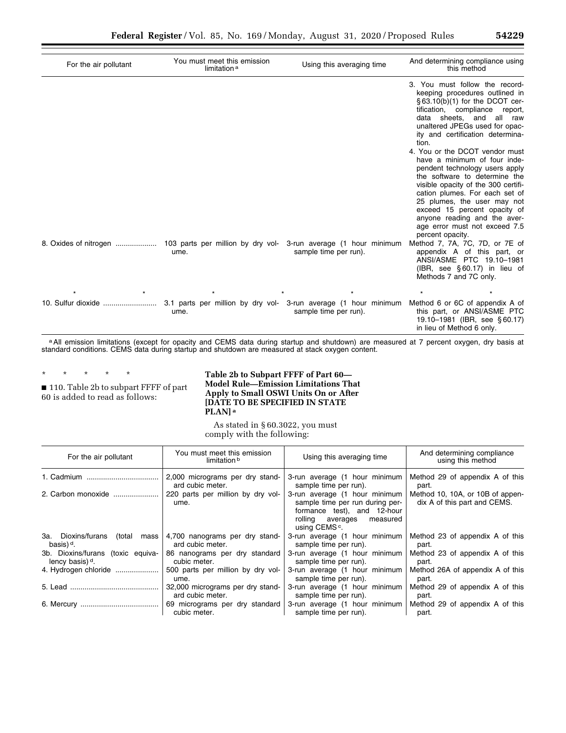| For the air pollutant | You must meet this emission limitation [a] | Using this averaging time | And determining compliance using this method |
|---|---|---|---|
| | | | 3. You must follow the record-keeping procedures outlined in §63.10(b)(1) for the DCOT certification, compliance report, data sheets, and all raw unaltered JPEGs used for opacity and certification determination. 4. You or the DCOT vendor must have a minimum of four independent technology users apply the software to determine the visible opacity of the 300 certification plumes. For each set of 25 plumes, the user may not exceed 15 percent opacity of anyone reading and the average error must not exceed 7.5 percent opacity. |
| 8. Oxides of nitrogen | 103 parts per million by dry volume. | 3-run average (1 hour minimum sample time per run). | Method 7, 7A, 7C, 7D, or 7E of appendix A of this part, or ANSI/ASME PTC 19.10–1981 (IBR, see §60.17) in lieu of Methods 7 and 7C only. |
| * * | * | * * | * |
| 10. Sulfur dioxide | 3.1 parts per million by dry volume. | 3-run average (1 hour minimum sample time per run). | Method 6 or 6C of appendix A of this part, or ANSI/ASME PTC 19.10–1981 (IBR, see §60.17) in lieu of Method 6 only. |

[a] All emission limitations (except for opacity and CEMS data during startup and shutdown) are measured at 7 percent oxygen, dry basis at standard conditions. CEMS data during startup and shutdown are measured at stack oxygen content.

\* \* \* \* \*

■ 110. Table 2b to subpart FFFF of part 60 is added to read as follows:

**Table 2b to Subpart FFFF of Part 60—Model Rule—Emission Limitations That Apply to Small OSWI Units On or After [DATE TO BE SPECIFIED IN STATE PLAN] [a]**

As stated in §60.3022, you must comply with the following:

| For the air pollutant | You must meet this emission limitation [b] | Using this averaging time | And determining compliance using this method |
|---|---|---|---|
| 1. Cadmium | 2,000 micrograms per dry standard cubic meter. | 3-run average (1 hour minimum sample time per run). | Method 29 of appendix A of this part. |
| 2. Carbon monoxide | 220 parts per million by dry volume. | 3-run average (1 hour minimum sample time per run during performance test), and 12-hour rolling averages measured using CEMS [c]. | Method 10, 10A, or 10B of appendix A of this part and CEMS. |
| 3a. Dioxins/furans (total mass basis) [d]. | 4,700 nanograms per dry standard cubic meter. | 3-run average (1 hour minimum sample time per run). | Method 23 of appendix A of this part. |
| 3b. Dioxins/furans (toxic equivalency basis) [d]. | 86 nanograms per dry standard cubic meter. | 3-run average (1 hour minimum sample time per run). | Method 23 of appendix A of this part. |
| 4. Hydrogen chloride | 500 parts per million by dry volume. | 3-run average (1 hour minimum sample time per run). | Method 26A of appendix A of this part. |
| 5. Lead | 32,000 micrograms per dry standard cubic meter. | 3-run average (1 hour minimum sample time per run). | Method 29 of appendix A of this part. |
| 6. Mercury | 69 micrograms per dry standard cubic meter. | 3-run average (1 hour minimum sample time per run). | Method 29 of appendix A of this part. |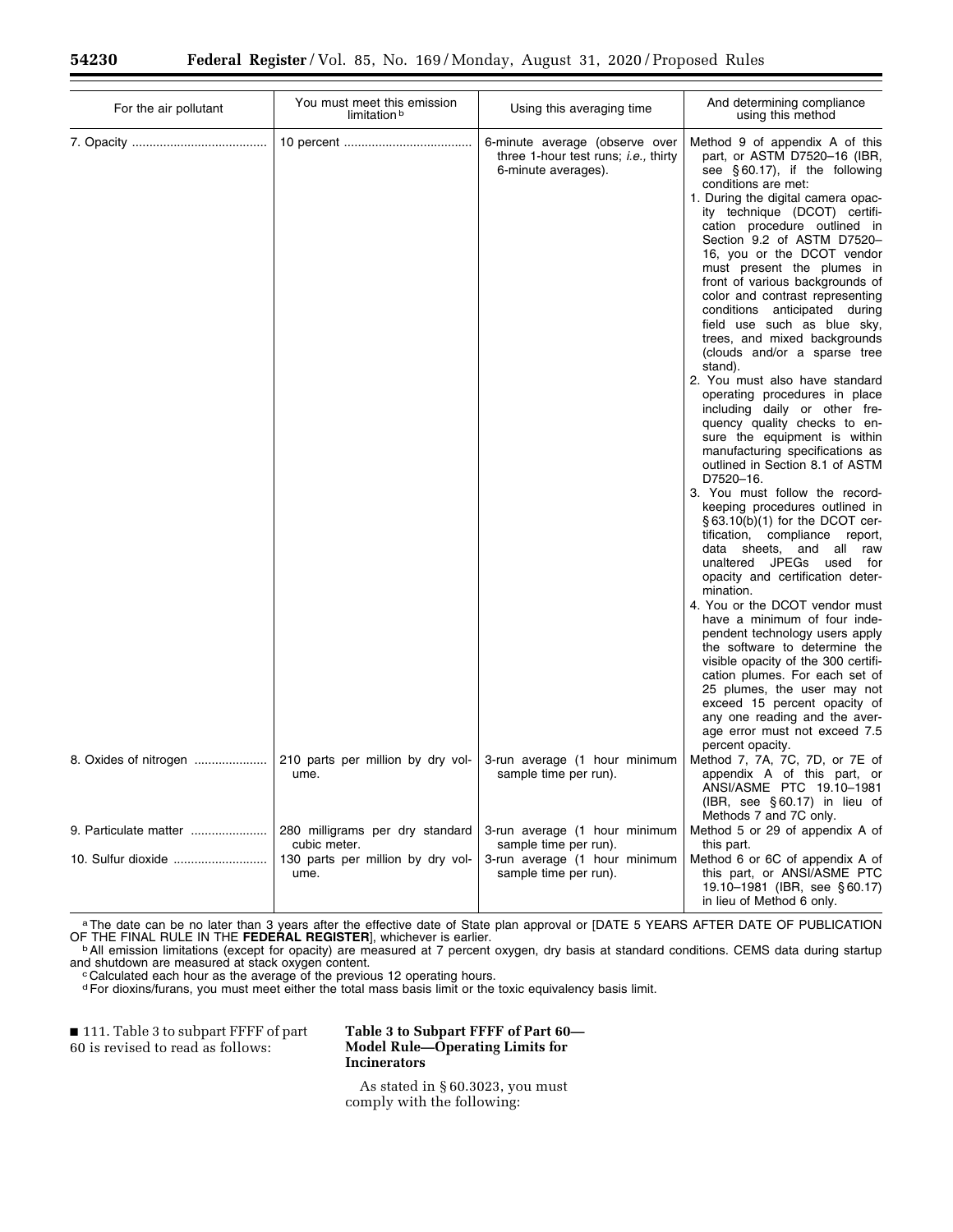| For the air pollutant | You must meet this emission limitation [b] | Using this averaging time | And determining compliance using this method |
|---|---|---|---|
| 7. Opacity | 10 percent | 6-minute average (observe over three 1-hour test runs; *i.e.,* thirty 6-minute averages). | Method 9 of appendix A of this part, or ASTM D7520–16 (IBR, see § 60.17), if the following conditions are met: 1. During the digital camera opacity technique (DCOT) certification procedure outlined in Section 9.2 of ASTM D7520–16, you or the DCOT vendor must present the plumes in front of various backgrounds of color and contrast representing conditions anticipated during field use such as blue sky, trees, and mixed backgrounds (clouds and/or a sparse tree stand). 2. You must also have standard operating procedures in place including daily or other frequency quality checks to ensure the equipment is within manufacturing specifications as outlined in Section 8.1 of ASTM D7520–16. 3. You must follow the recordkeeping procedures outlined in § 63.10(b)(1) for the DCOT certification, compliance report, data sheets, and all raw unaltered JPEGs used for opacity and certification determination. 4. You or the DCOT vendor must have a minimum of four independent technology users apply the software to determine the visible opacity of the 300 certification plumes. For each set of 25 plumes, the user may not exceed 15 percent opacity of any one reading and the average error must not exceed 7.5 percent opacity. |
| 8. Oxides of nitrogen | 210 parts per million by dry volume. | 3-run average (1 hour minimum sample time per run). | Method 7, 7A, 7C, 7D, or 7E of appendix A of this part, or ANSI/ASME PTC 19.10–1981 (IBR, see § 60.17) in lieu of Methods 7 and 7C only. |
| 9. Particulate matter | 280 milligrams per dry standard cubic meter. | 3-run average (1 hour minimum sample time per run). | Method 5 or 29 of appendix A of this part. |
| 10. Sulfur dioxide | 130 parts per million by dry volume. | 3-run average (1 hour minimum sample time per run). | Method 6 or 6C of appendix A of this part, or ANSI/ASME PTC 19.10–1981 (IBR, see § 60.17) in lieu of Method 6 only. |

[a] The date can be no later than 3 years after the effective date of State plan approval or [DATE 5 YEARS AFTER DATE OF PUBLICATION OF THE FINAL RULE IN THE **FEDERAL REGISTER**], whichever is earlier.

[b] All emission limitations (except for opacity) are measured at 7 percent oxygen, dry basis at standard conditions. CEMS data during startup and shutdown are measured at stack oxygen content.

[c] Calculated each hour as the average of the previous 12 operating hours.

[d] For dioxins/furans, you must meet either the total mass basis limit or the toxic equivalency basis limit.

■ 111. Table 3 to subpart FFFF of part 60 is revised to read as follows:

**Table 3 to Subpart FFFF of Part 60—Model Rule—Operating Limits for Incinerators**

As stated in § 60.3023, you must comply with the following: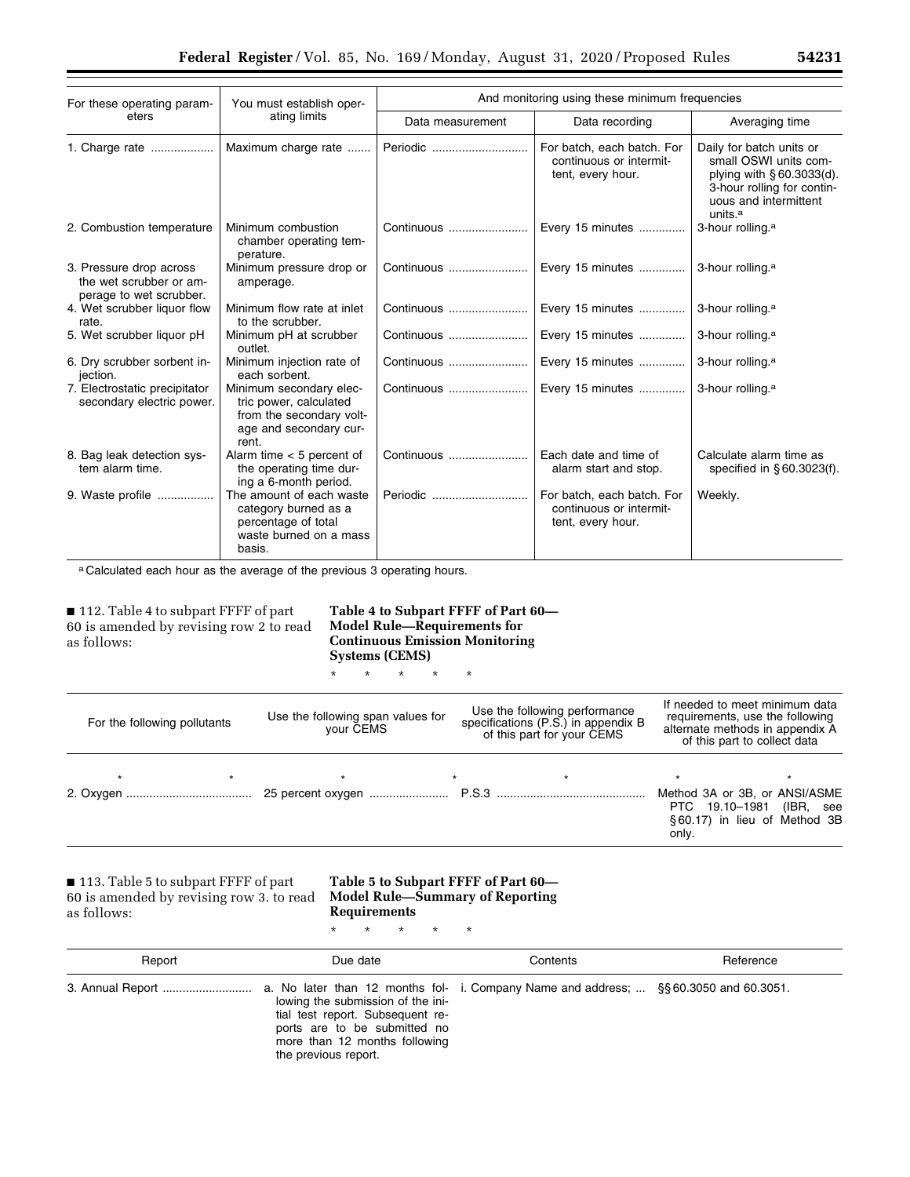| For these operating parameters | You must establish operating limits | And monitoring using these minimum frequencies | | |
|---|---|---|---|---|
| | | Data measurement | Data recording | Averaging time |
| 1. Charge rate | Maximum charge rate | Periodic | For batch, each batch. For continuous or intermittent, every hour. | Daily for batch units or small OSWI units complying with § 60.3033(d). 3-hour rolling for continuous and intermittent units.[a] |
| 2. Combustion temperature | Minimum combustion chamber operating temperature. | Continuous | Every 15 minutes | 3-hour rolling.[a] |
| 3. Pressure drop across the wet scrubber or amperage to wet scrubber. | Minimum pressure drop or amperage. | Continuous | Every 15 minutes | 3-hour rolling.[a] |
| 4. Wet scrubber liquor flow rate. | Minimum flow rate at inlet to the scrubber. | Continuous | Every 15 minutes | 3-hour rolling.[a] |
| 5. Wet scrubber liquor pH | Minimum pH at scrubber outlet. | Continuous | Every 15 minutes | 3-hour rolling.[a] |
| 6. Dry scrubber sorbent injection. | Minimum injection rate of each sorbent. | Continuous | Every 15 minutes | 3-hour rolling.[a] |
| 7. Electrostatic precipitator secondary electric power. | Minimum secondary electric power, calculated from the secondary voltage and secondary current. | Continuous | Every 15 minutes | 3-hour rolling.[a] |
| 8. Bag leak detection system alarm time. | Alarm time < 5 percent of the operating time during a 6-month period. | Continuous | Each date and time of alarm start and stop. | Calculate alarm time as specified in § 60.3023(f). |
| 9. Waste profile | The amount of each waste category burned as a percentage of total waste burned on a mass basis. | Periodic | For batch, each batch. For continuous or intermittent, every hour. | Weekly. |

[a] Calculated each hour as the average of the previous 3 operating hours.

■ 112. Table 4 to subpart FFFF of part 60 is amended by revising row 2 to read as follows:

**Table 4 to Subpart FFFF of Part 60—Model Rule—Requirements for Continuous Emission Monitoring Systems (CEMS)**

\* \* \* \* \*

| For the following pollutants | Use the following span values for your CEMS | Use the following performance specifications (P.S.) in appendix B of this part for your CEMS | If needed to meet minimum data requirements, use the following alternate methods in appendix A of this part to collect data |
|---|---|---|---|
| \* | \* | \* | \* |
| 2. Oxygen | 25 percent oxygen | P.S.3 | Method 3A or 3B, or ANSI/ASME PTC 19.10–1981 (IBR, see § 60.17) in lieu of Method 3B only. |

■ 113. Table 5 to subpart FFFF of part 60 is amended by revising row 3. to read as follows:

**Table 5 to Subpart FFFF of Part 60—Model Rule—Summary of Reporting Requirements**

\* \* \* \* \*

| Report | Due date | Contents | Reference |
|---|---|---|---|
| 3. Annual Report | a. No later than 12 months following the submission of the initial test report. Subsequent reports are to be submitted no more than 12 months following the previous report. | i. Company Name and address; ... | §§ 60.3050 and 60.3051. |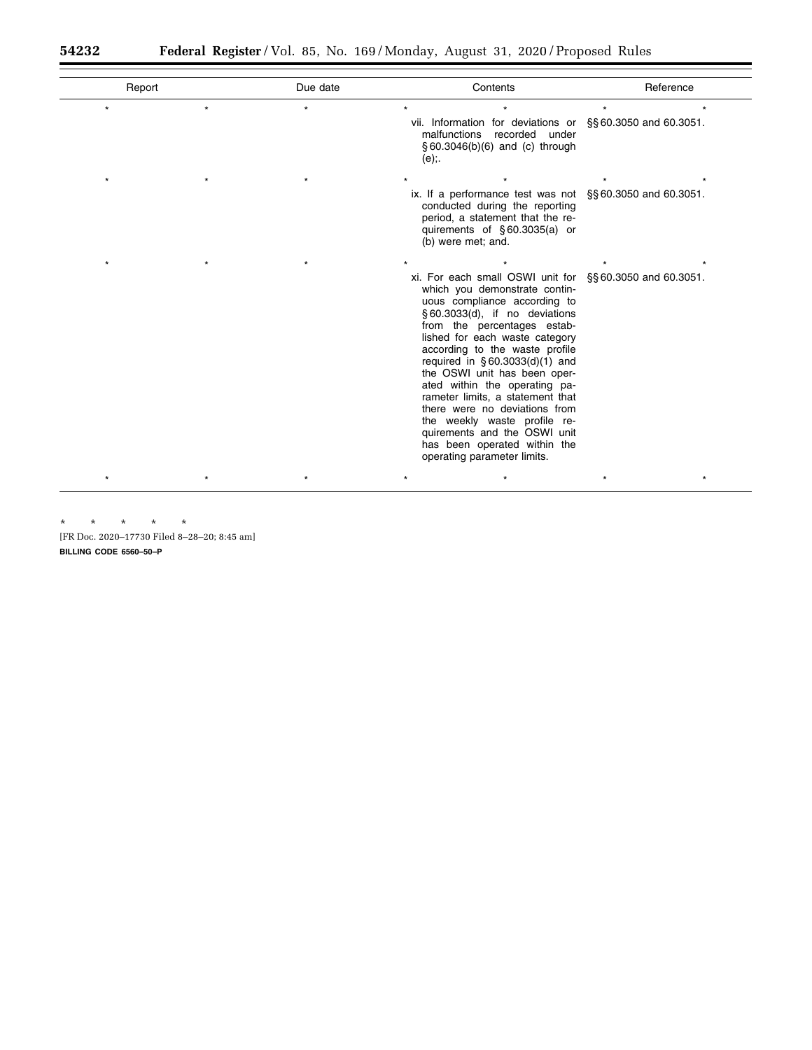| Report | Due date | Contents | Reference |
| --- | --- | --- | --- |
| * * | * | * * | * * |
| | | vii. Information for deviations or malfunctions recorded under § 60.3046(b)(6) and (c) through (e);. | §§ 60.3050 and 60.3051. |
| * * | * | * * | * * |
| | | ix. If a performance test was not conducted during the reporting period, a statement that the requirements of § 60.3035(a) or (b) were met; and. | §§ 60.3050 and 60.3051. |
| * * | * | * * | * * |
| | | xi. For each small OSWI unit for which you demonstrate continuous compliance according to § 60.3033(d), if no deviations from the percentages established for each waste category according to the waste profile required in § 60.3033(d)(1) and the OSWI unit has been operated within the operating parameter limits, a statement that there were no deviations from the weekly waste profile requirements and the OSWI unit has been operated within the operating parameter limits. | §§ 60.3050 and 60.3051. |
| * * | * | * * | * * |

\* \* \* \* \*

[FR Doc. 2020–17730 Filed 8–28–20; 8:45 am]

**BILLING CODE 6560–50–P**